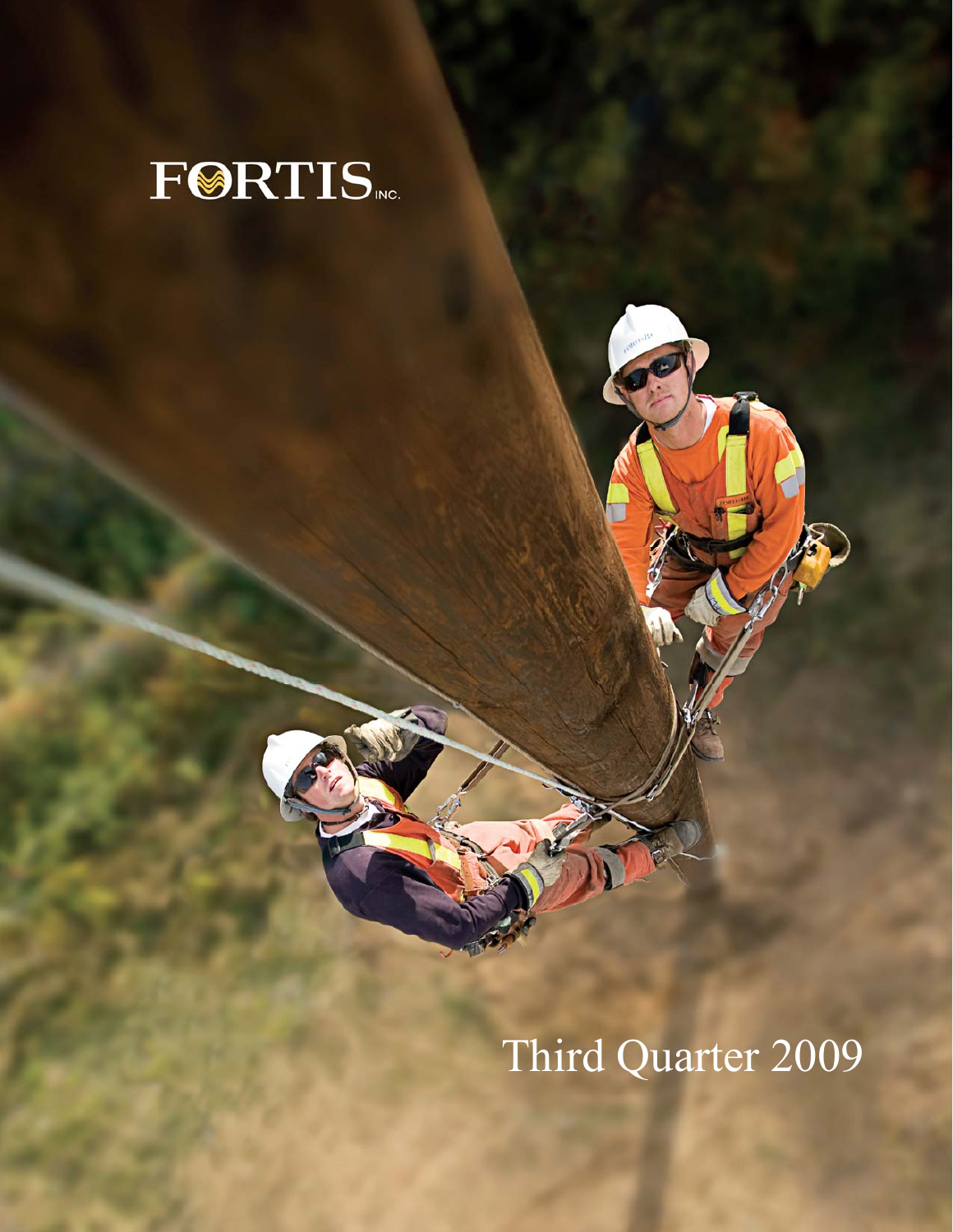# FORTIS INC.

Third Quarter 2009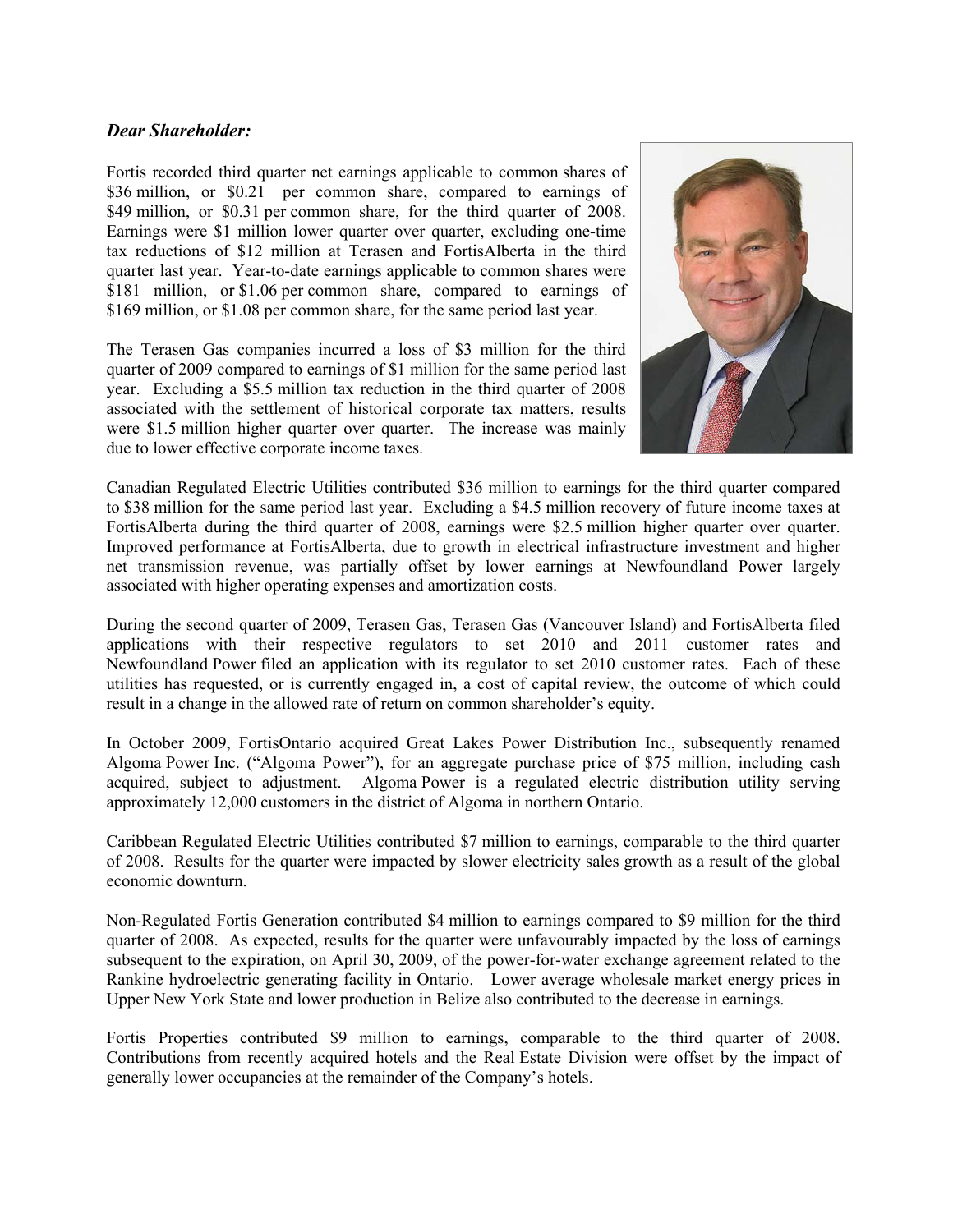***Dear Shareholder:***

Fortis recorded third quarter net earnings applicable to common shares of $36 million, or $0.21 per common share, compared to earnings of $49 million, or $0.31 per common share, for the third quarter of 2008. Earnings were $1 million lower quarter over quarter, excluding one-time tax reductions of $12 million at Terasen and FortisAlberta in the third quarter last year. Year-to-date earnings applicable to common shares were $181 million, or $1.06 per common share, compared to earnings of $169 million, or $1.08 per common share, for the same period last year.

The Terasen Gas companies incurred a loss of $3 million for the third quarter of 2009 compared to earnings of $1 million for the same period last year. Excluding a $5.5 million tax reduction in the third quarter of 2008 associated with the settlement of historical corporate tax matters, results were $1.5 million higher quarter over quarter. The increase was mainly due to lower effective corporate income taxes.

Canadian Regulated Electric Utilities contributed $36 million to earnings for the third quarter compared to $38 million for the same period last year. Excluding a $4.5 million recovery of future income taxes at FortisAlberta during the third quarter of 2008, earnings were $2.5 million higher quarter over quarter. Improved performance at FortisAlberta, due to growth in electrical infrastructure investment and higher net transmission revenue, was partially offset by lower earnings at Newfoundland Power largely associated with higher operating expenses and amortization costs.

During the second quarter of 2009, Terasen Gas, Terasen Gas (Vancouver Island) and FortisAlberta filed applications with their respective regulators to set 2010 and 2011 customer rates and Newfoundland Power filed an application with its regulator to set 2010 customer rates. Each of these utilities has requested, or is currently engaged in, a cost of capital review, the outcome of which could result in a change in the allowed rate of return on common shareholder's equity.

In October 2009, FortisOntario acquired Great Lakes Power Distribution Inc., subsequently renamed Algoma Power Inc. ("Algoma Power"), for an aggregate purchase price of $75 million, including cash acquired, subject to adjustment. Algoma Power is a regulated electric distribution utility serving approximately 12,000 customers in the district of Algoma in northern Ontario.

Caribbean Regulated Electric Utilities contributed $7 million to earnings, comparable to the third quarter of 2008. Results for the quarter were impacted by slower electricity sales growth as a result of the global economic downturn.

Non-Regulated Fortis Generation contributed $4 million to earnings compared to $9 million for the third quarter of 2008. As expected, results for the quarter were unfavourably impacted by the loss of earnings subsequent to the expiration, on April 30, 2009, of the power-for-water exchange agreement related to the Rankine hydroelectric generating facility in Ontario. Lower average wholesale market energy prices in Upper New York State and lower production in Belize also contributed to the decrease in earnings.

Fortis Properties contributed $9 million to earnings, comparable to the third quarter of 2008. Contributions from recently acquired hotels and the Real Estate Division were offset by the impact of generally lower occupancies at the remainder of the Company's hotels.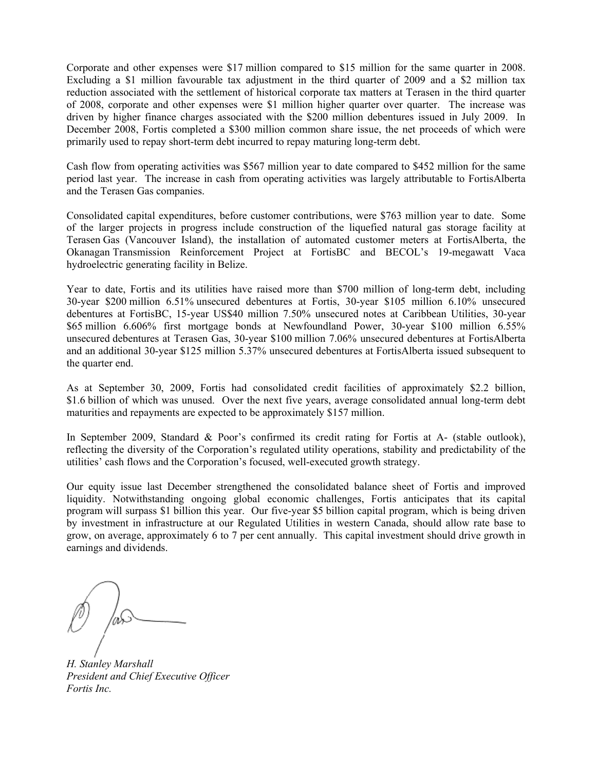Corporate and other expenses were $17 million compared to $15 million for the same quarter in 2008. Excluding a $1 million favourable tax adjustment in the third quarter of 2009 and a $2 million tax reduction associated with the settlement of historical corporate tax matters at Terasen in the third quarter of 2008, corporate and other expenses were $1 million higher quarter over quarter. The increase was driven by higher finance charges associated with the $200 million debentures issued in July 2009. In December 2008, Fortis completed a $300 million common share issue, the net proceeds of which were primarily used to repay short-term debt incurred to repay maturing long-term debt.

Cash flow from operating activities was $567 million year to date compared to $452 million for the same period last year. The increase in cash from operating activities was largely attributable to FortisAlberta and the Terasen Gas companies.

Consolidated capital expenditures, before customer contributions, were $763 million year to date. Some of the larger projects in progress include construction of the liquefied natural gas storage facility at Terasen Gas (Vancouver Island), the installation of automated customer meters at FortisAlberta, the Okanagan Transmission Reinforcement Project at FortisBC and BECOL's 19-megawatt Vaca hydroelectric generating facility in Belize.

Year to date, Fortis and its utilities have raised more than $700 million of long-term debt, including 30-year $200 million 6.51% unsecured debentures at Fortis, 30-year $105 million 6.10% unsecured debentures at FortisBC, 15-year US$40 million 7.50% unsecured notes at Caribbean Utilities, 30-year $65 million 6.606% first mortgage bonds at Newfoundland Power, 30-year $100 million 6.55% unsecured debentures at Terasen Gas, 30-year $100 million 7.06% unsecured debentures at FortisAlberta and an additional 30-year $125 million 5.37% unsecured debentures at FortisAlberta issued subsequent to the quarter end.

As at September 30, 2009, Fortis had consolidated credit facilities of approximately $2.2 billion, $1.6 billion of which was unused. Over the next five years, average consolidated annual long-term debt maturities and repayments are expected to be approximately $157 million.

In September 2009, Standard & Poor's confirmed its credit rating for Fortis at A- (stable outlook), reflecting the diversity of the Corporation's regulated utility operations, stability and predictability of the utilities' cash flows and the Corporation's focused, well-executed growth strategy.

Our equity issue last December strengthened the consolidated balance sheet of Fortis and improved liquidity. Notwithstanding ongoing global economic challenges, Fortis anticipates that its capital program will surpass $1 billion this year. Our five-year $5 billion capital program, which is being driven by investment in infrastructure at our Regulated Utilities in western Canada, should allow rate base to grow, on average, approximately 6 to 7 per cent annually. This capital investment should drive growth in earnings and dividends.

*H. Stanley Marshall*
*President and Chief Executive Officer*
*Fortis Inc.*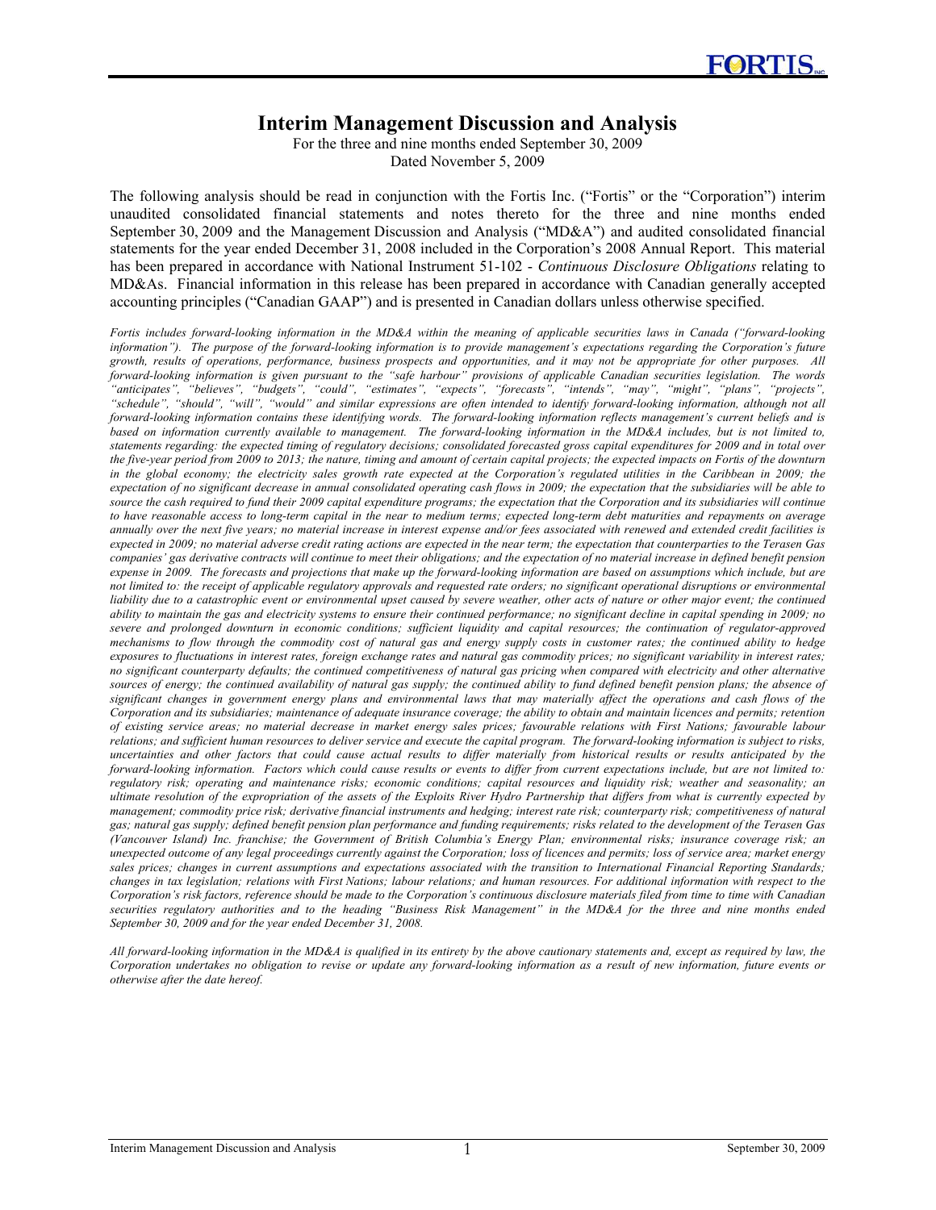# Interim Management Discussion and Analysis

For the three and nine months ended September 30, 2009
Dated November 5, 2009

The following analysis should be read in conjunction with the Fortis Inc. ("Fortis" or the "Corporation") interim unaudited consolidated financial statements and notes thereto for the three and nine months ended September 30, 2009 and the Management Discussion and Analysis ("MD&A") and audited consolidated financial statements for the year ended December 31, 2008 included in the Corporation's 2008 Annual Report. This material has been prepared in accordance with National Instrument 51-102 - *Continuous Disclosure Obligations* relating to MD&As. Financial information in this release has been prepared in accordance with Canadian generally accepted accounting principles ("Canadian GAAP") and is presented in Canadian dollars unless otherwise specified.

*Fortis includes forward-looking information in the MD&A within the meaning of applicable securities laws in Canada ("forward-looking information"). The purpose of the forward-looking information is to provide management's expectations regarding the Corporation's future growth, results of operations, performance, business prospects and opportunities, and it may not be appropriate for other purposes. All forward-looking information is given pursuant to the "safe harbour" provisions of applicable Canadian securities legislation. The words "anticipates", "believes", "budgets", "could", "estimates", "expects", "forecasts", "intends", "may", "might", "plans", "projects", "schedule", "should", "will", "would" and similar expressions are often intended to identify forward-looking information, although not all forward-looking information contains these identifying words. The forward-looking information reflects management's current beliefs and is based on information currently available to management. The forward-looking information in the MD&A includes, but is not limited to, statements regarding: the expected timing of regulatory decisions; consolidated forecasted gross capital expenditures for 2009 and in total over the five-year period from 2009 to 2013; the nature, timing and amount of certain capital projects; the expected impacts on Fortis of the downturn in the global economy; the electricity sales growth rate expected at the Corporation's regulated utilities in the Caribbean in 2009; the expectation of no significant decrease in annual consolidated operating cash flows in 2009; the expectation that the subsidiaries will be able to source the cash required to fund their 2009 capital expenditure programs; the expectation that the Corporation and its subsidiaries will continue to have reasonable access to long-term capital in the near to medium terms; expected long-term debt maturities and repayments on average annually over the next five years; no material increase in interest expense and/or fees associated with renewed and extended credit facilities is expected in 2009; no material adverse credit rating actions are expected in the near term; the expectation that counterparties to the Terasen Gas companies' gas derivative contracts will continue to meet their obligations; and the expectation of no material increase in defined benefit pension expense in 2009. The forecasts and projections that make up the forward-looking information are based on assumptions which include, but are not limited to: the receipt of applicable regulatory approvals and requested rate orders; no significant operational disruptions or environmental liability due to a catastrophic event or environmental upset caused by severe weather, other acts of nature or other major event; the continued ability to maintain the gas and electricity systems to ensure their continued performance; no significant decline in capital spending in 2009; no severe and prolonged downturn in economic conditions; sufficient liquidity and capital resources; the continuation of regulator-approved mechanisms to flow through the commodity cost of natural gas and energy supply costs in customer rates; the continued ability to hedge exposures to fluctuations in interest rates, foreign exchange rates and natural gas commodity prices; no significant variability in interest rates; no significant counterparty defaults; the continued competitiveness of natural gas pricing when compared with electricity and other alternative sources of energy; the continued availability of natural gas supply; the continued ability to fund defined benefit pension plans; the absence of significant changes in government energy plans and environmental laws that may materially affect the operations and cash flows of the Corporation and its subsidiaries; maintenance of adequate insurance coverage; the ability to obtain and maintain licences and permits; retention of existing service areas; no material decrease in market energy sales prices; favourable relations with First Nations; favourable labour relations; and sufficient human resources to deliver service and execute the capital program. The forward-looking information is subject to risks, uncertainties and other factors that could cause actual results to differ materially from historical results or results anticipated by the forward-looking information. Factors which could cause results or events to differ from current expectations include, but are not limited to: regulatory risk; operating and maintenance risks; economic conditions; capital resources and liquidity risk; weather and seasonality; an ultimate resolution of the expropriation of the assets of the Exploits River Hydro Partnership that differs from what is currently expected by management; commodity price risk; derivative financial instruments and hedging; interest rate risk; counterparty risk; competitiveness of natural gas; natural gas supply; defined benefit pension plan performance and funding requirements; risks related to the development of the Terasen Gas (Vancouver Island) Inc. franchise; the Government of British Columbia's Energy Plan; environmental risks; insurance coverage risk; an unexpected outcome of any legal proceedings currently against the Corporation; loss of licences and permits; loss of service area; market energy sales prices; changes in current assumptions and expectations associated with the transition to International Financial Reporting Standards; changes in tax legislation; relations with First Nations; labour relations; and human resources. For additional information with respect to the Corporation's risk factors, reference should be made to the Corporation's continuous disclosure materials filed from time to time with Canadian securities regulatory authorities and to the heading "Business Risk Management" in the MD&A for the three and nine months ended September 30, 2009 and for the year ended December 31, 2008.*

*All forward-looking information in the MD&A is qualified in its entirety by the above cautionary statements and, except as required by law, the Corporation undertakes no obligation to revise or update any forward-looking information as a result of new information, future events or otherwise after the date hereof.*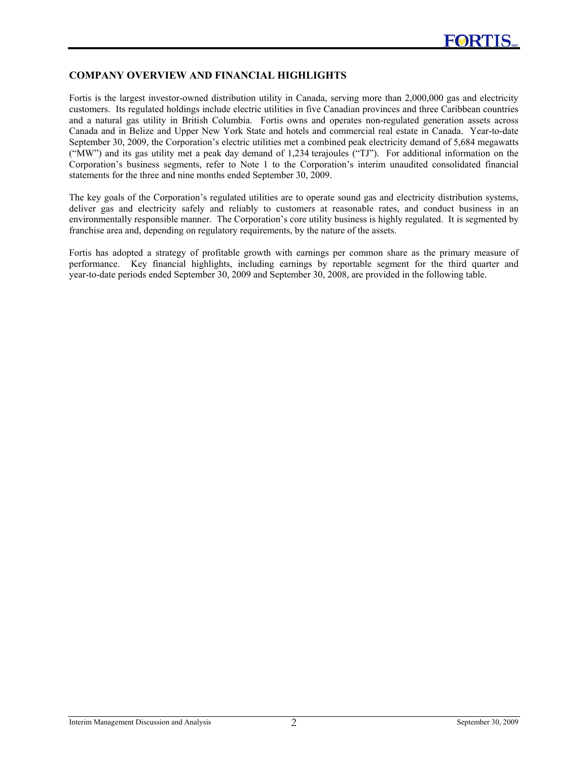## COMPANY OVERVIEW AND FINANCIAL HIGHLIGHTS

Fortis is the largest investor-owned distribution utility in Canada, serving more than 2,000,000 gas and electricity customers. Its regulated holdings include electric utilities in five Canadian provinces and three Caribbean countries and a natural gas utility in British Columbia. Fortis owns and operates non-regulated generation assets across Canada and in Belize and Upper New York State and hotels and commercial real estate in Canada. Year-to-date September 30, 2009, the Corporation's electric utilities met a combined peak electricity demand of 5,684 megawatts ("MW") and its gas utility met a peak day demand of 1,234 terajoules ("TJ"). For additional information on the Corporation's business segments, refer to Note 1 to the Corporation's interim unaudited consolidated financial statements for the three and nine months ended September 30, 2009.

The key goals of the Corporation's regulated utilities are to operate sound gas and electricity distribution systems, deliver gas and electricity safely and reliably to customers at reasonable rates, and conduct business in an environmentally responsible manner. The Corporation's core utility business is highly regulated. It is segmented by franchise area and, depending on regulatory requirements, by the nature of the assets.

Fortis has adopted a strategy of profitable growth with earnings per common share as the primary measure of performance. Key financial highlights, including earnings by reportable segment for the third quarter and year-to-date periods ended September 30, 2009 and September 30, 2008, are provided in the following table.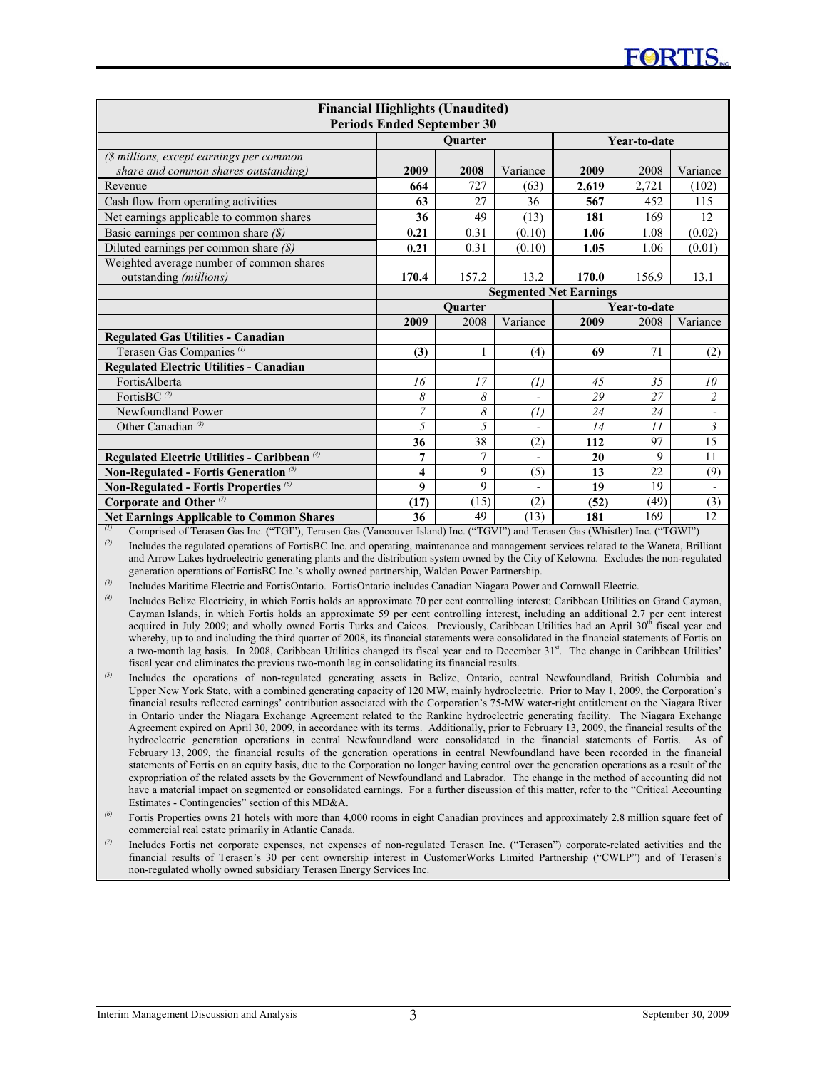| **Financial Highlights (Unaudited)<br>Periods Ended September 30** | | | | | | |
|---|---|---|---|---|---|---|
| | **Quarter** | | | **Year-to-date** | | |
| *($ millions, except earnings per common share and common shares outstanding)* | **2009** | **2008** | Variance | **2009** | 2008 | Variance |
| Revenue | **664** | 727 | (63) | **2,619** | 2,721 | (102) |
| Cash flow from operating activities | **63** | 27 | 36 | **567** | 452 | 115 |
| Net earnings applicable to common shares | **36** | 49 | (13) | **181** | 169 | 12 |
| Basic earnings per common share *($)* | **0.21** | 0.31 | (0.10) | **1.06** | 1.08 | (0.02) |
| Diluted earnings per common share *($)* | **0.21** | 0.31 | (0.10) | **1.05** | 1.06 | (0.01) |
| Weighted average number of common shares outstanding *(millions)* | **170.4** | 157.2 | 13.2 | **170.0** | 156.9 | 13.1 |
| | **Segmented Net Earnings** | | | | | |
| | **Quarter** | | | **Year-to-date** | | |
| | **2009** | 2008 | Variance | **2009** | 2008 | Variance |
| **Regulated Gas Utilities - Canadian** | | | | | | |
| Terasen Gas Companies [(1)] | **(3)** | 1 | (4) | **69** | 71 | (2) |
| **Regulated Electric Utilities - Canadian** | | | | | | |
| FortisAlberta | *16* | *17* | *(1)* | *45* | *35* | *10* |
| FortisBC [(2)] | *8* | *8* | - | *29* | *27* | *2* |
| Newfoundland Power | *7* | *8* | *(1)* | *24* | *24* | - |
| Other Canadian [(3)] | *5* | *5* | - | *14* | *11* | *3* |
| | **36** | 38 | (2) | **112** | 97 | 15 |
| **Regulated Electric Utilities - Caribbean [(4)]** | **7** | 7 | - | **20** | 9 | 11 |
| **Non-Regulated - Fortis Generation [(5)]** | **4** | 9 | (5) | **13** | 22 | (9) |
| **Non-Regulated - Fortis Properties [(6)]** | **9** | 9 | - | **19** | 19 | - |
| **Corporate and Other [(7)]** | **(17)** | (15) | (2) | **(52)** | (49) | (3) |
| **Net Earnings Applicable to Common Shares** | **36** | 49 | (13) | **181** | 169 | 12 |

(1) Comprised of Terasen Gas Inc. ("TGI"), Terasen Gas (Vancouver Island) Inc. ("TGVI") and Terasen Gas (Whistler) Inc. ("TGWI")

(2) Includes the regulated operations of FortisBC Inc. and operating, maintenance and management services related to the Waneta, Brilliant and Arrow Lakes hydroelectric generating plants and the distribution system owned by the City of Kelowna. Excludes the non-regulated generation operations of FortisBC Inc.'s wholly owned partnership, Walden Power Partnership.

(3) Includes Maritime Electric and FortisOntario. FortisOntario includes Canadian Niagara Power and Cornwall Electric.

(4) Includes Belize Electricity, in which Fortis holds an approximate 70 per cent controlling interest; Caribbean Utilities on Grand Cayman, Cayman Islands, in which Fortis holds an approximate 59 per cent controlling interest, including an additional 2.7 per cent interest acquired in July 2009; and wholly owned Fortis Turks and Caicos. Previously, Caribbean Utilities had an April 30th fiscal year end whereby, up to and including the third quarter of 2008, its financial statements were consolidated in the financial statements of Fortis on a two-month lag basis. In 2008, Caribbean Utilities changed its fiscal year end to December 31st. The change in Caribbean Utilities' fiscal year end eliminates the previous two-month lag in consolidating its financial results.

(5) Includes the operations of non-regulated generating assets in Belize, Ontario, central Newfoundland, British Columbia and Upper New York State, with a combined generating capacity of 120 MW, mainly hydroelectric. Prior to May 1, 2009, the Corporation's financial results reflected earnings' contribution associated with the Corporation's 75-MW water-right entitlement on the Niagara River in Ontario under the Niagara Exchange Agreement related to the Rankine hydroelectric generating facility. The Niagara Exchange Agreement expired on April 30, 2009, in accordance with its terms. Additionally, prior to February 13, 2009, the financial results of the hydroelectric generation operations in central Newfoundland were consolidated in the financial statements of Fortis. As of February 13, 2009, the financial results of the generation operations in central Newfoundland have been recorded in the financial statements of Fortis on an equity basis, due to the Corporation no longer having control over the generation operations as a result of the expropriation of the related assets by the Government of Newfoundland and Labrador. The change in the method of accounting did not have a material impact on segmented or consolidated earnings. For a further discussion of this matter, refer to the "Critical Accounting Estimates - Contingencies" section of this MD&A.

(6) Fortis Properties owns 21 hotels with more than 4,000 rooms in eight Canadian provinces and approximately 2.8 million square feet of commercial real estate primarily in Atlantic Canada.

(7) Includes Fortis net corporate expenses, net expenses of non-regulated Terasen Inc. ("Terasen") corporate-related activities and the financial results of Terasen's 30 per cent ownership interest in CustomerWorks Limited Partnership ("CWLP") and of Terasen's non-regulated wholly owned subsidiary Terasen Energy Services Inc.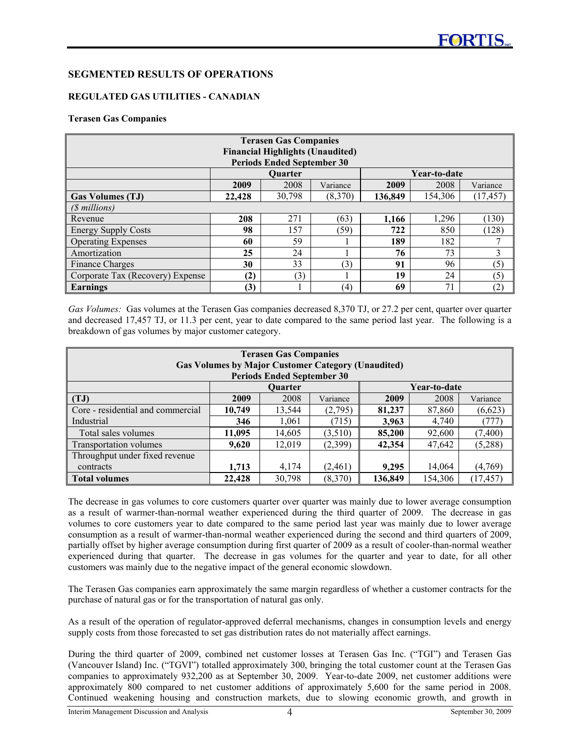## SEGMENTED RESULTS OF OPERATIONS

### REGULATED GAS UTILITIES - CANADIAN

#### Terasen Gas Companies

| Terasen Gas Companies Financial Highlights (Unaudited) Periods Ended September 30 | | | | | | |
|---|---|---|---|---|---|---|
| | Quarter | | | Year-to-date | | |
| | **2009** | 2008 | Variance | **2009** | 2008 | Variance |
| **Gas Volumes (TJ)** | **22,428** | 30,798 | (8,370) | **136,849** | 154,306 | (17,457) |
| *($ millions)* | | | | | | |
| Revenue | **208** | 271 | (63) | **1,166** | 1,296 | (130) |
| Energy Supply Costs | **98** | 157 | (59) | **722** | 850 | (128) |
| Operating Expenses | **60** | 59 | 1 | **189** | 182 | 7 |
| Amortization | **25** | 24 | 1 | **76** | 73 | 3 |
| Finance Charges | **30** | 33 | (3) | **91** | 96 | (5) |
| Corporate Tax (Recovery) Expense | **(2)** | (3) | 1 | **19** | 24 | (5) |
| **Earnings** | **(3)** | 1 | (4) | **69** | 71 | (2) |

*Gas Volumes:* Gas volumes at the Terasen Gas companies decreased 8,370 TJ, or 27.2 per cent, quarter over quarter and decreased 17,457 TJ, or 11.3 per cent, year to date compared to the same period last year. The following is a breakdown of gas volumes by major customer category.

| Terasen Gas Companies Gas Volumes by Major Customer Category (Unaudited) Periods Ended September 30 | | | | | | |
|---|---|---|---|---|---|---|
| | Quarter | | | Year-to-date | | |
| **(TJ)** | **2009** | 2008 | Variance | **2009** | 2008 | Variance |
| Core - residential and commercial | **10,749** | 13,544 | (2,795) | **81,237** | 87,860 | (6,623) |
| Industrial | **346** | 1,061 | (715) | **3,963** | 4,740 | (777) |
| Total sales volumes | **11,095** | 14,605 | (3,510) | **85,200** | 92,600 | (7,400) |
| Transportation volumes | **9,620** | 12,019 | (2,399) | **42,354** | 47,642 | (5,288) |
| Throughput under fixed revenue contracts | **1,713** | 4,174 | (2,461) | **9,295** | 14,064 | (4,769) |
| **Total volumes** | **22,428** | 30,798 | (8,370) | **136,849** | 154,306 | (17,457) |

The decrease in gas volumes to core customers quarter over quarter was mainly due to lower average consumption as a result of warmer-than-normal weather experienced during the third quarter of 2009. The decrease in gas volumes to core customers year to date compared to the same period last year was mainly due to lower average consumption as a result of warmer-than-normal weather experienced during the second and third quarters of 2009, partially offset by higher average consumption during first quarter of 2009 as a result of cooler-than-normal weather experienced during that quarter. The decrease in gas volumes for the quarter and year to date, for all other customers was mainly due to the negative impact of the general economic slowdown.

The Terasen Gas companies earn approximately the same margin regardless of whether a customer contracts for the purchase of natural gas or for the transportation of natural gas only.

As a result of the operation of regulator-approved deferral mechanisms, changes in consumption levels and energy supply costs from those forecasted to set gas distribution rates do not materially affect earnings.

During the third quarter of 2009, combined net customer losses at Terasen Gas Inc. ("TGI") and Terasen Gas (Vancouver Island) Inc. ("TGVI") totalled approximately 300, bringing the total customer count at the Terasen Gas companies to approximately 932,200 as at September 30, 2009. Year-to-date 2009, net customer additions were approximately 800 compared to net customer additions of approximately 5,600 for the same period in 2008. Continued weakening housing and construction markets, due to slowing economic growth, and growth in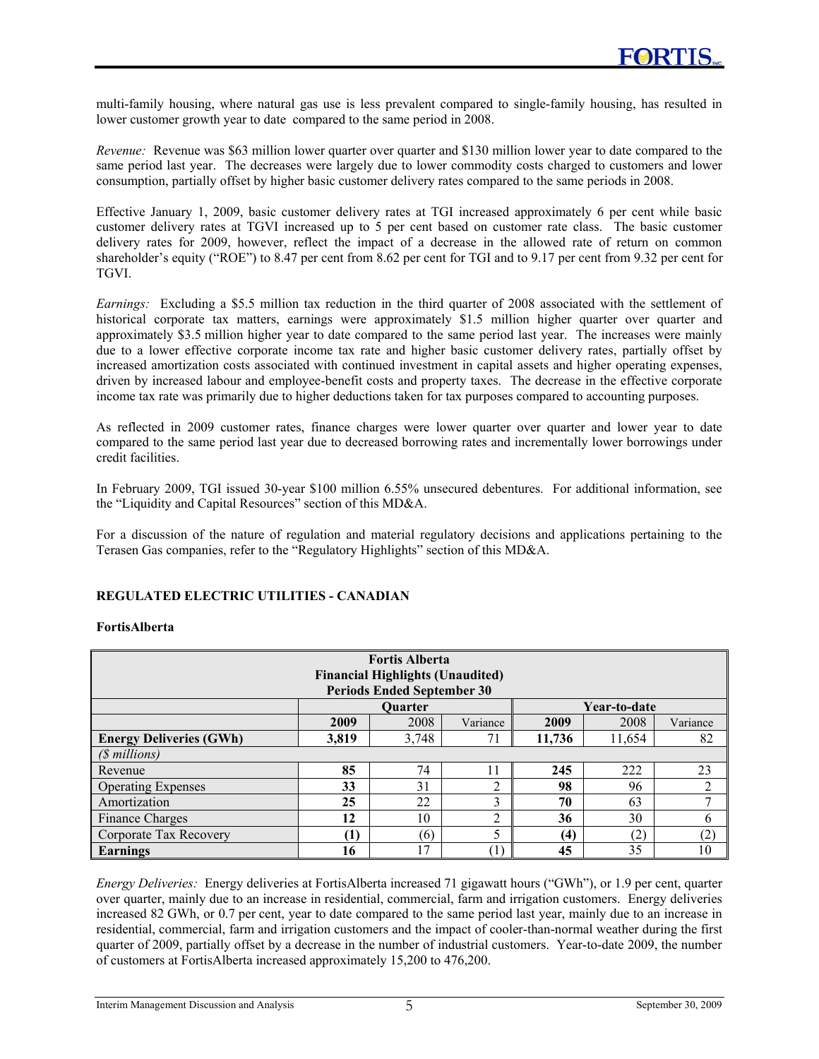multi-family housing, where natural gas use is less prevalent compared to single-family housing, has resulted in lower customer growth year to date compared to the same period in 2008.

*Revenue:* Revenue was $63 million lower quarter over quarter and $130 million lower year to date compared to the same period last year. The decreases were largely due to lower commodity costs charged to customers and lower consumption, partially offset by higher basic customer delivery rates compared to the same periods in 2008.

Effective January 1, 2009, basic customer delivery rates at TGI increased approximately 6 per cent while basic customer delivery rates at TGVI increased up to 5 per cent based on customer rate class. The basic customer delivery rates for 2009, however, reflect the impact of a decrease in the allowed rate of return on common shareholder's equity ("ROE") to 8.47 per cent from 8.62 per cent for TGI and to 9.17 per cent from 9.32 per cent for TGVI.

*Earnings:* Excluding a $5.5 million tax reduction in the third quarter of 2008 associated with the settlement of historical corporate tax matters, earnings were approximately $1.5 million higher quarter over quarter and approximately $3.5 million higher year to date compared to the same period last year. The increases were mainly due to a lower effective corporate income tax rate and higher basic customer delivery rates, partially offset by increased amortization costs associated with continued investment in capital assets and higher operating expenses, driven by increased labour and employee-benefit costs and property taxes. The decrease in the effective corporate income tax rate was primarily due to higher deductions taken for tax purposes compared to accounting purposes.

As reflected in 2009 customer rates, finance charges were lower quarter over quarter and lower year to date compared to the same period last year due to decreased borrowing rates and incrementally lower borrowings under credit facilities.

In February 2009, TGI issued 30-year $100 million 6.55% unsecured debentures. For additional information, see the "Liquidity and Capital Resources" section of this MD&A.

For a discussion of the nature of regulation and material regulatory decisions and applications pertaining to the Terasen Gas companies, refer to the "Regulatory Highlights" section of this MD&A.

## REGULATED ELECTRIC UTILITIES - CANADIAN

### FortisAlberta

| Fortis Alberta<br>Financial Highlights (Unaudited)<br>Periods Ended September 30 | | | | | | |
|---|---|---|---|---|---|---|
| | Quarter | | | Year-to-date | | |
| | **2009** | 2008 | Variance | **2009** | 2008 | Variance |
| **Energy Deliveries (GWh)** | **3,819** | 3,748 | 71 | **11,736** | 11,654 | 82 |
| *($ millions)* | | | | | | |
| Revenue | **85** | 74 | 11 | **245** | 222 | 23 |
| Operating Expenses | **33** | 31 | 2 | **98** | 96 | 2 |
| Amortization | **25** | 22 | 3 | **70** | 63 | 7 |
| Finance Charges | **12** | 10 | 2 | **36** | 30 | 6 |
| Corporate Tax Recovery | **(1)** | (6) | 5 | **(4)** | (2) | (2) |
| **Earnings** | **16** | 17 | (1) | **45** | 35 | 10 |

*Energy Deliveries:* Energy deliveries at FortisAlberta increased 71 gigawatt hours ("GWh"), or 1.9 per cent, quarter over quarter, mainly due to an increase in residential, commercial, farm and irrigation customers. Energy deliveries increased 82 GWh, or 0.7 per cent, year to date compared to the same period last year, mainly due to an increase in residential, commercial, farm and irrigation customers and the impact of cooler-than-normal weather during the first quarter of 2009, partially offset by a decrease in the number of industrial customers. Year-to-date 2009, the number of customers at FortisAlberta increased approximately 15,200 to 476,200.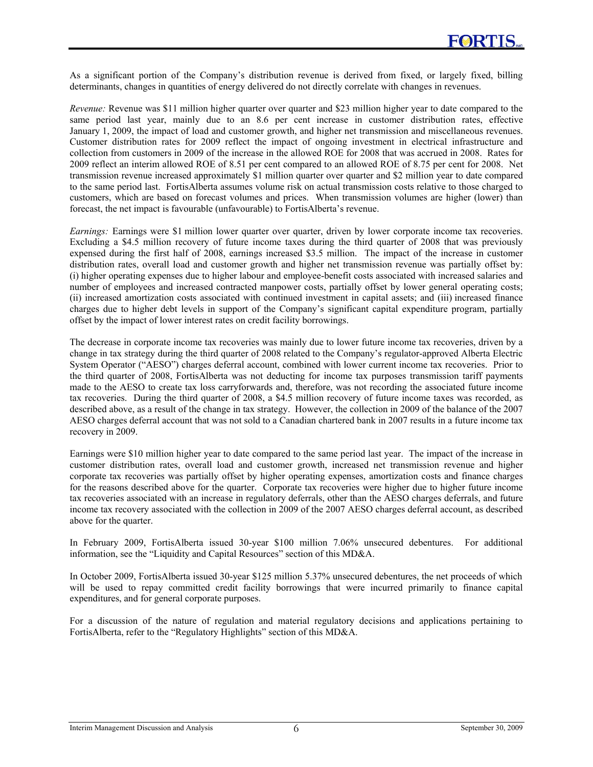As a significant portion of the Company's distribution revenue is derived from fixed, or largely fixed, billing determinants, changes in quantities of energy delivered do not directly correlate with changes in revenues.

*Revenue:* Revenue was $11 million higher quarter over quarter and $23 million higher year to date compared to the same period last year, mainly due to an 8.6 per cent increase in customer distribution rates, effective January 1, 2009, the impact of load and customer growth, and higher net transmission and miscellaneous revenues. Customer distribution rates for 2009 reflect the impact of ongoing investment in electrical infrastructure and collection from customers in 2009 of the increase in the allowed ROE for 2008 that was accrued in 2008. Rates for 2009 reflect an interim allowed ROE of 8.51 per cent compared to an allowed ROE of 8.75 per cent for 2008. Net transmission revenue increased approximately $1 million quarter over quarter and $2 million year to date compared to the same period last. FortisAlberta assumes volume risk on actual transmission costs relative to those charged to customers, which are based on forecast volumes and prices. When transmission volumes are higher (lower) than forecast, the net impact is favourable (unfavourable) to FortisAlberta's revenue.

*Earnings:* Earnings were $1 million lower quarter over quarter, driven by lower corporate income tax recoveries. Excluding a $4.5 million recovery of future income taxes during the third quarter of 2008 that was previously expensed during the first half of 2008, earnings increased $3.5 million. The impact of the increase in customer distribution rates, overall load and customer growth and higher net transmission revenue was partially offset by: (i) higher operating expenses due to higher labour and employee-benefit costs associated with increased salaries and number of employees and increased contracted manpower costs, partially offset by lower general operating costs; (ii) increased amortization costs associated with continued investment in capital assets; and (iii) increased finance charges due to higher debt levels in support of the Company's significant capital expenditure program, partially offset by the impact of lower interest rates on credit facility borrowings.

The decrease in corporate income tax recoveries was mainly due to lower future income tax recoveries, driven by a change in tax strategy during the third quarter of 2008 related to the Company's regulator-approved Alberta Electric System Operator ("AESO") charges deferral account, combined with lower current income tax recoveries. Prior to the third quarter of 2008, FortisAlberta was not deducting for income tax purposes transmission tariff payments made to the AESO to create tax loss carryforwards and, therefore, was not recording the associated future income tax recoveries. During the third quarter of 2008, a $4.5 million recovery of future income taxes was recorded, as described above, as a result of the change in tax strategy. However, the collection in 2009 of the balance of the 2007 AESO charges deferral account that was not sold to a Canadian chartered bank in 2007 results in a future income tax recovery in 2009.

Earnings were $10 million higher year to date compared to the same period last year. The impact of the increase in customer distribution rates, overall load and customer growth, increased net transmission revenue and higher corporate tax recoveries was partially offset by higher operating expenses, amortization costs and finance charges for the reasons described above for the quarter. Corporate tax recoveries were higher due to higher future income tax recoveries associated with an increase in regulatory deferrals, other than the AESO charges deferrals, and future income tax recovery associated with the collection in 2009 of the 2007 AESO charges deferral account, as described above for the quarter.

In February 2009, FortisAlberta issued 30-year $100 million 7.06% unsecured debentures. For additional information, see the "Liquidity and Capital Resources" section of this MD&A.

In October 2009, FortisAlberta issued 30-year $125 million 5.37% unsecured debentures, the net proceeds of which will be used to repay committed credit facility borrowings that were incurred primarily to finance capital expenditures, and for general corporate purposes.

For a discussion of the nature of regulation and material regulatory decisions and applications pertaining to FortisAlberta, refer to the "Regulatory Highlights" section of this MD&A.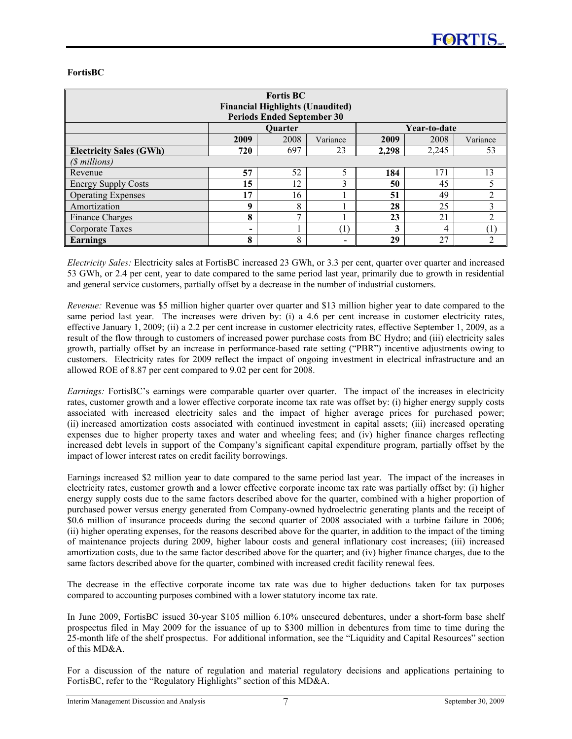**FortisBC**

| Fortis BC Financial Highlights (Unaudited) Periods Ended September 30 | | | | | | |
|---|---|---|---|---|---|---|
| | Quarter | | | Year-to-date | | |
| | **2009** | 2008 | Variance | **2009** | 2008 | Variance |
| **Electricity Sales (GWh)** | **720** | 697 | 23 | **2,298** | 2,245 | 53 |
| *($ millions)* | | | | | | |
| Revenue | **57** | 52 | 5 | **184** | 171 | 13 |
| Energy Supply Costs | **15** | 12 | 3 | **50** | 45 | 5 |
| Operating Expenses | **17** | 16 | 1 | **51** | 49 | 2 |
| Amortization | **9** | 8 | 1 | **28** | 25 | 3 |
| Finance Charges | **8** | 7 | 1 | **23** | 21 | 2 |
| Corporate Taxes | **-** | 1 | (1) | **3** | 4 | (1) |
| **Earnings** | **8** | 8 | - | **29** | 27 | 2 |

*Electricity Sales:* Electricity sales at FortisBC increased 23 GWh, or 3.3 per cent, quarter over quarter and increased 53 GWh, or 2.4 per cent, year to date compared to the same period last year, primarily due to growth in residential and general service customers, partially offset by a decrease in the number of industrial customers.

*Revenue:* Revenue was $5 million higher quarter over quarter and $13 million higher year to date compared to the same period last year. The increases were driven by: (i) a 4.6 per cent increase in customer electricity rates, effective January 1, 2009; (ii) a 2.2 per cent increase in customer electricity rates, effective September 1, 2009, as a result of the flow through to customers of increased power purchase costs from BC Hydro; and (iii) electricity sales growth, partially offset by an increase in performance-based rate setting ("PBR") incentive adjustments owing to customers. Electricity rates for 2009 reflect the impact of ongoing investment in electrical infrastructure and an allowed ROE of 8.87 per cent compared to 9.02 per cent for 2008.

*Earnings:* FortisBC's earnings were comparable quarter over quarter. The impact of the increases in electricity rates, customer growth and a lower effective corporate income tax rate was offset by: (i) higher energy supply costs associated with increased electricity sales and the impact of higher average prices for purchased power; (ii) increased amortization costs associated with continued investment in capital assets; (iii) increased operating expenses due to higher property taxes and water and wheeling fees; and (iv) higher finance charges reflecting increased debt levels in support of the Company's significant capital expenditure program, partially offset by the impact of lower interest rates on credit facility borrowings.

Earnings increased $2 million year to date compared to the same period last year. The impact of the increases in electricity rates, customer growth and a lower effective corporate income tax rate was partially offset by: (i) higher energy supply costs due to the same factors described above for the quarter, combined with a higher proportion of purchased power versus energy generated from Company-owned hydroelectric generating plants and the receipt of $0.6 million of insurance proceeds during the second quarter of 2008 associated with a turbine failure in 2006; (ii) higher operating expenses, for the reasons described above for the quarter, in addition to the impact of the timing of maintenance projects during 2009, higher labour costs and general inflationary cost increases; (iii) increased amortization costs, due to the same factor described above for the quarter; and (iv) higher finance charges, due to the same factors described above for the quarter, combined with increased credit facility renewal fees.

The decrease in the effective corporate income tax rate was due to higher deductions taken for tax purposes compared to accounting purposes combined with a lower statutory income tax rate.

In June 2009, FortisBC issued 30-year $105 million 6.10% unsecured debentures, under a short-form base shelf prospectus filed in May 2009 for the issuance of up to $300 million in debentures from time to time during the 25-month life of the shelf prospectus. For additional information, see the "Liquidity and Capital Resources" section of this MD&A.

For a discussion of the nature of regulation and material regulatory decisions and applications pertaining to FortisBC, refer to the "Regulatory Highlights" section of this MD&A.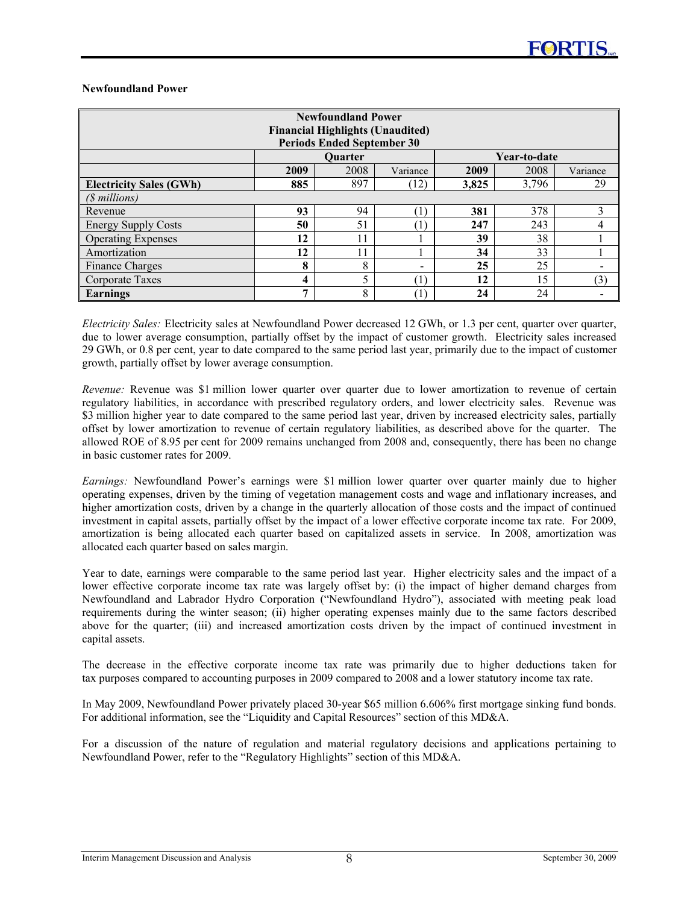**Newfoundland Power**

| Newfoundland Power Financial Highlights (Unaudited) Periods Ended September 30 | | | | | | |
|---|---|---|---|---|---|---|
| | Quarter | | | Year-to-date | | |
| | **2009** | 2008 | Variance | **2009** | 2008 | Variance |
| **Electricity Sales (GWh)** | **885** | 897 | (12) | **3,825** | 3,796 | 29 |
| *($ millions)* | | | | | | |
| Revenue | **93** | 94 | (1) | **381** | 378 | 3 |
| Energy Supply Costs | **50** | 51 | (1) | **247** | 243 | 4 |
| Operating Expenses | **12** | 11 | 1 | **39** | 38 | 1 |
| Amortization | **12** | 11 | 1 | **34** | 33 | 1 |
| Finance Charges | **8** | 8 | - | **25** | 25 | - |
| Corporate Taxes | **4** | 5 | (1) | **12** | 15 | (3) |
| **Earnings** | **7** | 8 | (1) | **24** | 24 | - |

*Electricity Sales:* Electricity sales at Newfoundland Power decreased 12 GWh, or 1.3 per cent, quarter over quarter, due to lower average consumption, partially offset by the impact of customer growth. Electricity sales increased 29 GWh, or 0.8 per cent, year to date compared to the same period last year, primarily due to the impact of customer growth, partially offset by lower average consumption.

*Revenue:* Revenue was $1 million lower quarter over quarter due to lower amortization to revenue of certain regulatory liabilities, in accordance with prescribed regulatory orders, and lower electricity sales. Revenue was $3 million higher year to date compared to the same period last year, driven by increased electricity sales, partially offset by lower amortization to revenue of certain regulatory liabilities, as described above for the quarter. The allowed ROE of 8.95 per cent for 2009 remains unchanged from 2008 and, consequently, there has been no change in basic customer rates for 2009.

*Earnings:* Newfoundland Power's earnings were $1 million lower quarter over quarter mainly due to higher operating expenses, driven by the timing of vegetation management costs and wage and inflationary increases, and higher amortization costs, driven by a change in the quarterly allocation of those costs and the impact of continued investment in capital assets, partially offset by the impact of a lower effective corporate income tax rate. For 2009, amortization is being allocated each quarter based on capitalized assets in service. In 2008, amortization was allocated each quarter based on sales margin.

Year to date, earnings were comparable to the same period last year. Higher electricity sales and the impact of a lower effective corporate income tax rate was largely offset by: (i) the impact of higher demand charges from Newfoundland and Labrador Hydro Corporation ("Newfoundland Hydro"), associated with meeting peak load requirements during the winter season; (ii) higher operating expenses mainly due to the same factors described above for the quarter; (iii) and increased amortization costs driven by the impact of continued investment in capital assets.

The decrease in the effective corporate income tax rate was primarily due to higher deductions taken for tax purposes compared to accounting purposes in 2009 compared to 2008 and a lower statutory income tax rate.

In May 2009, Newfoundland Power privately placed 30-year $65 million 6.606% first mortgage sinking fund bonds. For additional information, see the "Liquidity and Capital Resources" section of this MD&A.

For a discussion of the nature of regulation and material regulatory decisions and applications pertaining to Newfoundland Power, refer to the "Regulatory Highlights" section of this MD&A.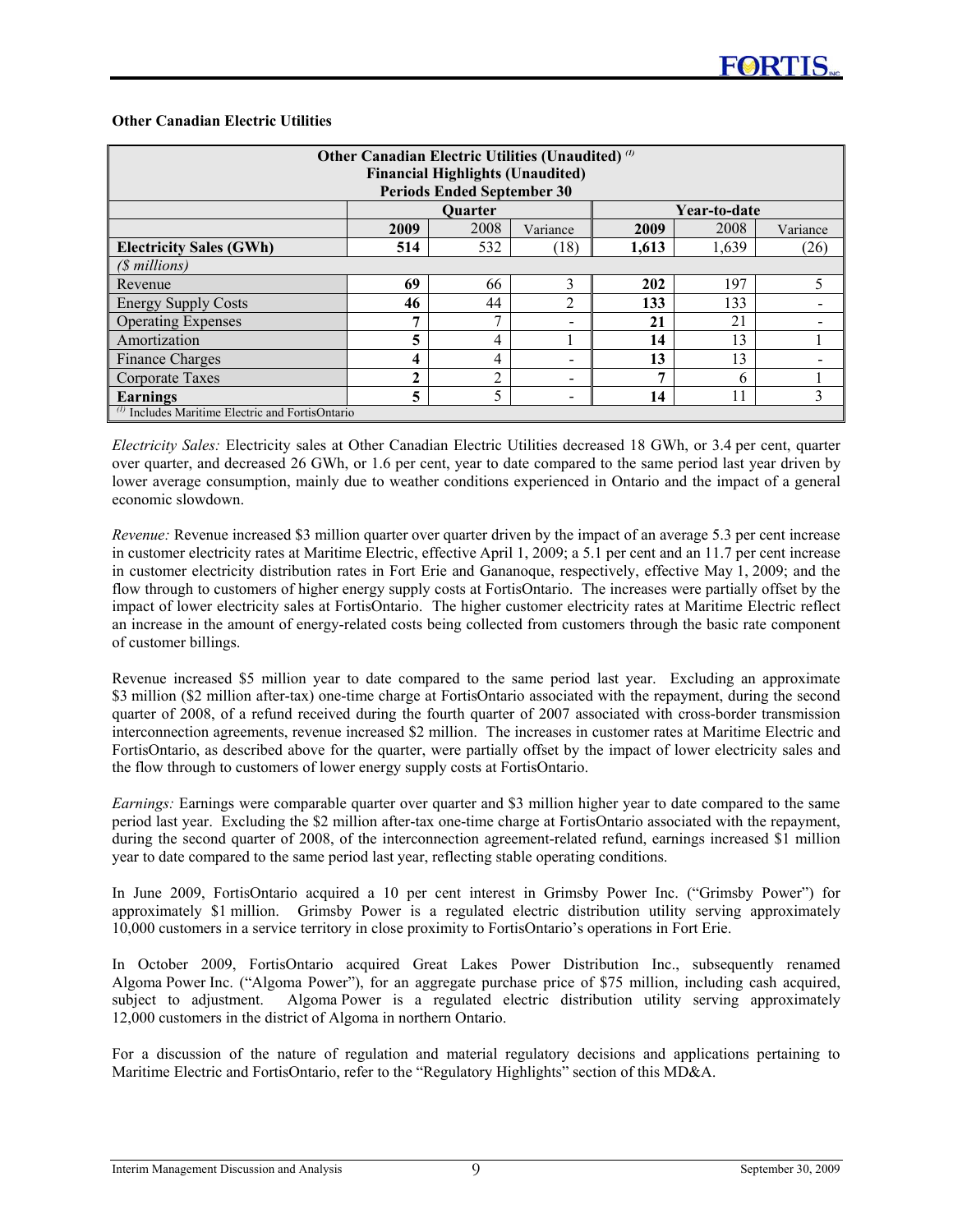**Other Canadian Electric Utilities**

| Other Canadian Electric Utilities (Unaudited) [(1)] Financial Highlights (Unaudited) Periods Ended September 30 | | | | | | |
|---|---|---|---|---|---|---|
| | Quarter | | | Year-to-date | | |
| | **2009** | 2008 | Variance | **2009** | 2008 | Variance |
| **Electricity Sales (GWh)** | **514** | 532 | (18) | **1,613** | 1,639 | (26) |
| *($ millions)* | | | | | | |
| Revenue | **69** | 66 | 3 | **202** | 197 | 5 |
| Energy Supply Costs | **46** | 44 | 2 | **133** | 133 | - |
| Operating Expenses | **7** | 7 | - | **21** | 21 | - |
| Amortization | **5** | 4 | 1 | **14** | 13 | 1 |
| Finance Charges | **4** | 4 | - | **13** | 13 | - |
| Corporate Taxes | **2** | 2 | - | **7** | 6 | 1 |
| **Earnings** | **5** | 5 | - | **14** | 11 | 3 |

[(1)] Includes Maritime Electric and FortisOntario

*Electricity Sales:* Electricity sales at Other Canadian Electric Utilities decreased 18 GWh, or 3.4 per cent, quarter over quarter, and decreased 26 GWh, or 1.6 per cent, year to date compared to the same period last year driven by lower average consumption, mainly due to weather conditions experienced in Ontario and the impact of a general economic slowdown.

*Revenue:* Revenue increased $3 million quarter over quarter driven by the impact of an average 5.3 per cent increase in customer electricity rates at Maritime Electric, effective April 1, 2009; a 5.1 per cent and an 11.7 per cent increase in customer electricity distribution rates in Fort Erie and Gananoque, respectively, effective May 1, 2009; and the flow through to customers of higher energy supply costs at FortisOntario. The increases were partially offset by the impact of lower electricity sales at FortisOntario. The higher customer electricity rates at Maritime Electric reflect an increase in the amount of energy-related costs being collected from customers through the basic rate component of customer billings.

Revenue increased $5 million year to date compared to the same period last year. Excluding an approximate $3 million ($2 million after-tax) one-time charge at FortisOntario associated with the repayment, during the second quarter of 2008, of a refund received during the fourth quarter of 2007 associated with cross-border transmission interconnection agreements, revenue increased $2 million. The increases in customer rates at Maritime Electric and FortisOntario, as described above for the quarter, were partially offset by the impact of lower electricity sales and the flow through to customers of lower energy supply costs at FortisOntario.

*Earnings:* Earnings were comparable quarter over quarter and $3 million higher year to date compared to the same period last year. Excluding the $2 million after-tax one-time charge at FortisOntario associated with the repayment, during the second quarter of 2008, of the interconnection agreement-related refund, earnings increased $1 million year to date compared to the same period last year, reflecting stable operating conditions.

In June 2009, FortisOntario acquired a 10 per cent interest in Grimsby Power Inc. ("Grimsby Power") for approximately $1 million. Grimsby Power is a regulated electric distribution utility serving approximately 10,000 customers in a service territory in close proximity to FortisOntario's operations in Fort Erie.

In October 2009, FortisOntario acquired Great Lakes Power Distribution Inc., subsequently renamed Algoma Power Inc. ("Algoma Power"), for an aggregate purchase price of $75 million, including cash acquired, subject to adjustment. Algoma Power is a regulated electric distribution utility serving approximately 12,000 customers in the district of Algoma in northern Ontario.

For a discussion of the nature of regulation and material regulatory decisions and applications pertaining to Maritime Electric and FortisOntario, refer to the "Regulatory Highlights" section of this MD&A.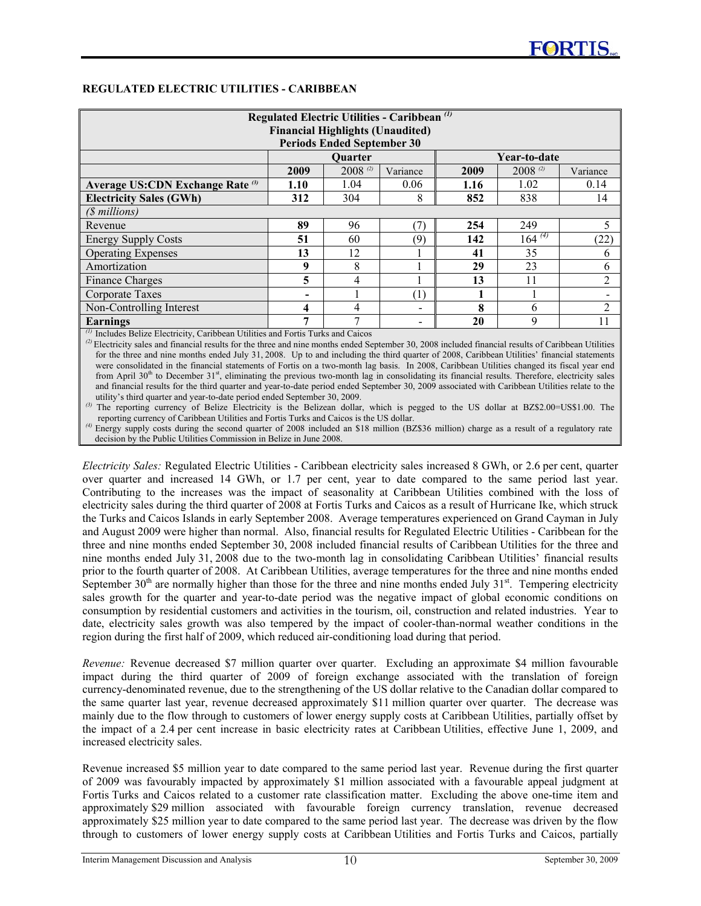**REGULATED ELECTRIC UTILITIES - CARIBBEAN**

| Regulated Electric Utilities - Caribbean [(1)] Financial Highlights (Unaudited) Periods Ended September 30 | | | | | | |
|---|---|---|---|---|---|---|
| | Quarter | | | Year-to-date | | |
| | **2009** | 2008 [(2)] | Variance | **2009** | 2008 [(2)] | Variance |
| **Average US:CDN Exchange Rate** [(3)] | **1.10** | 1.04 | 0.06 | **1.16** | 1.02 | 0.14 |
| **Electricity Sales (GWh)** | **312** | 304 | 8 | **852** | 838 | 14 |
| *($ millions)* | | | | | | |
| Revenue | **89** | 96 | (7) | **254** | 249 | 5 |
| Energy Supply Costs | **51** | 60 | (9) | **142** | 164 [(4)] | (22) |
| Operating Expenses | **13** | 12 | 1 | **41** | 35 | 6 |
| Amortization | **9** | 8 | 1 | **29** | 23 | 6 |
| Finance Charges | **5** | 4 | 1 | **13** | 11 | 2 |
| Corporate Taxes | **-** | 1 | (1) | **1** | 1 | - |
| Non-Controlling Interest | **4** | 4 | - | **8** | 6 | 2 |
| **Earnings** | **7** | 7 | - | **20** | 9 | 11 |

[(1)] Includes Belize Electricity, Caribbean Utilities and Fortis Turks and Caicos

[(2)] Electricity sales and financial results for the three and nine months ended September 30, 2008 included financial results of Caribbean Utilities for the three and nine months ended July 31, 2008. Up to and including the third quarter of 2008, Caribbean Utilities' financial statements were consolidated in the financial statements of Fortis on a two-month lag basis. In 2008, Caribbean Utilities changed its fiscal year end from April 30th to December 31st, eliminating the previous two-month lag in consolidating its financial results. Therefore, electricity sales and financial results for the third quarter and year-to-date period ended September 30, 2009 associated with Caribbean Utilities relate to the utility's third quarter and year-to-date period ended September 30, 2009.

[(3)] The reporting currency of Belize Electricity is the Belizean dollar, which is pegged to the US dollar at BZ$2.00=US$1.00. The reporting currency of Caribbean Utilities and Fortis Turks and Caicos is the US dollar.

[(4)] Energy supply costs during the second quarter of 2008 included an $18 million (BZ$36 million) charge as a result of a regulatory rate decision by the Public Utilities Commission in Belize in June 2008.

*Electricity Sales:* Regulated Electric Utilities - Caribbean electricity sales increased 8 GWh, or 2.6 per cent, quarter over quarter and increased 14 GWh, or 1.7 per cent, year to date compared to the same period last year. Contributing to the increases was the impact of seasonality at Caribbean Utilities combined with the loss of electricity sales during the third quarter of 2008 at Fortis Turks and Caicos as a result of Hurricane Ike, which struck the Turks and Caicos Islands in early September 2008. Average temperatures experienced on Grand Cayman in July and August 2009 were higher than normal. Also, financial results for Regulated Electric Utilities - Caribbean for the three and nine months ended September 30, 2008 included financial results of Caribbean Utilities for the three and nine months ended July 31, 2008 due to the two-month lag in consolidating Caribbean Utilities' financial results prior to the fourth quarter of 2008. At Caribbean Utilities, average temperatures for the three and nine months ended September 30th are normally higher than those for the three and nine months ended July 31st. Tempering electricity sales growth for the quarter and year-to-date period was the negative impact of global economic conditions on consumption by residential customers and activities in the tourism, oil, construction and related industries. Year to date, electricity sales growth was also tempered by the impact of cooler-than-normal weather conditions in the region during the first half of 2009, which reduced air-conditioning load during that period.

*Revenue:* Revenue decreased $7 million quarter over quarter. Excluding an approximate $4 million favourable impact during the third quarter of 2009 of foreign exchange associated with the translation of foreign currency-denominated revenue, due to the strengthening of the US dollar relative to the Canadian dollar compared to the same quarter last year, revenue decreased approximately $11 million quarter over quarter. The decrease was mainly due to the flow through to customers of lower energy supply costs at Caribbean Utilities, partially offset by the impact of a 2.4 per cent increase in basic electricity rates at Caribbean Utilities, effective June 1, 2009, and increased electricity sales.

Revenue increased $5 million year to date compared to the same period last year. Revenue during the first quarter of 2009 was favourably impacted by approximately $1 million associated with a favourable appeal judgment at Fortis Turks and Caicos related to a customer rate classification matter. Excluding the above one-time item and approximately $29 million associated with favourable foreign currency translation, revenue decreased approximately $25 million year to date compared to the same period last year. The decrease was driven by the flow through to customers of lower energy supply costs at Caribbean Utilities and Fortis Turks and Caicos, partially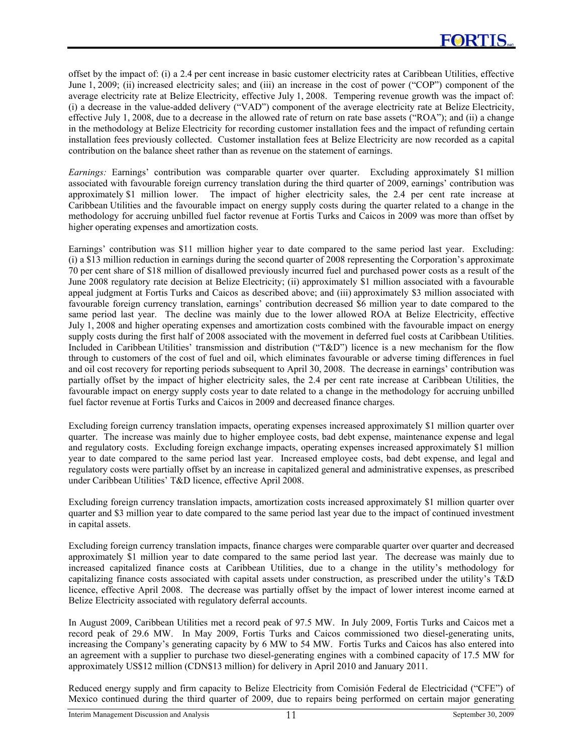offset by the impact of: (i) a 2.4 per cent increase in basic customer electricity rates at Caribbean Utilities, effective June 1, 2009; (ii) increased electricity sales; and (iii) an increase in the cost of power ("COP") component of the average electricity rate at Belize Electricity, effective July 1, 2008. Tempering revenue growth was the impact of: (i) a decrease in the value-added delivery ("VAD") component of the average electricity rate at Belize Electricity, effective July 1, 2008, due to a decrease in the allowed rate of return on rate base assets ("ROA"); and (ii) a change in the methodology at Belize Electricity for recording customer installation fees and the impact of refunding certain installation fees previously collected. Customer installation fees at Belize Electricity are now recorded as a capital contribution on the balance sheet rather than as revenue on the statement of earnings.

*Earnings:* Earnings' contribution was comparable quarter over quarter. Excluding approximately $1 million associated with favourable foreign currency translation during the third quarter of 2009, earnings' contribution was approximately $1 million lower. The impact of higher electricity sales, the 2.4 per cent rate increase at Caribbean Utilities and the favourable impact on energy supply costs during the quarter related to a change in the methodology for accruing unbilled fuel factor revenue at Fortis Turks and Caicos in 2009 was more than offset by higher operating expenses and amortization costs.

Earnings' contribution was $11 million higher year to date compared to the same period last year. Excluding: (i) a $13 million reduction in earnings during the second quarter of 2008 representing the Corporation's approximate 70 per cent share of $18 million of disallowed previously incurred fuel and purchased power costs as a result of the June 2008 regulatory rate decision at Belize Electricity; (ii) approximately $1 million associated with a favourable appeal judgment at Fortis Turks and Caicos as described above; and (iii) approximately $3 million associated with favourable foreign currency translation, earnings' contribution decreased $6 million year to date compared to the same period last year. The decline was mainly due to the lower allowed ROA at Belize Electricity, effective July 1, 2008 and higher operating expenses and amortization costs combined with the favourable impact on energy supply costs during the first half of 2008 associated with the movement in deferred fuel costs at Caribbean Utilities. Included in Caribbean Utilities' transmission and distribution ("T&D") licence is a new mechanism for the flow through to customers of the cost of fuel and oil, which eliminates favourable or adverse timing differences in fuel and oil cost recovery for reporting periods subsequent to April 30, 2008. The decrease in earnings' contribution was partially offset by the impact of higher electricity sales, the 2.4 per cent rate increase at Caribbean Utilities, the favourable impact on energy supply costs year to date related to a change in the methodology for accruing unbilled fuel factor revenue at Fortis Turks and Caicos in 2009 and decreased finance charges.

Excluding foreign currency translation impacts, operating expenses increased approximately $1 million quarter over quarter. The increase was mainly due to higher employee costs, bad debt expense, maintenance expense and legal and regulatory costs. Excluding foreign exchange impacts, operating expenses increased approximately $1 million year to date compared to the same period last year. Increased employee costs, bad debt expense, and legal and regulatory costs were partially offset by an increase in capitalized general and administrative expenses, as prescribed under Caribbean Utilities' T&D licence, effective April 2008.

Excluding foreign currency translation impacts, amortization costs increased approximately $1 million quarter over quarter and $3 million year to date compared to the same period last year due to the impact of continued investment in capital assets.

Excluding foreign currency translation impacts, finance charges were comparable quarter over quarter and decreased approximately $1 million year to date compared to the same period last year. The decrease was mainly due to increased capitalized finance costs at Caribbean Utilities, due to a change in the utility's methodology for capitalizing finance costs associated with capital assets under construction, as prescribed under the utility's T&D licence, effective April 2008. The decrease was partially offset by the impact of lower interest income earned at Belize Electricity associated with regulatory deferral accounts.

In August 2009, Caribbean Utilities met a record peak of 97.5 MW. In July 2009, Fortis Turks and Caicos met a record peak of 29.6 MW. In May 2009, Fortis Turks and Caicos commissioned two diesel-generating units, increasing the Company's generating capacity by 6 MW to 54 MW. Fortis Turks and Caicos has also entered into an agreement with a supplier to purchase two diesel-generating engines with a combined capacity of 17.5 MW for approximately US$12 million (CDN$13 million) for delivery in April 2010 and January 2011.

Reduced energy supply and firm capacity to Belize Electricity from Comisión Federal de Electricidad ("CFE") of Mexico continued during the third quarter of 2009, due to repairs being performed on certain major generating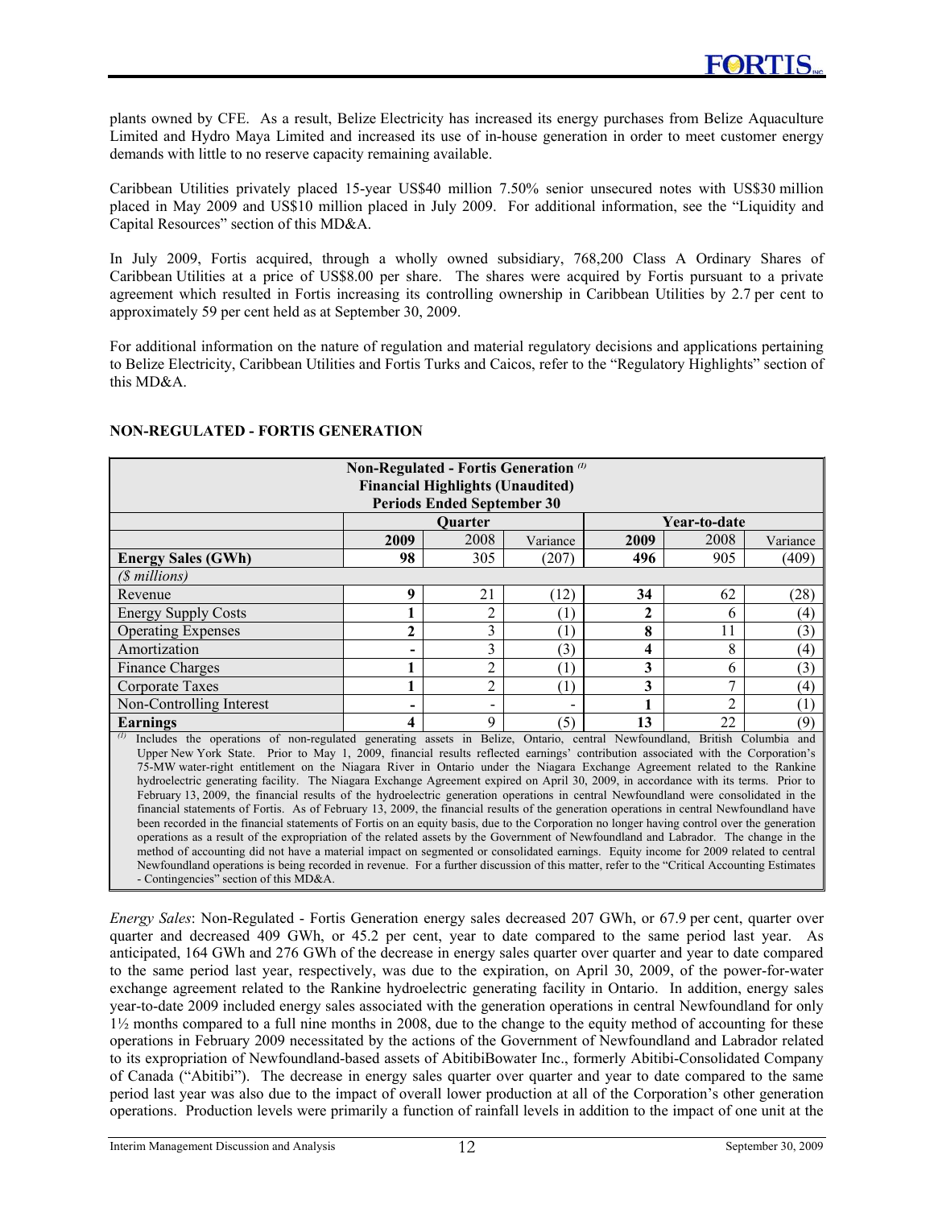plants owned by CFE. As a result, Belize Electricity has increased its energy purchases from Belize Aquaculture Limited and Hydro Maya Limited and increased its use of in-house generation in order to meet customer energy demands with little to no reserve capacity remaining available.

Caribbean Utilities privately placed 15-year US$40 million 7.50% senior unsecured notes with US$30 million placed in May 2009 and US$10 million placed in July 2009. For additional information, see the "Liquidity and Capital Resources" section of this MD&A.

In July 2009, Fortis acquired, through a wholly owned subsidiary, 768,200 Class A Ordinary Shares of Caribbean Utilities at a price of US$8.00 per share. The shares were acquired by Fortis pursuant to a private agreement which resulted in Fortis increasing its controlling ownership in Caribbean Utilities by 2.7 per cent to approximately 59 per cent held as at September 30, 2009.

For additional information on the nature of regulation and material regulatory decisions and applications pertaining to Belize Electricity, Caribbean Utilities and Fortis Turks and Caicos, refer to the "Regulatory Highlights" section of this MD&A.

## NON-REGULATED - FORTIS GENERATION

**Non-Regulated - Fortis Generation [(1)]**
**Financial Highlights (Unaudited)**
**Periods Ended September 30**

| | Quarter | | | Year-to-date | | |
|---|---|---|---|---|---|---|
| | **2009** | 2008 | Variance | **2009** | 2008 | Variance |
| **Energy Sales (GWh)** | **98** | 305 | (207) | **496** | 905 | (409) |
| *($ millions)* | | | | | | |
| Revenue | **9** | 21 | (12) | **34** | 62 | (28) |
| Energy Supply Costs | **1** | 2 | (1) | **2** | 6 | (4) |
| Operating Expenses | **2** | 3 | (1) | **8** | 11 | (3) |
| Amortization | **-** | 3 | (3) | **4** | 8 | (4) |
| Finance Charges | **1** | 2 | (1) | **3** | 6 | (3) |
| Corporate Taxes | **1** | 2 | (1) | **3** | 7 | (4) |
| Non-Controlling Interest | **-** | - | - | **1** | 2 | (1) |
| **Earnings** | **4** | 9 | (5) | **13** | 22 | (9) |

[(1)] Includes the operations of non-regulated generating assets in Belize, Ontario, central Newfoundland, British Columbia and Upper New York State. Prior to May 1, 2009, financial results reflected earnings' contribution associated with the Corporation's 75-MW water-right entitlement on the Niagara River in Ontario under the Niagara Exchange Agreement related to the Rankine hydroelectric generating facility. The Niagara Exchange Agreement expired on April 30, 2009, in accordance with its terms. Prior to February 13, 2009, the financial results of the hydroelectric generation operations in central Newfoundland were consolidated in the financial statements of Fortis. As of February 13, 2009, the financial results of the generation operations in central Newfoundland have been recorded in the financial statements of Fortis on an equity basis, due to the Corporation no longer having control over the generation operations as a result of the expropriation of the related assets by the Government of Newfoundland and Labrador. The change in the method of accounting did not have a material impact on segmented or consolidated earnings. Equity income for 2009 related to central Newfoundland operations is being recorded in revenue. For a further discussion of this matter, refer to the "Critical Accounting Estimates - Contingencies" section of this MD&A.

*Energy Sales*: Non-Regulated - Fortis Generation energy sales decreased 207 GWh, or 67.9 per cent, quarter over quarter and decreased 409 GWh, or 45.2 per cent, year to date compared to the same period last year. As anticipated, 164 GWh and 276 GWh of the decrease in energy sales quarter over quarter and year to date compared to the same period last year, respectively, was due to the expiration, on April 30, 2009, of the power-for-water exchange agreement related to the Rankine hydroelectric generating facility in Ontario. In addition, energy sales year-to-date 2009 included energy sales associated with the generation operations in central Newfoundland for only 1½ months compared to a full nine months in 2008, due to the change to the equity method of accounting for these operations in February 2009 necessitated by the actions of the Government of Newfoundland and Labrador related to its expropriation of Newfoundland-based assets of AbitibiBowater Inc., formerly Abitibi-Consolidated Company of Canada ("Abitibi"). The decrease in energy sales quarter over quarter and year to date compared to the same period last year was also due to the impact of overall lower production at all of the Corporation's other generation operations. Production levels were primarily a function of rainfall levels in addition to the impact of one unit at the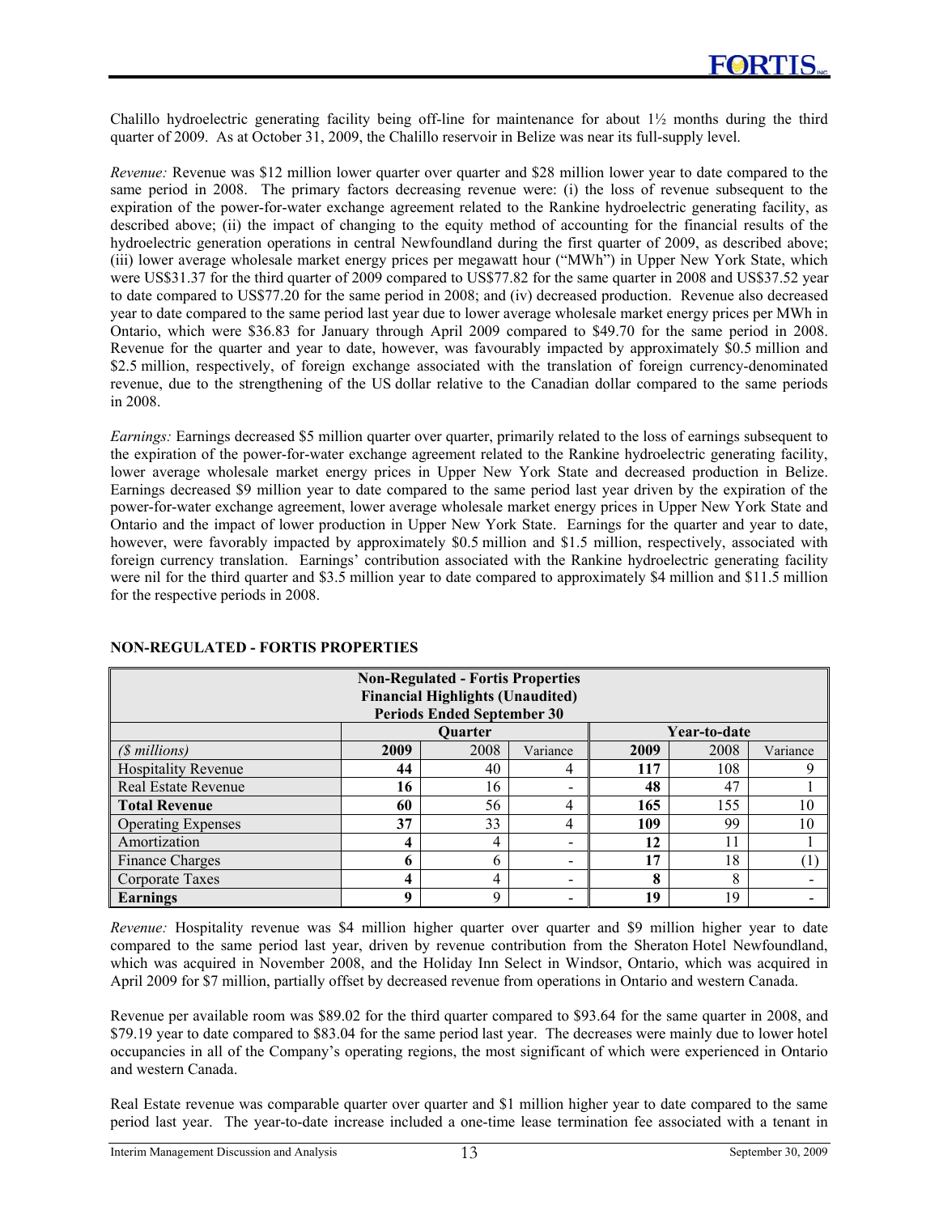Chalillo hydroelectric generating facility being off-line for maintenance for about 1½ months during the third quarter of 2009. As at October 31, 2009, the Chalillo reservoir in Belize was near its full-supply level.

*Revenue:* Revenue was $12 million lower quarter over quarter and $28 million lower year to date compared to the same period in 2008. The primary factors decreasing revenue were: (i) the loss of revenue subsequent to the expiration of the power-for-water exchange agreement related to the Rankine hydroelectric generating facility, as described above; (ii) the impact of changing to the equity method of accounting for the financial results of the hydroelectric generation operations in central Newfoundland during the first quarter of 2009, as described above; (iii) lower average wholesale market energy prices per megawatt hour ("MWh") in Upper New York State, which were US$31.37 for the third quarter of 2009 compared to US$77.82 for the same quarter in 2008 and US$37.52 year to date compared to US$77.20 for the same period in 2008; and (iv) decreased production. Revenue also decreased year to date compared to the same period last year due to lower average wholesale market energy prices per MWh in Ontario, which were $36.83 for January through April 2009 compared to $49.70 for the same period in 2008. Revenue for the quarter and year to date, however, was favourably impacted by approximately $0.5 million and $2.5 million, respectively, of foreign exchange associated with the translation of foreign currency-denominated revenue, due to the strengthening of the US dollar relative to the Canadian dollar compared to the same periods in 2008.

*Earnings:* Earnings decreased $5 million quarter over quarter, primarily related to the loss of earnings subsequent to the expiration of the power-for-water exchange agreement related to the Rankine hydroelectric generating facility, lower average wholesale market energy prices in Upper New York State and decreased production in Belize. Earnings decreased $9 million year to date compared to the same period last year driven by the expiration of the power-for-water exchange agreement, lower average wholesale market energy prices in Upper New York State and Ontario and the impact of lower production in Upper New York State. Earnings for the quarter and year to date, however, were favorably impacted by approximately $0.5 million and $1.5 million, respectively, associated with foreign currency translation. Earnings' contribution associated with the Rankine hydroelectric generating facility were nil for the third quarter and $3.5 million year to date compared to approximately $4 million and $11.5 million for the respective periods in 2008.

## NON-REGULATED - FORTIS PROPERTIES

**Non-Regulated - Fortis Properties**
**Financial Highlights (Unaudited)**
**Periods Ended September 30**

| | Quarter | | | Year-to-date | | |
|---|---|---|---|---|---|---|
| *($ millions)* | **2009** | 2008 | Variance | **2009** | 2008 | Variance |
| Hospitality Revenue | **44** | 40 | 4 | **117** | 108 | 9 |
| Real Estate Revenue | **16** | 16 | - | **48** | 47 | 1 |
| **Total Revenue** | **60** | 56 | 4 | **165** | 155 | 10 |
| Operating Expenses | **37** | 33 | 4 | **109** | 99 | 10 |
| Amortization | **4** | 4 | - | **12** | 11 | 1 |
| Finance Charges | **6** | 6 | - | **17** | 18 | (1) |
| Corporate Taxes | **4** | 4 | - | **8** | 8 | - |
| **Earnings** | **9** | 9 | - | **19** | 19 | - |

*Revenue:* Hospitality revenue was $4 million higher quarter over quarter and $9 million higher year to date compared to the same period last year, driven by revenue contribution from the Sheraton Hotel Newfoundland, which was acquired in November 2008, and the Holiday Inn Select in Windsor, Ontario, which was acquired in April 2009 for $7 million, partially offset by decreased revenue from operations in Ontario and western Canada.

Revenue per available room was $89.02 for the third quarter compared to $93.64 for the same quarter in 2008, and $79.19 year to date compared to $83.04 for the same period last year. The decreases were mainly due to lower hotel occupancies in all of the Company's operating regions, the most significant of which were experienced in Ontario and western Canada.

Real Estate revenue was comparable quarter over quarter and $1 million higher year to date compared to the same period last year. The year-to-date increase included a one-time lease termination fee associated with a tenant in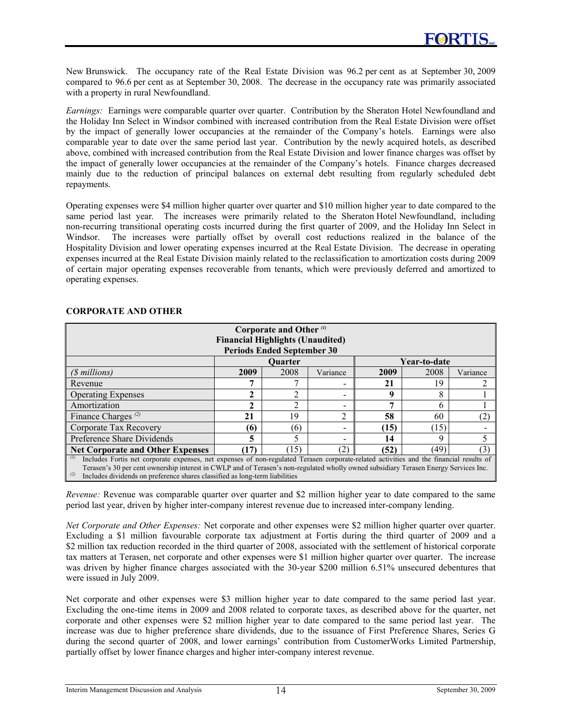New Brunswick. The occupancy rate of the Real Estate Division was 96.2 per cent as at September 30, 2009 compared to 96.6 per cent as at September 30, 2008. The decrease in the occupancy rate was primarily associated with a property in rural Newfoundland.

*Earnings:* Earnings were comparable quarter over quarter. Contribution by the Sheraton Hotel Newfoundland and the Holiday Inn Select in Windsor combined with increased contribution from the Real Estate Division were offset by the impact of generally lower occupancies at the remainder of the Company's hotels. Earnings were also comparable year to date over the same period last year. Contribution by the newly acquired hotels, as described above, combined with increased contribution from the Real Estate Division and lower finance charges was offset by the impact of generally lower occupancies at the remainder of the Company's hotels. Finance charges decreased mainly due to the reduction of principal balances on external debt resulting from regularly scheduled debt repayments.

Operating expenses were $4 million higher quarter over quarter and $10 million higher year to date compared to the same period last year. The increases were primarily related to the Sheraton Hotel Newfoundland, including non-recurring transitional operating costs incurred during the first quarter of 2009, and the Holiday Inn Select in Windsor. The increases were partially offset by overall cost reductions realized in the balance of the Hospitality Division and lower operating expenses incurred at the Real Estate Division. The decrease in operating expenses incurred at the Real Estate Division mainly related to the reclassification to amortization costs during 2009 of certain major operating expenses recoverable from tenants, which were previously deferred and amortized to operating expenses.

## CORPORATE AND OTHER

**Corporate and Other (1)**
**Financial Highlights (Unaudited)**
**Periods Ended September 30**

| | Quarter | | | Year-to-date | | |
|---|---|---|---|---|---|---|
| *($ millions)* | **2009** | 2008 | Variance | **2009** | 2008 | Variance |
| Revenue | **7** | 7 | - | **21** | 19 | 2 |
| Operating Expenses | **2** | 2 | - | **9** | 8 | 1 |
| Amortization | **2** | 2 | - | **7** | 6 | 1 |
| Finance Charges (2) | **21** | 19 | 2 | **58** | 60 | (2) |
| Corporate Tax Recovery | **(6)** | (6) | - | **(15)** | (15) | - |
| Preference Share Dividends | **5** | 5 | - | **14** | 9 | 5 |
| **Net Corporate and Other Expenses** | **(17)** | (15) | (2) | **(52)** | (49) | (3) |

(1) Includes Fortis net corporate expenses, net expenses of non-regulated Terasen corporate-related activities and the financial results of Terasen's 30 per cent ownership interest in CWLP and of Terasen's non-regulated wholly owned subsidiary Terasen Energy Services Inc.
(2) Includes dividends on preference shares classified as long-term liabilities

*Revenue:* Revenue was comparable quarter over quarter and $2 million higher year to date compared to the same period last year, driven by higher inter-company interest revenue due to increased inter-company lending.

*Net Corporate and Other Expenses:* Net corporate and other expenses were $2 million higher quarter over quarter. Excluding a $1 million favourable corporate tax adjustment at Fortis during the third quarter of 2009 and a $2 million tax reduction recorded in the third quarter of 2008, associated with the settlement of historical corporate tax matters at Terasen, net corporate and other expenses were $1 million higher quarter over quarter. The increase was driven by higher finance charges associated with the 30-year $200 million 6.51% unsecured debentures that were issued in July 2009.

Net corporate and other expenses were $3 million higher year to date compared to the same period last year. Excluding the one-time items in 2009 and 2008 related to corporate taxes, as described above for the quarter, net corporate and other expenses were $2 million higher year to date compared to the same period last year. The increase was due to higher preference share dividends, due to the issuance of First Preference Shares, Series G during the second quarter of 2008, and lower earnings' contribution from CustomerWorks Limited Partnership, partially offset by lower finance charges and higher inter-company interest revenue.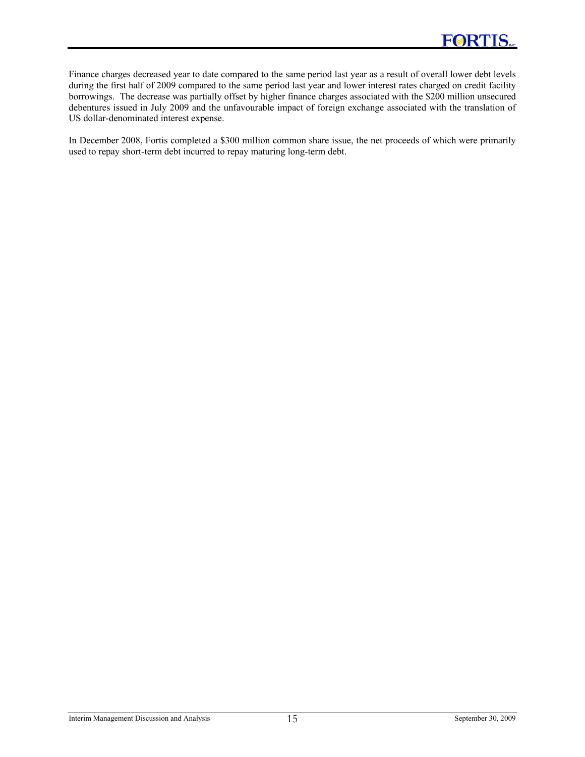Finance charges decreased year to date compared to the same period last year as a result of overall lower debt levels during the first half of 2009 compared to the same period last year and lower interest rates charged on credit facility borrowings. The decrease was partially offset by higher finance charges associated with the $200 million unsecured debentures issued in July 2009 and the unfavourable impact of foreign exchange associated with the translation of US dollar-denominated interest expense.

In December 2008, Fortis completed a $300 million common share issue, the net proceeds of which were primarily used to repay short-term debt incurred to repay maturing long-term debt.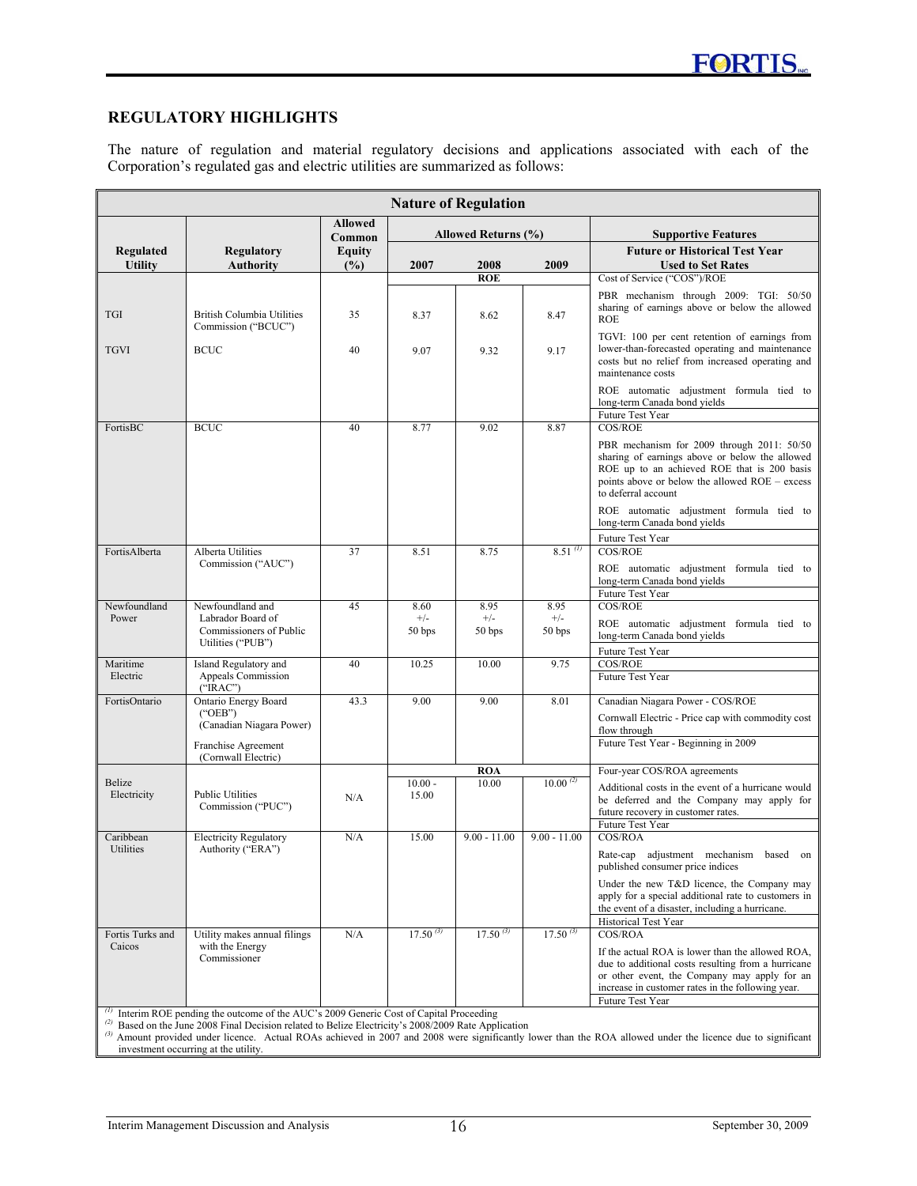## REGULATORY HIGHLIGHTS

The nature of regulation and material regulatory decisions and applications associated with each of the Corporation's regulated gas and electric utilities are summarized as follows:

| Nature of Regulation | | | | | | |
|---|---|---|---|---|---|---|
| Regulated Utility | Regulatory Authority | Allowed Common Equity (%) | Allowed Returns (%) | | | Supportive Features |
| | | | 2007 | 2008 | 2009 | Future or Historical Test Year Used to Set Rates |
| | | | | ROE | | Cost of Service ("COS")/ROE<br>PBR mechanism through 2009: TGI: 50/50 sharing of earnings above or below the allowed ROE<br>TGVI: 100 per cent retention of earnings from lower-than-forecasted operating and maintenance costs but no relief from increased operating and maintenance costs<br>ROE automatic adjustment formula tied to long-term Canada bond yields |
| TGI | British Columbia Utilities Commission ("BCUC") | 35 | 8.37 | 8.62 | 8.47 | |
| TGVI | BCUC | 40 | 9.07 | 9.32 | 9.17 | Future Test Year |
| FortisBC | BCUC | 40 | 8.77 | 9.02 | 8.87 | COS/ROE<br>PBR mechanism for 2009 through 2011: 50/50 sharing of earnings above or below the allowed ROE up to an achieved ROE that is 200 basis points above or below the allowed ROE – excess to deferral account<br>ROE automatic adjustment formula tied to long-term Canada bond yields<br>Future Test Year |
| FortisAlberta | Alberta Utilities Commission ("AUC") | 37 | 8.51 | 8.75 | 8.51 [(1)] | COS/ROE<br>ROE automatic adjustment formula tied to long-term Canada bond yields<br>Future Test Year |
| Newfoundland Power | Newfoundland and Labrador Board of Commissioners of Public Utilities ("PUB") | 45 | 8.60 +/- 50 bps | 8.95 +/- 50 bps | 8.95 +/- 50 bps | COS/ROE<br>ROE automatic adjustment formula tied to long-term Canada bond yields<br>Future Test Year |
| Maritime Electric | Island Regulatory and Appeals Commission ("IRAC") | 40 | 10.25 | 10.00 | 9.75 | COS/ROE<br>Future Test Year |
| FortisOntario | Ontario Energy Board ("OEB") (Canadian Niagara Power)<br>Franchise Agreement (Cornwall Electric) | 43.3 | 9.00 | 9.00 | 8.01 | Canadian Niagara Power - COS/ROE<br>Cornwall Electric - Price cap with commodity cost flow through<br>Future Test Year - Beginning in 2009 |
| | | | | ROA | | |
| Belize Electricity | Public Utilities Commission ("PUC") | N/A | 10.00 - 15.00 | 10.00 | 10.00 [(2)] | Four-year COS/ROA agreements<br>Additional costs in the event of a hurricane would be deferred and the Company may apply for future recovery in customer rates.<br>Future Test Year |
| Caribbean Utilities | Electricity Regulatory Authority ("ERA") | N/A | 15.00 | 9.00 - 11.00 | 9.00 - 11.00 | COS/ROA<br>Rate-cap adjustment mechanism based on published consumer price indices<br>Under the new T&D licence, the Company may apply for a special additional rate to customers in the event of a disaster, including a hurricane.<br>Historical Test Year |
| Fortis Turks and Caicos | Utility makes annual filings with the Energy Commissioner | N/A | 17.50 [(3)] | 17.50 [(3)] | 17.50 [(3)] | COS/ROA<br>If the actual ROA is lower than the allowed ROA, due to additional costs resulting from a hurricane or other event, the Company may apply for an increase in customer rates in the following year.<br>Future Test Year |

[(1)] Interim ROE pending the outcome of the AUC's 2009 Generic Cost of Capital Proceeding
[(2)] Based on the June 2008 Final Decision related to Belize Electricity's 2008/2009 Rate Application
[(3)] Amount provided under licence. Actual ROAs achieved in 2007 and 2008 were significantly lower than the ROA allowed under the licence due to significant investment occurring at the utility.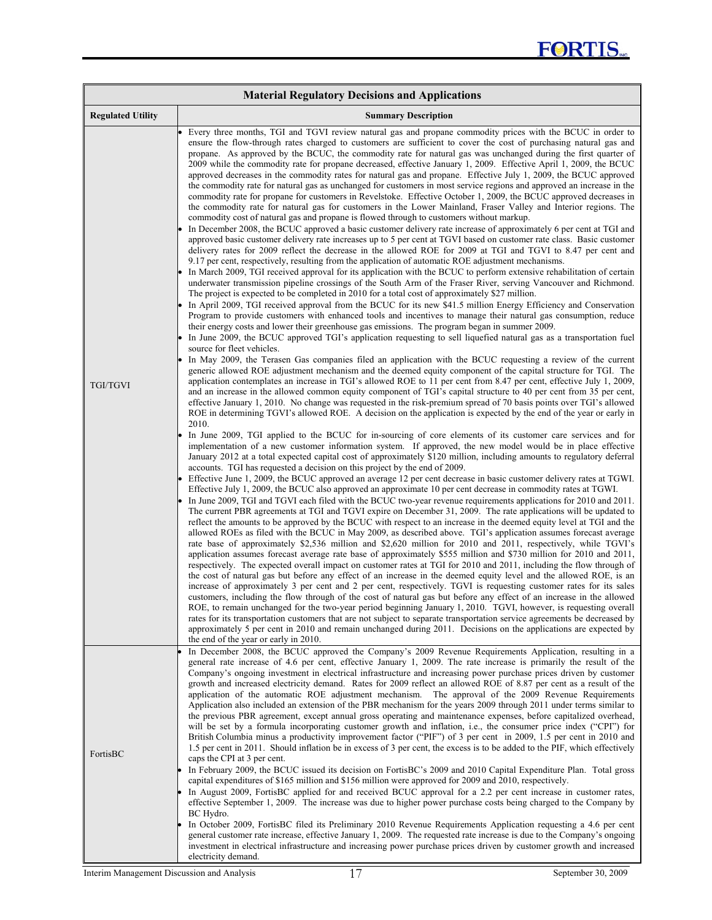| Material Regulatory Decisions and Applications | |
|---|---|
| **Regulated Utility** | **Summary Description** |
| TGI/TGVI | • Every three months, TGI and TGVI review natural gas and propane commodity prices with the BCUC in order to ensure the flow-through rates charged to customers are sufficient to cover the cost of purchasing natural gas and propane. As approved by the BCUC, the commodity rate for natural gas was unchanged during the first quarter of 2009 while the commodity rate for propane decreased, effective January 1, 2009. Effective April 1, 2009, the BCUC approved decreases in the commodity rates for natural gas and propane. Effective July 1, 2009, the BCUC approved the commodity rate for natural gas as unchanged for customers in most service regions and approved an increase in the commodity rate for propane for customers in Revelstoke. Effective October 1, 2009, the BCUC approved decreases in the commodity rate for natural gas for customers in the Lower Mainland, Fraser Valley and Interior regions. The commodity cost of natural gas and propane is flowed through to customers without markup.<br>• In December 2008, the BCUC approved a basic customer delivery rate increase of approximately 6 per cent at TGI and approved basic customer delivery rate increases up to 5 per cent at TGVI based on customer rate class. Basic customer delivery rates for 2009 reflect the decrease in the allowed ROE for 2009 at TGI and TGVI to 8.47 per cent and 9.17 per cent, respectively, resulting from the application of automatic ROE adjustment mechanisms.<br>• In March 2009, TGI received approval for its application with the BCUC to perform extensive rehabilitation of certain underwater transmission pipeline crossings of the South Arm of the Fraser River, serving Vancouver and Richmond. The project is expected to be completed in 2010 for a total cost of approximately $27 million.<br>• In April 2009, TGI received approval from the BCUC for its new $41.5 million Energy Efficiency and Conservation Program to provide customers with enhanced tools and incentives to manage their natural gas consumption, reduce their energy costs and lower their greenhouse gas emissions. The program began in summer 2009.<br>• In June 2009, the BCUC approved TGI's application requesting to sell liquefied natural gas as a transportation fuel source for fleet vehicles.<br>• In May 2009, the Terasen Gas companies filed an application with the BCUC requesting a review of the current generic allowed ROE adjustment mechanism and the deemed equity component of the capital structure for TGI. The application contemplates an increase in TGI's allowed ROE to 11 per cent from 8.47 per cent, effective July 1, 2009, and an increase in the allowed common equity component of TGI's capital structure to 40 per cent from 35 per cent, effective January 1, 2010. No change was requested in the risk-premium spread of 70 basis points over TGI's allowed ROE in determining TGVI's allowed ROE. A decision on the application is expected by the end of the year or early in 2010.<br>• In June 2009, TGI applied to the BCUC for in-sourcing of core elements of its customer care services and for implementation of a new customer information system. If approved, the new model would be in place effective January 2012 at a total expected capital cost of approximately $120 million, including amounts to regulatory deferral accounts. TGI has requested a decision on this project by the end of 2009.<br>• Effective June 1, 2009, the BCUC approved an average 12 per cent decrease in basic customer delivery rates at TGWI. Effective July 1, 2009, the BCUC also approved an approximate 10 per cent decrease in commodity rates at TGWI.<br>• In June 2009, TGI and TGVI each filed with the BCUC two-year revenue requirements applications for 2010 and 2011. The current PBR agreements at TGI and TGVI expire on December 31, 2009. The rate applications will be updated to reflect the amounts to be approved by the BCUC with respect to an increase in the deemed equity level at TGI and the allowed ROEs as filed with the BCUC in May 2009, as described above. TGI's application assumes forecast average rate base of approximately $2,536 million and $2,620 million for 2010 and 2011, respectively, while TGVI's application assumes forecast average rate base of approximately $555 million and $730 million for 2010 and 2011, respectively. The expected overall impact on customer rates at TGI for 2010 and 2011, including the flow through of the cost of natural gas but before any effect of an increase in the deemed equity level and the allowed ROE, is an increase of approximately 3 per cent and 2 per cent, respectively. TGVI is requesting customer rates for its sales customers, including the flow through of the cost of natural gas but before any effect of an increase in the allowed ROE, to remain unchanged for the two-year period beginning January 1, 2010. TGVI, however, is requesting overall rates for its transportation customers that are not subject to separate transportation service agreements be decreased by approximately 5 per cent in 2010 and remain unchanged during 2011. Decisions on the applications are expected by the end of the year or early in 2010. |
| FortisBC | • In December 2008, the BCUC approved the Company's 2009 Revenue Requirements Application, resulting in a general rate increase of 4.6 per cent, effective January 1, 2009. The rate increase is primarily the result of the Company's ongoing investment in electrical infrastructure and increasing power purchase prices driven by customer growth and increased electricity demand. Rates for 2009 reflect an allowed ROE of 8.87 per cent as a result of the application of the automatic ROE adjustment mechanism. The approval of the 2009 Revenue Requirements Application also included an extension of the PBR mechanism for the years 2009 through 2011 under terms similar to the previous PBR agreement, except annual gross operating and maintenance expenses, before capitalized overhead, will be set by a formula incorporating customer growth and inflation, i.e., the consumer price index ("CPI") for British Columbia minus a productivity improvement factor ("PIF") of 3 per cent in 2009, 1.5 per cent in 2010 and 1.5 per cent in 2011. Should inflation be in excess of 3 per cent, the excess is to be added to the PIF, which effectively caps the CPI at 3 per cent.<br>• In February 2009, the BCUC issued its decision on FortisBC's 2009 and 2010 Capital Expenditure Plan. Total gross capital expenditures of $165 million and $156 million were approved for 2009 and 2010, respectively.<br>• In August 2009, FortisBC applied for and received BCUC approval for a 2.2 per cent increase in customer rates, effective September 1, 2009. The increase was due to higher power purchase costs being charged to the Company by BC Hydro.<br>• In October 2009, FortisBC filed its Preliminary 2010 Revenue Requirements Application requesting a 4.6 per cent general customer rate increase, effective January 1, 2009. The requested rate increase is due to the Company's ongoing investment in electrical infrastructure and increasing power purchase prices driven by customer growth and increased electricity demand. |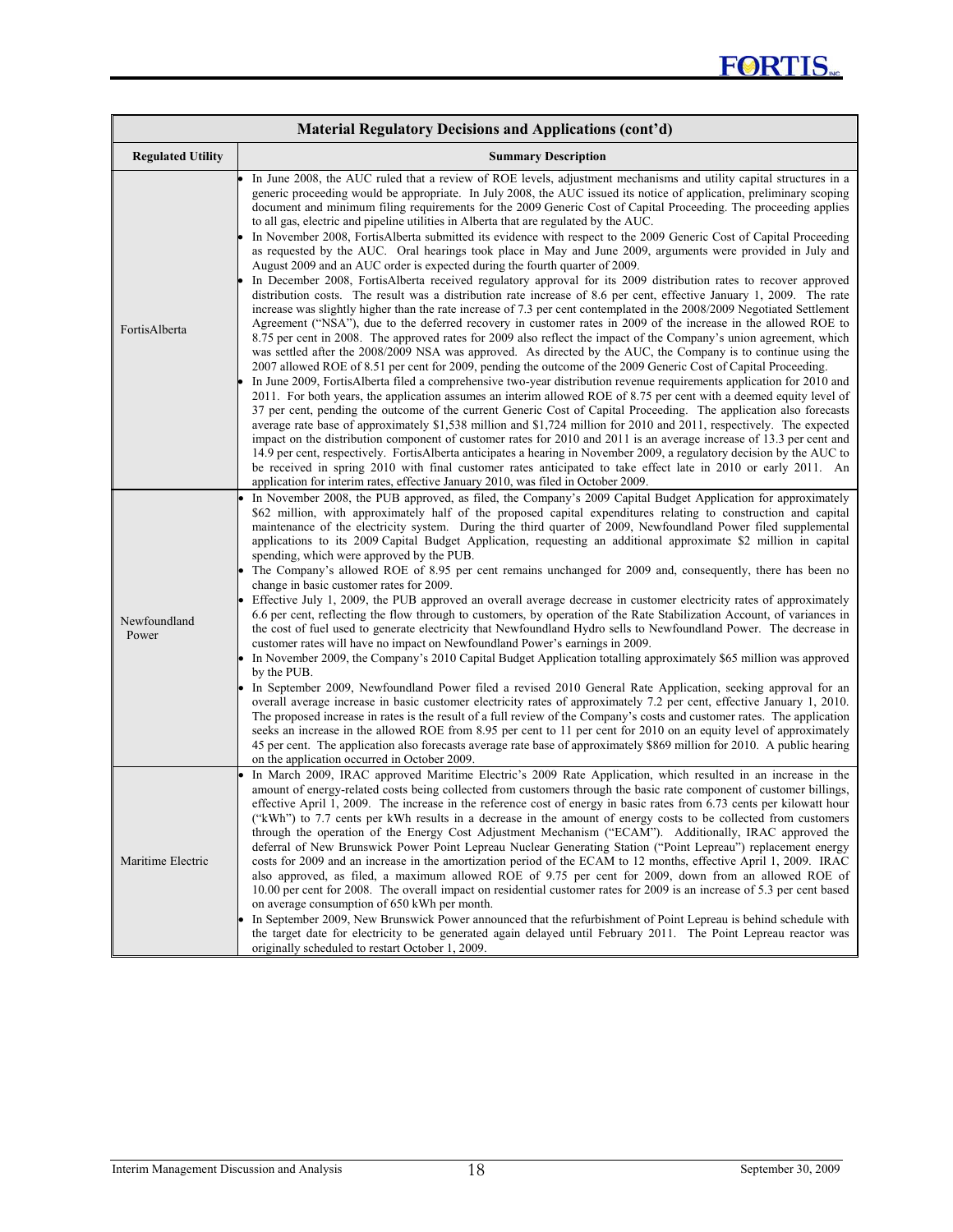| Material Regulatory Decisions and Applications (cont'd) | |
|---|---|
| **Regulated Utility** | **Summary Description** |
| FortisAlberta | • In June 2008, the AUC ruled that a review of ROE levels, adjustment mechanisms and utility capital structures in a generic proceeding would be appropriate. In July 2008, the AUC issued its notice of application, preliminary scoping document and minimum filing requirements for the 2009 Generic Cost of Capital Proceeding. The proceeding applies to all gas, electric and pipeline utilities in Alberta that are regulated by the AUC.<br>• In November 2008, FortisAlberta submitted its evidence with respect to the 2009 Generic Cost of Capital Proceeding as requested by the AUC. Oral hearings took place in May and June 2009, arguments were provided in July and August 2009 and an AUC order is expected during the fourth quarter of 2009.<br>• In December 2008, FortisAlberta received regulatory approval for its 2009 distribution rates to recover approved distribution costs. The result was a distribution rate increase of 8.6 per cent, effective January 1, 2009. The rate increase was slightly higher than the rate increase of 7.3 per cent contemplated in the 2008/2009 Negotiated Settlement Agreement ("NSA"), due to the deferred recovery in customer rates in 2009 of the increase in the allowed ROE to 8.75 per cent in 2008. The approved rates for 2009 also reflect the impact of the Company's union agreement, which was settled after the 2008/2009 NSA was approved. As directed by the AUC, the Company is to continue using the 2007 allowed ROE of 8.51 per cent for 2009, pending the outcome of the 2009 Generic Cost of Capital Proceeding.<br>• In June 2009, FortisAlberta filed a comprehensive two-year distribution revenue requirements application for 2010 and 2011. For both years, the application assumes an interim allowed ROE of 8.75 per cent with a deemed equity level of 37 per cent, pending the outcome of the current Generic Cost of Capital Proceeding. The application also forecasts average rate base of approximately $1,538 million and $1,724 million for 2010 and 2011, respectively. The expected impact on the distribution component of customer rates for 2010 and 2011 is an average increase of 13.3 per cent and 14.9 per cent, respectively. FortisAlberta anticipates a hearing in November 2009, a regulatory decision by the AUC to be received in spring 2010 with final customer rates anticipated to take effect late in 2010 or early 2011. An application for interim rates, effective January 2010, was filed in October 2009. |
| Newfoundland Power | • In November 2008, the PUB approved, as filed, the Company's 2009 Capital Budget Application for approximately $62 million, with approximately half of the proposed capital expenditures relating to construction and capital maintenance of the electricity system. During the third quarter of 2009, Newfoundland Power filed supplemental applications to its 2009 Capital Budget Application, requesting an additional approximate $2 million in capital spending, which were approved by the PUB.<br>• The Company's allowed ROE of 8.95 per cent remains unchanged for 2009 and, consequently, there has been no change in basic customer rates for 2009.<br>• Effective July 1, 2009, the PUB approved an overall average decrease in customer electricity rates of approximately 6.6 per cent, reflecting the flow through to customers, by operation of the Rate Stabilization Account, of variances in the cost of fuel used to generate electricity that Newfoundland Hydro sells to Newfoundland Power. The decrease in customer rates will have no impact on Newfoundland Power's earnings in 2009.<br>• In November 2009, the Company's 2010 Capital Budget Application totalling approximately $65 million was approved by the PUB.<br>• In September 2009, Newfoundland Power filed a revised 2010 General Rate Application, seeking approval for an overall average increase in basic customer electricity rates of approximately 7.2 per cent, effective January 1, 2010. The proposed increase in rates is the result of a full review of the Company's costs and customer rates. The application seeks an increase in the allowed ROE from 8.95 per cent to 11 per cent for 2010 on an equity level of approximately 45 per cent. The application also forecasts average rate base of approximately $869 million for 2010. A public hearing on the application occurred in October 2009. |
| Maritime Electric | • In March 2009, IRAC approved Maritime Electric's 2009 Rate Application, which resulted in an increase in the amount of energy-related costs being collected from customers through the basic rate component of customer billings, effective April 1, 2009. The increase in the reference cost of energy in basic rates from 6.73 cents per kilowatt hour ("kWh") to 7.7 cents per kWh results in a decrease in the amount of energy costs to be collected from customers through the operation of the Energy Cost Adjustment Mechanism ("ECAM"). Additionally, IRAC approved the deferral of New Brunswick Power Point Lepreau Nuclear Generating Station ("Point Lepreau") replacement energy costs for 2009 and an increase in the amortization period of the ECAM to 12 months, effective April 1, 2009. IRAC also approved, as filed, a maximum allowed ROE of 9.75 per cent for 2009, down from an allowed ROE of 10.00 per cent for 2008. The overall impact on residential customer rates for 2009 is an increase of 5.3 per cent based on average consumption of 650 kWh per month.<br>• In September 2009, New Brunswick Power announced that the refurbishment of Point Lepreau is behind schedule with the target date for electricity to be generated again delayed until February 2011. The Point Lepreau reactor was originally scheduled to restart October 1, 2009. |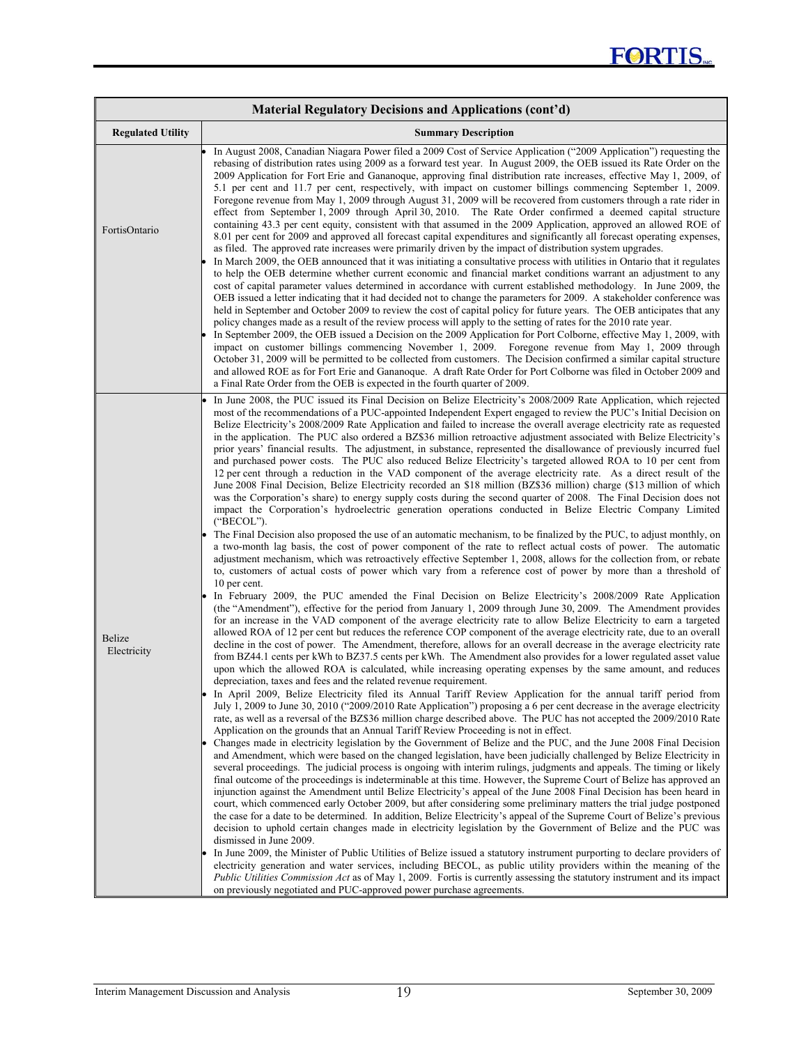| Material Regulatory Decisions and Applications (cont'd) | |
|---|---|
| **Regulated Utility** | **Summary Description** |
| FortisOntario | • In August 2008, Canadian Niagara Power filed a 2009 Cost of Service Application ("2009 Application") requesting the rebasing of distribution rates using 2009 as a forward test year. In August 2009, the OEB issued its Rate Order on the 2009 Application for Fort Erie and Gananoque, approving final distribution rate increases, effective May 1, 2009, of 5.1 per cent and 11.7 per cent, respectively, with impact on customer billings commencing September 1, 2009. Foregone revenue from May 1, 2009 through August 31, 2009 will be recovered from customers through a rate rider in effect from September 1, 2009 through April 30, 2010. The Rate Order confirmed a deemed capital structure containing 43.3 per cent equity, consistent with that assumed in the 2009 Application, approved an allowed ROE of 8.01 per cent for 2009 and approved all forecast capital expenditures and significantly all forecast operating expenses, as filed. The approved rate increases were primarily driven by the impact of distribution system upgrades.<br>• In March 2009, the OEB announced that it was initiating a consultative process with utilities in Ontario that it regulates to help the OEB determine whether current economic and financial market conditions warrant an adjustment to any cost of capital parameter values determined in accordance with current established methodology. In June 2009, the OEB issued a letter indicating that it had decided not to change the parameters for 2009. A stakeholder conference was held in September and October 2009 to review the cost of capital policy for future years. The OEB anticipates that any policy changes made as a result of the review process will apply to the setting of rates for the 2010 rate year.<br>• In September 2009, the OEB issued a Decision on the 2009 Application for Port Colborne, effective May 1, 2009, with impact on customer billings commencing November 1, 2009. Foregone revenue from May 1, 2009 through October 31, 2009 will be permitted to be collected from customers. The Decision confirmed a similar capital structure and allowed ROE as for Fort Erie and Gananoque. A draft Rate Order for Port Colborne was filed in October 2009 and a Final Rate Order from the OEB is expected in the fourth quarter of 2009. |
| Belize Electricity | • In June 2008, the PUC issued its Final Decision on Belize Electricity's 2008/2009 Rate Application, which rejected most of the recommendations of a PUC-appointed Independent Expert engaged to review the PUC's Initial Decision on Belize Electricity's 2008/2009 Rate Application and failed to increase the overall average electricity rate as requested in the application. The PUC also ordered a BZ$36 million retroactive adjustment associated with Belize Electricity's prior years' financial results. The adjustment, in substance, represented the disallowance of previously incurred fuel and purchased power costs. The PUC also reduced Belize Electricity's targeted allowed ROA to 10 per cent from 12 per cent through a reduction in the VAD component of the average electricity rate. As a direct result of the June 2008 Final Decision, Belize Electricity recorded an $18 million (BZ$36 million) charge ($13 million of which was the Corporation's share) to energy supply costs during the second quarter of 2008. The Final Decision does not impact the Corporation's hydroelectric generation operations conducted in Belize Electric Company Limited ("BECOL").<br>• The Final Decision also proposed the use of an automatic mechanism, to be finalized by the PUC, to adjust monthly, on a two-month lag basis, the cost of power component of the rate to reflect actual costs of power. The automatic adjustment mechanism, which was retroactively effective September 1, 2008, allows for the collection from, or rebate to, customers of actual costs of power which vary from a reference cost of power by more than a threshold of 10 per cent.<br>• In February 2009, the PUC amended the Final Decision on Belize Electricity's 2008/2009 Rate Application (the "Amendment"), effective for the period from January 1, 2009 through June 30, 2009. The Amendment provides for an increase in the VAD component of the average electricity rate to allow Belize Electricity to earn a targeted allowed ROA of 12 per cent but reduces the reference COP component of the average electricity rate, due to an overall decline in the cost of power. The Amendment, therefore, allows for an overall decrease in the average electricity rate from BZ44.1 cents per kWh to BZ37.5 cents per kWh. The Amendment also provides for a lower regulated asset value upon which the allowed ROA is calculated, while increasing operating expenses by the same amount, and reduces depreciation, taxes and fees and the related revenue requirement.<br>• In April 2009, Belize Electricity filed its Annual Tariff Review Application for the annual tariff period from July 1, 2009 to June 30, 2010 ("2009/2010 Rate Application") proposing a 6 per cent decrease in the average electricity rate, as well as a reversal of the BZ$36 million charge described above. The PUC has not accepted the 2009/2010 Rate Application on the grounds that an Annual Tariff Review Proceeding is not in effect.<br>• Changes made in electricity legislation by the Government of Belize and the PUC, and the June 2008 Final Decision and Amendment, which were based on the changed legislation, have been judicially challenged by Belize Electricity in several proceedings. The judicial process is ongoing with interim rulings, judgments and appeals. The timing or likely final outcome of the proceedings is indeterminable at this time. However, the Supreme Court of Belize has approved an injunction against the Amendment until Belize Electricity's appeal of the June 2008 Final Decision has been heard in court, which commenced early October 2009, but after considering some preliminary matters the trial judge postponed the case for a date to be determined. In addition, Belize Electricity's appeal of the Supreme Court of Belize's previous decision to uphold certain changes made in electricity legislation by the Government of Belize and the PUC was dismissed in June 2009.<br>• In June 2009, the Minister of Public Utilities of Belize issued a statutory instrument purporting to declare providers of electricity generation and water services, including BECOL, as public utility providers within the meaning of the *Public Utilities Commission Act* as of May 1, 2009. Fortis is currently assessing the statutory instrument and its impact on previously negotiated and PUC-approved power purchase agreements. |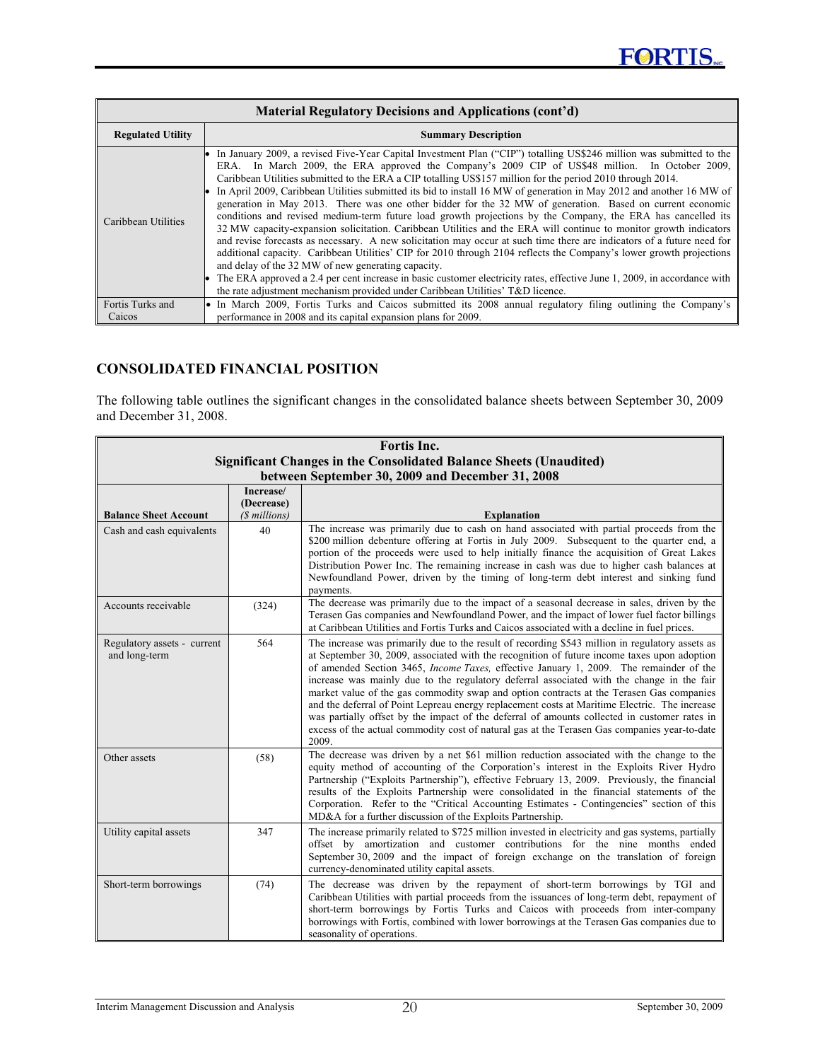| Material Regulatory Decisions and Applications (cont'd) | |
|---|---|
| **Regulated Utility** | **Summary Description** |
| Caribbean Utilities | • In January 2009, a revised Five-Year Capital Investment Plan ("CIP") totalling US$246 million was submitted to the ERA. In March 2009, the ERA approved the Company's 2009 CIP of US$48 million. In October 2009, Caribbean Utilities submitted to the ERA a CIP totalling US$157 million for the period 2010 through 2014.<br>• In April 2009, Caribbean Utilities submitted its bid to install 16 MW of generation in May 2012 and another 16 MW of generation in May 2013. There was one other bidder for the 32 MW of generation. Based on current economic conditions and revised medium-term future load growth projections by the Company, the ERA has cancelled its 32 MW capacity-expansion solicitation. Caribbean Utilities and the ERA will continue to monitor growth indicators and revise forecasts as necessary. A new solicitation may occur at such time there are indicators of a future need for additional capacity. Caribbean Utilities' CIP for 2010 through 2104 reflects the Company's lower growth projections and delay of the 32 MW of new generating capacity.<br>• The ERA approved a 2.4 per cent increase in basic customer electricity rates, effective June 1, 2009, in accordance with the rate adjustment mechanism provided under Caribbean Utilities' T&D licence. |
| Fortis Turks and Caicos | • In March 2009, Fortis Turks and Caicos submitted its 2008 annual regulatory filing outlining the Company's performance in 2008 and its capital expansion plans for 2009. |

## CONSOLIDATED FINANCIAL POSITION

The following table outlines the significant changes in the consolidated balance sheets between September 30, 2009 and December 31, 2008.

| Fortis Inc.<br>Significant Changes in the Consolidated Balance Sheets (Unaudited)<br>between September 30, 2009 and December 31, 2008 | | |
|---|---|---|
| **Balance Sheet Account** | **Increase/ (Decrease)** *($ millions)* | **Explanation** |
| Cash and cash equivalents | 40 | The increase was primarily due to cash on hand associated with partial proceeds from the $200 million debenture offering at Fortis in July 2009. Subsequent to the quarter end, a portion of the proceeds were used to help initially finance the acquisition of Great Lakes Distribution Power Inc. The remaining increase in cash was due to higher cash balances at Newfoundland Power, driven by the timing of long-term debt interest and sinking fund payments. |
| Accounts receivable | (324) | The decrease was primarily due to the impact of a seasonal decrease in sales, driven by the Terasen Gas companies and Newfoundland Power, and the impact of lower fuel factor billings at Caribbean Utilities and Fortis Turks and Caicos associated with a decline in fuel prices. |
| Regulatory assets - current and long-term | 564 | The increase was primarily due to the result of recording $543 million in regulatory assets as at September 30, 2009, associated with the recognition of future income taxes upon adoption of amended Section 3465, *Income Taxes,* effective January 1, 2009. The remainder of the increase was mainly due to the regulatory deferral associated with the change in the fair market value of the gas commodity swap and option contracts at the Terasen Gas companies and the deferral of Point Lepreau energy replacement costs at Maritime Electric. The increase was partially offset by the impact of the deferral of amounts collected in customer rates in excess of the actual commodity cost of natural gas at the Terasen Gas companies year-to-date 2009. |
| Other assets | (58) | The decrease was driven by a net $61 million reduction associated with the change to the equity method of accounting of the Corporation's interest in the Exploits River Hydro Partnership ("Exploits Partnership"), effective February 13, 2009. Previously, the financial results of the Exploits Partnership were consolidated in the financial statements of the Corporation. Refer to the "Critical Accounting Estimates - Contingencies" section of this MD&A for a further discussion of the Exploits Partnership. |
| Utility capital assets | 347 | The increase primarily related to $725 million invested in electricity and gas systems, partially offset by amortization and customer contributions for the nine months ended September 30, 2009 and the impact of foreign exchange on the translation of foreign currency-denominated utility capital assets. |
| Short-term borrowings | (74) | The decrease was driven by the repayment of short-term borrowings by TGI and Caribbean Utilities with partial proceeds from the issuances of long-term debt, repayment of short-term borrowings by Fortis Turks and Caicos with proceeds from inter-company borrowings with Fortis, combined with lower borrowings at the Terasen Gas companies due to seasonality of operations. |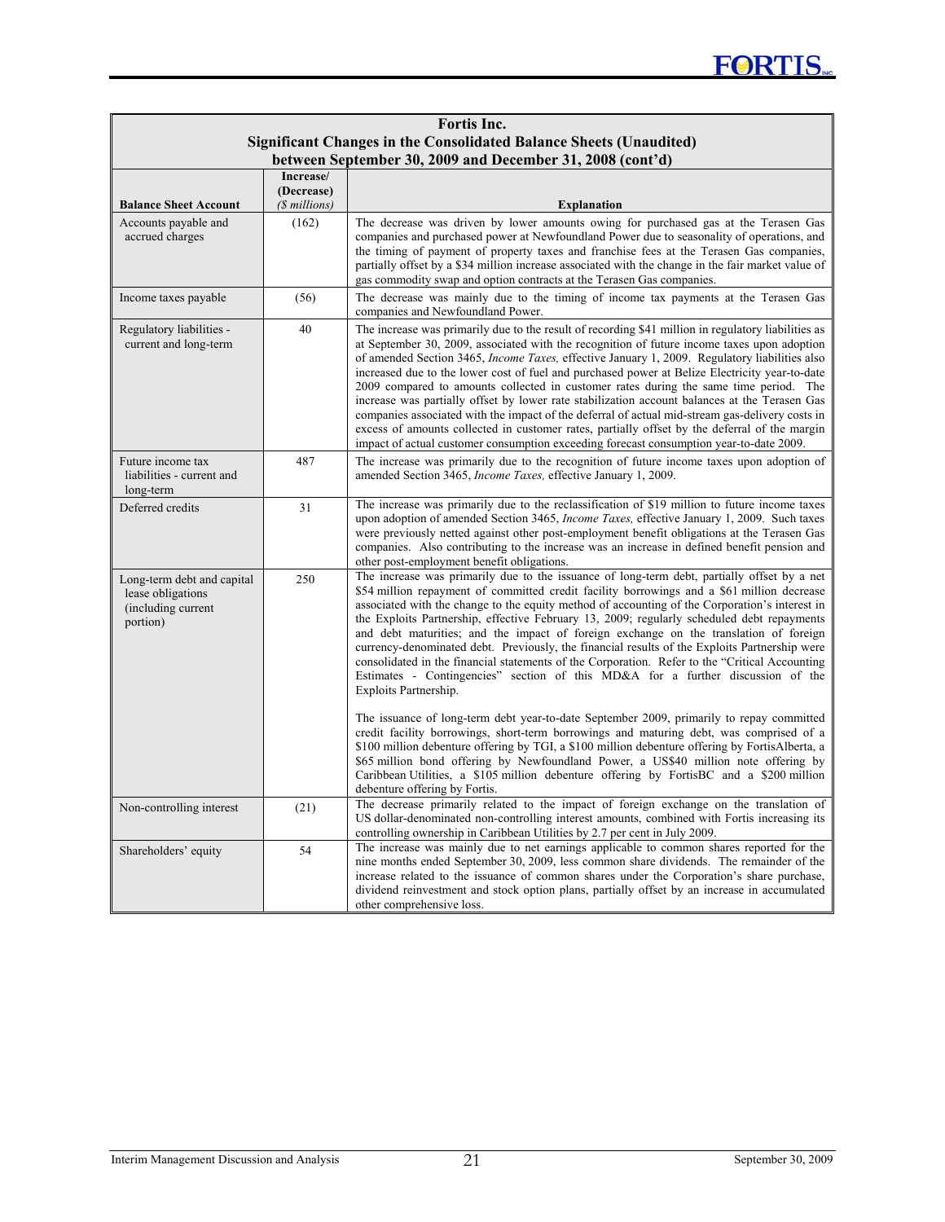**Fortis Inc.**
**Significant Changes in the Consolidated Balance Sheets (Unaudited)**
**between September 30, 2009 and December 31, 2008 (cont'd)**

| Balance Sheet Account | Increase/ (Decrease) *($ millions)* | Explanation |
|---|---|---|
| Accounts payable and accrued charges | (162) | The decrease was driven by lower amounts owing for purchased gas at the Terasen Gas companies and purchased power at Newfoundland Power due to seasonality of operations, and the timing of payment of property taxes and franchise fees at the Terasen Gas companies, partially offset by a $34 million increase associated with the change in the fair market value of gas commodity swap and option contracts at the Terasen Gas companies. |
| Income taxes payable | (56) | The decrease was mainly due to the timing of income tax payments at the Terasen Gas companies and Newfoundland Power. |
| Regulatory liabilities - current and long-term | 40 | The increase was primarily due to the result of recording $41 million in regulatory liabilities as at September 30, 2009, associated with the recognition of future income taxes upon adoption of amended Section 3465, *Income Taxes,* effective January 1, 2009. Regulatory liabilities also increased due to the lower cost of fuel and purchased power at Belize Electricity year-to-date 2009 compared to amounts collected in customer rates during the same time period. The increase was partially offset by lower rate stabilization account balances at the Terasen Gas companies associated with the impact of the deferral of actual mid-stream gas-delivery costs in excess of amounts collected in customer rates, partially offset by the deferral of the margin impact of actual customer consumption exceeding forecast consumption year-to-date 2009. |
| Future income tax liabilities - current and long-term | 487 | The increase was primarily due to the recognition of future income taxes upon adoption of amended Section 3465, *Income Taxes,* effective January 1, 2009. |
| Deferred credits | 31 | The increase was primarily due to the reclassification of $19 million to future income taxes upon adoption of amended Section 3465, *Income Taxes,* effective January 1, 2009. Such taxes were previously netted against other post-employment benefit obligations at the Terasen Gas companies. Also contributing to the increase was an increase in defined benefit pension and other post-employment benefit obligations. |
| Long-term debt and capital lease obligations (including current portion) | 250 | The increase was primarily due to the issuance of long-term debt, partially offset by a net $54 million repayment of committed credit facility borrowings and a $61 million decrease associated with the change to the equity method of accounting of the Corporation's interest in the Exploits Partnership, effective February 13, 2009; regularly scheduled debt repayments and debt maturities; and the impact of foreign exchange on the translation of foreign currency-denominated debt. Previously, the financial results of the Exploits Partnership were consolidated in the financial statements of the Corporation. Refer to the "Critical Accounting Estimates - Contingencies" section of this MD&A for a further discussion of the Exploits Partnership.<br><br>The issuance of long-term debt year-to-date September 2009, primarily to repay committed credit facility borrowings, short-term borrowings and maturing debt, was comprised of a $100 million debenture offering by TGI, a $100 million debenture offering by FortisAlberta, a $65 million bond offering by Newfoundland Power, a US$40 million note offering by Caribbean Utilities, a $105 million debenture offering by FortisBC and a $200 million debenture offering by Fortis. |
| Non-controlling interest | (21) | The decrease primarily related to the impact of foreign exchange on the translation of US dollar-denominated non-controlling interest amounts, combined with Fortis increasing its controlling ownership in Caribbean Utilities by 2.7 per cent in July 2009. |
| Shareholders' equity | 54 | The increase was mainly due to net earnings applicable to common shares reported for the nine months ended September 30, 2009, less common share dividends. The remainder of the increase related to the issuance of common shares under the Corporation's share purchase, dividend reinvestment and stock option plans, partially offset by an increase in accumulated other comprehensive loss. |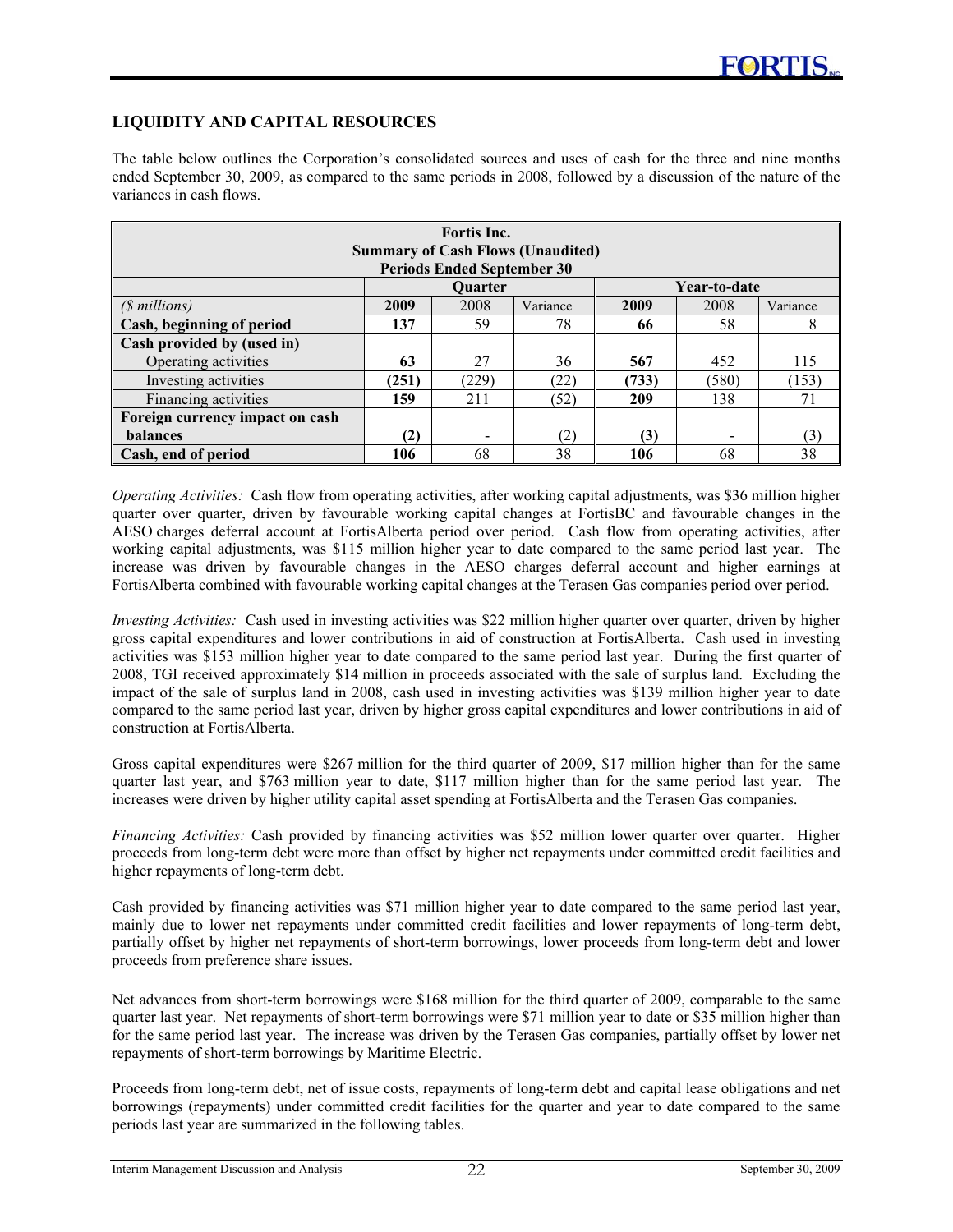## LIQUIDITY AND CAPITAL RESOURCES

The table below outlines the Corporation's consolidated sources and uses of cash for the three and nine months ended September 30, 2009, as compared to the same periods in 2008, followed by a discussion of the nature of the variances in cash flows.

| **Fortis Inc.<br>Summary of Cash Flows (Unaudited)<br>Periods Ended September 30** | | | | | | |
|---|---|---|---|---|---|---|
| | **Quarter** | | | **Year-to-date** | | |
| *($ millions)* | **2009** | 2008 | Variance | **2009** | 2008 | Variance |
| **Cash, beginning of period** | **137** | 59 | 78 | **66** | 58 | 8 |
| **Cash provided by (used in)** | | | | | | |
| Operating activities | **63** | 27 | 36 | **567** | 452 | 115 |
| Investing activities | **(251)** | (229) | (22) | **(733)** | (580) | (153) |
| Financing activities | **159** | 211 | (52) | **209** | 138 | 71 |
| **Foreign currency impact on cash balances** | **(2)** | - | (2) | **(3)** | - | (3) |
| **Cash, end of period** | **106** | 68 | 38 | **106** | 68 | 38 |

*Operating Activities:* Cash flow from operating activities, after working capital adjustments, was $36 million higher quarter over quarter, driven by favourable working capital changes at FortisBC and favourable changes in the AESO charges deferral account at FortisAlberta period over period. Cash flow from operating activities, after working capital adjustments, was $115 million higher year to date compared to the same period last year. The increase was driven by favourable changes in the AESO charges deferral account and higher earnings at FortisAlberta combined with favourable working capital changes at the Terasen Gas companies period over period.

*Investing Activities:* Cash used in investing activities was $22 million higher quarter over quarter, driven by higher gross capital expenditures and lower contributions in aid of construction at FortisAlberta. Cash used in investing activities was $153 million higher year to date compared to the same period last year. During the first quarter of 2008, TGI received approximately $14 million in proceeds associated with the sale of surplus land. Excluding the impact of the sale of surplus land in 2008, cash used in investing activities was $139 million higher year to date compared to the same period last year, driven by higher gross capital expenditures and lower contributions in aid of construction at FortisAlberta.

Gross capital expenditures were $267 million for the third quarter of 2009, $17 million higher than for the same quarter last year, and $763 million year to date, $117 million higher than for the same period last year. The increases were driven by higher utility capital asset spending at FortisAlberta and the Terasen Gas companies.

*Financing Activities:* Cash provided by financing activities was $52 million lower quarter over quarter. Higher proceeds from long-term debt were more than offset by higher net repayments under committed credit facilities and higher repayments of long-term debt.

Cash provided by financing activities was $71 million higher year to date compared to the same period last year, mainly due to lower net repayments under committed credit facilities and lower repayments of long-term debt, partially offset by higher net repayments of short-term borrowings, lower proceeds from long-term debt and lower proceeds from preference share issues.

Net advances from short-term borrowings were $168 million for the third quarter of 2009, comparable to the same quarter last year. Net repayments of short-term borrowings were $71 million year to date or $35 million higher than for the same period last year. The increase was driven by the Terasen Gas companies, partially offset by lower net repayments of short-term borrowings by Maritime Electric.

Proceeds from long-term debt, net of issue costs, repayments of long-term debt and capital lease obligations and net borrowings (repayments) under committed credit facilities for the quarter and year to date compared to the same periods last year are summarized in the following tables.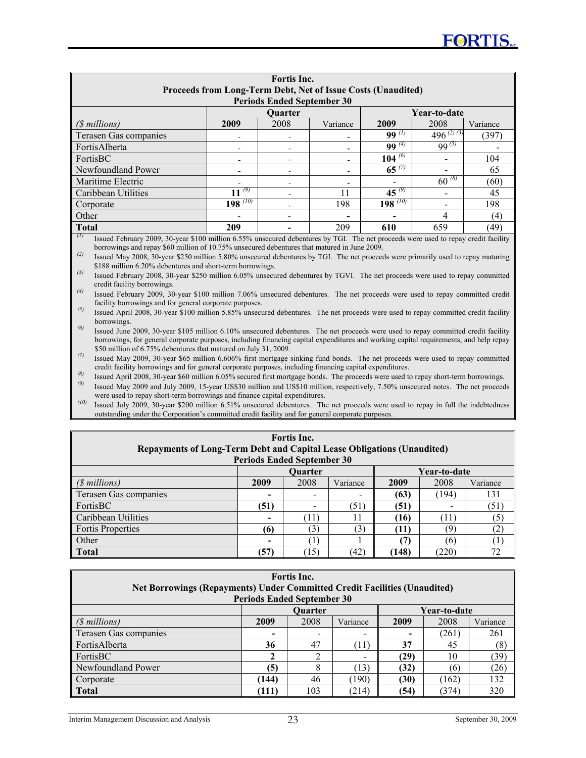| Fortis Inc. Proceeds from Long-Term Debt, Net of Issue Costs (Unaudited) Periods Ended September 30 | | | | | | |
|---|---|---|---|---|---|---|
| | Quarter | | | Year-to-date | | |
| *($ millions)* | **2009** | 2008 | Variance | **2009** | 2008 | Variance |
| Terasen Gas companies | - | - | **-** | **99** [(1)] | 496 [(2) (3)] | (397) |
| FortisAlberta | - | - | **-** | **99** [(4)] | 99 [(5)] | - |
| FortisBC | **-** | - | **-** | **104** [(6)] | - | 104 |
| Newfoundland Power | **-** | - | **-** | **65** [(7)] | - | 65 |
| Maritime Electric | - | - | **-** | - | 60 [(8)] | (60) |
| Caribbean Utilities | **11** [(9)] | - | 11 | **45** [(9)] | - | 45 |
| Corporate | **198** [(10)] | - | 198 | **198** [(10)] | - | 198 |
| Other | - | - | **-** | **-** | 4 | (4) |
| **Total** | **209** | **-** | 209 | **610** | 659 | (49) |

(1) Issued February 2009, 30-year $100 million 6.55% unsecured debentures by TGI. The net proceeds were used to repay credit facility borrowings and repay $60 million of 10.75% unsecured debentures that matured in June 2009.
(2) Issued May 2008, 30-year $250 million 5.80% unsecured debentures by TGI. The net proceeds were primarily used to repay maturing $188 million 6.20% debentures and short-term borrowings.
(3) Issued February 2008, 30-year $250 million 6.05% unsecured debentures by TGVI. The net proceeds were used to repay committed credit facility borrowings.
(4) Issued February 2009, 30-year $100 million 7.06% unsecured debentures. The net proceeds were used to repay committed credit facility borrowings and for general corporate purposes.
(5) Issued April 2008, 30-year $100 million 5.85% unsecured debentures. The net proceeds were used to repay committed credit facility borrowings.
(6) Issued June 2009, 30-year $105 million 6.10% unsecured debentures. The net proceeds were used to repay committed credit facility borrowings, for general corporate purposes, including financing capital expenditures and working capital requirements, and help repay $50 million of 6.75% debentures that matured on July 31, 2009.
(7) Issued May 2009, 30-year $65 million 6.606% first mortgage sinking fund bonds. The net proceeds were used to repay committed credit facility borrowings and for general corporate purposes, including financing capital expenditures.
(8) Issued April 2008, 30-year $60 million 6.05% secured first mortgage bonds. The proceeds were used to repay short-term borrowings.
(9) Issued May 2009 and July 2009, 15-year US$30 million and US$10 million, respectively, 7.50% unsecured notes. The net proceeds were used to repay short-term borrowings and finance capital expenditures.
(10) Issued July 2009, 30-year $200 million 6.51% unsecured debentures. The net proceeds were used to repay in full the indebtedness outstanding under the Corporation's committed credit facility and for general corporate purposes.

| Fortis Inc. Repayments of Long-Term Debt and Capital Lease Obligations (Unaudited) Periods Ended September 30 | | | | | | |
|---|---|---|---|---|---|---|
| | Quarter | | | Year-to-date | | |
| *($ millions)* | **2009** | 2008 | Variance | **2009** | 2008 | Variance |
| Terasen Gas companies | **-** | - | - | **(63)** | (194) | 131 |
| FortisBC | **(51)** | - | (51) | **(51)** | - | (51) |
| Caribbean Utilities | **-** | (11) | 11 | **(16)** | (11) | (5) |
| Fortis Properties | **(6)** | (3) | (3) | **(11)** | (9) | (2) |
| Other | **-** | (1) | 1 | **(7)** | (6) | (1) |
| **Total** | **(57)** | (15) | (42) | **(148)** | (220) | 72 |

| Fortis Inc. Net Borrowings (Repayments) Under Committed Credit Facilities (Unaudited) Periods Ended September 30 | | | | | | |
|---|---|---|---|---|---|---|
| | Quarter | | | Year-to-date | | |
| *($ millions)* | **2009** | 2008 | Variance | **2009** | 2008 | Variance |
| Terasen Gas companies | **-** | - | - | **-** | (261) | 261 |
| FortisAlberta | **36** | 47 | (11) | **37** | 45 | (8) |
| FortisBC | **2** | 2 | - | **(29)** | 10 | (39) |
| Newfoundland Power | **(5)** | 8 | (13) | **(32)** | (6) | (26) |
| Corporate | **(144)** | 46 | (190) | **(30)** | (162) | 132 |
| **Total** | **(111)** | 103 | (214) | **(54)** | (374) | 320 |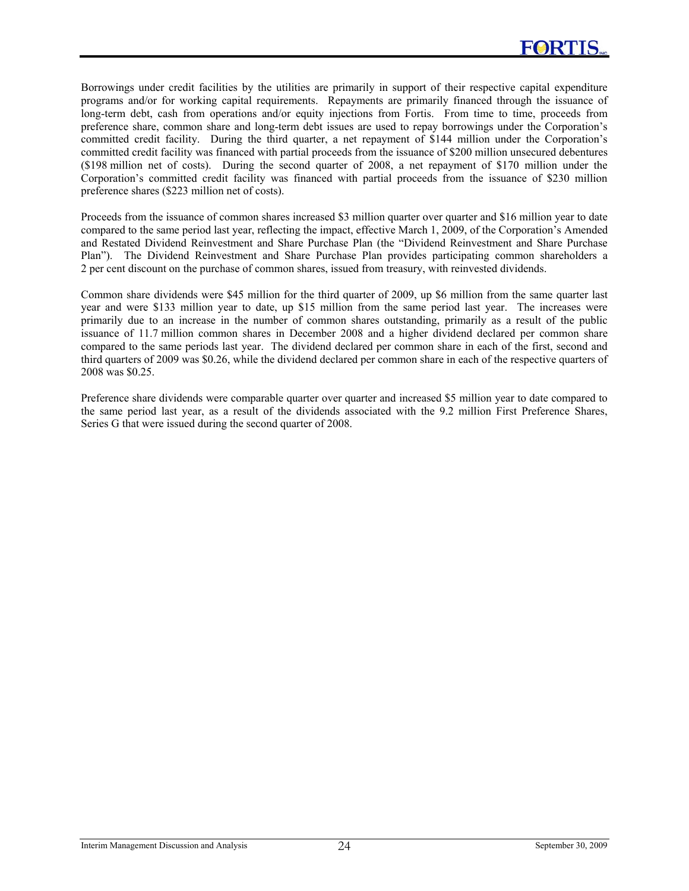Borrowings under credit facilities by the utilities are primarily in support of their respective capital expenditure programs and/or for working capital requirements. Repayments are primarily financed through the issuance of long-term debt, cash from operations and/or equity injections from Fortis. From time to time, proceeds from preference share, common share and long-term debt issues are used to repay borrowings under the Corporation's committed credit facility. During the third quarter, a net repayment of $144 million under the Corporation's committed credit facility was financed with partial proceeds from the issuance of $200 million unsecured debentures ($198 million net of costs). During the second quarter of 2008, a net repayment of $170 million under the Corporation's committed credit facility was financed with partial proceeds from the issuance of $230 million preference shares ($223 million net of costs).

Proceeds from the issuance of common shares increased $3 million quarter over quarter and $16 million year to date compared to the same period last year, reflecting the impact, effective March 1, 2009, of the Corporation's Amended and Restated Dividend Reinvestment and Share Purchase Plan (the "Dividend Reinvestment and Share Purchase Plan"). The Dividend Reinvestment and Share Purchase Plan provides participating common shareholders a 2 per cent discount on the purchase of common shares, issued from treasury, with reinvested dividends.

Common share dividends were $45 million for the third quarter of 2009, up $6 million from the same quarter last year and were $133 million year to date, up $15 million from the same period last year. The increases were primarily due to an increase in the number of common shares outstanding, primarily as a result of the public issuance of 11.7 million common shares in December 2008 and a higher dividend declared per common share compared to the same periods last year. The dividend declared per common share in each of the first, second and third quarters of 2009 was $0.26, while the dividend declared per common share in each of the respective quarters of 2008 was $0.25.

Preference share dividends were comparable quarter over quarter and increased $5 million year to date compared to the same period last year, as a result of the dividends associated with the 9.2 million First Preference Shares, Series G that were issued during the second quarter of 2008.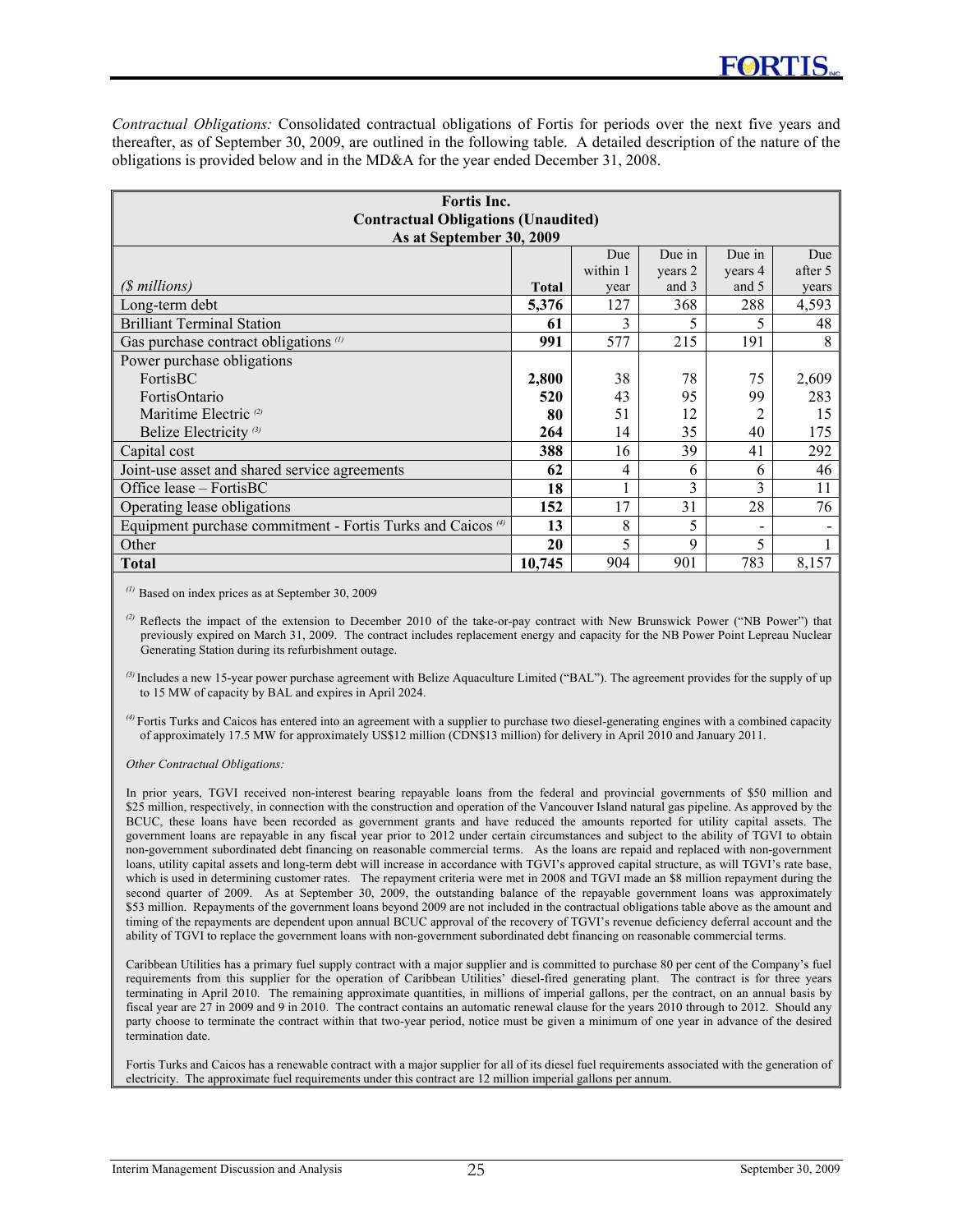*Contractual Obligations:* Consolidated contractual obligations of Fortis for periods over the next five years and thereafter, as of September 30, 2009, are outlined in the following table. A detailed description of the nature of the obligations is provided below and in the MD&A for the year ended December 31, 2008.

**Fortis Inc.**
**Contractual Obligations (Unaudited)**
**As at September 30, 2009**

| *($ millions)* | **Total** | Due within 1 year | Due in years 2 and 3 | Due in years 4 and 5 | Due after 5 years |
|---|---|---|---|---|---|
| Long-term debt | **5,376** | 127 | 368 | 288 | 4,593 |
| Brilliant Terminal Station | **61** | 3 | 5 | 5 | 48 |
| Gas purchase contract obligations [(1)] | **991** | 577 | 215 | 191 | 8 |
| Power purchase obligations | | | | | |
| FortisBC | **2,800** | 38 | 78 | 75 | 2,609 |
| FortisOntario | **520** | 43 | 95 | 99 | 283 |
| Maritime Electric [(2)] | **80** | 51 | 12 | 2 | 15 |
| Belize Electricity [(3)] | **264** | 14 | 35 | 40 | 175 |
| Capital cost | **388** | 16 | 39 | 41 | 292 |
| Joint-use asset and shared service agreements | **62** | 4 | 6 | 6 | 46 |
| Office lease – FortisBC | **18** | 1 | 3 | 3 | 11 |
| Operating lease obligations | **152** | 17 | 31 | 28 | 76 |
| Equipment purchase commitment - Fortis Turks and Caicos [(4)] | **13** | 8 | 5 | - | - |
| Other | **20** | 5 | 9 | 5 | 1 |
| **Total** | **10,745** | 904 | 901 | 783 | 8,157 |

[(1)] Based on index prices as at September 30, 2009

[(2)] Reflects the impact of the extension to December 2010 of the take-or-pay contract with New Brunswick Power ("NB Power") that previously expired on March 31, 2009. The contract includes replacement energy and capacity for the NB Power Point Lepreau Nuclear Generating Station during its refurbishment outage.

[(3)] Includes a new 15-year power purchase agreement with Belize Aquaculture Limited ("BAL"). The agreement provides for the supply of up to 15 MW of capacity by BAL and expires in April 2024.

[(4)] Fortis Turks and Caicos has entered into an agreement with a supplier to purchase two diesel-generating engines with a combined capacity of approximately 17.5 MW for approximately US$12 million (CDN$13 million) for delivery in April 2010 and January 2011.

*Other Contractual Obligations:*

In prior years, TGVI received non-interest bearing repayable loans from the federal and provincial governments of $50 million and $25 million, respectively, in connection with the construction and operation of the Vancouver Island natural gas pipeline. As approved by the BCUC, these loans have been recorded as government grants and have reduced the amounts reported for utility capital assets. The government loans are repayable in any fiscal year prior to 2012 under certain circumstances and subject to the ability of TGVI to obtain non-government subordinated debt financing on reasonable commercial terms. As the loans are repaid and replaced with non-government loans, utility capital assets and long-term debt will increase in accordance with TGVI's approved capital structure, as will TGVI's rate base, which is used in determining customer rates. The repayment criteria were met in 2008 and TGVI made an $8 million repayment during the second quarter of 2009. As at September 30, 2009, the outstanding balance of the repayable government loans was approximately $53 million. Repayments of the government loans beyond 2009 are not included in the contractual obligations table above as the amount and timing of the repayments are dependent upon annual BCUC approval of the recovery of TGVI's revenue deficiency deferral account and the ability of TGVI to replace the government loans with non-government subordinated debt financing on reasonable commercial terms.

Caribbean Utilities has a primary fuel supply contract with a major supplier and is committed to purchase 80 per cent of the Company's fuel requirements from this supplier for the operation of Caribbean Utilities' diesel-fired generating plant. The contract is for three years terminating in April 2010. The remaining approximate quantities, in millions of imperial gallons, per the contract, on an annual basis by fiscal year are 27 in 2009 and 9 in 2010. The contract contains an automatic renewal clause for the years 2010 through to 2012. Should any party choose to terminate the contract within that two-year period, notice must be given a minimum of one year in advance of the desired termination date.

Fortis Turks and Caicos has a renewable contract with a major supplier for all of its diesel fuel requirements associated with the generation of electricity. The approximate fuel requirements under this contract are 12 million imperial gallons per annum.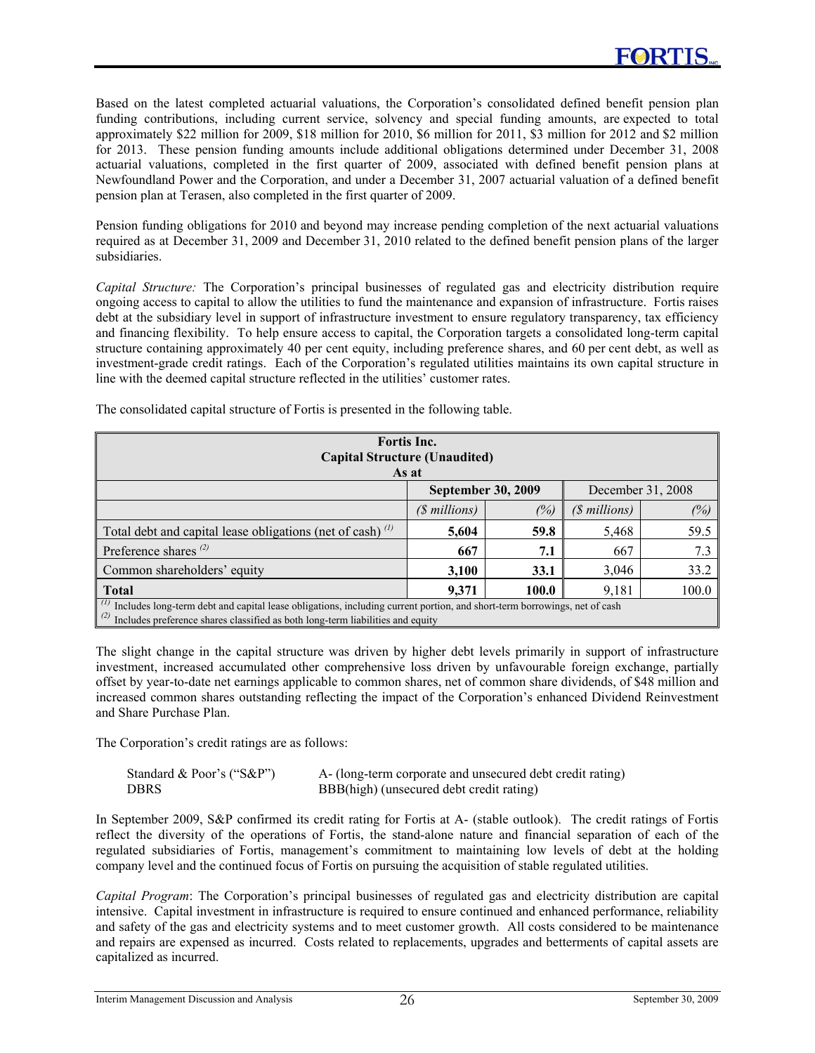Based on the latest completed actuarial valuations, the Corporation's consolidated defined benefit pension plan funding contributions, including current service, solvency and special funding amounts, are expected to total approximately $22 million for 2009, $18 million for 2010, $6 million for 2011, $3 million for 2012 and $2 million for 2013. These pension funding amounts include additional obligations determined under December 31, 2008 actuarial valuations, completed in the first quarter of 2009, associated with defined benefit pension plans at Newfoundland Power and the Corporation, and under a December 31, 2007 actuarial valuation of a defined benefit pension plan at Terasen, also completed in the first quarter of 2009.

Pension funding obligations for 2010 and beyond may increase pending completion of the next actuarial valuations required as at December 31, 2009 and December 31, 2010 related to the defined benefit pension plans of the larger subsidiaries.

*Capital Structure:* The Corporation's principal businesses of regulated gas and electricity distribution require ongoing access to capital to allow the utilities to fund the maintenance and expansion of infrastructure. Fortis raises debt at the subsidiary level in support of infrastructure investment to ensure regulatory transparency, tax efficiency and financing flexibility. To help ensure access to capital, the Corporation targets a consolidated long-term capital structure containing approximately 40 per cent equity, including preference shares, and 60 per cent debt, as well as investment-grade credit ratings. Each of the Corporation's regulated utilities maintains its own capital structure in line with the deemed capital structure reflected in the utilities' customer rates.

The consolidated capital structure of Fortis is presented in the following table.

**Fortis Inc.**
**Capital Structure (Unaudited)**
**As at**

| | **September 30, 2009** | | December 31, 2008 | |
|---|---|---|---|---|
| | *($ millions)* | *(%)* | *($ millions)* | *(%)* |
| Total debt and capital lease obligations (net of cash) [(1)] | **5,604** | **59.8** | 5,468 | 59.5 |
| Preference shares [(2)] | **667** | **7.1** | 667 | 7.3 |
| Common shareholders' equity | **3,100** | **33.1** | 3,046 | 33.2 |
| **Total** | **9,371** | **100.0** | 9,181 | 100.0 |

[(1)] Includes long-term debt and capital lease obligations, including current portion, and short-term borrowings, net of cash
[(2)] Includes preference shares classified as both long-term liabilities and equity

The slight change in the capital structure was driven by higher debt levels primarily in support of infrastructure investment, increased accumulated other comprehensive loss driven by unfavourable foreign exchange, partially offset by year-to-date net earnings applicable to common shares, net of common share dividends, of $48 million and increased common shares outstanding reflecting the impact of the Corporation's enhanced Dividend Reinvestment and Share Purchase Plan.

The Corporation's credit ratings are as follows:

| | |
|---|---|
| Standard & Poor's ("S&P") | A- (long-term corporate and unsecured debt credit rating) |
| DBRS | BBB(high) (unsecured debt credit rating) |

In September 2009, S&P confirmed its credit rating for Fortis at A- (stable outlook). The credit ratings of Fortis reflect the diversity of the operations of Fortis, the stand-alone nature and financial separation of each of the regulated subsidiaries of Fortis, management's commitment to maintaining low levels of debt at the holding company level and the continued focus of Fortis on pursuing the acquisition of stable regulated utilities.

*Capital Program*: The Corporation's principal businesses of regulated gas and electricity distribution are capital intensive. Capital investment in infrastructure is required to ensure continued and enhanced performance, reliability and safety of the gas and electricity systems and to meet customer growth. All costs considered to be maintenance and repairs are expensed as incurred. Costs related to replacements, upgrades and betterments of capital assets are capitalized as incurred.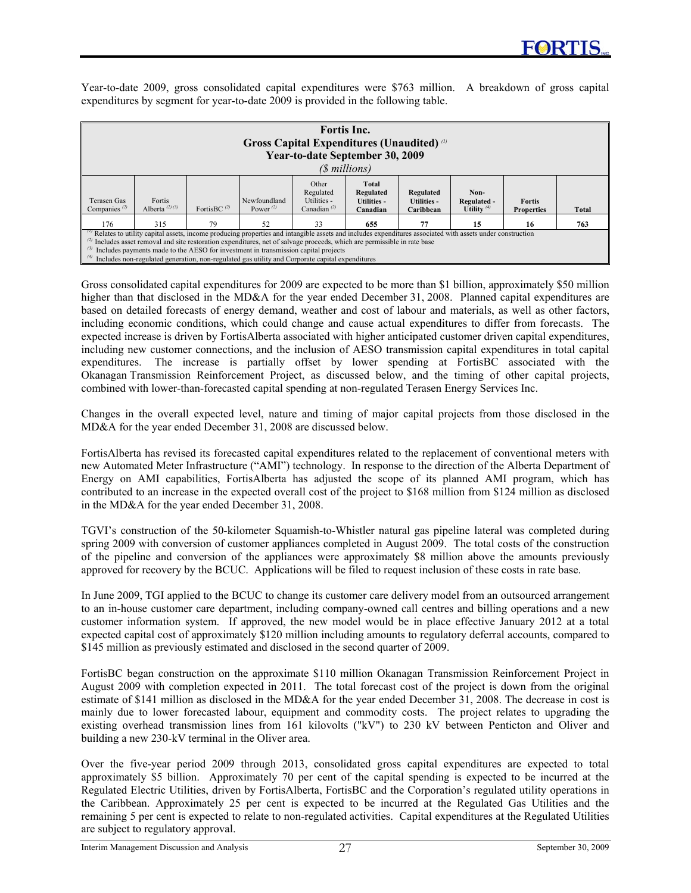Year-to-date 2009, gross consolidated capital expenditures were $763 million. A breakdown of gross capital expenditures by segment for year-to-date 2009 is provided in the following table.

**Fortis Inc.**
**Gross Capital Expenditures (Unaudited)** [(1)]
**Year-to-date September 30, 2009**
*($ millions)*

| Terasen Gas Companies [(2)] | Fortis Alberta [(2) (3)] | FortisBC [(2)] | Newfoundland Power [(2)] | Other Regulated Utilities - Canadian [(2)] | **Total Regulated Utilities - Canadian** | **Regulated Utilities - Caribbean** | **Non-Regulated - Utility** [(4)] | **Fortis Properties** | **Total** |
|---|---|---|---|---|---|---|---|---|---|
| 176 | 315 | 79 | 52 | 33 | **655** | **77** | **15** | **16** | **763** |

[(1)] Relates to utility capital assets, income producing properties and intangible assets and includes expenditures associated with assets under construction
[(2)] Includes asset removal and site restoration expenditures, net of salvage proceeds, which are permissible in rate base
[(3)] Includes payments made to the AESO for investment in transmission capital projects
[(4)] Includes non-regulated generation, non-regulated gas utility and Corporate capital expenditures

Gross consolidated capital expenditures for 2009 are expected to be more than $1 billion, approximately $50 million higher than that disclosed in the MD&A for the year ended December 31, 2008. Planned capital expenditures are based on detailed forecasts of energy demand, weather and cost of labour and materials, as well as other factors, including economic conditions, which could change and cause actual expenditures to differ from forecasts. The expected increase is driven by FortisAlberta associated with higher anticipated customer driven capital expenditures, including new customer connections, and the inclusion of AESO transmission capital expenditures in total capital expenditures. The increase is partially offset by lower spending at FortisBC associated with the Okanagan Transmission Reinforcement Project, as discussed below, and the timing of other capital projects, combined with lower-than-forecasted capital spending at non-regulated Terasen Energy Services Inc.

Changes in the overall expected level, nature and timing of major capital projects from those disclosed in the MD&A for the year ended December 31, 2008 are discussed below.

FortisAlberta has revised its forecasted capital expenditures related to the replacement of conventional meters with new Automated Meter Infrastructure ("AMI") technology. In response to the direction of the Alberta Department of Energy on AMI capabilities, FortisAlberta has adjusted the scope of its planned AMI program, which has contributed to an increase in the expected overall cost of the project to $168 million from $124 million as disclosed in the MD&A for the year ended December 31, 2008.

TGVI's construction of the 50-kilometer Squamish-to-Whistler natural gas pipeline lateral was completed during spring 2009 with conversion of customer appliances completed in August 2009. The total costs of the construction of the pipeline and conversion of the appliances were approximately $8 million above the amounts previously approved for recovery by the BCUC. Applications will be filed to request inclusion of these costs in rate base.

In June 2009, TGI applied to the BCUC to change its customer care delivery model from an outsourced arrangement to an in-house customer care department, including company-owned call centres and billing operations and a new customer information system. If approved, the new model would be in place effective January 2012 at a total expected capital cost of approximately $120 million including amounts to regulatory deferral accounts, compared to $145 million as previously estimated and disclosed in the second quarter of 2009.

FortisBC began construction on the approximate $110 million Okanagan Transmission Reinforcement Project in August 2009 with completion expected in 2011. The total forecast cost of the project is down from the original estimate of $141 million as disclosed in the MD&A for the year ended December 31, 2008. The decrease in cost is mainly due to lower forecasted labour, equipment and commodity costs. The project relates to upgrading the existing overhead transmission lines from 161 kilovolts ("kV") to 230 kV between Penticton and Oliver and building a new 230-kV terminal in the Oliver area.

Over the five-year period 2009 through 2013, consolidated gross capital expenditures are expected to total approximately $5 billion. Approximately 70 per cent of the capital spending is expected to be incurred at the Regulated Electric Utilities, driven by FortisAlberta, FortisBC and the Corporation's regulated utility operations in the Caribbean. Approximately 25 per cent is expected to be incurred at the Regulated Gas Utilities and the remaining 5 per cent is expected to relate to non-regulated activities. Capital expenditures at the Regulated Utilities are subject to regulatory approval.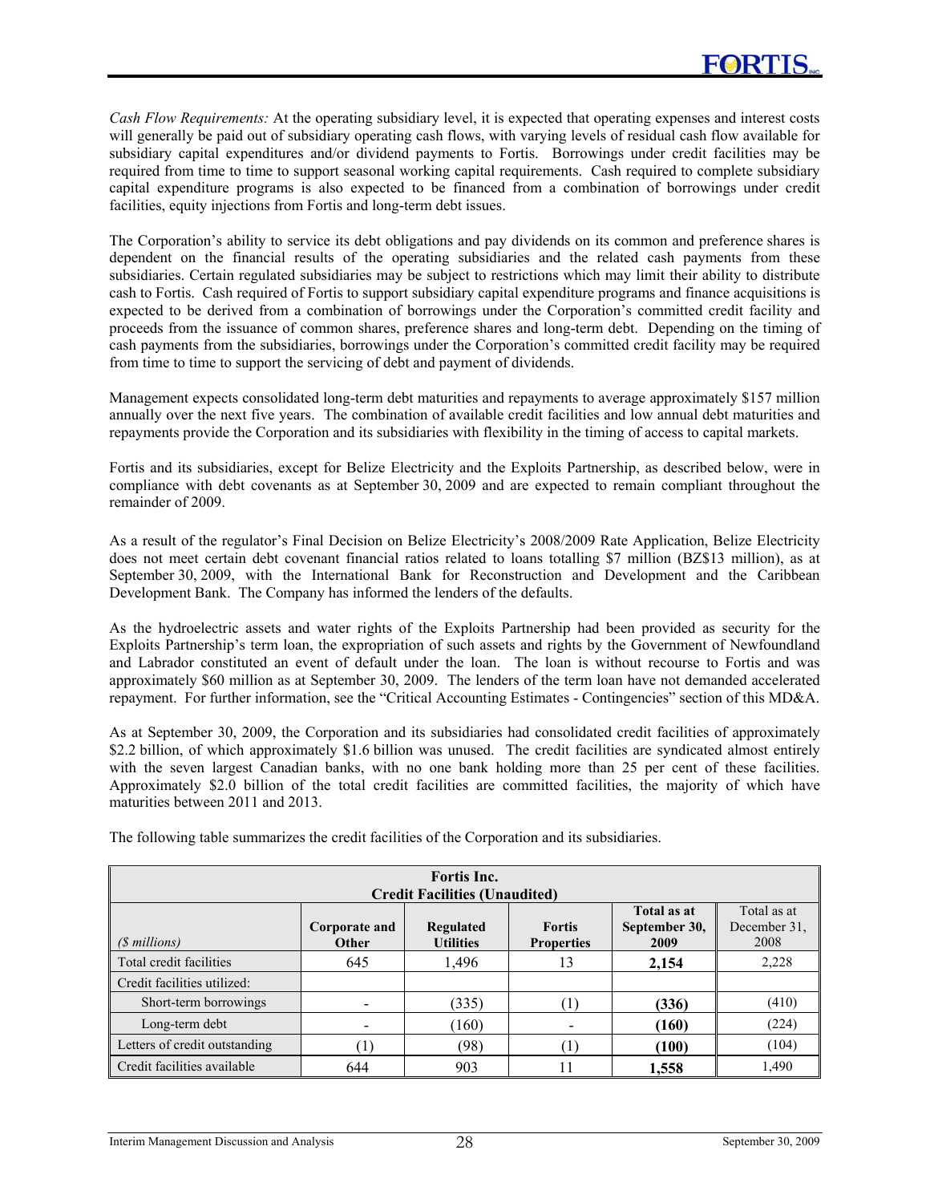*Cash Flow Requirements:* At the operating subsidiary level, it is expected that operating expenses and interest costs will generally be paid out of subsidiary operating cash flows, with varying levels of residual cash flow available for subsidiary capital expenditures and/or dividend payments to Fortis. Borrowings under credit facilities may be required from time to time to support seasonal working capital requirements. Cash required to complete subsidiary capital expenditure programs is also expected to be financed from a combination of borrowings under credit facilities, equity injections from Fortis and long-term debt issues.

The Corporation's ability to service its debt obligations and pay dividends on its common and preference shares is dependent on the financial results of the operating subsidiaries and the related cash payments from these subsidiaries. Certain regulated subsidiaries may be subject to restrictions which may limit their ability to distribute cash to Fortis. Cash required of Fortis to support subsidiary capital expenditure programs and finance acquisitions is expected to be derived from a combination of borrowings under the Corporation's committed credit facility and proceeds from the issuance of common shares, preference shares and long-term debt. Depending on the timing of cash payments from the subsidiaries, borrowings under the Corporation's committed credit facility may be required from time to time to support the servicing of debt and payment of dividends.

Management expects consolidated long-term debt maturities and repayments to average approximately $157 million annually over the next five years. The combination of available credit facilities and low annual debt maturities and repayments provide the Corporation and its subsidiaries with flexibility in the timing of access to capital markets.

Fortis and its subsidiaries, except for Belize Electricity and the Exploits Partnership, as described below, were in compliance with debt covenants as at September 30, 2009 and are expected to remain compliant throughout the remainder of 2009.

As a result of the regulator's Final Decision on Belize Electricity's 2008/2009 Rate Application, Belize Electricity does not meet certain debt covenant financial ratios related to loans totalling $7 million (BZ$13 million), as at September 30, 2009, with the International Bank for Reconstruction and Development and the Caribbean Development Bank. The Company has informed the lenders of the defaults.

As the hydroelectric assets and water rights of the Exploits Partnership had been provided as security for the Exploits Partnership's term loan, the expropriation of such assets and rights by the Government of Newfoundland and Labrador constituted an event of default under the loan. The loan is without recourse to Fortis and was approximately $60 million as at September 30, 2009. The lenders of the term loan have not demanded accelerated repayment. For further information, see the "Critical Accounting Estimates - Contingencies" section of this MD&A.

As at September 30, 2009, the Corporation and its subsidiaries had consolidated credit facilities of approximately $2.2 billion, of which approximately $1.6 billion was unused. The credit facilities are syndicated almost entirely with the seven largest Canadian banks, with no one bank holding more than 25 per cent of these facilities. Approximately $2.0 billion of the total credit facilities are committed facilities, the majority of which have maturities between 2011 and 2013.

The following table summarizes the credit facilities of the Corporation and its subsidiaries.

| **Fortis Inc. Credit Facilities (Unaudited)** | | | | | |
|---|---|---|---|---|---|
| *($ millions)* | **Corporate and Other** | **Regulated Utilities** | **Fortis Properties** | **Total as at September 30, 2009** | Total as at December 31, 2008 |
| Total credit facilities | 645 | 1,496 | 13 | **2,154** | 2,228 |
| Credit facilities utilized: | | | | | |
| Short-term borrowings | - | (335) | (1) | **(336)** | (410) |
| Long-term debt | - | (160) | - | **(160)** | (224) |
| Letters of credit outstanding | (1) | (98) | (1) | **(100)** | (104) |
| Credit facilities available | 644 | 903 | 11 | **1,558** | 1,490 |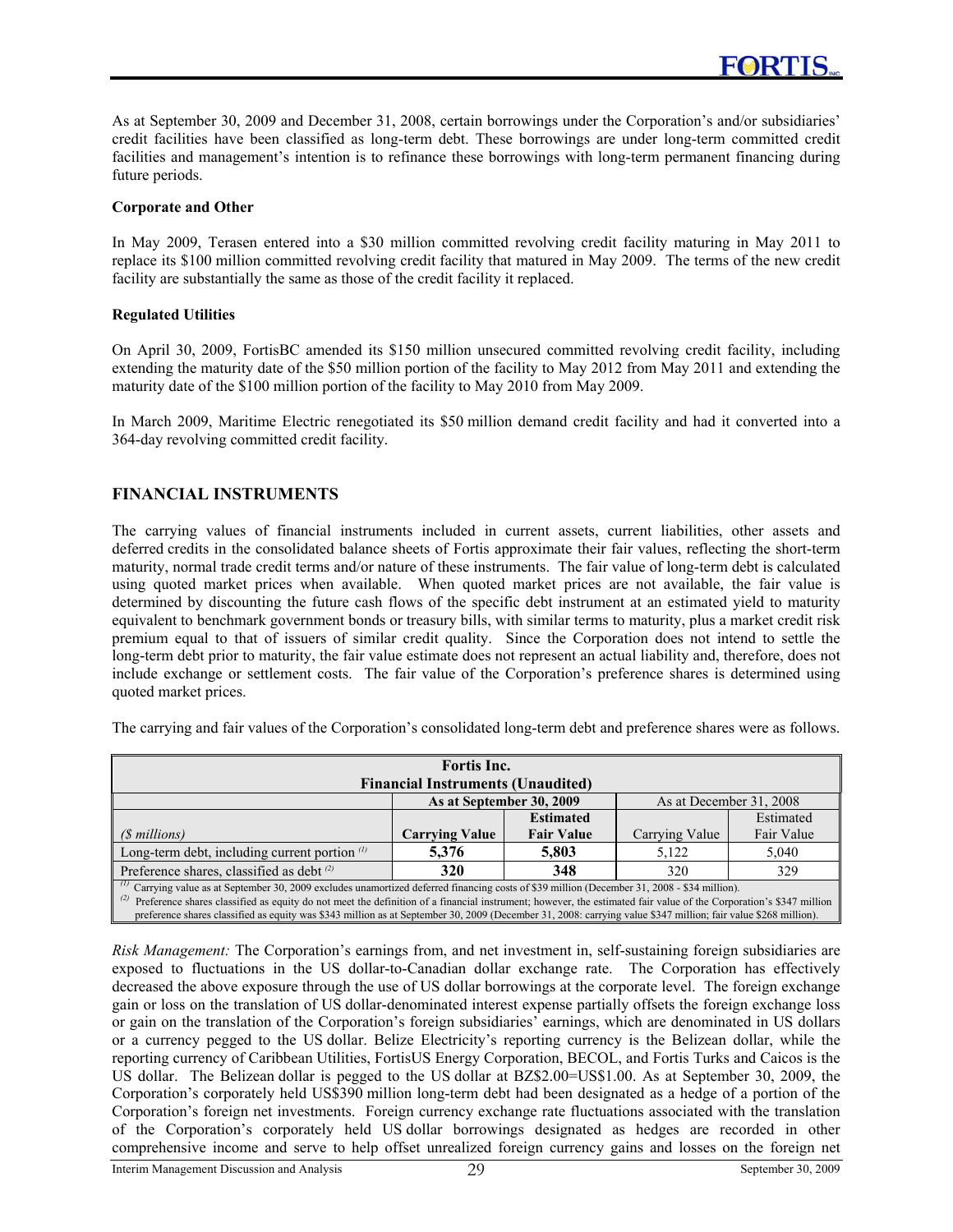As at September 30, 2009 and December 31, 2008, certain borrowings under the Corporation's and/or subsidiaries' credit facilities have been classified as long-term debt. These borrowings are under long-term committed credit facilities and management's intention is to refinance these borrowings with long-term permanent financing during future periods.

**Corporate and Other**

In May 2009, Terasen entered into a $30 million committed revolving credit facility maturing in May 2011 to replace its $100 million committed revolving credit facility that matured in May 2009. The terms of the new credit facility are substantially the same as those of the credit facility it replaced.

**Regulated Utilities**

On April 30, 2009, FortisBC amended its $150 million unsecured committed revolving credit facility, including extending the maturity date of the $50 million portion of the facility to May 2012 from May 2011 and extending the maturity date of the $100 million portion of the facility to May 2010 from May 2009.

In March 2009, Maritime Electric renegotiated its $50 million demand credit facility and had it converted into a 364-day revolving committed credit facility.

## FINANCIAL INSTRUMENTS

The carrying values of financial instruments included in current assets, current liabilities, other assets and deferred credits in the consolidated balance sheets of Fortis approximate their fair values, reflecting the short-term maturity, normal trade credit terms and/or nature of these instruments. The fair value of long-term debt is calculated using quoted market prices when available. When quoted market prices are not available, the fair value is determined by discounting the future cash flows of the specific debt instrument at an estimated yield to maturity equivalent to benchmark government bonds or treasury bills, with similar terms to maturity, plus a market credit risk premium equal to that of issuers of similar credit quality. Since the Corporation does not intend to settle the long-term debt prior to maturity, the fair value estimate does not represent an actual liability and, therefore, does not include exchange or settlement costs. The fair value of the Corporation's preference shares is determined using quoted market prices.

The carrying and fair values of the Corporation's consolidated long-term debt and preference shares were as follows.

**Fortis Inc.**
**Financial Instruments (Unaudited)**

| | **As at September 30, 2009** | | As at December 31, 2008 | |
|---|---|---|---|---|
| *($ millions)* | **Carrying Value** | **Estimated Fair Value** | Carrying Value | Estimated Fair Value |
| Long-term debt, including current portion [(1)] | **5,376** | **5,803** | 5,122 | 5,040 |
| Preference shares, classified as debt [(2)] | **320** | **348** | 320 | 329 |

[(1)] Carrying value as at September 30, 2009 excludes unamortized deferred financing costs of $39 million (December 31, 2008 - $34 million).
[(2)] Preference shares classified as equity do not meet the definition of a financial instrument; however, the estimated fair value of the Corporation's $347 million preference shares classified as equity was $343 million as at September 30, 2009 (December 31, 2008: carrying value $347 million; fair value $268 million).

*Risk Management:* The Corporation's earnings from, and net investment in, self-sustaining foreign subsidiaries are exposed to fluctuations in the US dollar-to-Canadian dollar exchange rate. The Corporation has effectively decreased the above exposure through the use of US dollar borrowings at the corporate level. The foreign exchange gain or loss on the translation of US dollar-denominated interest expense partially offsets the foreign exchange loss or gain on the translation of the Corporation's foreign subsidiaries' earnings, which are denominated in US dollars or a currency pegged to the US dollar. Belize Electricity's reporting currency is the Belizean dollar, while the reporting currency of Caribbean Utilities, FortisUS Energy Corporation, BECOL, and Fortis Turks and Caicos is the US dollar. The Belizean dollar is pegged to the US dollar at BZ$2.00=US$1.00. As at September 30, 2009, the Corporation's corporately held US$390 million long-term debt had been designated as a hedge of a portion of the Corporation's foreign net investments. Foreign currency exchange rate fluctuations associated with the translation of the Corporation's corporately held US dollar borrowings designated as hedges are recorded in other comprehensive income and serve to help offset unrealized foreign currency gains and losses on the foreign net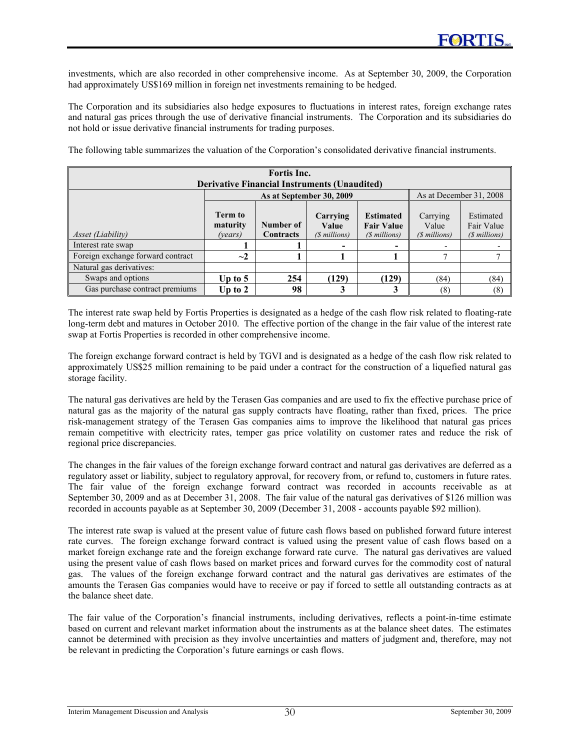investments, which are also recorded in other comprehensive income. As at September 30, 2009, the Corporation had approximately US$169 million in foreign net investments remaining to be hedged.

The Corporation and its subsidiaries also hedge exposures to fluctuations in interest rates, foreign exchange rates and natural gas prices through the use of derivative financial instruments. The Corporation and its subsidiaries do not hold or issue derivative financial instruments for trading purposes.

The following table summarizes the valuation of the Corporation's consolidated derivative financial instruments.

| **Fortis Inc.<br>Derivative Financial Instruments (Unaudited)** | | | | | | |
|---|---|---|---|---|---|---|
| | **As at September 30, 2009** | | | | As at December 31, 2008 | |
| *Asset (Liability)* | **Term to maturity** *(years)* | **Number of Contracts** | **Carrying Value** *($ millions)* | **Estimated Fair Value** *($ millions)* | Carrying Value *($ millions)* | Estimated Fair Value *($ millions)* |
| Interest rate swap | **1** | **1** | **-** | **-** | - | - |
| Foreign exchange forward contract | **~2** | **1** | **1** | **1** | 7 | 7 |
| Natural gas derivatives: | | | | | | |
| Swaps and options | **Up to 5** | **254** | **(129)** | **(129)** | (84) | (84) |
| Gas purchase contract premiums | **Up to 2** | **98** | **3** | **3** | (8) | (8) |

The interest rate swap held by Fortis Properties is designated as a hedge of the cash flow risk related to floating-rate long-term debt and matures in October 2010. The effective portion of the change in the fair value of the interest rate swap at Fortis Properties is recorded in other comprehensive income.

The foreign exchange forward contract is held by TGVI and is designated as a hedge of the cash flow risk related to approximately US$25 million remaining to be paid under a contract for the construction of a liquefied natural gas storage facility.

The natural gas derivatives are held by the Terasen Gas companies and are used to fix the effective purchase price of natural gas as the majority of the natural gas supply contracts have floating, rather than fixed, prices. The price risk-management strategy of the Terasen Gas companies aims to improve the likelihood that natural gas prices remain competitive with electricity rates, temper gas price volatility on customer rates and reduce the risk of regional price discrepancies.

The changes in the fair values of the foreign exchange forward contract and natural gas derivatives are deferred as a regulatory asset or liability, subject to regulatory approval, for recovery from, or refund to, customers in future rates. The fair value of the foreign exchange forward contract was recorded in accounts receivable as at September 30, 2009 and as at December 31, 2008. The fair value of the natural gas derivatives of $126 million was recorded in accounts payable as at September 30, 2009 (December 31, 2008 - accounts payable $92 million).

The interest rate swap is valued at the present value of future cash flows based on published forward future interest rate curves. The foreign exchange forward contract is valued using the present value of cash flows based on a market foreign exchange rate and the foreign exchange forward rate curve. The natural gas derivatives are valued using the present value of cash flows based on market prices and forward curves for the commodity cost of natural gas. The values of the foreign exchange forward contract and the natural gas derivatives are estimates of the amounts the Terasen Gas companies would have to receive or pay if forced to settle all outstanding contracts as at the balance sheet date.

The fair value of the Corporation's financial instruments, including derivatives, reflects a point-in-time estimate based on current and relevant market information about the instruments as at the balance sheet dates. The estimates cannot be determined with precision as they involve uncertainties and matters of judgment and, therefore, may not be relevant in predicting the Corporation's future earnings or cash flows.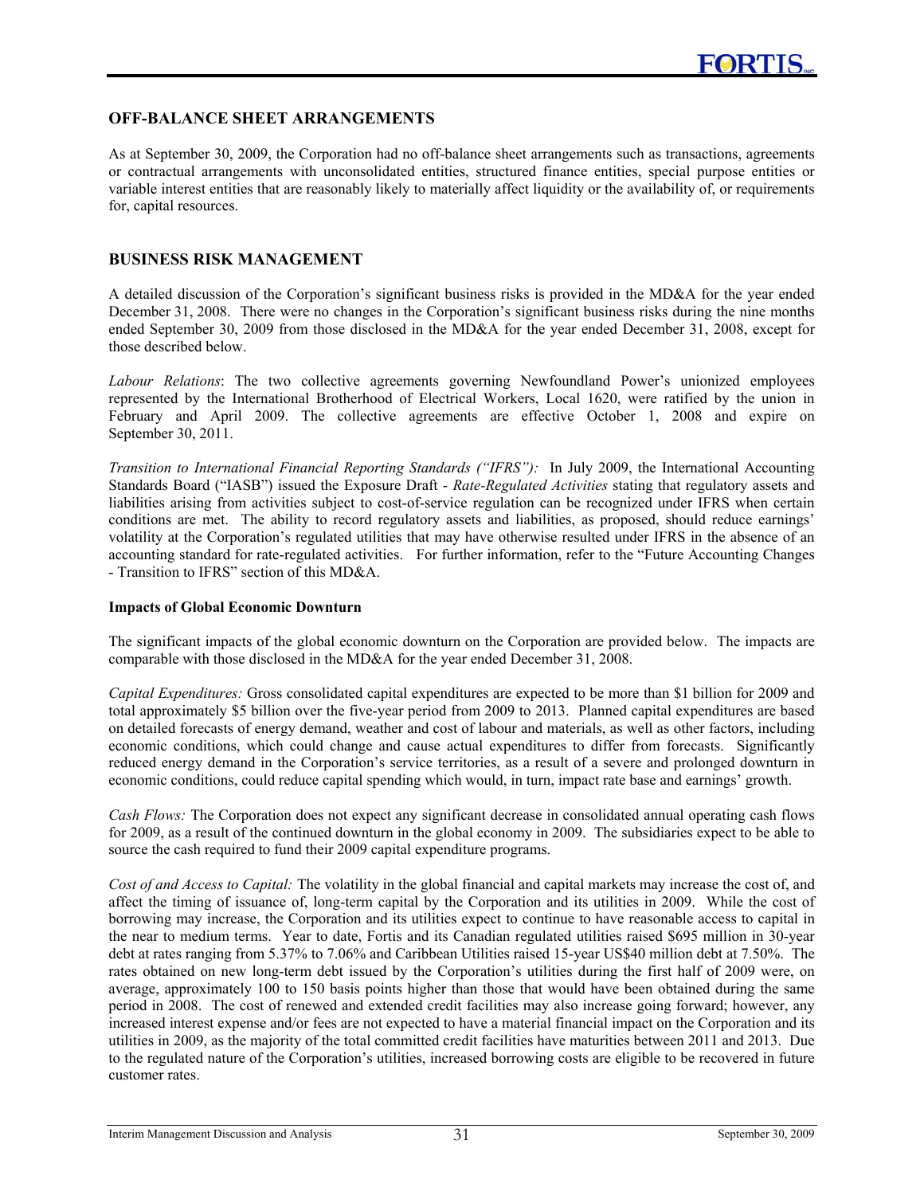## OFF-BALANCE SHEET ARRANGEMENTS

As at September 30, 2009, the Corporation had no off-balance sheet arrangements such as transactions, agreements or contractual arrangements with unconsolidated entities, structured finance entities, special purpose entities or variable interest entities that are reasonably likely to materially affect liquidity or the availability of, or requirements for, capital resources.

## BUSINESS RISK MANAGEMENT

A detailed discussion of the Corporation's significant business risks is provided in the MD&A for the year ended December 31, 2008. There were no changes in the Corporation's significant business risks during the nine months ended September 30, 2009 from those disclosed in the MD&A for the year ended December 31, 2008, except for those described below.

*Labour Relations*: The two collective agreements governing Newfoundland Power's unionized employees represented by the International Brotherhood of Electrical Workers, Local 1620, were ratified by the union in February and April 2009. The collective agreements are effective October 1, 2008 and expire on September 30, 2011.

*Transition to International Financial Reporting Standards ("IFRS"):* In July 2009, the International Accounting Standards Board ("IASB") issued the Exposure Draft - *Rate-Regulated Activities* stating that regulatory assets and liabilities arising from activities subject to cost-of-service regulation can be recognized under IFRS when certain conditions are met. The ability to record regulatory assets and liabilities, as proposed, should reduce earnings' volatility at the Corporation's regulated utilities that may have otherwise resulted under IFRS in the absence of an accounting standard for rate-regulated activities. For further information, refer to the "Future Accounting Changes - Transition to IFRS" section of this MD&A.

**Impacts of Global Economic Downturn**

The significant impacts of the global economic downturn on the Corporation are provided below. The impacts are comparable with those disclosed in the MD&A for the year ended December 31, 2008.

*Capital Expenditures:* Gross consolidated capital expenditures are expected to be more than $1 billion for 2009 and total approximately $5 billion over the five-year period from 2009 to 2013. Planned capital expenditures are based on detailed forecasts of energy demand, weather and cost of labour and materials, as well as other factors, including economic conditions, which could change and cause actual expenditures to differ from forecasts. Significantly reduced energy demand in the Corporation's service territories, as a result of a severe and prolonged downturn in economic conditions, could reduce capital spending which would, in turn, impact rate base and earnings' growth.

*Cash Flows:* The Corporation does not expect any significant decrease in consolidated annual operating cash flows for 2009, as a result of the continued downturn in the global economy in 2009. The subsidiaries expect to be able to source the cash required to fund their 2009 capital expenditure programs.

*Cost of and Access to Capital:* The volatility in the global financial and capital markets may increase the cost of, and affect the timing of issuance of, long-term capital by the Corporation and its utilities in 2009. While the cost of borrowing may increase, the Corporation and its utilities expect to continue to have reasonable access to capital in the near to medium terms. Year to date, Fortis and its Canadian regulated utilities raised $695 million in 30-year debt at rates ranging from 5.37% to 7.06% and Caribbean Utilities raised 15-year US$40 million debt at 7.50%. The rates obtained on new long-term debt issued by the Corporation's utilities during the first half of 2009 were, on average, approximately 100 to 150 basis points higher than those that would have been obtained during the same period in 2008. The cost of renewed and extended credit facilities may also increase going forward; however, any increased interest expense and/or fees are not expected to have a material financial impact on the Corporation and its utilities in 2009, as the majority of the total committed credit facilities have maturities between 2011 and 2013. Due to the regulated nature of the Corporation's utilities, increased borrowing costs are eligible to be recovered in future customer rates.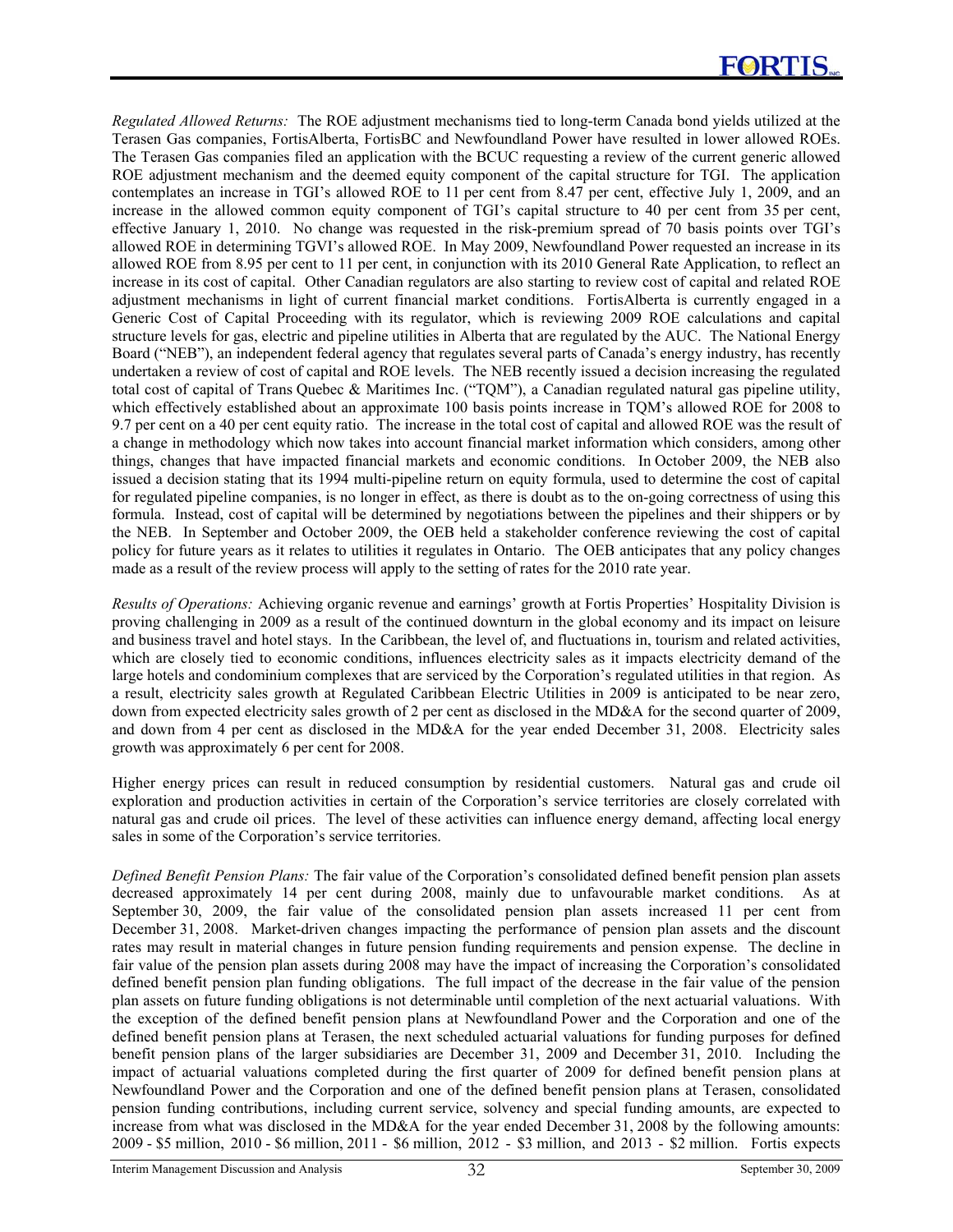*Regulated Allowed Returns:* The ROE adjustment mechanisms tied to long-term Canada bond yields utilized at the Terasen Gas companies, FortisAlberta, FortisBC and Newfoundland Power have resulted in lower allowed ROEs. The Terasen Gas companies filed an application with the BCUC requesting a review of the current generic allowed ROE adjustment mechanism and the deemed equity component of the capital structure for TGI. The application contemplates an increase in TGI's allowed ROE to 11 per cent from 8.47 per cent, effective July 1, 2009, and an increase in the allowed common equity component of TGI's capital structure to 40 per cent from 35 per cent, effective January 1, 2010. No change was requested in the risk-premium spread of 70 basis points over TGI's allowed ROE in determining TGVI's allowed ROE. In May 2009, Newfoundland Power requested an increase in its allowed ROE from 8.95 per cent to 11 per cent, in conjunction with its 2010 General Rate Application, to reflect an increase in its cost of capital. Other Canadian regulators are also starting to review cost of capital and related ROE adjustment mechanisms in light of current financial market conditions. FortisAlberta is currently engaged in a Generic Cost of Capital Proceeding with its regulator, which is reviewing 2009 ROE calculations and capital structure levels for gas, electric and pipeline utilities in Alberta that are regulated by the AUC. The National Energy Board ("NEB"), an independent federal agency that regulates several parts of Canada's energy industry, has recently undertaken a review of cost of capital and ROE levels. The NEB recently issued a decision increasing the regulated total cost of capital of Trans Quebec & Maritimes Inc. ("TQM"), a Canadian regulated natural gas pipeline utility, which effectively established about an approximate 100 basis points increase in TQM's allowed ROE for 2008 to 9.7 per cent on a 40 per cent equity ratio. The increase in the total cost of capital and allowed ROE was the result of a change in methodology which now takes into account financial market information which considers, among other things, changes that have impacted financial markets and economic conditions. In October 2009, the NEB also issued a decision stating that its 1994 multi-pipeline return on equity formula, used to determine the cost of capital for regulated pipeline companies, is no longer in effect, as there is doubt as to the on-going correctness of using this formula. Instead, cost of capital will be determined by negotiations between the pipelines and their shippers or by the NEB. In September and October 2009, the OEB held a stakeholder conference reviewing the cost of capital policy for future years as it relates to utilities it regulates in Ontario. The OEB anticipates that any policy changes made as a result of the review process will apply to the setting of rates for the 2010 rate year.

*Results of Operations:* Achieving organic revenue and earnings' growth at Fortis Properties' Hospitality Division is proving challenging in 2009 as a result of the continued downturn in the global economy and its impact on leisure and business travel and hotel stays. In the Caribbean, the level of, and fluctuations in, tourism and related activities, which are closely tied to economic conditions, influences electricity sales as it impacts electricity demand of the large hotels and condominium complexes that are serviced by the Corporation's regulated utilities in that region. As a result, electricity sales growth at Regulated Caribbean Electric Utilities in 2009 is anticipated to be near zero, down from expected electricity sales growth of 2 per cent as disclosed in the MD&A for the second quarter of 2009, and down from 4 per cent as disclosed in the MD&A for the year ended December 31, 2008. Electricity sales growth was approximately 6 per cent for 2008.

Higher energy prices can result in reduced consumption by residential customers. Natural gas and crude oil exploration and production activities in certain of the Corporation's service territories are closely correlated with natural gas and crude oil prices. The level of these activities can influence energy demand, affecting local energy sales in some of the Corporation's service territories.

*Defined Benefit Pension Plans:* The fair value of the Corporation's consolidated defined benefit pension plan assets decreased approximately 14 per cent during 2008, mainly due to unfavourable market conditions. As at September 30, 2009, the fair value of the consolidated pension plan assets increased 11 per cent from December 31, 2008. Market-driven changes impacting the performance of pension plan assets and the discount rates may result in material changes in future pension funding requirements and pension expense. The decline in fair value of the pension plan assets during 2008 may have the impact of increasing the Corporation's consolidated defined benefit pension plan funding obligations. The full impact of the decrease in the fair value of the pension plan assets on future funding obligations is not determinable until completion of the next actuarial valuations. With the exception of the defined benefit pension plans at Newfoundland Power and the Corporation and one of the defined benefit pension plans at Terasen, the next scheduled actuarial valuations for funding purposes for defined benefit pension plans of the larger subsidiaries are December 31, 2009 and December 31, 2010. Including the impact of actuarial valuations completed during the first quarter of 2009 for defined benefit pension plans at Newfoundland Power and the Corporation and one of the defined benefit pension plans at Terasen, consolidated pension funding contributions, including current service, solvency and special funding amounts, are expected to increase from what was disclosed in the MD&A for the year ended December 31, 2008 by the following amounts: 2009 - $5 million, 2010 - $6 million, 2011 - $6 million, 2012 - $3 million, and 2013 - $2 million. Fortis expects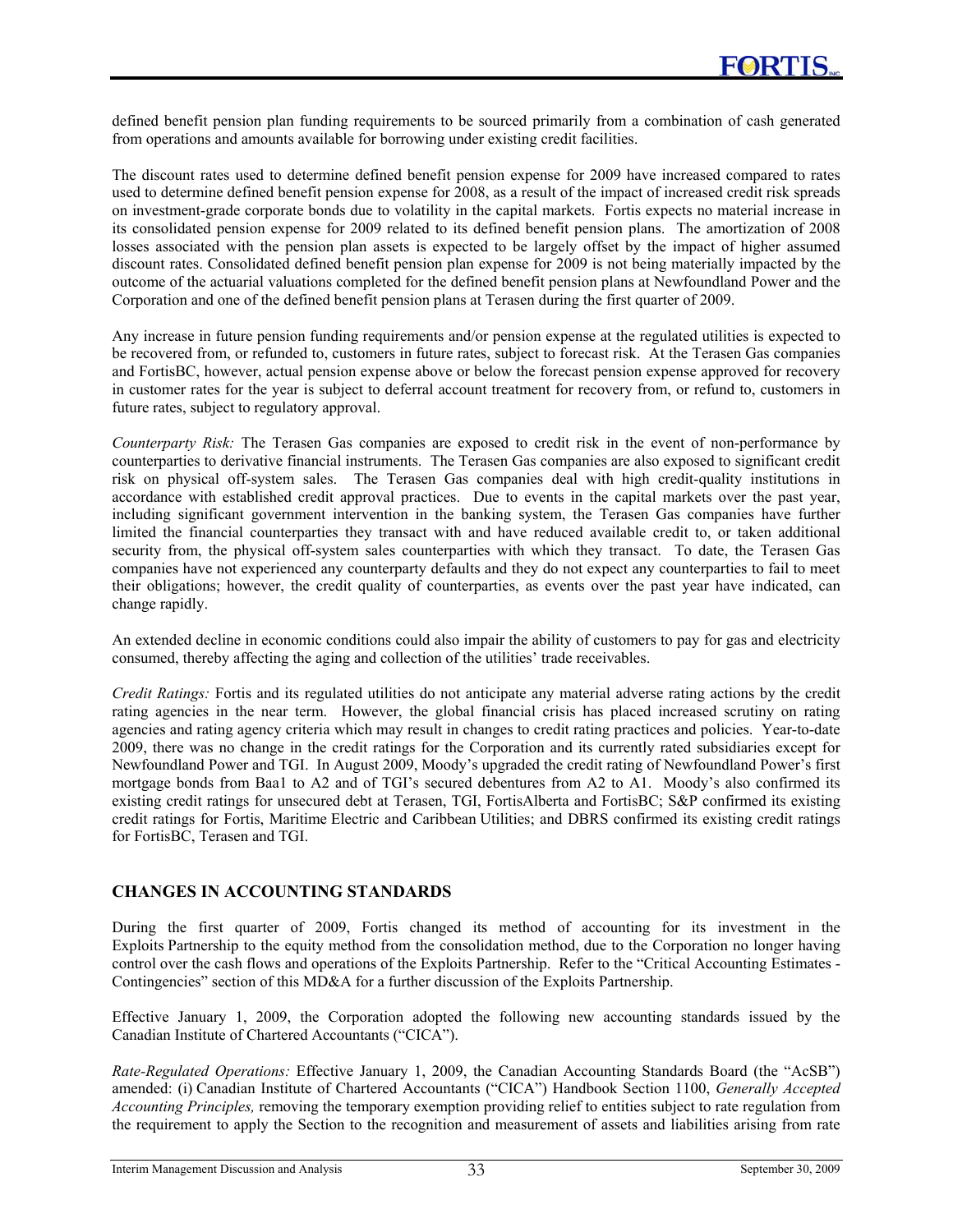defined benefit pension plan funding requirements to be sourced primarily from a combination of cash generated from operations and amounts available for borrowing under existing credit facilities.

The discount rates used to determine defined benefit pension expense for 2009 have increased compared to rates used to determine defined benefit pension expense for 2008, as a result of the impact of increased credit risk spreads on investment-grade corporate bonds due to volatility in the capital markets. Fortis expects no material increase in its consolidated pension expense for 2009 related to its defined benefit pension plans. The amortization of 2008 losses associated with the pension plan assets is expected to be largely offset by the impact of higher assumed discount rates. Consolidated defined benefit pension plan expense for 2009 is not being materially impacted by the outcome of the actuarial valuations completed for the defined benefit pension plans at Newfoundland Power and the Corporation and one of the defined benefit pension plans at Terasen during the first quarter of 2009.

Any increase in future pension funding requirements and/or pension expense at the regulated utilities is expected to be recovered from, or refunded to, customers in future rates, subject to forecast risk. At the Terasen Gas companies and FortisBC, however, actual pension expense above or below the forecast pension expense approved for recovery in customer rates for the year is subject to deferral account treatment for recovery from, or refund to, customers in future rates, subject to regulatory approval.

*Counterparty Risk:* The Terasen Gas companies are exposed to credit risk in the event of non-performance by counterparties to derivative financial instruments. The Terasen Gas companies are also exposed to significant credit risk on physical off-system sales. The Terasen Gas companies deal with high credit-quality institutions in accordance with established credit approval practices. Due to events in the capital markets over the past year, including significant government intervention in the banking system, the Terasen Gas companies have further limited the financial counterparties they transact with and have reduced available credit to, or taken additional security from, the physical off-system sales counterparties with which they transact. To date, the Terasen Gas companies have not experienced any counterparty defaults and they do not expect any counterparties to fail to meet their obligations; however, the credit quality of counterparties, as events over the past year have indicated, can change rapidly.

An extended decline in economic conditions could also impair the ability of customers to pay for gas and electricity consumed, thereby affecting the aging and collection of the utilities' trade receivables.

*Credit Ratings:* Fortis and its regulated utilities do not anticipate any material adverse rating actions by the credit rating agencies in the near term. However, the global financial crisis has placed increased scrutiny on rating agencies and rating agency criteria which may result in changes to credit rating practices and policies. Year-to-date 2009, there was no change in the credit ratings for the Corporation and its currently rated subsidiaries except for Newfoundland Power and TGI. In August 2009, Moody's upgraded the credit rating of Newfoundland Power's first mortgage bonds from Baa1 to A2 and of TGI's secured debentures from A2 to A1. Moody's also confirmed its existing credit ratings for unsecured debt at Terasen, TGI, FortisAlberta and FortisBC; S&P confirmed its existing credit ratings for Fortis, Maritime Electric and Caribbean Utilities; and DBRS confirmed its existing credit ratings for FortisBC, Terasen and TGI.

## CHANGES IN ACCOUNTING STANDARDS

During the first quarter of 2009, Fortis changed its method of accounting for its investment in the Exploits Partnership to the equity method from the consolidation method, due to the Corporation no longer having control over the cash flows and operations of the Exploits Partnership. Refer to the "Critical Accounting Estimates - Contingencies" section of this MD&A for a further discussion of the Exploits Partnership.

Effective January 1, 2009, the Corporation adopted the following new accounting standards issued by the Canadian Institute of Chartered Accountants ("CICA").

*Rate-Regulated Operations:* Effective January 1, 2009, the Canadian Accounting Standards Board (the "AcSB") amended: (i) Canadian Institute of Chartered Accountants ("CICA") Handbook Section 1100, *Generally Accepted Accounting Principles,* removing the temporary exemption providing relief to entities subject to rate regulation from the requirement to apply the Section to the recognition and measurement of assets and liabilities arising from rate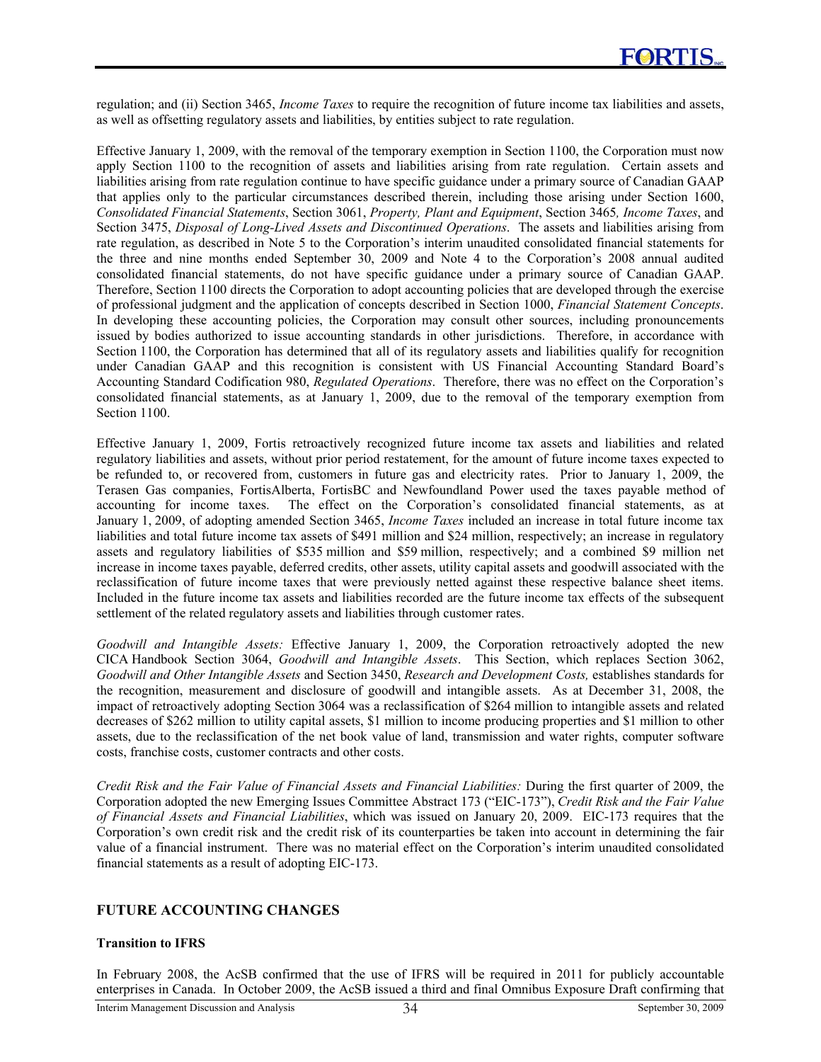regulation; and (ii) Section 3465, *Income Taxes* to require the recognition of future income tax liabilities and assets, as well as offsetting regulatory assets and liabilities, by entities subject to rate regulation.

Effective January 1, 2009, with the removal of the temporary exemption in Section 1100, the Corporation must now apply Section 1100 to the recognition of assets and liabilities arising from rate regulation. Certain assets and liabilities arising from rate regulation continue to have specific guidance under a primary source of Canadian GAAP that applies only to the particular circumstances described therein, including those arising under Section 1600, *Consolidated Financial Statements*, Section 3061, *Property, Plant and Equipment*, Section 3465*, Income Taxes*, and Section 3475, *Disposal of Long-Lived Assets and Discontinued Operations*. The assets and liabilities arising from rate regulation, as described in Note 5 to the Corporation's interim unaudited consolidated financial statements for the three and nine months ended September 30, 2009 and Note 4 to the Corporation's 2008 annual audited consolidated financial statements, do not have specific guidance under a primary source of Canadian GAAP. Therefore, Section 1100 directs the Corporation to adopt accounting policies that are developed through the exercise of professional judgment and the application of concepts described in Section 1000, *Financial Statement Concepts*. In developing these accounting policies, the Corporation may consult other sources, including pronouncements issued by bodies authorized to issue accounting standards in other jurisdictions. Therefore, in accordance with Section 1100, the Corporation has determined that all of its regulatory assets and liabilities qualify for recognition under Canadian GAAP and this recognition is consistent with US Financial Accounting Standard Board's Accounting Standard Codification 980, *Regulated Operations*. Therefore, there was no effect on the Corporation's consolidated financial statements, as at January 1, 2009, due to the removal of the temporary exemption from Section 1100.

Effective January 1, 2009, Fortis retroactively recognized future income tax assets and liabilities and related regulatory liabilities and assets, without prior period restatement, for the amount of future income taxes expected to be refunded to, or recovered from, customers in future gas and electricity rates. Prior to January 1, 2009, the Terasen Gas companies, FortisAlberta, FortisBC and Newfoundland Power used the taxes payable method of accounting for income taxes. The effect on the Corporation's consolidated financial statements, as at January 1, 2009, of adopting amended Section 3465, *Income Taxes* included an increase in total future income tax liabilities and total future income tax assets of $491 million and $24 million, respectively; an increase in regulatory assets and regulatory liabilities of $535 million and $59 million, respectively; and a combined $9 million net increase in income taxes payable, deferred credits, other assets, utility capital assets and goodwill associated with the reclassification of future income taxes that were previously netted against these respective balance sheet items. Included in the future income tax assets and liabilities recorded are the future income tax effects of the subsequent settlement of the related regulatory assets and liabilities through customer rates.

*Goodwill and Intangible Assets:* Effective January 1, 2009, the Corporation retroactively adopted the new CICA Handbook Section 3064, *Goodwill and Intangible Assets*. This Section, which replaces Section 3062, *Goodwill and Other Intangible Assets* and Section 3450, *Research and Development Costs,* establishes standards for the recognition, measurement and disclosure of goodwill and intangible assets. As at December 31, 2008, the impact of retroactively adopting Section 3064 was a reclassification of $264 million to intangible assets and related decreases of $262 million to utility capital assets, $1 million to income producing properties and $1 million to other assets, due to the reclassification of the net book value of land, transmission and water rights, computer software costs, franchise costs, customer contracts and other costs.

*Credit Risk and the Fair Value of Financial Assets and Financial Liabilities:* During the first quarter of 2009, the Corporation adopted the new Emerging Issues Committee Abstract 173 ("EIC-173"), *Credit Risk and the Fair Value of Financial Assets and Financial Liabilities*, which was issued on January 20, 2009. EIC-173 requires that the Corporation's own credit risk and the credit risk of its counterparties be taken into account in determining the fair value of a financial instrument. There was no material effect on the Corporation's interim unaudited consolidated financial statements as a result of adopting EIC-173.

## FUTURE ACCOUNTING CHANGES

### Transition to IFRS

In February 2008, the AcSB confirmed that the use of IFRS will be required in 2011 for publicly accountable enterprises in Canada. In October 2009, the AcSB issued a third and final Omnibus Exposure Draft confirming that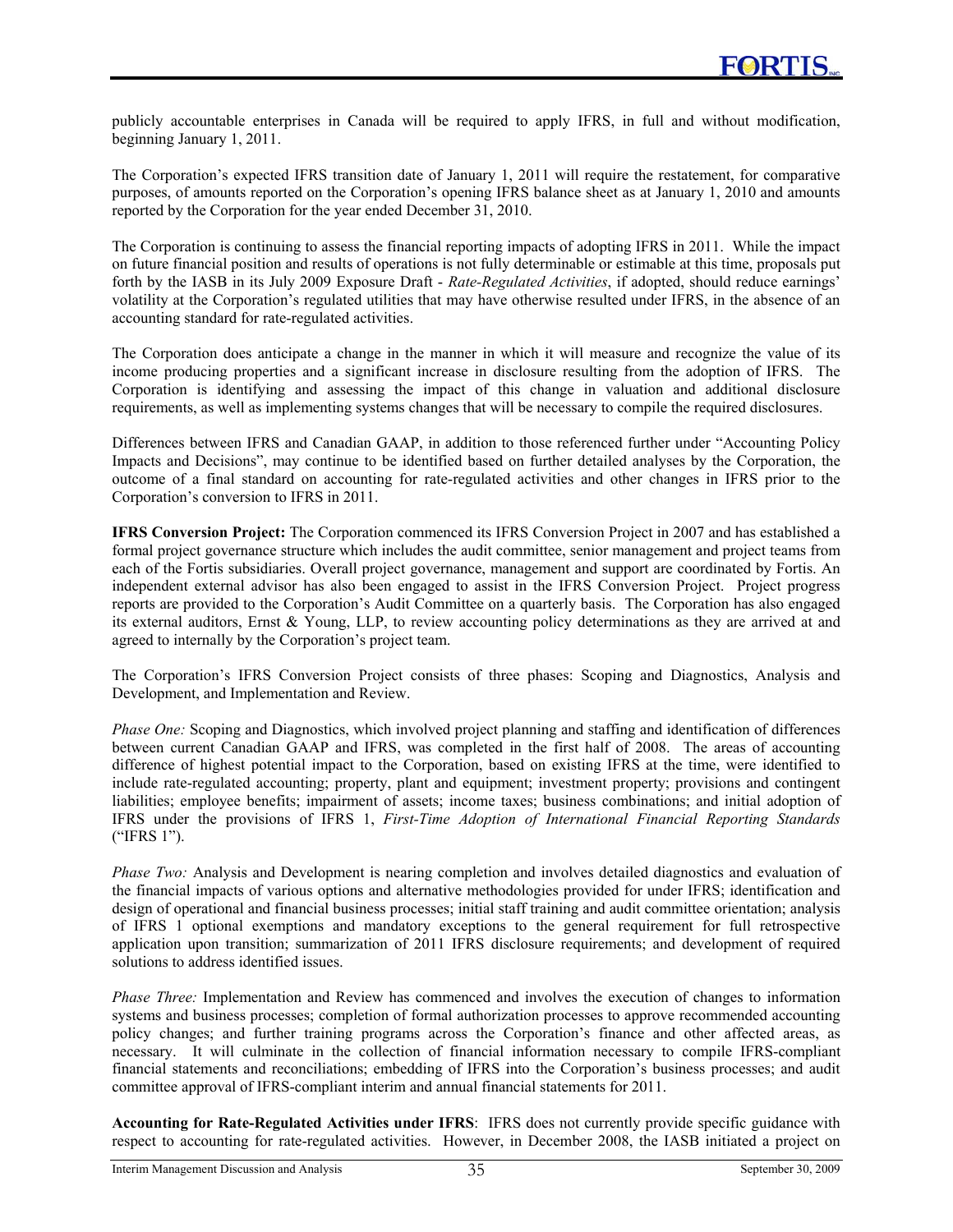publicly accountable enterprises in Canada will be required to apply IFRS, in full and without modification, beginning January 1, 2011.

The Corporation's expected IFRS transition date of January 1, 2011 will require the restatement, for comparative purposes, of amounts reported on the Corporation's opening IFRS balance sheet as at January 1, 2010 and amounts reported by the Corporation for the year ended December 31, 2010.

The Corporation is continuing to assess the financial reporting impacts of adopting IFRS in 2011. While the impact on future financial position and results of operations is not fully determinable or estimable at this time, proposals put forth by the IASB in its July 2009 Exposure Draft - *Rate-Regulated Activities*, if adopted, should reduce earnings' volatility at the Corporation's regulated utilities that may have otherwise resulted under IFRS, in the absence of an accounting standard for rate-regulated activities.

The Corporation does anticipate a change in the manner in which it will measure and recognize the value of its income producing properties and a significant increase in disclosure resulting from the adoption of IFRS. The Corporation is identifying and assessing the impact of this change in valuation and additional disclosure requirements, as well as implementing systems changes that will be necessary to compile the required disclosures.

Differences between IFRS and Canadian GAAP, in addition to those referenced further under "Accounting Policy Impacts and Decisions", may continue to be identified based on further detailed analyses by the Corporation, the outcome of a final standard on accounting for rate-regulated activities and other changes in IFRS prior to the Corporation's conversion to IFRS in 2011.

**IFRS Conversion Project:** The Corporation commenced its IFRS Conversion Project in 2007 and has established a formal project governance structure which includes the audit committee, senior management and project teams from each of the Fortis subsidiaries. Overall project governance, management and support are coordinated by Fortis. An independent external advisor has also been engaged to assist in the IFRS Conversion Project. Project progress reports are provided to the Corporation's Audit Committee on a quarterly basis. The Corporation has also engaged its external auditors, Ernst & Young, LLP, to review accounting policy determinations as they are arrived at and agreed to internally by the Corporation's project team.

The Corporation's IFRS Conversion Project consists of three phases: Scoping and Diagnostics, Analysis and Development, and Implementation and Review.

*Phase One:* Scoping and Diagnostics, which involved project planning and staffing and identification of differences between current Canadian GAAP and IFRS, was completed in the first half of 2008. The areas of accounting difference of highest potential impact to the Corporation, based on existing IFRS at the time, were identified to include rate-regulated accounting; property, plant and equipment; investment property; provisions and contingent liabilities; employee benefits; impairment of assets; income taxes; business combinations; and initial adoption of IFRS under the provisions of IFRS 1, *First-Time Adoption of International Financial Reporting Standards* ("IFRS 1").

*Phase Two:* Analysis and Development is nearing completion and involves detailed diagnostics and evaluation of the financial impacts of various options and alternative methodologies provided for under IFRS; identification and design of operational and financial business processes; initial staff training and audit committee orientation; analysis of IFRS 1 optional exemptions and mandatory exceptions to the general requirement for full retrospective application upon transition; summarization of 2011 IFRS disclosure requirements; and development of required solutions to address identified issues.

*Phase Three:* Implementation and Review has commenced and involves the execution of changes to information systems and business processes; completion of formal authorization processes to approve recommended accounting policy changes; and further training programs across the Corporation's finance and other affected areas, as necessary. It will culminate in the collection of financial information necessary to compile IFRS-compliant financial statements and reconciliations; embedding of IFRS into the Corporation's business processes; and audit committee approval of IFRS-compliant interim and annual financial statements for 2011.

**Accounting for Rate-Regulated Activities under IFRS**: IFRS does not currently provide specific guidance with respect to accounting for rate-regulated activities. However, in December 2008, the IASB initiated a project on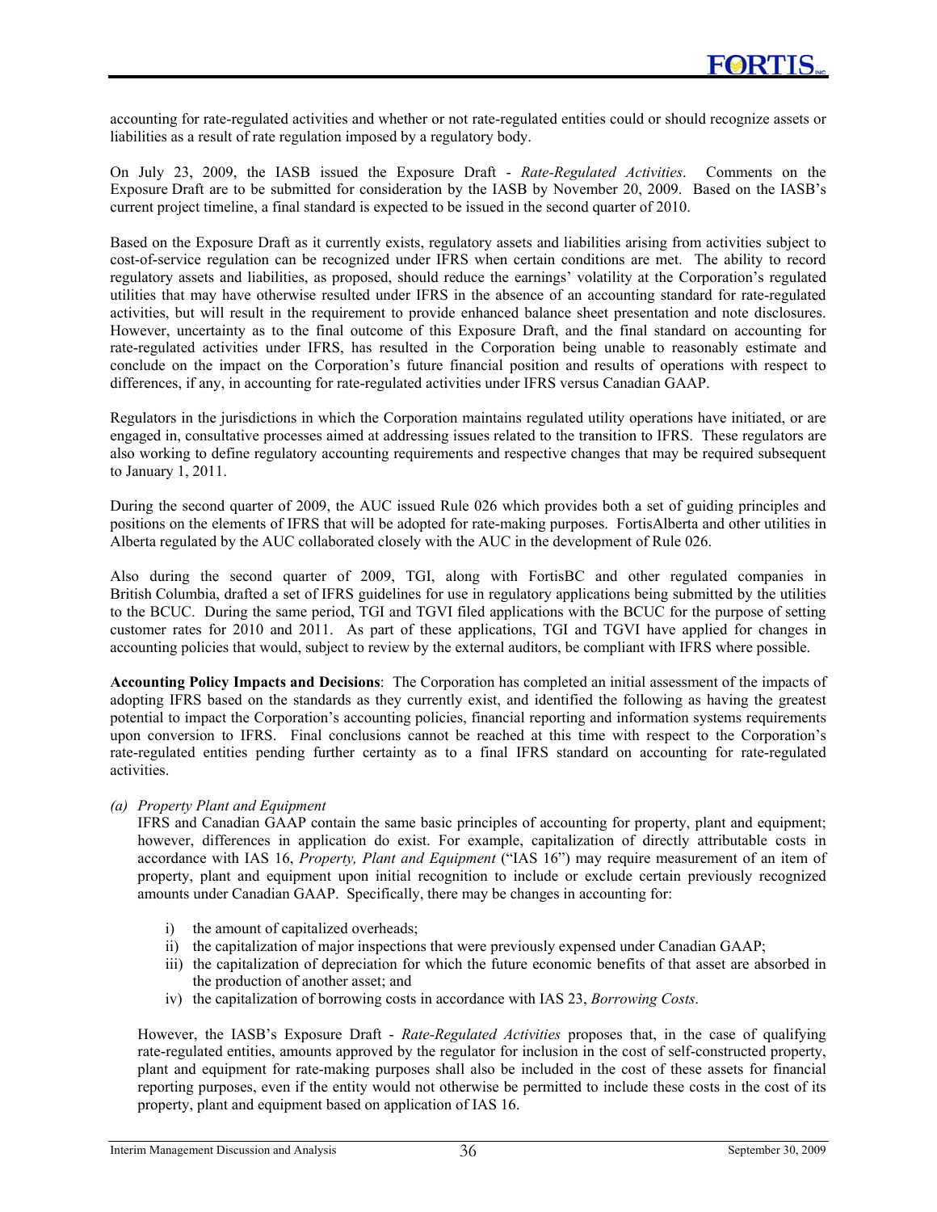accounting for rate-regulated activities and whether or not rate-regulated entities could or should recognize assets or liabilities as a result of rate regulation imposed by a regulatory body.

On July 23, 2009, the IASB issued the Exposure Draft - *Rate-Regulated Activities*. Comments on the Exposure Draft are to be submitted for consideration by the IASB by November 20, 2009. Based on the IASB's current project timeline, a final standard is expected to be issued in the second quarter of 2010.

Based on the Exposure Draft as it currently exists, regulatory assets and liabilities arising from activities subject to cost-of-service regulation can be recognized under IFRS when certain conditions are met. The ability to record regulatory assets and liabilities, as proposed, should reduce the earnings' volatility at the Corporation's regulated utilities that may have otherwise resulted under IFRS in the absence of an accounting standard for rate-regulated activities, but will result in the requirement to provide enhanced balance sheet presentation and note disclosures. However, uncertainty as to the final outcome of this Exposure Draft, and the final standard on accounting for rate-regulated activities under IFRS, has resulted in the Corporation being unable to reasonably estimate and conclude on the impact on the Corporation's future financial position and results of operations with respect to differences, if any, in accounting for rate-regulated activities under IFRS versus Canadian GAAP.

Regulators in the jurisdictions in which the Corporation maintains regulated utility operations have initiated, or are engaged in, consultative processes aimed at addressing issues related to the transition to IFRS. These regulators are also working to define regulatory accounting requirements and respective changes that may be required subsequent to January 1, 2011.

During the second quarter of 2009, the AUC issued Rule 026 which provides both a set of guiding principles and positions on the elements of IFRS that will be adopted for rate-making purposes. FortisAlberta and other utilities in Alberta regulated by the AUC collaborated closely with the AUC in the development of Rule 026.

Also during the second quarter of 2009, TGI, along with FortisBC and other regulated companies in British Columbia, drafted a set of IFRS guidelines for use in regulatory applications being submitted by the utilities to the BCUC. During the same period, TGI and TGVI filed applications with the BCUC for the purpose of setting customer rates for 2010 and 2011. As part of these applications, TGI and TGVI have applied for changes in accounting policies that would, subject to review by the external auditors, be compliant with IFRS where possible.

**Accounting Policy Impacts and Decisions**: The Corporation has completed an initial assessment of the impacts of adopting IFRS based on the standards as they currently exist, and identified the following as having the greatest potential to impact the Corporation's accounting policies, financial reporting and information systems requirements upon conversion to IFRS. Final conclusions cannot be reached at this time with respect to the Corporation's rate-regulated entities pending further certainty as to a final IFRS standard on accounting for rate-regulated activities.

*(a) Property Plant and Equipment*

IFRS and Canadian GAAP contain the same basic principles of accounting for property, plant and equipment; however, differences in application do exist. For example, capitalization of directly attributable costs in accordance with IAS 16, *Property, Plant and Equipment* ("IAS 16") may require measurement of an item of property, plant and equipment upon initial recognition to include or exclude certain previously recognized amounts under Canadian GAAP. Specifically, there may be changes in accounting for:

i) the amount of capitalized overheads;
ii) the capitalization of major inspections that were previously expensed under Canadian GAAP;
iii) the capitalization of depreciation for which the future economic benefits of that asset are absorbed in the production of another asset; and
iv) the capitalization of borrowing costs in accordance with IAS 23, *Borrowing Costs*.

However, the IASB's Exposure Draft - *Rate-Regulated Activities* proposes that, in the case of qualifying rate-regulated entities, amounts approved by the regulator for inclusion in the cost of self-constructed property, plant and equipment for rate-making purposes shall also be included in the cost of these assets for financial reporting purposes, even if the entity would not otherwise be permitted to include these costs in the cost of its property, plant and equipment based on application of IAS 16.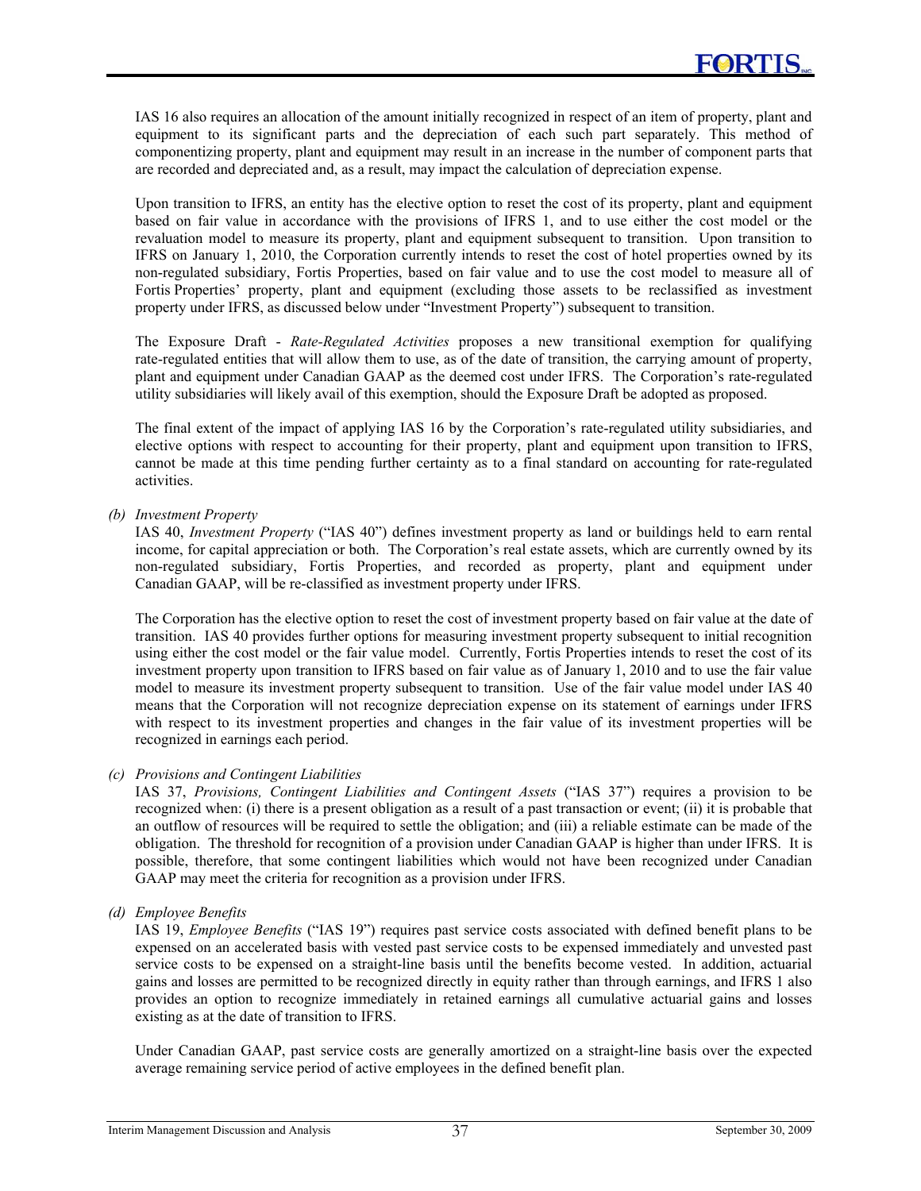IAS 16 also requires an allocation of the amount initially recognized in respect of an item of property, plant and equipment to its significant parts and the depreciation of each such part separately. This method of componentizing property, plant and equipment may result in an increase in the number of component parts that are recorded and depreciated and, as a result, may impact the calculation of depreciation expense.

Upon transition to IFRS, an entity has the elective option to reset the cost of its property, plant and equipment based on fair value in accordance with the provisions of IFRS 1, and to use either the cost model or the revaluation model to measure its property, plant and equipment subsequent to transition. Upon transition to IFRS on January 1, 2010, the Corporation currently intends to reset the cost of hotel properties owned by its non-regulated subsidiary, Fortis Properties, based on fair value and to use the cost model to measure all of Fortis Properties' property, plant and equipment (excluding those assets to be reclassified as investment property under IFRS, as discussed below under "Investment Property") subsequent to transition.

The Exposure Draft - *Rate-Regulated Activities* proposes a new transitional exemption for qualifying rate-regulated entities that will allow them to use, as of the date of transition, the carrying amount of property, plant and equipment under Canadian GAAP as the deemed cost under IFRS. The Corporation's rate-regulated utility subsidiaries will likely avail of this exemption, should the Exposure Draft be adopted as proposed.

The final extent of the impact of applying IAS 16 by the Corporation's rate-regulated utility subsidiaries, and elective options with respect to accounting for their property, plant and equipment upon transition to IFRS, cannot be made at this time pending further certainty as to a final standard on accounting for rate-regulated activities.

*(b) Investment Property*

IAS 40, *Investment Property* ("IAS 40") defines investment property as land or buildings held to earn rental income, for capital appreciation or both. The Corporation's real estate assets, which are currently owned by its non-regulated subsidiary, Fortis Properties, and recorded as property, plant and equipment under Canadian GAAP, will be re-classified as investment property under IFRS.

The Corporation has the elective option to reset the cost of investment property based on fair value at the date of transition. IAS 40 provides further options for measuring investment property subsequent to initial recognition using either the cost model or the fair value model. Currently, Fortis Properties intends to reset the cost of its investment property upon transition to IFRS based on fair value as of January 1, 2010 and to use the fair value model to measure its investment property subsequent to transition. Use of the fair value model under IAS 40 means that the Corporation will not recognize depreciation expense on its statement of earnings under IFRS with respect to its investment properties and changes in the fair value of its investment properties will be recognized in earnings each period.

*(c) Provisions and Contingent Liabilities*

IAS 37, *Provisions, Contingent Liabilities and Contingent Assets* ("IAS 37") requires a provision to be recognized when: (i) there is a present obligation as a result of a past transaction or event; (ii) it is probable that an outflow of resources will be required to settle the obligation; and (iii) a reliable estimate can be made of the obligation. The threshold for recognition of a provision under Canadian GAAP is higher than under IFRS. It is possible, therefore, that some contingent liabilities which would not have been recognized under Canadian GAAP may meet the criteria for recognition as a provision under IFRS.

*(d) Employee Benefits*

IAS 19, *Employee Benefits* ("IAS 19") requires past service costs associated with defined benefit plans to be expensed on an accelerated basis with vested past service costs to be expensed immediately and unvested past service costs to be expensed on a straight-line basis until the benefits become vested. In addition, actuarial gains and losses are permitted to be recognized directly in equity rather than through earnings, and IFRS 1 also provides an option to recognize immediately in retained earnings all cumulative actuarial gains and losses existing as at the date of transition to IFRS.

Under Canadian GAAP, past service costs are generally amortized on a straight-line basis over the expected average remaining service period of active employees in the defined benefit plan.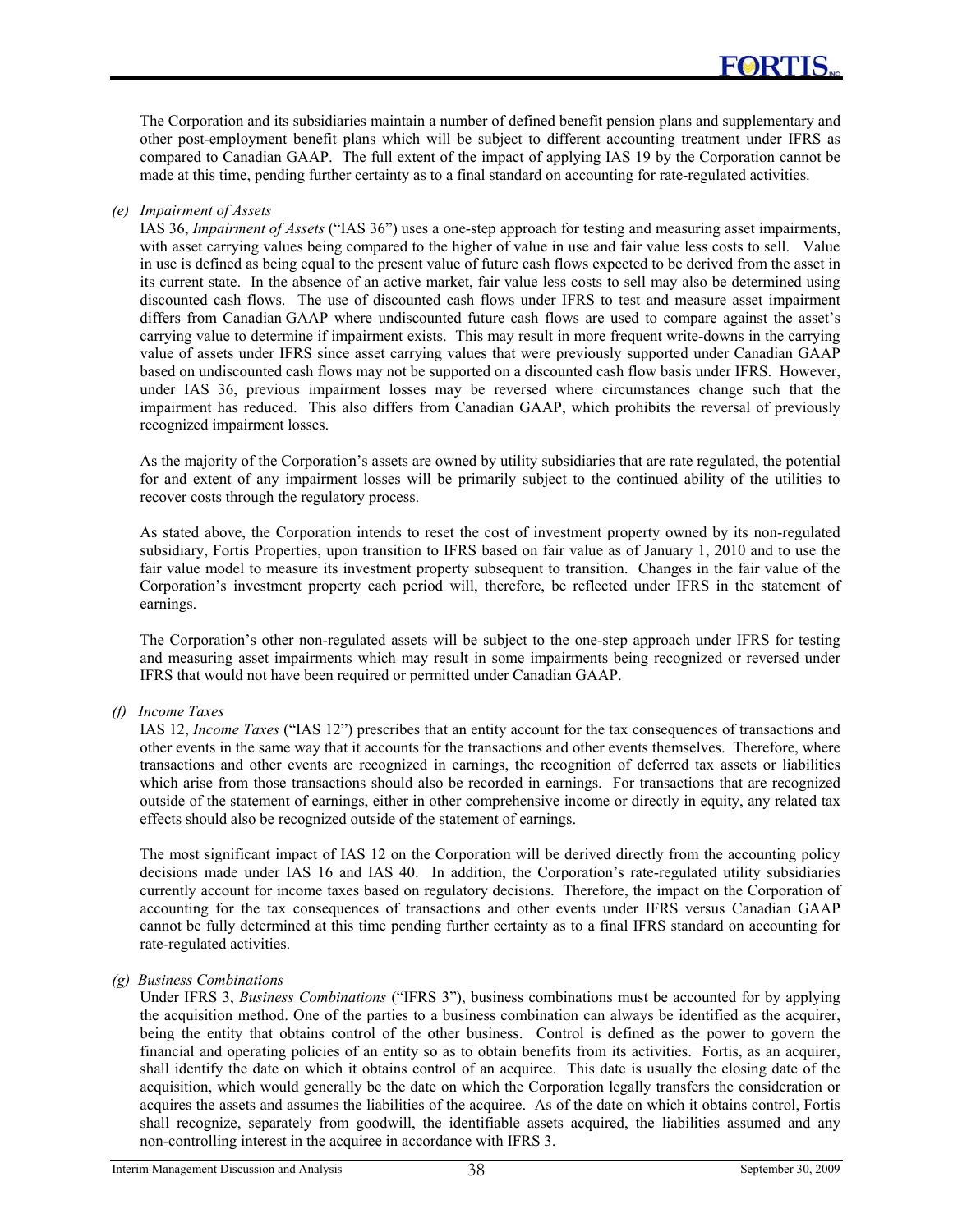The Corporation and its subsidiaries maintain a number of defined benefit pension plans and supplementary and other post-employment benefit plans which will be subject to different accounting treatment under IFRS as compared to Canadian GAAP. The full extent of the impact of applying IAS 19 by the Corporation cannot be made at this time, pending further certainty as to a final standard on accounting for rate-regulated activities.

*(e) Impairment of Assets*

IAS 36, *Impairment of Assets* ("IAS 36") uses a one-step approach for testing and measuring asset impairments, with asset carrying values being compared to the higher of value in use and fair value less costs to sell. Value in use is defined as being equal to the present value of future cash flows expected to be derived from the asset in its current state. In the absence of an active market, fair value less costs to sell may also be determined using discounted cash flows. The use of discounted cash flows under IFRS to test and measure asset impairment differs from Canadian GAAP where undiscounted future cash flows are used to compare against the asset's carrying value to determine if impairment exists. This may result in more frequent write-downs in the carrying value of assets under IFRS since asset carrying values that were previously supported under Canadian GAAP based on undiscounted cash flows may not be supported on a discounted cash flow basis under IFRS. However, under IAS 36, previous impairment losses may be reversed where circumstances change such that the impairment has reduced. This also differs from Canadian GAAP, which prohibits the reversal of previously recognized impairment losses.

As the majority of the Corporation's assets are owned by utility subsidiaries that are rate regulated, the potential for and extent of any impairment losses will be primarily subject to the continued ability of the utilities to recover costs through the regulatory process.

As stated above, the Corporation intends to reset the cost of investment property owned by its non-regulated subsidiary, Fortis Properties, upon transition to IFRS based on fair value as of January 1, 2010 and to use the fair value model to measure its investment property subsequent to transition. Changes in the fair value of the Corporation's investment property each period will, therefore, be reflected under IFRS in the statement of earnings.

The Corporation's other non-regulated assets will be subject to the one-step approach under IFRS for testing and measuring asset impairments which may result in some impairments being recognized or reversed under IFRS that would not have been required or permitted under Canadian GAAP.

*(f) Income Taxes*

IAS 12, *Income Taxes* ("IAS 12") prescribes that an entity account for the tax consequences of transactions and other events in the same way that it accounts for the transactions and other events themselves. Therefore, where transactions and other events are recognized in earnings, the recognition of deferred tax assets or liabilities which arise from those transactions should also be recorded in earnings. For transactions that are recognized outside of the statement of earnings, either in other comprehensive income or directly in equity, any related tax effects should also be recognized outside of the statement of earnings.

The most significant impact of IAS 12 on the Corporation will be derived directly from the accounting policy decisions made under IAS 16 and IAS 40. In addition, the Corporation's rate-regulated utility subsidiaries currently account for income taxes based on regulatory decisions. Therefore, the impact on the Corporation of accounting for the tax consequences of transactions and other events under IFRS versus Canadian GAAP cannot be fully determined at this time pending further certainty as to a final IFRS standard on accounting for rate-regulated activities.

*(g) Business Combinations*

Under IFRS 3, *Business Combinations* ("IFRS 3"), business combinations must be accounted for by applying the acquisition method. One of the parties to a business combination can always be identified as the acquirer, being the entity that obtains control of the other business. Control is defined as the power to govern the financial and operating policies of an entity so as to obtain benefits from its activities. Fortis, as an acquirer, shall identify the date on which it obtains control of an acquiree. This date is usually the closing date of the acquisition, which would generally be the date on which the Corporation legally transfers the consideration or acquires the assets and assumes the liabilities of the acquiree. As of the date on which it obtains control, Fortis shall recognize, separately from goodwill, the identifiable assets acquired, the liabilities assumed and any non-controlling interest in the acquiree in accordance with IFRS 3.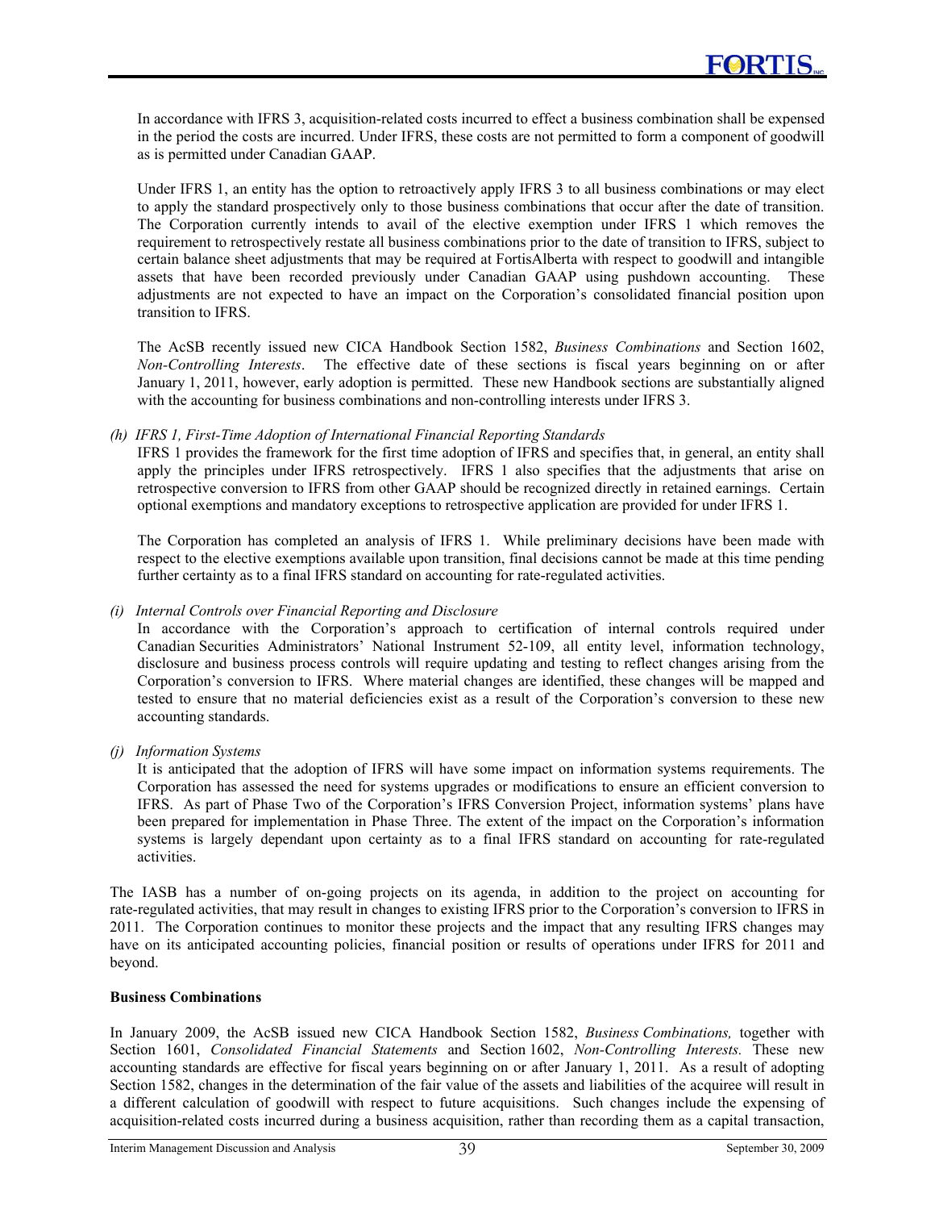In accordance with IFRS 3, acquisition-related costs incurred to effect a business combination shall be expensed in the period the costs are incurred. Under IFRS, these costs are not permitted to form a component of goodwill as is permitted under Canadian GAAP.

Under IFRS 1, an entity has the option to retroactively apply IFRS 3 to all business combinations or may elect to apply the standard prospectively only to those business combinations that occur after the date of transition. The Corporation currently intends to avail of the elective exemption under IFRS 1 which removes the requirement to retrospectively restate all business combinations prior to the date of transition to IFRS, subject to certain balance sheet adjustments that may be required at FortisAlberta with respect to goodwill and intangible assets that have been recorded previously under Canadian GAAP using pushdown accounting. These adjustments are not expected to have an impact on the Corporation's consolidated financial position upon transition to IFRS.

The AcSB recently issued new CICA Handbook Section 1582, *Business Combinations* and Section 1602, *Non-Controlling Interests*. The effective date of these sections is fiscal years beginning on or after January 1, 2011, however, early adoption is permitted. These new Handbook sections are substantially aligned with the accounting for business combinations and non-controlling interests under IFRS 3.

*(h) IFRS 1, First-Time Adoption of International Financial Reporting Standards*

IFRS 1 provides the framework for the first time adoption of IFRS and specifies that, in general, an entity shall apply the principles under IFRS retrospectively. IFRS 1 also specifies that the adjustments that arise on retrospective conversion to IFRS from other GAAP should be recognized directly in retained earnings. Certain optional exemptions and mandatory exceptions to retrospective application are provided for under IFRS 1.

The Corporation has completed an analysis of IFRS 1. While preliminary decisions have been made with respect to the elective exemptions available upon transition, final decisions cannot be made at this time pending further certainty as to a final IFRS standard on accounting for rate-regulated activities.

*(i) Internal Controls over Financial Reporting and Disclosure*

In accordance with the Corporation's approach to certification of internal controls required under Canadian Securities Administrators' National Instrument 52-109, all entity level, information technology, disclosure and business process controls will require updating and testing to reflect changes arising from the Corporation's conversion to IFRS. Where material changes are identified, these changes will be mapped and tested to ensure that no material deficiencies exist as a result of the Corporation's conversion to these new accounting standards.

*(j) Information Systems*

It is anticipated that the adoption of IFRS will have some impact on information systems requirements. The Corporation has assessed the need for systems upgrades or modifications to ensure an efficient conversion to IFRS. As part of Phase Two of the Corporation's IFRS Conversion Project, information systems' plans have been prepared for implementation in Phase Three. The extent of the impact on the Corporation's information systems is largely dependant upon certainty as to a final IFRS standard on accounting for rate-regulated activities.

The IASB has a number of on-going projects on its agenda, in addition to the project on accounting for rate-regulated activities, that may result in changes to existing IFRS prior to the Corporation's conversion to IFRS in 2011. The Corporation continues to monitor these projects and the impact that any resulting IFRS changes may have on its anticipated accounting policies, financial position or results of operations under IFRS for 2011 and beyond.

**Business Combinations**

In January 2009, the AcSB issued new CICA Handbook Section 1582, *Business Combinations,* together with Section 1601, *Consolidated Financial Statements* and Section 1602, *Non-Controlling Interests.* These new accounting standards are effective for fiscal years beginning on or after January 1, 2011. As a result of adopting Section 1582, changes in the determination of the fair value of the assets and liabilities of the acquiree will result in a different calculation of goodwill with respect to future acquisitions. Such changes include the expensing of acquisition-related costs incurred during a business acquisition, rather than recording them as a capital transaction,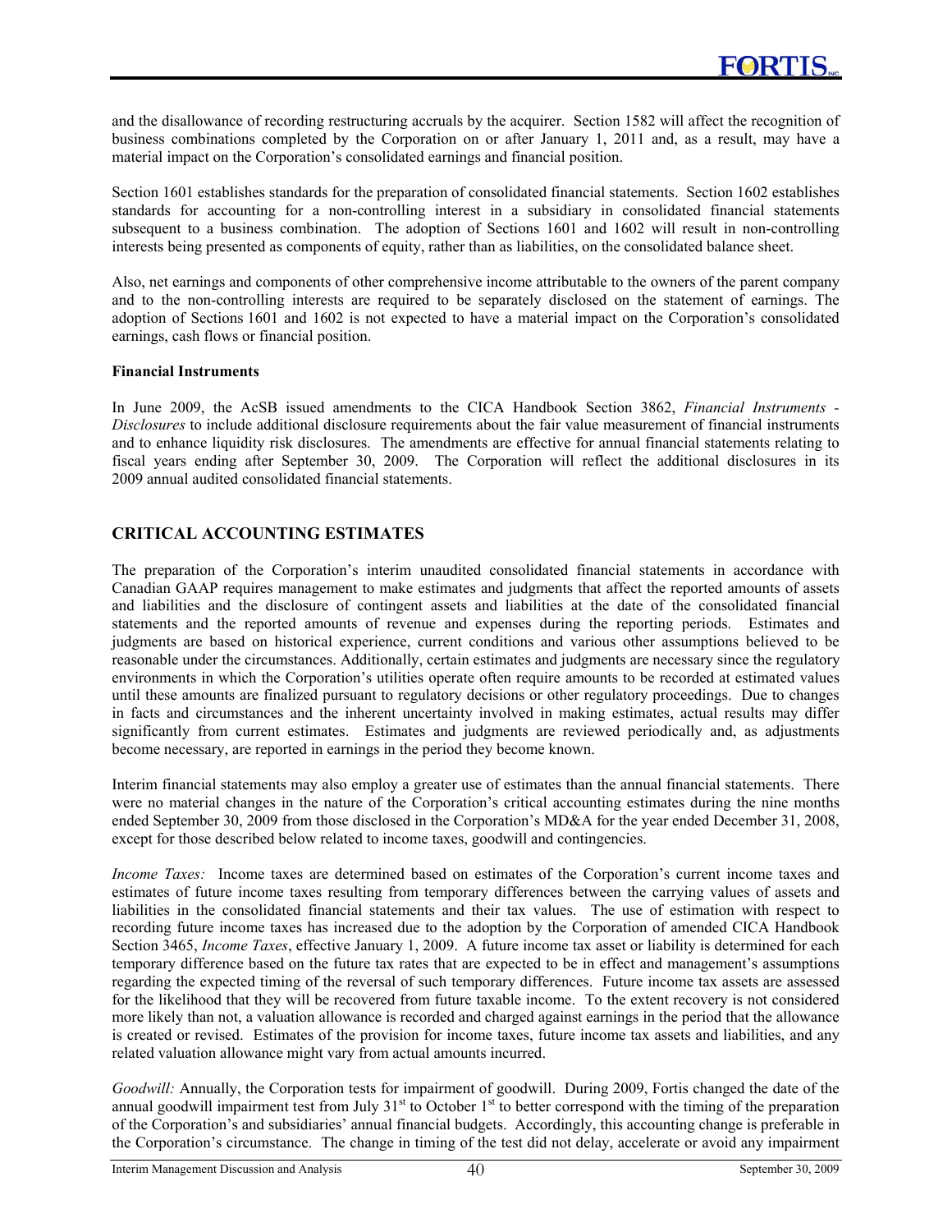and the disallowance of recording restructuring accruals by the acquirer. Section 1582 will affect the recognition of business combinations completed by the Corporation on or after January 1, 2011 and, as a result, may have a material impact on the Corporation's consolidated earnings and financial position.

Section 1601 establishes standards for the preparation of consolidated financial statements. Section 1602 establishes standards for accounting for a non-controlling interest in a subsidiary in consolidated financial statements subsequent to a business combination. The adoption of Sections 1601 and 1602 will result in non-controlling interests being presented as components of equity, rather than as liabilities, on the consolidated balance sheet.

Also, net earnings and components of other comprehensive income attributable to the owners of the parent company and to the non-controlling interests are required to be separately disclosed on the statement of earnings. The adoption of Sections 1601 and 1602 is not expected to have a material impact on the Corporation's consolidated earnings, cash flows or financial position.

**Financial Instruments**

In June 2009, the AcSB issued amendments to the CICA Handbook Section 3862, *Financial Instruments - Disclosures* to include additional disclosure requirements about the fair value measurement of financial instruments and to enhance liquidity risk disclosures. The amendments are effective for annual financial statements relating to fiscal years ending after September 30, 2009. The Corporation will reflect the additional disclosures in its 2009 annual audited consolidated financial statements.

## CRITICAL ACCOUNTING ESTIMATES

The preparation of the Corporation's interim unaudited consolidated financial statements in accordance with Canadian GAAP requires management to make estimates and judgments that affect the reported amounts of assets and liabilities and the disclosure of contingent assets and liabilities at the date of the consolidated financial statements and the reported amounts of revenue and expenses during the reporting periods. Estimates and judgments are based on historical experience, current conditions and various other assumptions believed to be reasonable under the circumstances. Additionally, certain estimates and judgments are necessary since the regulatory environments in which the Corporation's utilities operate often require amounts to be recorded at estimated values until these amounts are finalized pursuant to regulatory decisions or other regulatory proceedings. Due to changes in facts and circumstances and the inherent uncertainty involved in making estimates, actual results may differ significantly from current estimates. Estimates and judgments are reviewed periodically and, as adjustments become necessary, are reported in earnings in the period they become known.

Interim financial statements may also employ a greater use of estimates than the annual financial statements. There were no material changes in the nature of the Corporation's critical accounting estimates during the nine months ended September 30, 2009 from those disclosed in the Corporation's MD&A for the year ended December 31, 2008, except for those described below related to income taxes, goodwill and contingencies.

*Income Taxes:* Income taxes are determined based on estimates of the Corporation's current income taxes and estimates of future income taxes resulting from temporary differences between the carrying values of assets and liabilities in the consolidated financial statements and their tax values. The use of estimation with respect to recording future income taxes has increased due to the adoption by the Corporation of amended CICA Handbook Section 3465, *Income Taxes*, effective January 1, 2009. A future income tax asset or liability is determined for each temporary difference based on the future tax rates that are expected to be in effect and management's assumptions regarding the expected timing of the reversal of such temporary differences. Future income tax assets are assessed for the likelihood that they will be recovered from future taxable income. To the extent recovery is not considered more likely than not, a valuation allowance is recorded and charged against earnings in the period that the allowance is created or revised. Estimates of the provision for income taxes, future income tax assets and liabilities, and any related valuation allowance might vary from actual amounts incurred.

*Goodwill:* Annually, the Corporation tests for impairment of goodwill. During 2009, Fortis changed the date of the annual goodwill impairment test from July 31st to October 1st to better correspond with the timing of the preparation of the Corporation's and subsidiaries' annual financial budgets. Accordingly, this accounting change is preferable in the Corporation's circumstance. The change in timing of the test did not delay, accelerate or avoid any impairment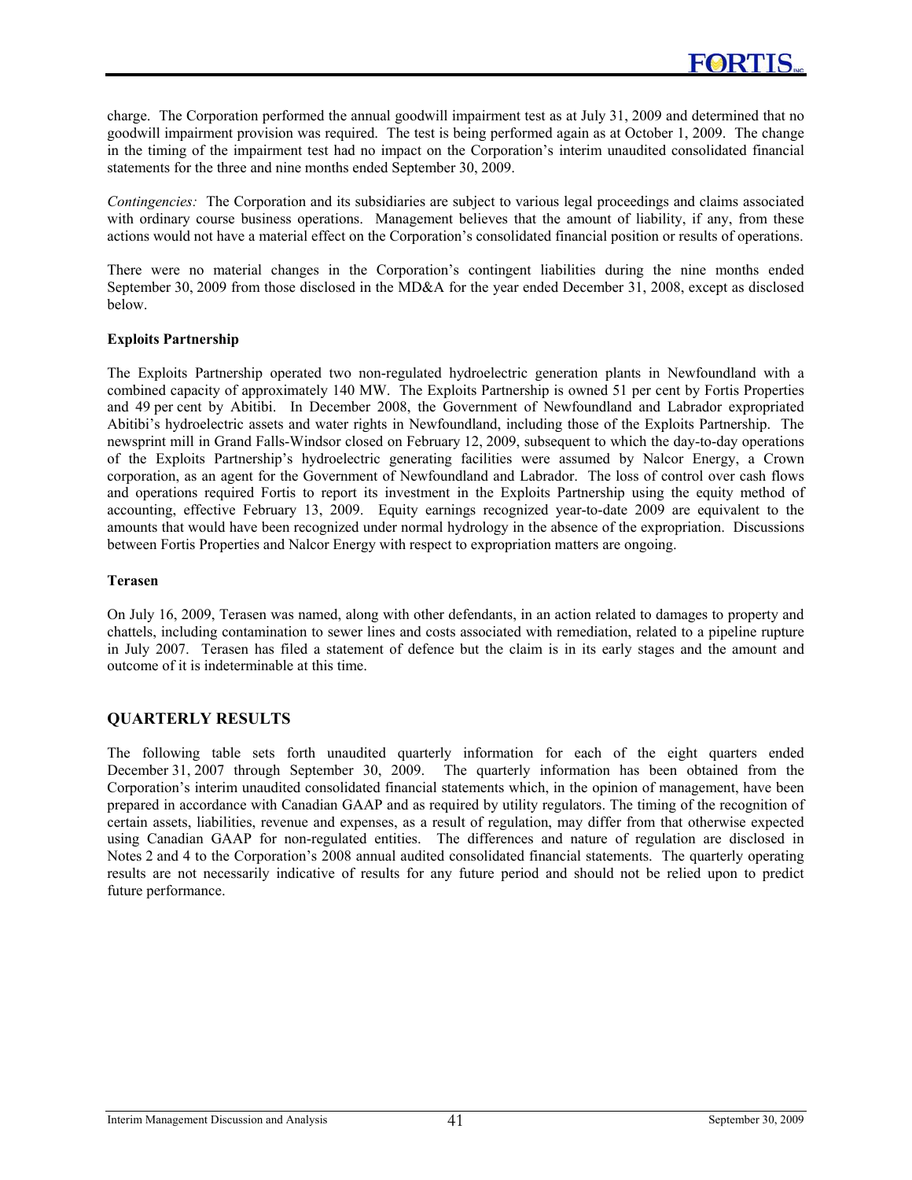charge. The Corporation performed the annual goodwill impairment test as at July 31, 2009 and determined that no goodwill impairment provision was required. The test is being performed again as at October 1, 2009. The change in the timing of the impairment test had no impact on the Corporation's interim unaudited consolidated financial statements for the three and nine months ended September 30, 2009.

*Contingencies:* The Corporation and its subsidiaries are subject to various legal proceedings and claims associated with ordinary course business operations. Management believes that the amount of liability, if any, from these actions would not have a material effect on the Corporation's consolidated financial position or results of operations.

There were no material changes in the Corporation's contingent liabilities during the nine months ended September 30, 2009 from those disclosed in the MD&A for the year ended December 31, 2008, except as disclosed below.

**Exploits Partnership**

The Exploits Partnership operated two non-regulated hydroelectric generation plants in Newfoundland with a combined capacity of approximately 140 MW. The Exploits Partnership is owned 51 per cent by Fortis Properties and 49 per cent by Abitibi. In December 2008, the Government of Newfoundland and Labrador expropriated Abitibi's hydroelectric assets and water rights in Newfoundland, including those of the Exploits Partnership. The newsprint mill in Grand Falls-Windsor closed on February 12, 2009, subsequent to which the day-to-day operations of the Exploits Partnership's hydroelectric generating facilities were assumed by Nalcor Energy, a Crown corporation, as an agent for the Government of Newfoundland and Labrador. The loss of control over cash flows and operations required Fortis to report its investment in the Exploits Partnership using the equity method of accounting, effective February 13, 2009. Equity earnings recognized year-to-date 2009 are equivalent to the amounts that would have been recognized under normal hydrology in the absence of the expropriation. Discussions between Fortis Properties and Nalcor Energy with respect to expropriation matters are ongoing.

**Terasen**

On July 16, 2009, Terasen was named, along with other defendants, in an action related to damages to property and chattels, including contamination to sewer lines and costs associated with remediation, related to a pipeline rupture in July 2007. Terasen has filed a statement of defence but the claim is in its early stages and the amount and outcome of it is indeterminable at this time.

## QUARTERLY RESULTS

The following table sets forth unaudited quarterly information for each of the eight quarters ended December 31, 2007 through September 30, 2009. The quarterly information has been obtained from the Corporation's interim unaudited consolidated financial statements which, in the opinion of management, have been prepared in accordance with Canadian GAAP and as required by utility regulators. The timing of the recognition of certain assets, liabilities, revenue and expenses, as a result of regulation, may differ from that otherwise expected using Canadian GAAP for non-regulated entities. The differences and nature of regulation are disclosed in Notes 2 and 4 to the Corporation's 2008 annual audited consolidated financial statements. The quarterly operating results are not necessarily indicative of results for any future period and should not be relied upon to predict future performance.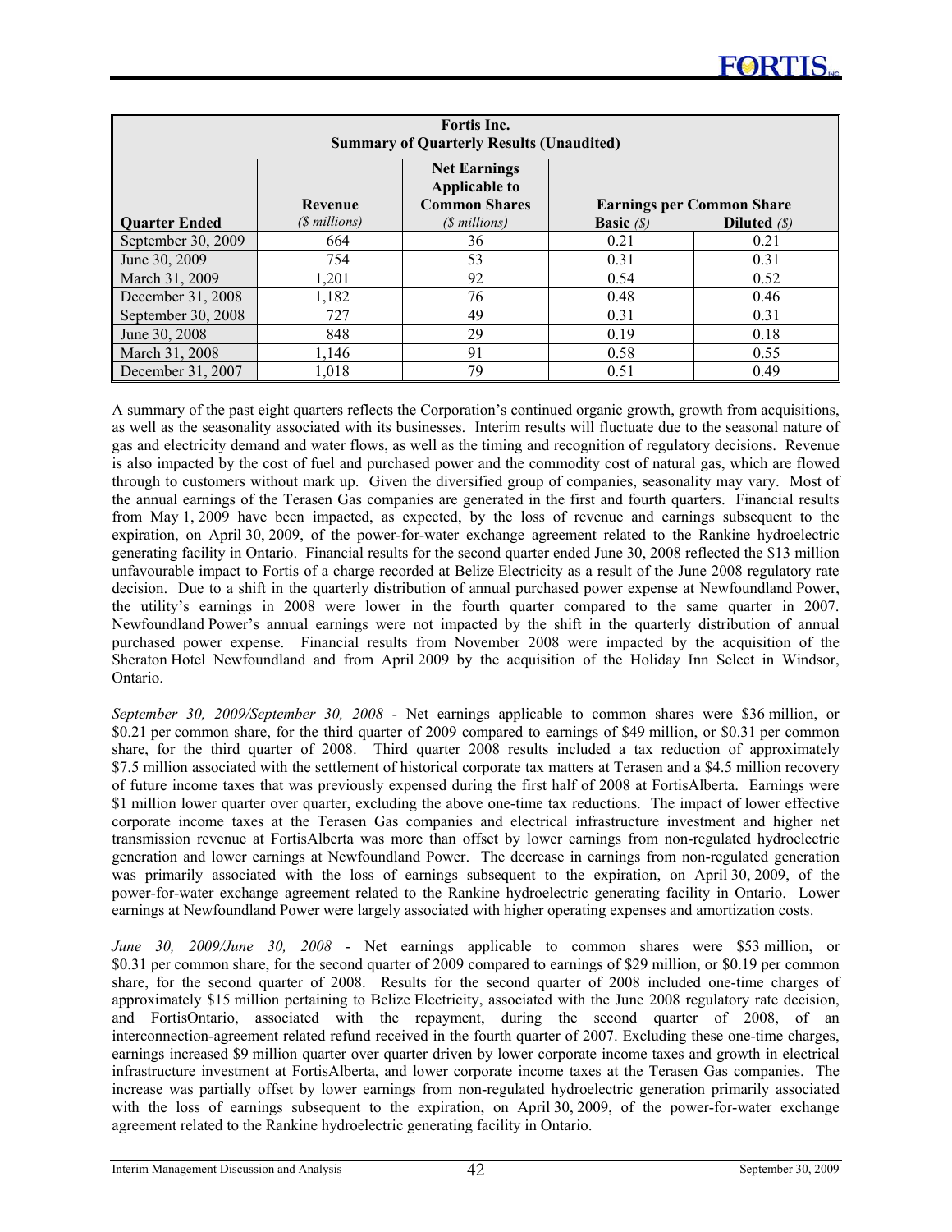| Fortis Inc. Summary of Quarterly Results (Unaudited) | | | | |
|---|---|---|---|---|
| Quarter Ended | Revenue *($ millions)* | Net Earnings Applicable to Common Shares *($ millions)* | Earnings per Common Share | |
| | | | Basic *($)* | Diluted *($)* |
| September 30, 2009 | 664 | 36 | 0.21 | 0.21 |
| June 30, 2009 | 754 | 53 | 0.31 | 0.31 |
| March 31, 2009 | 1,201 | 92 | 0.54 | 0.52 |
| December 31, 2008 | 1,182 | 76 | 0.48 | 0.46 |
| September 30, 2008 | 727 | 49 | 0.31 | 0.31 |
| June 30, 2008 | 848 | 29 | 0.19 | 0.18 |
| March 31, 2008 | 1,146 | 91 | 0.58 | 0.55 |
| December 31, 2007 | 1,018 | 79 | 0.51 | 0.49 |

A summary of the past eight quarters reflects the Corporation's continued organic growth, growth from acquisitions, as well as the seasonality associated with its businesses. Interim results will fluctuate due to the seasonal nature of gas and electricity demand and water flows, as well as the timing and recognition of regulatory decisions. Revenue is also impacted by the cost of fuel and purchased power and the commodity cost of natural gas, which are flowed through to customers without mark up. Given the diversified group of companies, seasonality may vary. Most of the annual earnings of the Terasen Gas companies are generated in the first and fourth quarters. Financial results from May 1, 2009 have been impacted, as expected, by the loss of revenue and earnings subsequent to the expiration, on April 30, 2009, of the power-for-water exchange agreement related to the Rankine hydroelectric generating facility in Ontario. Financial results for the second quarter ended June 30, 2008 reflected the $13 million unfavourable impact to Fortis of a charge recorded at Belize Electricity as a result of the June 2008 regulatory rate decision. Due to a shift in the quarterly distribution of annual purchased power expense at Newfoundland Power, the utility's earnings in 2008 were lower in the fourth quarter compared to the same quarter in 2007. Newfoundland Power's annual earnings were not impacted by the shift in the quarterly distribution of annual purchased power expense. Financial results from November 2008 were impacted by the acquisition of the Sheraton Hotel Newfoundland and from April 2009 by the acquisition of the Holiday Inn Select in Windsor, Ontario.

*September 30, 2009/September 30, 2008 -* Net earnings applicable to common shares were $36 million, or $0.21 per common share, for the third quarter of 2009 compared to earnings of $49 million, or $0.31 per common share, for the third quarter of 2008. Third quarter 2008 results included a tax reduction of approximately $7.5 million associated with the settlement of historical corporate tax matters at Terasen and a $4.5 million recovery of future income taxes that was previously expensed during the first half of 2008 at FortisAlberta. Earnings were $1 million lower quarter over quarter, excluding the above one-time tax reductions. The impact of lower effective corporate income taxes at the Terasen Gas companies and electrical infrastructure investment and higher net transmission revenue at FortisAlberta was more than offset by lower earnings from non-regulated hydroelectric generation and lower earnings at Newfoundland Power. The decrease in earnings from non-regulated generation was primarily associated with the loss of earnings subsequent to the expiration, on April 30, 2009, of the power-for-water exchange agreement related to the Rankine hydroelectric generating facility in Ontario. Lower earnings at Newfoundland Power were largely associated with higher operating expenses and amortization costs.

*June 30, 2009/June 30, 2008* - Net earnings applicable to common shares were $53 million, or $0.31 per common share, for the second quarter of 2009 compared to earnings of $29 million, or $0.19 per common share, for the second quarter of 2008. Results for the second quarter of 2008 included one-time charges of approximately $15 million pertaining to Belize Electricity, associated with the June 2008 regulatory rate decision, and FortisOntario, associated with the repayment, during the second quarter of 2008, of an interconnection-agreement related refund received in the fourth quarter of 2007. Excluding these one-time charges, earnings increased $9 million quarter over quarter driven by lower corporate income taxes and growth in electrical infrastructure investment at FortisAlberta, and lower corporate income taxes at the Terasen Gas companies. The increase was partially offset by lower earnings from non-regulated hydroelectric generation primarily associated with the loss of earnings subsequent to the expiration, on April 30, 2009, of the power-for-water exchange agreement related to the Rankine hydroelectric generating facility in Ontario.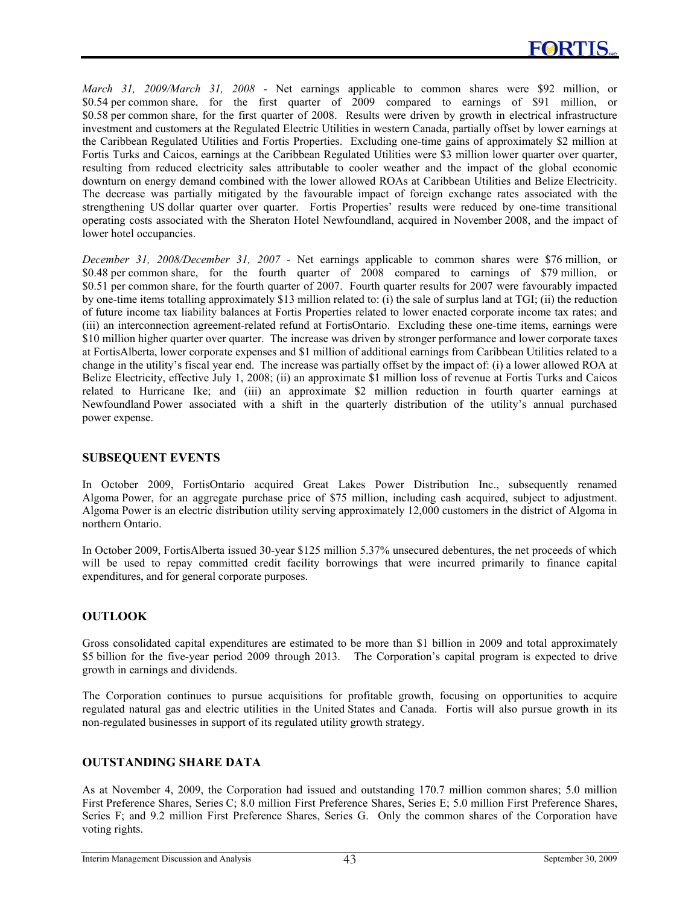*March 31, 2009/March 31, 2008* - Net earnings applicable to common shares were $92 million, or $0.54 per common share, for the first quarter of 2009 compared to earnings of $91 million, or $0.58 per common share, for the first quarter of 2008. Results were driven by growth in electrical infrastructure investment and customers at the Regulated Electric Utilities in western Canada, partially offset by lower earnings at the Caribbean Regulated Utilities and Fortis Properties. Excluding one-time gains of approximately $2 million at Fortis Turks and Caicos, earnings at the Caribbean Regulated Utilities were $3 million lower quarter over quarter, resulting from reduced electricity sales attributable to cooler weather and the impact of the global economic downturn on energy demand combined with the lower allowed ROAs at Caribbean Utilities and Belize Electricity. The decrease was partially mitigated by the favourable impact of foreign exchange rates associated with the strengthening US dollar quarter over quarter. Fortis Properties' results were reduced by one-time transitional operating costs associated with the Sheraton Hotel Newfoundland, acquired in November 2008, and the impact of lower hotel occupancies.

*December 31, 2008/December 31, 2007* - Net earnings applicable to common shares were $76 million, or $0.48 per common share, for the fourth quarter of 2008 compared to earnings of $79 million, or $0.51 per common share, for the fourth quarter of 2007. Fourth quarter results for 2007 were favourably impacted by one-time items totalling approximately $13 million related to: (i) the sale of surplus land at TGI; (ii) the reduction of future income tax liability balances at Fortis Properties related to lower enacted corporate income tax rates; and (iii) an interconnection agreement-related refund at FortisOntario. Excluding these one-time items, earnings were $10 million higher quarter over quarter. The increase was driven by stronger performance and lower corporate taxes at FortisAlberta, lower corporate expenses and $1 million of additional earnings from Caribbean Utilities related to a change in the utility's fiscal year end. The increase was partially offset by the impact of: (i) a lower allowed ROA at Belize Electricity, effective July 1, 2008; (ii) an approximate $1 million loss of revenue at Fortis Turks and Caicos related to Hurricane Ike; and (iii) an approximate $2 million reduction in fourth quarter earnings at Newfoundland Power associated with a shift in the quarterly distribution of the utility's annual purchased power expense.

## SUBSEQUENT EVENTS

In October 2009, FortisOntario acquired Great Lakes Power Distribution Inc., subsequently renamed Algoma Power, for an aggregate purchase price of $75 million, including cash acquired, subject to adjustment. Algoma Power is an electric distribution utility serving approximately 12,000 customers in the district of Algoma in northern Ontario.

In October 2009, FortisAlberta issued 30-year $125 million 5.37% unsecured debentures, the net proceeds of which will be used to repay committed credit facility borrowings that were incurred primarily to finance capital expenditures, and for general corporate purposes.

## OUTLOOK

Gross consolidated capital expenditures are estimated to be more than $1 billion in 2009 and total approximately $5 billion for the five-year period 2009 through 2013. The Corporation's capital program is expected to drive growth in earnings and dividends.

The Corporation continues to pursue acquisitions for profitable growth, focusing on opportunities to acquire regulated natural gas and electric utilities in the United States and Canada. Fortis will also pursue growth in its non-regulated businesses in support of its regulated utility growth strategy.

## OUTSTANDING SHARE DATA

As at November 4, 2009, the Corporation had issued and outstanding 170.7 million common shares; 5.0 million First Preference Shares, Series C; 8.0 million First Preference Shares, Series E; 5.0 million First Preference Shares, Series F; and 9.2 million First Preference Shares, Series G. Only the common shares of the Corporation have voting rights.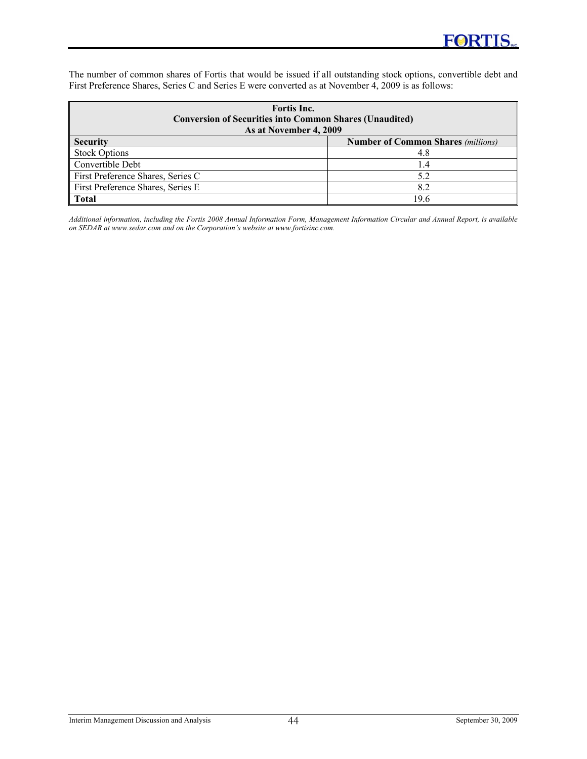The number of common shares of Fortis that would be issued if all outstanding stock options, convertible debt and First Preference Shares, Series C and Series E were converted as at November 4, 2009 is as follows:

| **Fortis Inc.<br>Conversion of Securities into Common Shares (Unaudited)<br>As at November 4, 2009** | |
|---|---|
| **Security** | **Number of Common Shares** *(millions)* |
| Stock Options | 4.8 |
| Convertible Debt | 1.4 |
| First Preference Shares, Series C | 5.2 |
| First Preference Shares, Series E | 8.2 |
| **Total** | 19.6 |

*Additional information, including the Fortis 2008 Annual Information Form, Management Information Circular and Annual Report, is available on SEDAR at www.sedar.com and on the Corporation's website at www.fortisinc.com.*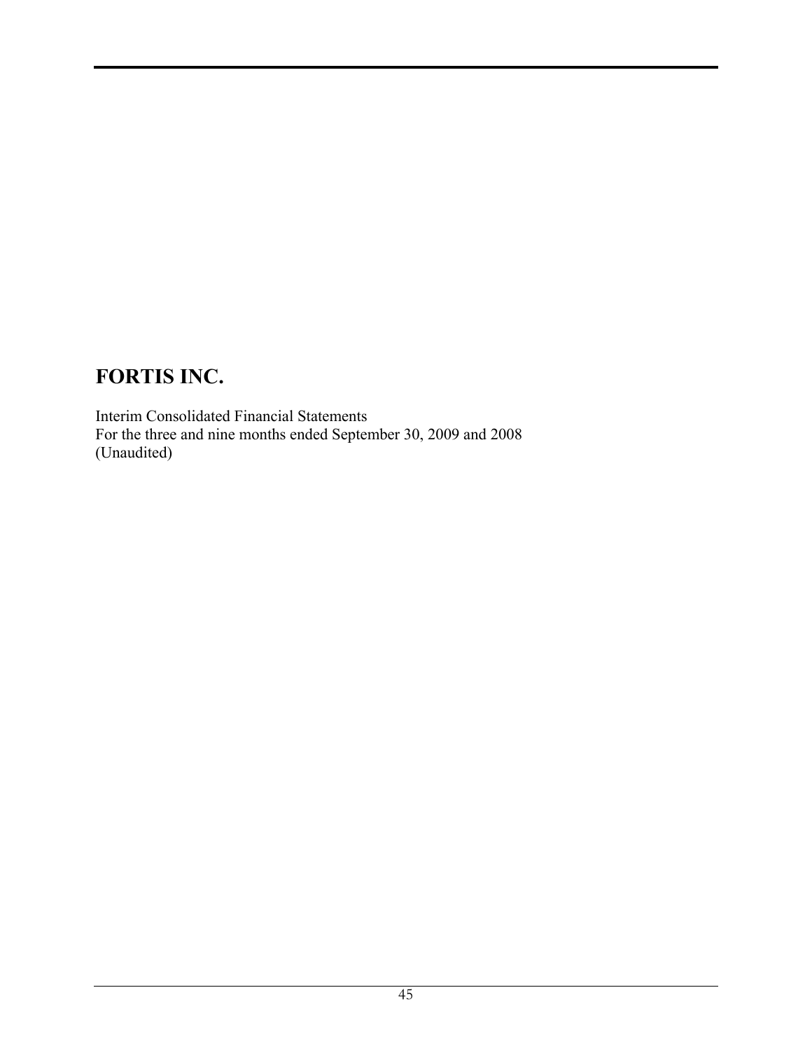# FORTIS INC.

Interim Consolidated Financial Statements
For the three and nine months ended September 30, 2009 and 2008
(Unaudited)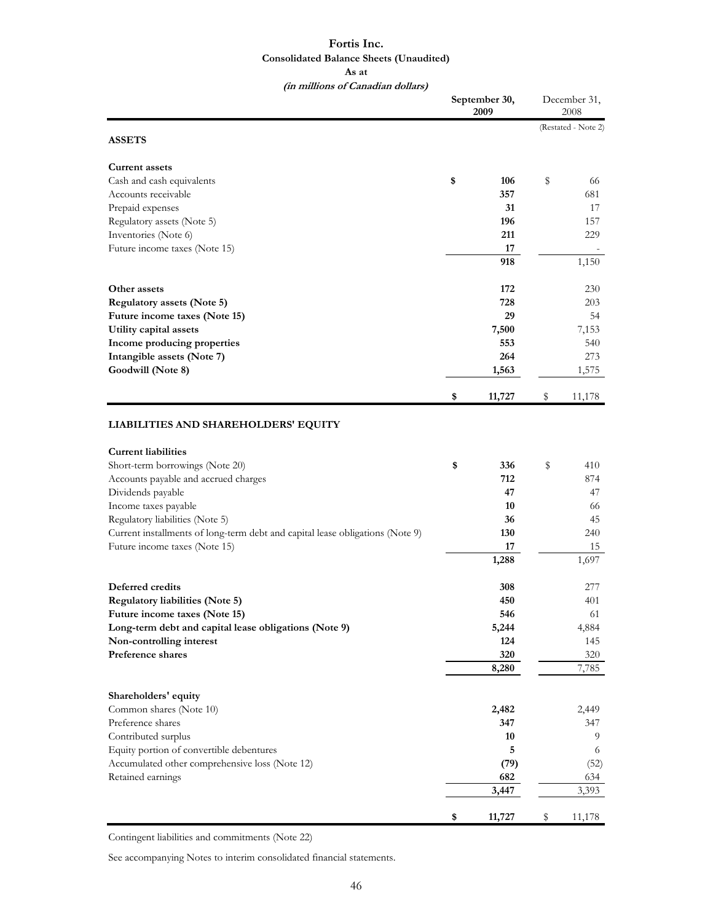# Fortis Inc.

## Consolidated Balance Sheets (Unaudited)

**As at**

***(in millions of Canadian dollars)***

| | September 30, 2009 | December 31, 2008 |
|---|---|---|
| | | (Restated - Note 2) |
| **ASSETS** | | |
| **Current assets** | | |
| Cash and cash equivalents | **$ 106** | $ 66 |
| Accounts receivable | **357** | 681 |
| Prepaid expenses | **31** | 17 |
| Regulatory assets (Note 5) | **196** | 157 |
| Inventories (Note 6) | **211** | 229 |
| Future income taxes (Note 15) | **17** | - |
| | **918** | 1,150 |
| **Other assets** | **172** | 230 |
| **Regulatory assets (Note 5)** | **728** | 203 |
| **Future income taxes (Note 15)** | **29** | 54 |
| **Utility capital assets** | **7,500** | 7,153 |
| **Income producing properties** | **553** | 540 |
| **Intangible assets (Note 7)** | **264** | 273 |
| **Goodwill (Note 8)** | **1,563** | 1,575 |
| | **$ 11,727** | $ 11,178 |
| **LIABILITIES AND SHAREHOLDERS' EQUITY** | | |
| **Current liabilities** | | |
| Short-term borrowings (Note 20) | **$ 336** | $ 410 |
| Accounts payable and accrued charges | **712** | 874 |
| Dividends payable | **47** | 47 |
| Income taxes payable | **10** | 66 |
| Regulatory liabilities (Note 5) | **36** | 45 |
| Current installments of long-term debt and capital lease obligations (Note 9) | **130** | 240 |
| Future income taxes (Note 15) | **17** | 15 |
| | **1,288** | 1,697 |
| **Deferred credits** | **308** | 277 |
| **Regulatory liabilities (Note 5)** | **450** | 401 |
| **Future income taxes (Note 15)** | **546** | 61 |
| **Long-term debt and capital lease obligations (Note 9)** | **5,244** | 4,884 |
| **Non-controlling interest** | **124** | 145 |
| **Preference shares** | **320** | 320 |
| | **8,280** | 7,785 |
| **Shareholders' equity** | | |
| Common shares (Note 10) | **2,482** | 2,449 |
| Preference shares | **347** | 347 |
| Contributed surplus | **10** | 9 |
| Equity portion of convertible debentures | **5** | 6 |
| Accumulated other comprehensive loss (Note 12) | **(79)** | (52) |
| Retained earnings | **682** | 634 |
| | **3,447** | 3,393 |
| | **$ 11,727** | $ 11,178 |

Contingent liabilities and commitments (Note 22)

See accompanying Notes to interim consolidated financial statements.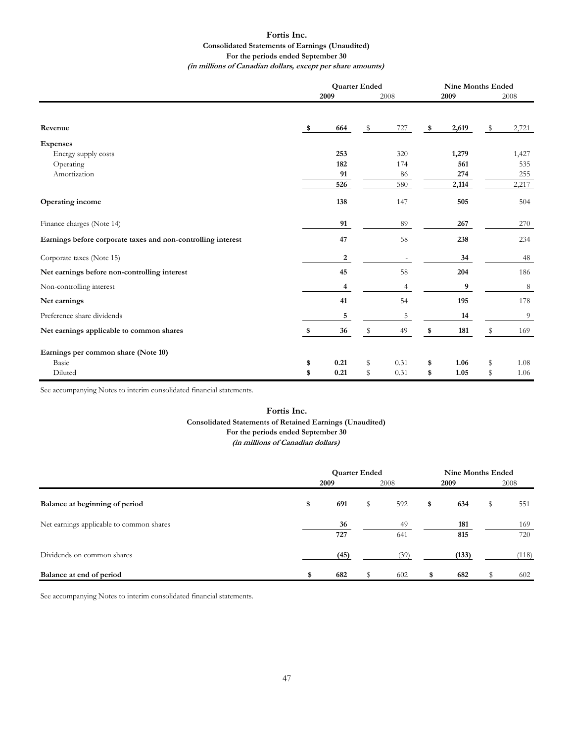# Fortis Inc.

## Consolidated Statements of Earnings (Unaudited)

### For the periods ended September 30

***(in millions of Canadian dollars, except per share amounts)***

| | Quarter Ended | | Nine Months Ended | |
|---|---|---|---|---|
| | **2009** | 2008 | **2009** | 2008 |
| **Revenue** | **$ 664** | $ 727 | **$ 2,619** | $ 2,721 |
| **Expenses** | | | | |
| Energy supply costs | **253** | 320 | **1,279** | 1,427 |
| Operating | **182** | 174 | **561** | 535 |
| Amortization | **91** | 86 | **274** | 255 |
| | **526** | 580 | **2,114** | 2,217 |
| **Operating income** | **138** | 147 | **505** | 504 |
| Finance charges (Note 14) | **91** | 89 | **267** | 270 |
| **Earnings before corporate taxes and non-controlling interest** | **47** | 58 | **238** | 234 |
| Corporate taxes (Note 15) | **2** | - | **34** | 48 |
| **Net earnings before non-controlling interest** | **45** | 58 | **204** | 186 |
| Non-controlling interest | **4** | 4 | **9** | 8 |
| **Net earnings** | **41** | 54 | **195** | 178 |
| Preference share dividends | **5** | 5 | **14** | 9 |
| **Net earnings applicable to common shares** | **$ 36** | $ 49 | **$ 181** | $ 169 |
| **Earnings per common share (Note 10)** | | | | |
| Basic | **$ 0.21** | $ 0.31 | **$ 1.06** | $ 1.08 |
| Diluted | **$ 0.21** | $ 0.31 | **$ 1.05** | $ 1.06 |

See accompanying Notes to interim consolidated financial statements.

# Fortis Inc.

## Consolidated Statements of Retained Earnings (Unaudited)

### For the periods ended September 30

***(in millions of Canadian dollars)***

| | Quarter Ended | | Nine Months Ended | |
|---|---|---|---|---|
| | **2009** | 2008 | **2009** | 2008 |
| **Balance at beginning of period** | **$ 691** | $ 592 | **$ 634** | $ 551 |
| Net earnings applicable to common shares | **36** | 49 | **181** | 169 |
| | **727** | 641 | **815** | 720 |
| Dividends on common shares | **(45)** | (39) | **(133)** | (118) |
| **Balance at end of period** | **$ 682** | $ 602 | **$ 682** | $ 602 |

See accompanying Notes to interim consolidated financial statements.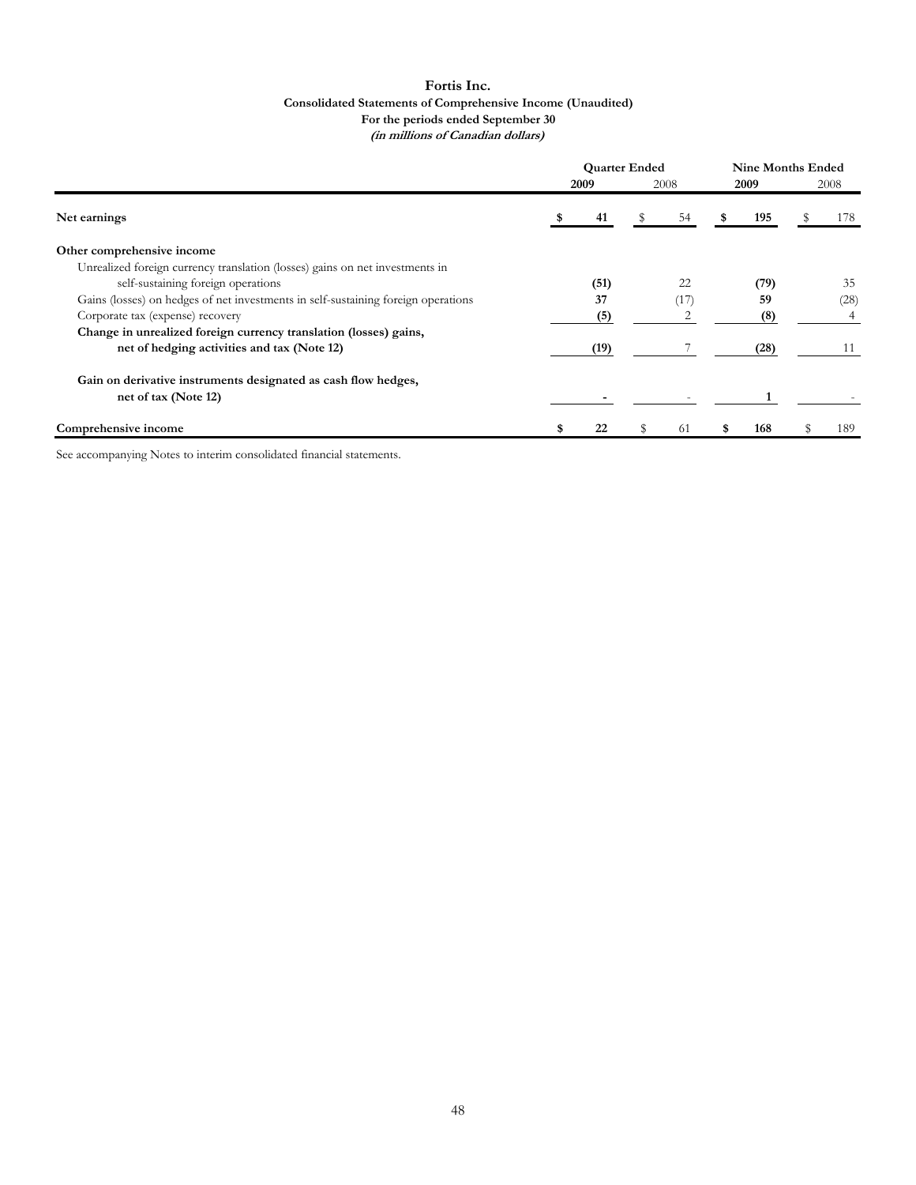**Fortis Inc.**
**Consolidated Statements of Comprehensive Income (Unaudited)**
**For the periods ended September 30**
***(in millions of Canadian dollars)***

| | Quarter Ended | | Nine Months Ended | |
|---|---|---|---|---|
| | **2009** | 2008 | **2009** | 2008 |
| **Net earnings** | **$ 41** | $ 54 | **$ 195** | $ 178 |
| **Other comprehensive income** | | | | |
| Unrealized foreign currency translation (losses) gains on net investments in self-sustaining foreign operations | **(51)** | 22 | **(79)** | 35 |
| Gains (losses) on hedges of net investments in self-sustaining foreign operations | **37** | (17) | **59** | (28) |
| Corporate tax (expense) recovery | **(5)** | 2 | **(8)** | 4 |
| **Change in unrealized foreign currency translation (losses) gains, net of hedging activities and tax (Note 12)** | **(19)** | 7 | **(28)** | 11 |
| **Gain on derivative instruments designated as cash flow hedges, net of tax (Note 12)** | **-** | - | **1** | - |
| **Comprehensive income** | **$ 22** | $ 61 | **$ 168** | $ 189 |

See accompanying Notes to interim consolidated financial statements.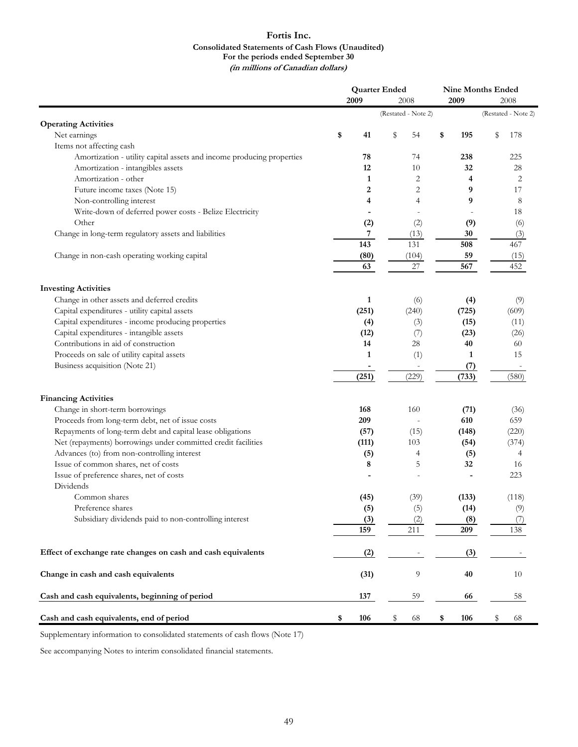# Fortis Inc.

**Consolidated Statements of Cash Flows (Unaudited)**
**For the periods ended September 30**
***(in millions of Canadian dollars)***

| | Quarter Ended | | Nine Months Ended | |
|---|---|---|---|---|
| | **2009** | 2008 | **2009** | 2008 |
| | | (Restated - Note 2) | | (Restated - Note 2) |
| **Operating Activities** | | | | |
| Net earnings | **$ 41** | $ 54 | **$ 195** | $ 178 |
| Items not affecting cash | | | | |
| Amortization - utility capital assets and income producing properties | **78** | 74 | **238** | 225 |
| Amortization - intangibles assets | **12** | 10 | **32** | 28 |
| Amortization - other | **1** | 2 | **4** | 2 |
| Future income taxes (Note 15) | **2** | 2 | **9** | 17 |
| Non-controlling interest | **4** | 4 | **9** | 8 |
| Write-down of deferred power costs - Belize Electricity | **-** | - | **-** | 18 |
| Other | **(2)** | (2) | **(9)** | (6) |
| Change in long-term regulatory assets and liabilities | **7** | (13) | **30** | (3) |
| | **143** | 131 | **508** | 467 |
| Change in non-cash operating working capital | **(80)** | (104) | **59** | (15) |
| | **63** | 27 | **567** | 452 |
| **Investing Activities** | | | | |
| Change in other assets and deferred credits | **1** | (6) | **(4)** | (9) |
| Capital expenditures - utility capital assets | **(251)** | (240) | **(725)** | (609) |
| Capital expenditures - income producing properties | **(4)** | (3) | **(15)** | (11) |
| Capital expenditures - intangible assets | **(12)** | (7) | **(23)** | (26) |
| Contributions in aid of construction | **14** | 28 | **40** | 60 |
| Proceeds on sale of utility capital assets | **1** | (1) | **1** | 15 |
| Business acquisition (Note 21) | **-** | - | **(7)** | - |
| | **(251)** | (229) | **(733)** | (580) |
| **Financing Activities** | | | | |
| Change in short-term borrowings | **168** | 160 | **(71)** | (36) |
| Proceeds from long-term debt, net of issue costs | **209** | - | **610** | 659 |
| Repayments of long-term debt and capital lease obligations | **(57)** | (15) | **(148)** | (220) |
| Net (repayments) borrowings under committed credit facilities | **(111)** | 103 | **(54)** | (374) |
| Advances (to) from non-controlling interest | **(5)** | 4 | **(5)** | 4 |
| Issue of common shares, net of costs | **8** | 5 | **32** | 16 |
| Issue of preference shares, net of costs | **-** | - | **-** | 223 |
| Dividends | | | | |
| Common shares | **(45)** | (39) | **(133)** | (118) |
| Preference shares | **(5)** | (5) | **(14)** | (9) |
| Subsidiary dividends paid to non-controlling interest | **(3)** | (2) | **(8)** | (7) |
| | **159** | 211 | **209** | 138 |
| **Effect of exchange rate changes on cash and cash equivalents** | **(2)** | - | **(3)** | - |
| **Change in cash and cash equivalents** | **(31)** | 9 | **40** | 10 |
| **Cash and cash equivalents, beginning of period** | **137** | 59 | **66** | 58 |
| **Cash and cash equivalents, end of period** | **$ 106** | $ 68 | **$ 106** | $ 68 |

Supplementary information to consolidated statements of cash flows (Note 17)

See accompanying Notes to interim consolidated financial statements.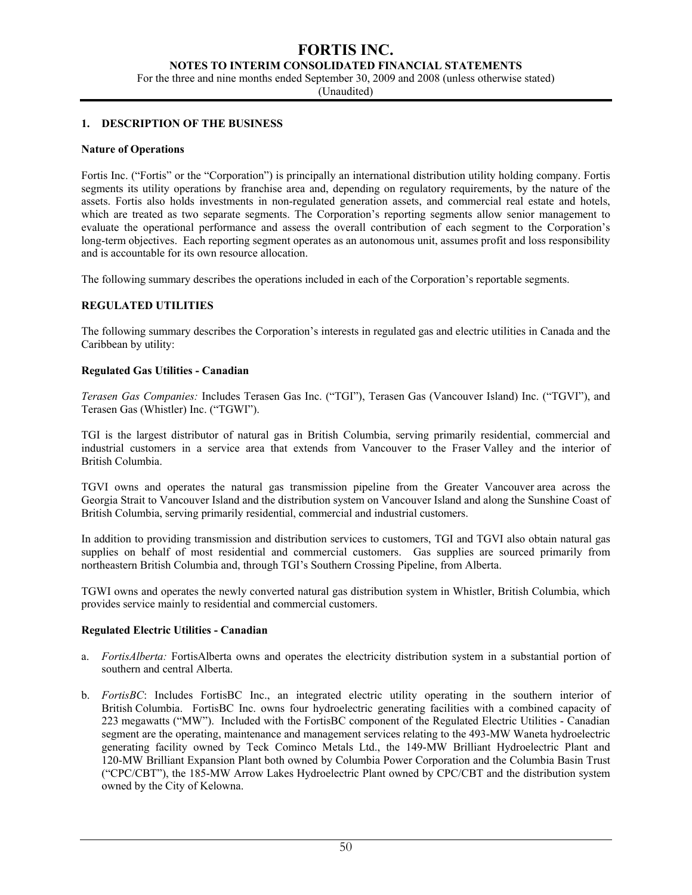# FORTIS INC.

## NOTES TO INTERIM CONSOLIDATED FINANCIAL STATEMENTS

For the three and nine months ended September 30, 2009 and 2008 (unless otherwise stated)
(Unaudited)

### 1. DESCRIPTION OF THE BUSINESS

**Nature of Operations**

Fortis Inc. ("Fortis" or the "Corporation") is principally an international distribution utility holding company. Fortis segments its utility operations by franchise area and, depending on regulatory requirements, by the nature of the assets. Fortis also holds investments in non-regulated generation assets, and commercial real estate and hotels, which are treated as two separate segments. The Corporation's reporting segments allow senior management to evaluate the operational performance and assess the overall contribution of each segment to the Corporation's long-term objectives. Each reporting segment operates as an autonomous unit, assumes profit and loss responsibility and is accountable for its own resource allocation.

The following summary describes the operations included in each of the Corporation's reportable segments.

**REGULATED UTILITIES**

The following summary describes the Corporation's interests in regulated gas and electric utilities in Canada and the Caribbean by utility:

**Regulated Gas Utilities - Canadian**

*Terasen Gas Companies:* Includes Terasen Gas Inc. ("TGI"), Terasen Gas (Vancouver Island) Inc. ("TGVI"), and Terasen Gas (Whistler) Inc. ("TGWI").

TGI is the largest distributor of natural gas in British Columbia, serving primarily residential, commercial and industrial customers in a service area that extends from Vancouver to the Fraser Valley and the interior of British Columbia.

TGVI owns and operates the natural gas transmission pipeline from the Greater Vancouver area across the Georgia Strait to Vancouver Island and the distribution system on Vancouver Island and along the Sunshine Coast of British Columbia, serving primarily residential, commercial and industrial customers.

In addition to providing transmission and distribution services to customers, TGI and TGVI also obtain natural gas supplies on behalf of most residential and commercial customers. Gas supplies are sourced primarily from northeastern British Columbia and, through TGI's Southern Crossing Pipeline, from Alberta.

TGWI owns and operates the newly converted natural gas distribution system in Whistler, British Columbia, which provides service mainly to residential and commercial customers.

**Regulated Electric Utilities - Canadian**

a. *FortisAlberta:* FortisAlberta owns and operates the electricity distribution system in a substantial portion of southern and central Alberta.

b. *FortisBC*: Includes FortisBC Inc., an integrated electric utility operating in the southern interior of British Columbia. FortisBC Inc. owns four hydroelectric generating facilities with a combined capacity of 223 megawatts ("MW"). Included with the FortisBC component of the Regulated Electric Utilities - Canadian segment are the operating, maintenance and management services relating to the 493-MW Waneta hydroelectric generating facility owned by Teck Cominco Metals Ltd., the 149-MW Brilliant Hydroelectric Plant and 120-MW Brilliant Expansion Plant both owned by Columbia Power Corporation and the Columbia Basin Trust ("CPC/CBT"), the 185-MW Arrow Lakes Hydroelectric Plant owned by CPC/CBT and the distribution system owned by the City of Kelowna.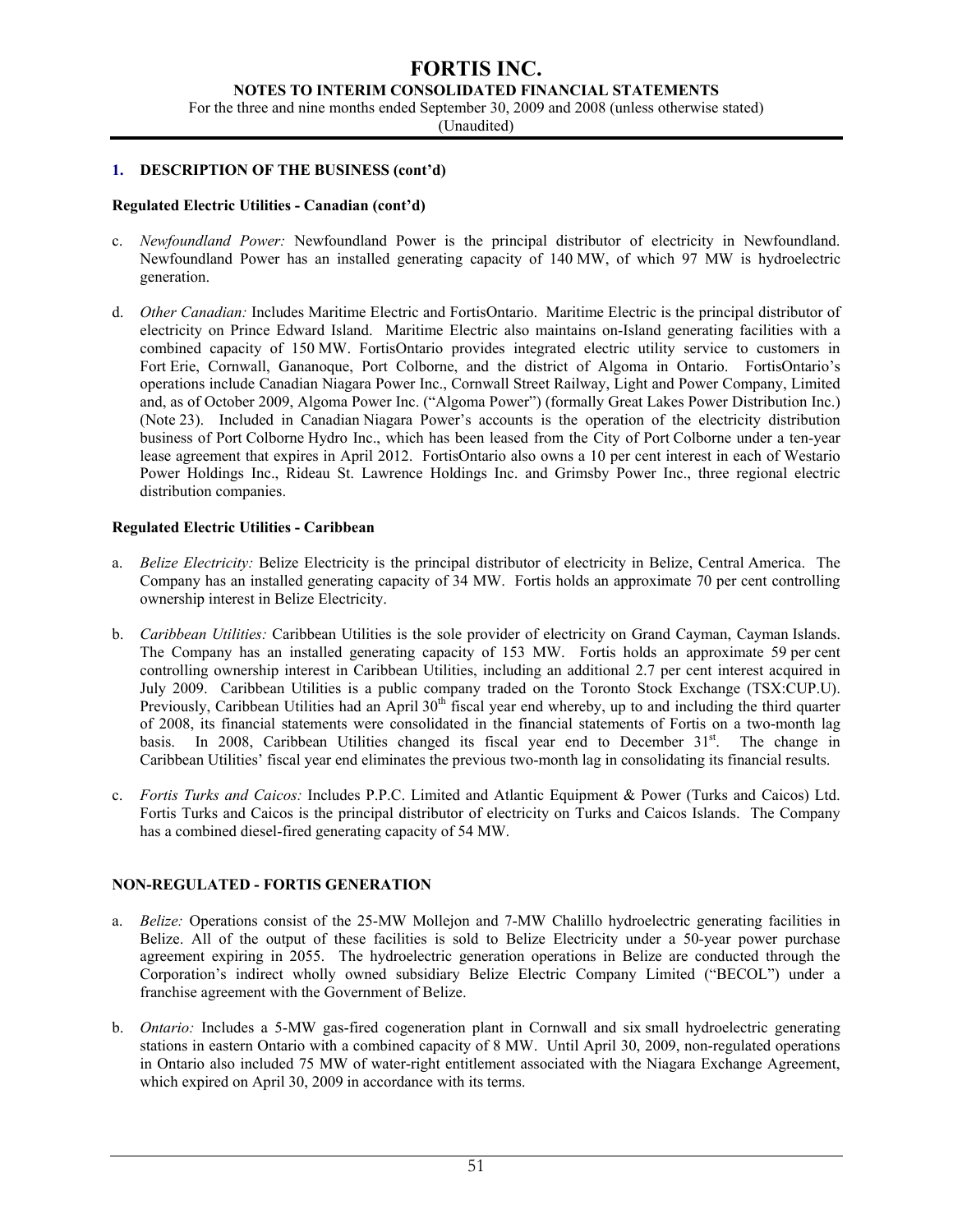## 1. DESCRIPTION OF THE BUSINESS (cont'd)

### Regulated Electric Utilities - Canadian (cont'd)

c. *Newfoundland Power:* Newfoundland Power is the principal distributor of electricity in Newfoundland. Newfoundland Power has an installed generating capacity of 140 MW, of which 97 MW is hydroelectric generation.

d. *Other Canadian:* Includes Maritime Electric and FortisOntario. Maritime Electric is the principal distributor of electricity on Prince Edward Island. Maritime Electric also maintains on-Island generating facilities with a combined capacity of 150 MW. FortisOntario provides integrated electric utility service to customers in Fort Erie, Cornwall, Gananoque, Port Colborne, and the district of Algoma in Ontario. FortisOntario's operations include Canadian Niagara Power Inc., Cornwall Street Railway, Light and Power Company, Limited and, as of October 2009, Algoma Power Inc. ("Algoma Power") (formally Great Lakes Power Distribution Inc.) (Note 23). Included in Canadian Niagara Power's accounts is the operation of the electricity distribution business of Port Colborne Hydro Inc., which has been leased from the City of Port Colborne under a ten-year lease agreement that expires in April 2012. FortisOntario also owns a 10 per cent interest in each of Westario Power Holdings Inc., Rideau St. Lawrence Holdings Inc. and Grimsby Power Inc., three regional electric distribution companies.

### Regulated Electric Utilities - Caribbean

a. *Belize Electricity:* Belize Electricity is the principal distributor of electricity in Belize, Central America. The Company has an installed generating capacity of 34 MW. Fortis holds an approximate 70 per cent controlling ownership interest in Belize Electricity.

b. *Caribbean Utilities:* Caribbean Utilities is the sole provider of electricity on Grand Cayman, Cayman Islands. The Company has an installed generating capacity of 153 MW. Fortis holds an approximate 59 per cent controlling ownership interest in Caribbean Utilities, including an additional 2.7 per cent interest acquired in July 2009. Caribbean Utilities is a public company traded on the Toronto Stock Exchange (TSX:CUP.U). Previously, Caribbean Utilities had an April 30th fiscal year end whereby, up to and including the third quarter of 2008, its financial statements were consolidated in the financial statements of Fortis on a two-month lag basis. In 2008, Caribbean Utilities changed its fiscal year end to December 31st. The change in Caribbean Utilities' fiscal year end eliminates the previous two-month lag in consolidating its financial results.

c. *Fortis Turks and Caicos:* Includes P.P.C. Limited and Atlantic Equipment & Power (Turks and Caicos) Ltd. Fortis Turks and Caicos is the principal distributor of electricity on Turks and Caicos Islands. The Company has a combined diesel-fired generating capacity of 54 MW.

## NON-REGULATED - FORTIS GENERATION

a. *Belize:* Operations consist of the 25-MW Mollejon and 7-MW Chalillo hydroelectric generating facilities in Belize. All of the output of these facilities is sold to Belize Electricity under a 50-year power purchase agreement expiring in 2055. The hydroelectric generation operations in Belize are conducted through the Corporation's indirect wholly owned subsidiary Belize Electric Company Limited ("BECOL") under a franchise agreement with the Government of Belize.

b. *Ontario:* Includes a 5-MW gas-fired cogeneration plant in Cornwall and six small hydroelectric generating stations in eastern Ontario with a combined capacity of 8 MW. Until April 30, 2009, non-regulated operations in Ontario also included 75 MW of water-right entitlement associated with the Niagara Exchange Agreement, which expired on April 30, 2009 in accordance with its terms.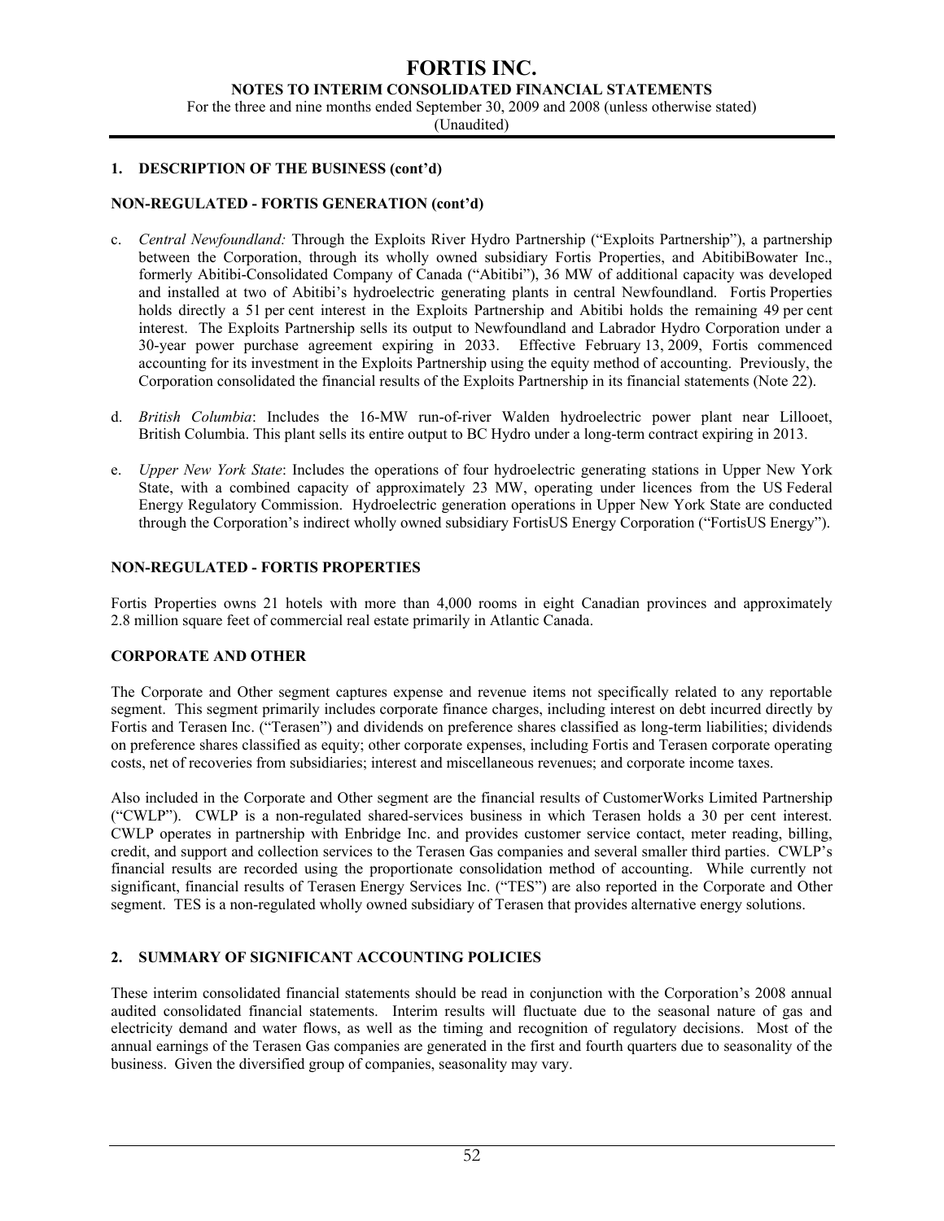## 1. DESCRIPTION OF THE BUSINESS (cont'd)

### NON-REGULATED - FORTIS GENERATION (cont'd)

c. *Central Newfoundland:* Through the Exploits River Hydro Partnership ("Exploits Partnership"), a partnership between the Corporation, through its wholly owned subsidiary Fortis Properties, and AbitibiBowater Inc., formerly Abitibi-Consolidated Company of Canada ("Abitibi"), 36 MW of additional capacity was developed and installed at two of Abitibi's hydroelectric generating plants in central Newfoundland. Fortis Properties holds directly a 51 per cent interest in the Exploits Partnership and Abitibi holds the remaining 49 per cent interest. The Exploits Partnership sells its output to Newfoundland and Labrador Hydro Corporation under a 30-year power purchase agreement expiring in 2033. Effective February 13, 2009, Fortis commenced accounting for its investment in the Exploits Partnership using the equity method of accounting. Previously, the Corporation consolidated the financial results of the Exploits Partnership in its financial statements (Note 22).

d. *British Columbia*: Includes the 16-MW run-of-river Walden hydroelectric power plant near Lillooet, British Columbia. This plant sells its entire output to BC Hydro under a long-term contract expiring in 2013.

e. *Upper New York State*: Includes the operations of four hydroelectric generating stations in Upper New York State, with a combined capacity of approximately 23 MW, operating under licences from the US Federal Energy Regulatory Commission. Hydroelectric generation operations in Upper New York State are conducted through the Corporation's indirect wholly owned subsidiary FortisUS Energy Corporation ("FortisUS Energy").

### NON-REGULATED - FORTIS PROPERTIES

Fortis Properties owns 21 hotels with more than 4,000 rooms in eight Canadian provinces and approximately 2.8 million square feet of commercial real estate primarily in Atlantic Canada.

### CORPORATE AND OTHER

The Corporate and Other segment captures expense and revenue items not specifically related to any reportable segment. This segment primarily includes corporate finance charges, including interest on debt incurred directly by Fortis and Terasen Inc. ("Terasen") and dividends on preference shares classified as long-term liabilities; dividends on preference shares classified as equity; other corporate expenses, including Fortis and Terasen corporate operating costs, net of recoveries from subsidiaries; interest and miscellaneous revenues; and corporate income taxes.

Also included in the Corporate and Other segment are the financial results of CustomerWorks Limited Partnership ("CWLP"). CWLP is a non-regulated shared-services business in which Terasen holds a 30 per cent interest. CWLP operates in partnership with Enbridge Inc. and provides customer service contact, meter reading, billing, credit, and support and collection services to the Terasen Gas companies and several smaller third parties. CWLP's financial results are recorded using the proportionate consolidation method of accounting. While currently not significant, financial results of Terasen Energy Services Inc. ("TES") are also reported in the Corporate and Other segment. TES is a non-regulated wholly owned subsidiary of Terasen that provides alternative energy solutions.

## 2. SUMMARY OF SIGNIFICANT ACCOUNTING POLICIES

These interim consolidated financial statements should be read in conjunction with the Corporation's 2008 annual audited consolidated financial statements. Interim results will fluctuate due to the seasonal nature of gas and electricity demand and water flows, as well as the timing and recognition of regulatory decisions. Most of the annual earnings of the Terasen Gas companies are generated in the first and fourth quarters due to seasonality of the business. Given the diversified group of companies, seasonality may vary.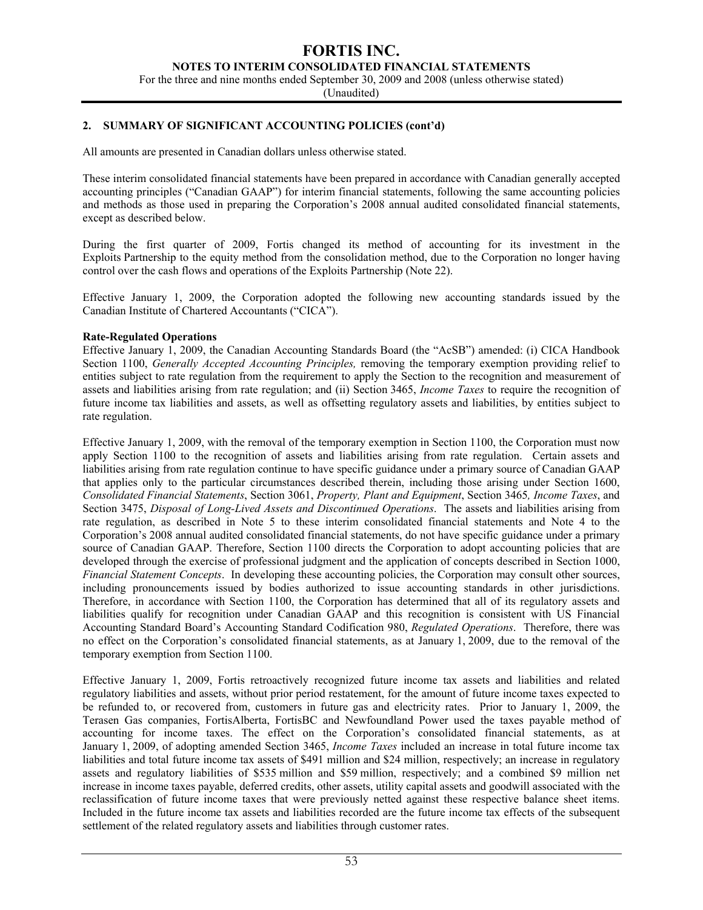## 2. SUMMARY OF SIGNIFICANT ACCOUNTING POLICIES (cont'd)

All amounts are presented in Canadian dollars unless otherwise stated.

These interim consolidated financial statements have been prepared in accordance with Canadian generally accepted accounting principles ("Canadian GAAP") for interim financial statements, following the same accounting policies and methods as those used in preparing the Corporation's 2008 annual audited consolidated financial statements, except as described below.

During the first quarter of 2009, Fortis changed its method of accounting for its investment in the Exploits Partnership to the equity method from the consolidation method, due to the Corporation no longer having control over the cash flows and operations of the Exploits Partnership (Note 22).

Effective January 1, 2009, the Corporation adopted the following new accounting standards issued by the Canadian Institute of Chartered Accountants ("CICA").

**Rate-Regulated Operations**

Effective January 1, 2009, the Canadian Accounting Standards Board (the "AcSB") amended: (i) CICA Handbook Section 1100, *Generally Accepted Accounting Principles,* removing the temporary exemption providing relief to entities subject to rate regulation from the requirement to apply the Section to the recognition and measurement of assets and liabilities arising from rate regulation; and (ii) Section 3465, *Income Taxes* to require the recognition of future income tax liabilities and assets, as well as offsetting regulatory assets and liabilities, by entities subject to rate regulation.

Effective January 1, 2009, with the removal of the temporary exemption in Section 1100, the Corporation must now apply Section 1100 to the recognition of assets and liabilities arising from rate regulation. Certain assets and liabilities arising from rate regulation continue to have specific guidance under a primary source of Canadian GAAP that applies only to the particular circumstances described therein, including those arising under Section 1600, *Consolidated Financial Statements*, Section 3061, *Property, Plant and Equipment*, Section 3465*, Income Taxes*, and Section 3475, *Disposal of Long-Lived Assets and Discontinued Operations*. The assets and liabilities arising from rate regulation, as described in Note 5 to these interim consolidated financial statements and Note 4 to the Corporation's 2008 annual audited consolidated financial statements, do not have specific guidance under a primary source of Canadian GAAP. Therefore, Section 1100 directs the Corporation to adopt accounting policies that are developed through the exercise of professional judgment and the application of concepts described in Section 1000, *Financial Statement Concepts*. In developing these accounting policies, the Corporation may consult other sources, including pronouncements issued by bodies authorized to issue accounting standards in other jurisdictions. Therefore, in accordance with Section 1100, the Corporation has determined that all of its regulatory assets and liabilities qualify for recognition under Canadian GAAP and this recognition is consistent with US Financial Accounting Standard Board's Accounting Standard Codification 980, *Regulated Operations*. Therefore, there was no effect on the Corporation's consolidated financial statements, as at January 1, 2009, due to the removal of the temporary exemption from Section 1100.

Effective January 1, 2009, Fortis retroactively recognized future income tax assets and liabilities and related regulatory liabilities and assets, without prior period restatement, for the amount of future income taxes expected to be refunded to, or recovered from, customers in future gas and electricity rates. Prior to January 1, 2009, the Terasen Gas companies, FortisAlberta, FortisBC and Newfoundland Power used the taxes payable method of accounting for income taxes. The effect on the Corporation's consolidated financial statements, as at January 1, 2009, of adopting amended Section 3465, *Income Taxes* included an increase in total future income tax liabilities and total future income tax assets of \$491 million and \$24 million, respectively; an increase in regulatory assets and regulatory liabilities of \$535 million and \$59 million, respectively; and a combined \$9 million net increase in income taxes payable, deferred credits, other assets, utility capital assets and goodwill associated with the reclassification of future income taxes that were previously netted against these respective balance sheet items. Included in the future income tax assets and liabilities recorded are the future income tax effects of the subsequent settlement of the related regulatory assets and liabilities through customer rates.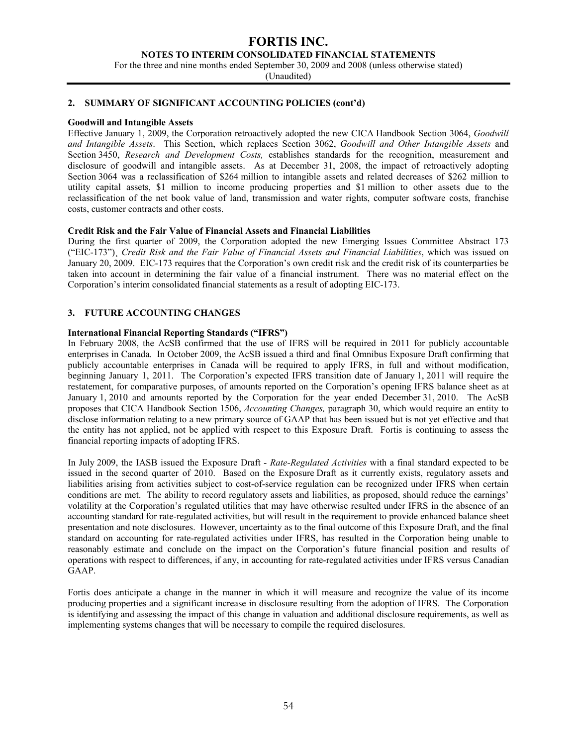## 2. SUMMARY OF SIGNIFICANT ACCOUNTING POLICIES (cont'd)

**Goodwill and Intangible Assets**

Effective January 1, 2009, the Corporation retroactively adopted the new CICA Handbook Section 3064, *Goodwill and Intangible Assets*. This Section, which replaces Section 3062, *Goodwill and Other Intangible Assets* and Section 3450, *Research and Development Costs,* establishes standards for the recognition, measurement and disclosure of goodwill and intangible assets. As at December 31, 2008, the impact of retroactively adopting Section 3064 was a reclassification of $264 million to intangible assets and related decreases of $262 million to utility capital assets, $1 million to income producing properties and $1 million to other assets due to the reclassification of the net book value of land, transmission and water rights, computer software costs, franchise costs, customer contracts and other costs.

**Credit Risk and the Fair Value of Financial Assets and Financial Liabilities**

During the first quarter of 2009, the Corporation adopted the new Emerging Issues Committee Abstract 173 ("EIC-173"), *Credit Risk and the Fair Value of Financial Assets and Financial Liabilities*, which was issued on January 20, 2009. EIC-173 requires that the Corporation's own credit risk and the credit risk of its counterparties be taken into account in determining the fair value of a financial instrument. There was no material effect on the Corporation's interim consolidated financial statements as a result of adopting EIC-173.

## 3. FUTURE ACCOUNTING CHANGES

**International Financial Reporting Standards ("IFRS")**

In February 2008, the AcSB confirmed that the use of IFRS will be required in 2011 for publicly accountable enterprises in Canada. In October 2009, the AcSB issued a third and final Omnibus Exposure Draft confirming that publicly accountable enterprises in Canada will be required to apply IFRS, in full and without modification, beginning January 1, 2011. The Corporation's expected IFRS transition date of January 1, 2011 will require the restatement, for comparative purposes, of amounts reported on the Corporation's opening IFRS balance sheet as at January 1, 2010 and amounts reported by the Corporation for the year ended December 31, 2010. The AcSB proposes that CICA Handbook Section 1506, *Accounting Changes,* paragraph 30, which would require an entity to disclose information relating to a new primary source of GAAP that has been issued but is not yet effective and that the entity has not applied, not be applied with respect to this Exposure Draft. Fortis is continuing to assess the financial reporting impacts of adopting IFRS.

In July 2009, the IASB issued the Exposure Draft - *Rate-Regulated Activities* with a final standard expected to be issued in the second quarter of 2010. Based on the Exposure Draft as it currently exists, regulatory assets and liabilities arising from activities subject to cost-of-service regulation can be recognized under IFRS when certain conditions are met. The ability to record regulatory assets and liabilities, as proposed, should reduce the earnings' volatility at the Corporation's regulated utilities that may have otherwise resulted under IFRS in the absence of an accounting standard for rate-regulated activities, but will result in the requirement to provide enhanced balance sheet presentation and note disclosures. However, uncertainty as to the final outcome of this Exposure Draft, and the final standard on accounting for rate-regulated activities under IFRS, has resulted in the Corporation being unable to reasonably estimate and conclude on the impact on the Corporation's future financial position and results of operations with respect to differences, if any, in accounting for rate-regulated activities under IFRS versus Canadian GAAP.

Fortis does anticipate a change in the manner in which it will measure and recognize the value of its income producing properties and a significant increase in disclosure resulting from the adoption of IFRS. The Corporation is identifying and assessing the impact of this change in valuation and additional disclosure requirements, as well as implementing systems changes that will be necessary to compile the required disclosures.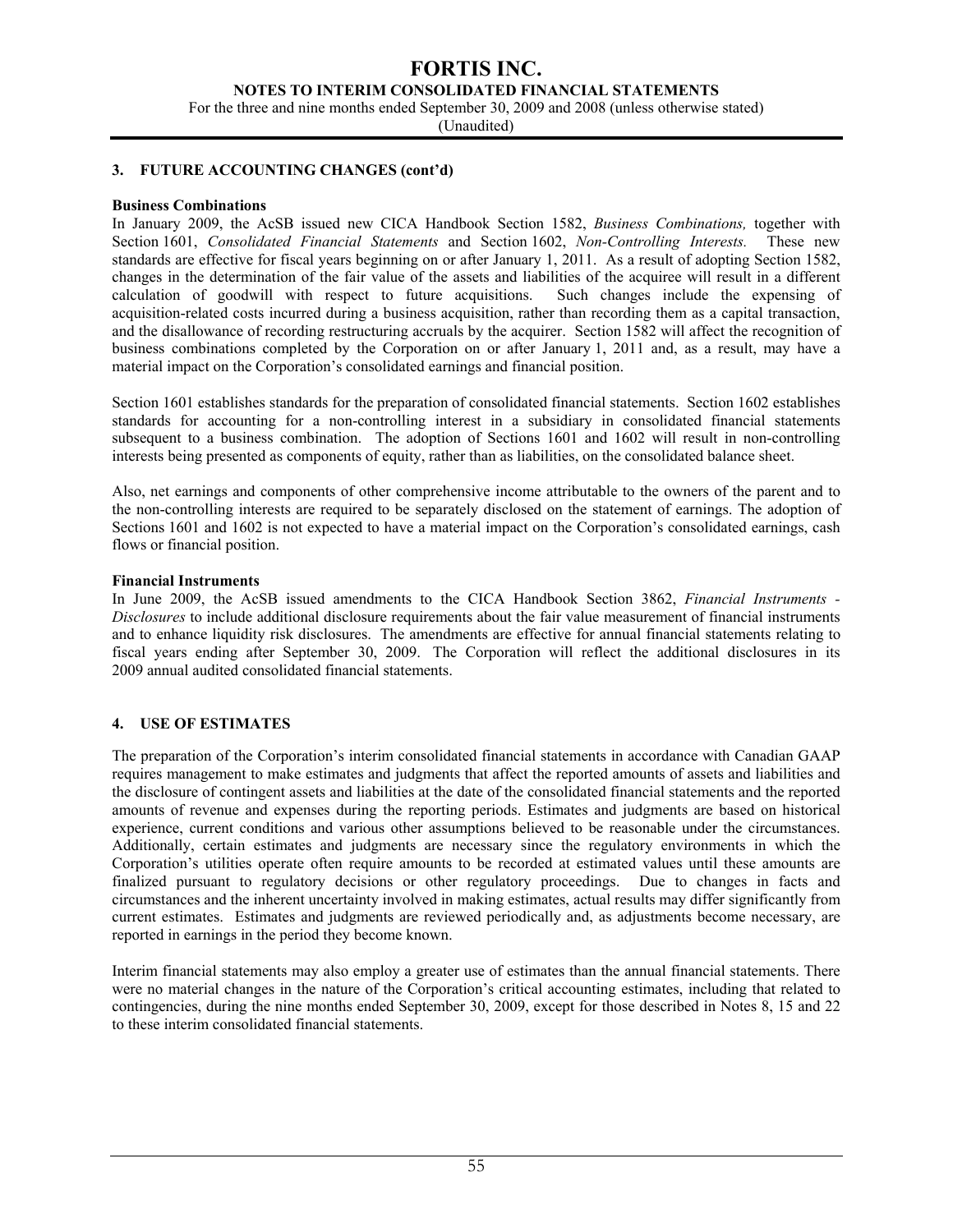## 3. FUTURE ACCOUNTING CHANGES (cont'd)

**Business Combinations**

In January 2009, the AcSB issued new CICA Handbook Section 1582, *Business Combinations,* together with Section 1601, *Consolidated Financial Statements* and Section 1602, *Non-Controlling Interests.* These new standards are effective for fiscal years beginning on or after January 1, 2011. As a result of adopting Section 1582, changes in the determination of the fair value of the assets and liabilities of the acquiree will result in a different calculation of goodwill with respect to future acquisitions. Such changes include the expensing of acquisition-related costs incurred during a business acquisition, rather than recording them as a capital transaction, and the disallowance of recording restructuring accruals by the acquirer. Section 1582 will affect the recognition of business combinations completed by the Corporation on or after January 1, 2011 and, as a result, may have a material impact on the Corporation's consolidated earnings and financial position.

Section 1601 establishes standards for the preparation of consolidated financial statements. Section 1602 establishes standards for accounting for a non-controlling interest in a subsidiary in consolidated financial statements subsequent to a business combination. The adoption of Sections 1601 and 1602 will result in non-controlling interests being presented as components of equity, rather than as liabilities, on the consolidated balance sheet.

Also, net earnings and components of other comprehensive income attributable to the owners of the parent and to the non-controlling interests are required to be separately disclosed on the statement of earnings. The adoption of Sections 1601 and 1602 is not expected to have a material impact on the Corporation's consolidated earnings, cash flows or financial position.

**Financial Instruments**

In June 2009, the AcSB issued amendments to the CICA Handbook Section 3862, *Financial Instruments - Disclosures* to include additional disclosure requirements about the fair value measurement of financial instruments and to enhance liquidity risk disclosures. The amendments are effective for annual financial statements relating to fiscal years ending after September 30, 2009. The Corporation will reflect the additional disclosures in its 2009 annual audited consolidated financial statements.

## 4. USE OF ESTIMATES

The preparation of the Corporation's interim consolidated financial statements in accordance with Canadian GAAP requires management to make estimates and judgments that affect the reported amounts of assets and liabilities and the disclosure of contingent assets and liabilities at the date of the consolidated financial statements and the reported amounts of revenue and expenses during the reporting periods. Estimates and judgments are based on historical experience, current conditions and various other assumptions believed to be reasonable under the circumstances. Additionally, certain estimates and judgments are necessary since the regulatory environments in which the Corporation's utilities operate often require amounts to be recorded at estimated values until these amounts are finalized pursuant to regulatory decisions or other regulatory proceedings. Due to changes in facts and circumstances and the inherent uncertainty involved in making estimates, actual results may differ significantly from current estimates. Estimates and judgments are reviewed periodically and, as adjustments become necessary, are reported in earnings in the period they become known.

Interim financial statements may also employ a greater use of estimates than the annual financial statements. There were no material changes in the nature of the Corporation's critical accounting estimates, including that related to contingencies, during the nine months ended September 30, 2009, except for those described in Notes 8, 15 and 22 to these interim consolidated financial statements.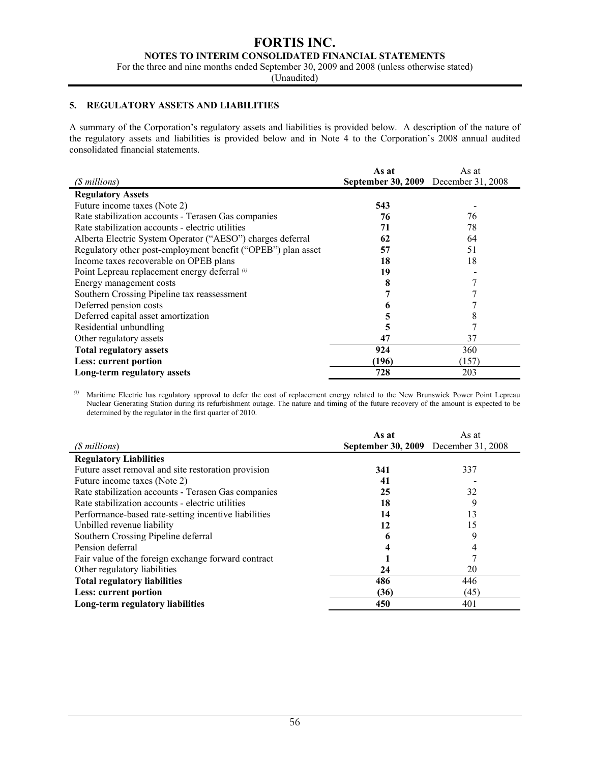## 5. REGULATORY ASSETS AND LIABILITIES

A summary of the Corporation's regulatory assets and liabilities is provided below. A description of the nature of the regulatory assets and liabilities is provided below and in Note 4 to the Corporation's 2008 annual audited consolidated financial statements.

| *($ millions)* | **As at September 30, 2009** | As at December 31, 2008 |
|---|---|---|
| **Regulatory Assets** | | |
| Future income taxes (Note 2) | **543** | - |
| Rate stabilization accounts - Terasen Gas companies | **76** | 76 |
| Rate stabilization accounts - electric utilities | **71** | 78 |
| Alberta Electric System Operator ("AESO") charges deferral | **62** | 64 |
| Regulatory other post-employment benefit ("OPEB") plan asset | **57** | 51 |
| Income taxes recoverable on OPEB plans | **18** | 18 |
| Point Lepreau replacement energy deferral [(1)] | **19** | - |
| Energy management costs | **8** | 7 |
| Southern Crossing Pipeline tax reassessment | **7** | 7 |
| Deferred pension costs | **6** | 7 |
| Deferred capital asset amortization | **5** | 8 |
| Residential unbundling | **5** | 7 |
| Other regulatory assets | **47** | 37 |
| **Total regulatory assets** | **924** | 360 |
| **Less: current portion** | **(196)** | (157) |
| **Long-term regulatory assets** | **728** | 203 |

[(1)] Maritime Electric has regulatory approval to defer the cost of replacement energy related to the New Brunswick Power Point Lepreau Nuclear Generating Station during its refurbishment outage. The nature and timing of the future recovery of the amount is expected to be determined by the regulator in the first quarter of 2010.

| *($ millions)* | **As at September 30, 2009** | As at December 31, 2008 |
|---|---|---|
| **Regulatory Liabilities** | | |
| Future asset removal and site restoration provision | **341** | 337 |
| Future income taxes (Note 2) | **41** | - |
| Rate stabilization accounts - Terasen Gas companies | **25** | 32 |
| Rate stabilization accounts - electric utilities | **18** | 9 |
| Performance-based rate-setting incentive liabilities | **14** | 13 |
| Unbilled revenue liability | **12** | 15 |
| Southern Crossing Pipeline deferral | **6** | 9 |
| Pension deferral | **4** | 4 |
| Fair value of the foreign exchange forward contract | **1** | 7 |
| Other regulatory liabilities | **24** | 20 |
| **Total regulatory liabilities** | **486** | 446 |
| **Less: current portion** | **(36)** | (45) |
| **Long-term regulatory liabilities** | **450** | 401 |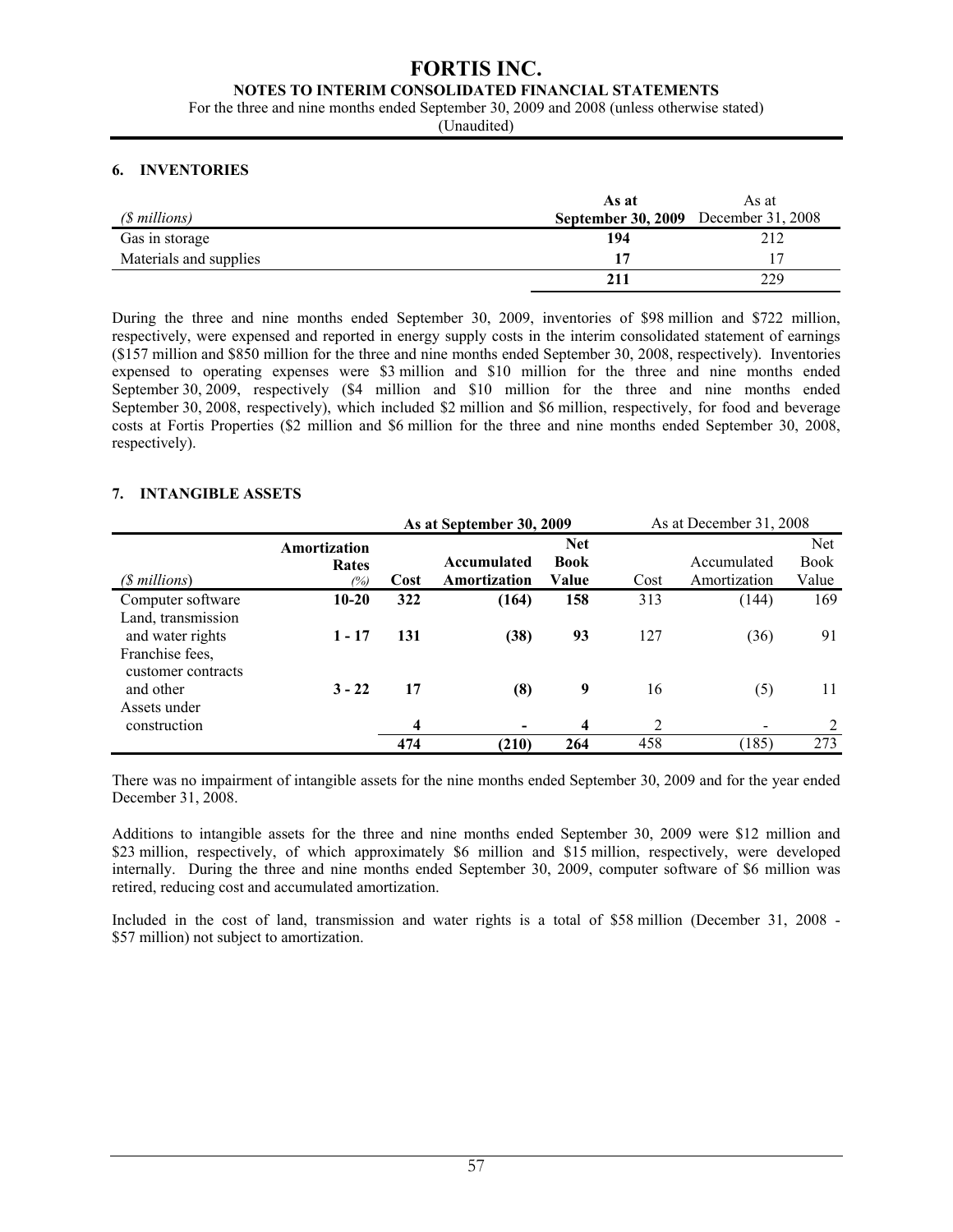## 6. INVENTORIES

| *($ millions)* | **As at September 30, 2009** | As at December 31, 2008 |
|---|---|---|
| Gas in storage | **194** | 212 |
| Materials and supplies | **17** | 17 |
| | **211** | 229 |

During the three and nine months ended September 30, 2009, inventories of $98 million and $722 million, respectively, were expensed and reported in energy supply costs in the interim consolidated statement of earnings ($157 million and $850 million for the three and nine months ended September 30, 2008, respectively). Inventories expensed to operating expenses were $3 million and $10 million for the three and nine months ended September 30, 2009, respectively ($4 million and $10 million for the three and nine months ended September 30, 2008, respectively), which included $2 million and $6 million, respectively, for food and beverage costs at Fortis Properties ($2 million and $6 million for the three and nine months ended September 30, 2008, respectively).

## 7. INTANGIBLE ASSETS

| | | **As at September 30, 2009** | | | As at December 31, 2008 | | |
|---|---|---|---|---|---|---|---|
| *($ millions)* | **Amortization Rates** *(%)* | **Cost** | **Accumulated Amortization** | **Net Book Value** | Cost | Accumulated Amortization | Net Book Value |
| Computer software | **10-20** | **322** | **(164)** | **158** | 313 | (144) | 169 |
| Land, transmission and water rights | **1 - 17** | **131** | **(38)** | **93** | 127 | (36) | 91 |
| Franchise fees, customer contracts and other | **3 - 22** | **17** | **(8)** | **9** | 16 | (5) | 11 |
| Assets under construction | | **4** | **-** | **4** | 2 | - | 2 |
| | | **474** | **(210)** | **264** | 458 | (185) | 273 |

There was no impairment of intangible assets for the nine months ended September 30, 2009 and for the year ended December 31, 2008.

Additions to intangible assets for the three and nine months ended September 30, 2009 were $12 million and $23 million, respectively, of which approximately $6 million and $15 million, respectively, were developed internally. During the three and nine months ended September 30, 2009, computer software of $6 million was retired, reducing cost and accumulated amortization.

Included in the cost of land, transmission and water rights is a total of $58 million (December 31, 2008 - $57 million) not subject to amortization.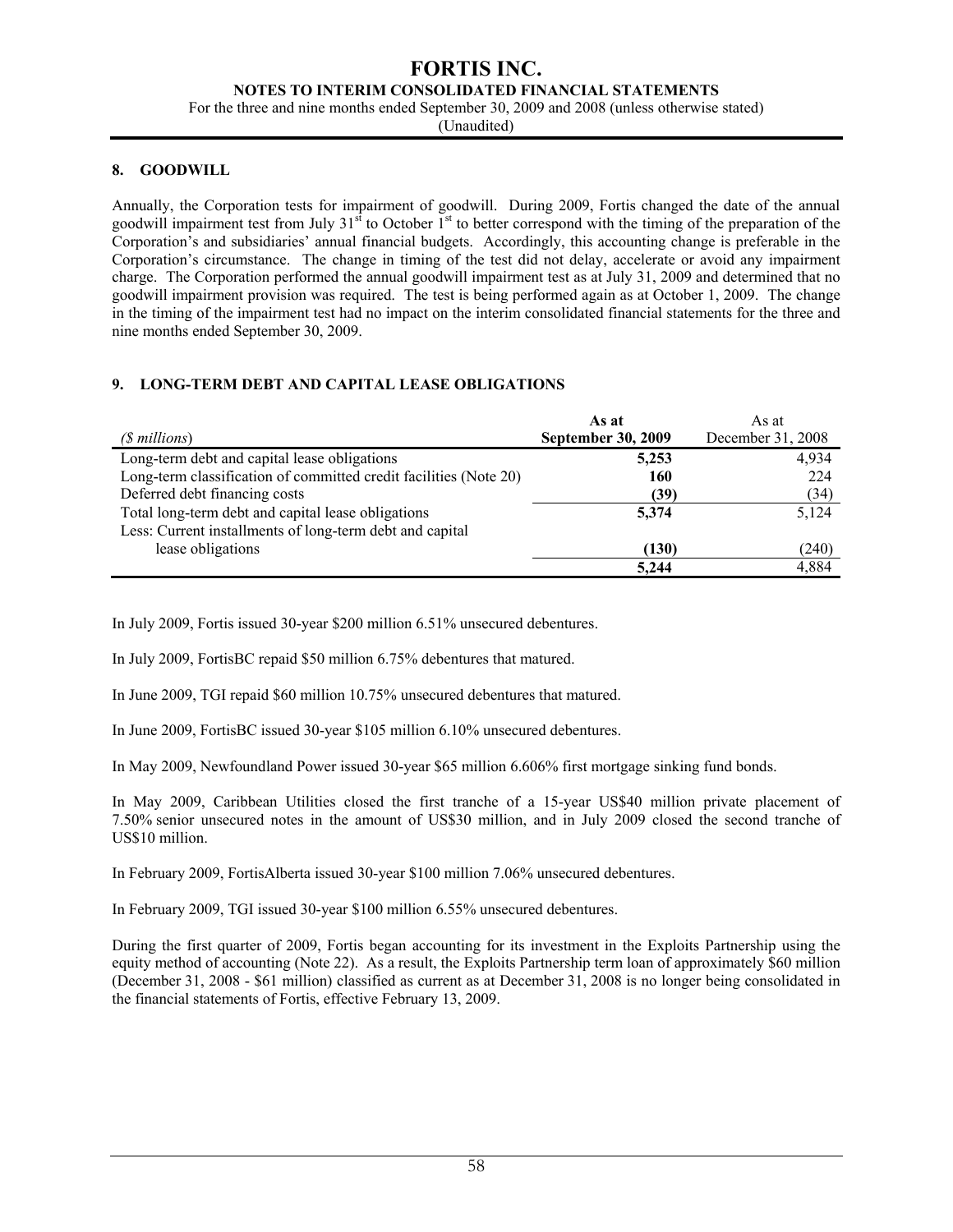## 8. GOODWILL

Annually, the Corporation tests for impairment of goodwill. During 2009, Fortis changed the date of the annual goodwill impairment test from July 31st to October 1st to better correspond with the timing of the preparation of the Corporation's and subsidiaries' annual financial budgets. Accordingly, this accounting change is preferable in the Corporation's circumstance. The change in timing of the test did not delay, accelerate or avoid any impairment charge. The Corporation performed the annual goodwill impairment test as at July 31, 2009 and determined that no goodwill impairment provision was required. The test is being performed again as at October 1, 2009. The change in the timing of the impairment test had no impact on the interim consolidated financial statements for the three and nine months ended September 30, 2009.

## 9. LONG-TERM DEBT AND CAPITAL LEASE OBLIGATIONS

| *($ millions)* | **As at September 30, 2009** | As at December 31, 2008 |
|---|---|---|
| Long-term debt and capital lease obligations | **5,253** | 4,934 |
| Long-term classification of committed credit facilities (Note 20) | **160** | 224 |
| Deferred debt financing costs | **(39)** | (34) |
| Total long-term debt and capital lease obligations | **5,374** | 5,124 |
| Less: Current installments of long-term debt and capital lease obligations | **(130)** | (240) |
| | **5,244** | 4,884 |

In July 2009, Fortis issued 30-year $200 million 6.51% unsecured debentures.

In July 2009, FortisBC repaid $50 million 6.75% debentures that matured.

In June 2009, TGI repaid $60 million 10.75% unsecured debentures that matured.

In June 2009, FortisBC issued 30-year $105 million 6.10% unsecured debentures.

In May 2009, Newfoundland Power issued 30-year $65 million 6.606% first mortgage sinking fund bonds.

In May 2009, Caribbean Utilities closed the first tranche of a 15-year US$40 million private placement of 7.50% senior unsecured notes in the amount of US$30 million, and in July 2009 closed the second tranche of US$10 million.

In February 2009, FortisAlberta issued 30-year $100 million 7.06% unsecured debentures.

In February 2009, TGI issued 30-year $100 million 6.55% unsecured debentures.

During the first quarter of 2009, Fortis began accounting for its investment in the Exploits Partnership using the equity method of accounting (Note 22). As a result, the Exploits Partnership term loan of approximately $60 million (December 31, 2008 - $61 million) classified as current as at December 31, 2008 is no longer being consolidated in the financial statements of Fortis, effective February 13, 2009.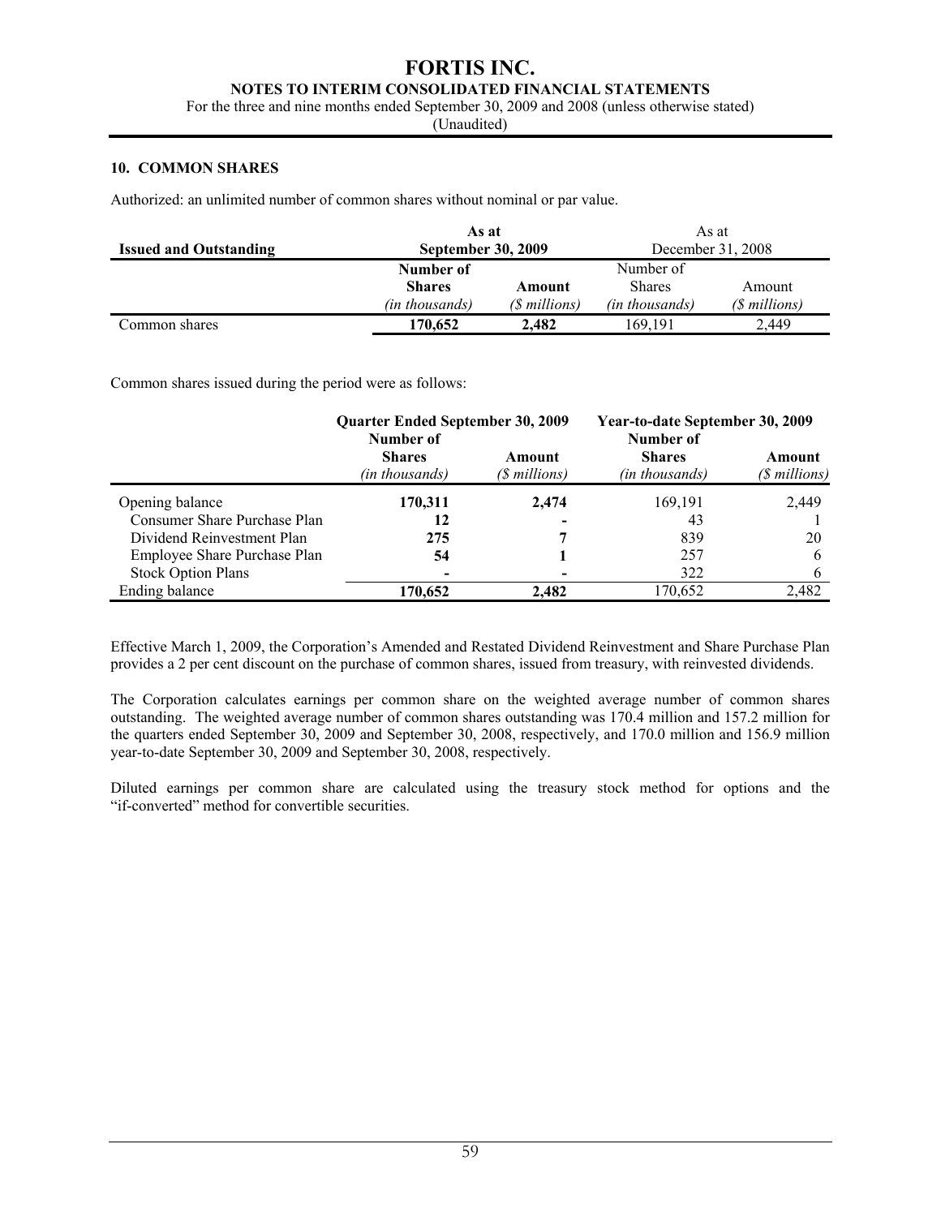## 10. COMMON SHARES

Authorized: an unlimited number of common shares without nominal or par value.

| **Issued and Outstanding** | **As at September 30, 2009** | | As at December 31, 2008 | |
|---|---|---|---|---|
| | **Number of Shares** *(in thousands)* | **Amount** *($ millions)* | Number of Shares *(in thousands)* | Amount *($ millions)* |
| Common shares | **170,652** | **2,482** | 169,191 | 2,449 |

Common shares issued during the period were as follows:

| | **Quarter Ended September 30, 2009** | | **Year-to-date September 30, 2009** | |
|---|---|---|---|---|
| | **Number of Shares** *(in thousands)* | **Amount** *($ millions)* | **Number of Shares** *(in thousands)* | **Amount** *($ millions)* |
| Opening balance | **170,311** | **2,474** | 169,191 | 2,449 |
| Consumer Share Purchase Plan | **12** | **-** | 43 | 1 |
| Dividend Reinvestment Plan | **275** | **7** | 839 | 20 |
| Employee Share Purchase Plan | **54** | **1** | 257 | 6 |
| Stock Option Plans | **-** | **-** | 322 | 6 |
| Ending balance | **170,652** | **2,482** | 170,652 | 2,482 |

Effective March 1, 2009, the Corporation's Amended and Restated Dividend Reinvestment and Share Purchase Plan provides a 2 per cent discount on the purchase of common shares, issued from treasury, with reinvested dividends.

The Corporation calculates earnings per common share on the weighted average number of common shares outstanding. The weighted average number of common shares outstanding was 170.4 million and 157.2 million for the quarters ended September 30, 2009 and September 30, 2008, respectively, and 170.0 million and 156.9 million year-to-date September 30, 2009 and September 30, 2008, respectively.

Diluted earnings per common share are calculated using the treasury stock method for options and the "if-converted" method for convertible securities.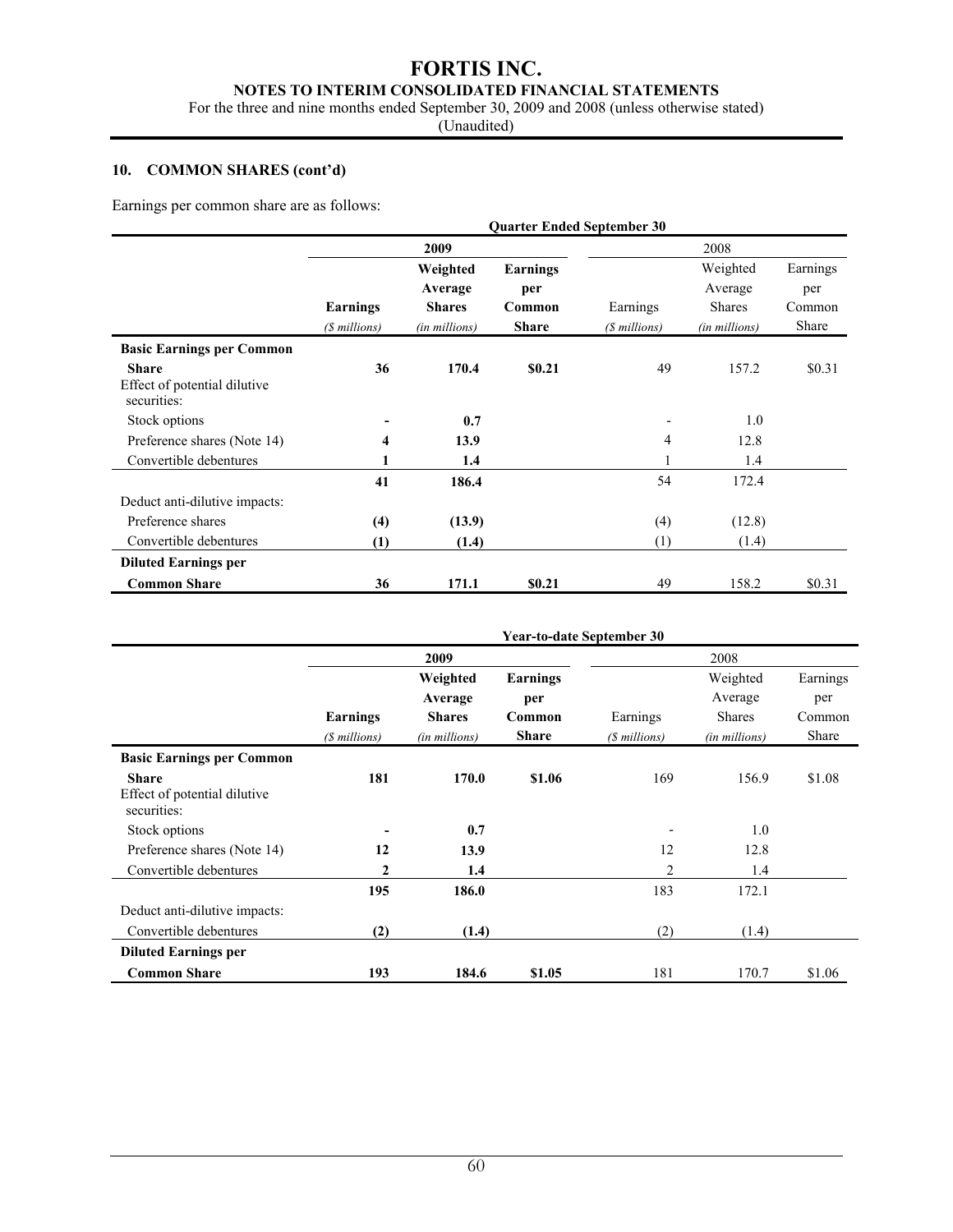## 10. COMMON SHARES (cont'd)

Earnings per common share are as follows:

| | Quarter Ended September 30 | | | | | |
|---|---|---|---|---|---|---|
| | **2009** | | | 2008 | | |
| | **Earnings** *($ millions)* | **Weighted Average Shares** *(in millions)* | **Earnings per Common Share** | Earnings *($ millions)* | Weighted Average Shares *(in millions)* | Earnings per Common Share |
| **Basic Earnings per Common Share** | **36** | **170.4** | **$0.21** | 49 | 157.2 | $0.31 |
| Effect of potential dilutive securities: | | | | | | |
| Stock options | **-** | **0.7** | | - | 1.0 | |
| Preference shares (Note 14) | **4** | **13.9** | | 4 | 12.8 | |
| Convertible debentures | **1** | **1.4** | | 1 | 1.4 | |
| | **41** | **186.4** | | 54 | 172.4 | |
| Deduct anti-dilutive impacts: | | | | | | |
| Preference shares | **(4)** | **(13.9)** | | (4) | (12.8) | |
| Convertible debentures | **(1)** | **(1.4)** | | (1) | (1.4) | |
| **Diluted Earnings per Common Share** | **36** | **171.1** | **$0.21** | 49 | 158.2 | $0.31 |

| | Year-to-date September 30 | | | | | |
|---|---|---|---|---|---|---|
| | **2009** | | | 2008 | | |
| | **Earnings** *($ millions)* | **Weighted Average Shares** *(in millions)* | **Earnings per Common Share** | Earnings *($ millions)* | Weighted Average Shares *(in millions)* | Earnings per Common Share |
| **Basic Earnings per Common Share** | **181** | **170.0** | **$1.06** | 169 | 156.9 | $1.08 |
| Effect of potential dilutive securities: | | | | | | |
| Stock options | **-** | **0.7** | | - | 1.0 | |
| Preference shares (Note 14) | **12** | **13.9** | | 12 | 12.8 | |
| Convertible debentures | **2** | **1.4** | | 2 | 1.4 | |
| | **195** | **186.0** | | 183 | 172.1 | |
| Deduct anti-dilutive impacts: | | | | | | |
| Convertible debentures | **(2)** | **(1.4)** | | (2) | (1.4) | |
| **Diluted Earnings per Common Share** | **193** | **184.6** | **$1.05** | 181 | 170.7 | $1.06 |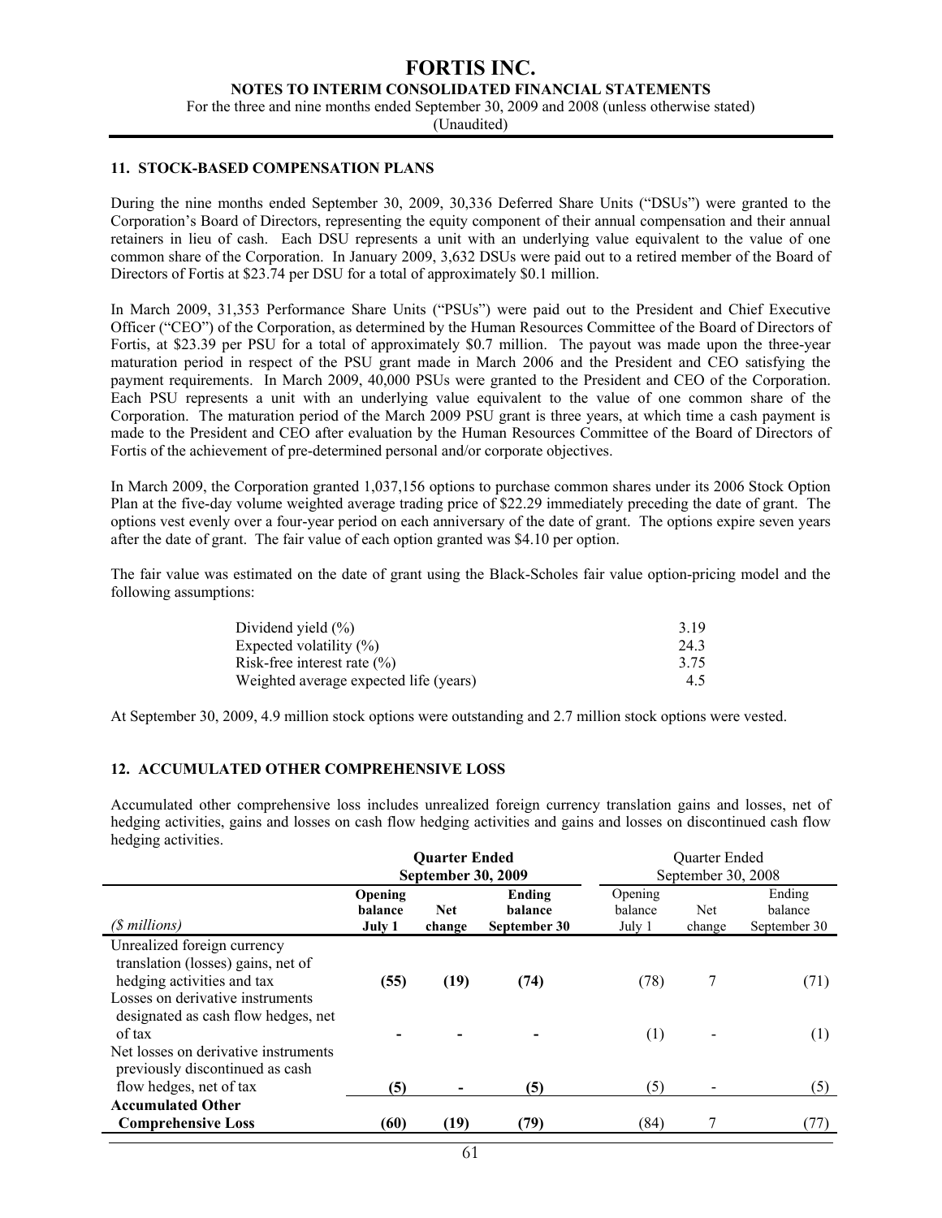## 11. STOCK-BASED COMPENSATION PLANS

During the nine months ended September 30, 2009, 30,336 Deferred Share Units ("DSUs") were granted to the Corporation's Board of Directors, representing the equity component of their annual compensation and their annual retainers in lieu of cash. Each DSU represents a unit with an underlying value equivalent to the value of one common share of the Corporation. In January 2009, 3,632 DSUs were paid out to a retired member of the Board of Directors of Fortis at $23.74 per DSU for a total of approximately $0.1 million.

In March 2009, 31,353 Performance Share Units ("PSUs") were paid out to the President and Chief Executive Officer ("CEO") of the Corporation, as determined by the Human Resources Committee of the Board of Directors of Fortis, at $23.39 per PSU for a total of approximately $0.7 million. The payout was made upon the three-year maturation period in respect of the PSU grant made in March 2006 and the President and CEO satisfying the payment requirements. In March 2009, 40,000 PSUs were granted to the President and CEO of the Corporation. Each PSU represents a unit with an underlying value equivalent to the value of one common share of the Corporation. The maturation period of the March 2009 PSU grant is three years, at which time a cash payment is made to the President and CEO after evaluation by the Human Resources Committee of the Board of Directors of Fortis of the achievement of pre-determined personal and/or corporate objectives.

In March 2009, the Corporation granted 1,037,156 options to purchase common shares under its 2006 Stock Option Plan at the five-day volume weighted average trading price of $22.29 immediately preceding the date of grant. The options vest evenly over a four-year period on each anniversary of the date of grant. The options expire seven years after the date of grant. The fair value of each option granted was $4.10 per option.

The fair value was estimated on the date of grant using the Black-Scholes fair value option-pricing model and the following assumptions:

| | |
|---|---|
| Dividend yield (%) | 3.19 |
| Expected volatility (%) | 24.3 |
| Risk-free interest rate (%) | 3.75 |
| Weighted average expected life (years) | 4.5 |

At September 30, 2009, 4.9 million stock options were outstanding and 2.7 million stock options were vested.

## 12. ACCUMULATED OTHER COMPREHENSIVE LOSS

Accumulated other comprehensive loss includes unrealized foreign currency translation gains and losses, net of hedging activities, gains and losses on cash flow hedging activities and gains and losses on discontinued cash flow hedging activities.

| | **Quarter Ended September 30, 2009** | | | Quarter Ended September 30, 2008 | | |
|---|---|---|---|---|---|---|
| *($ millions)* | **Opening balance July 1** | **Net change** | **Ending balance September 30** | Opening balance July 1 | Net change | Ending balance September 30 |
| Unrealized foreign currency translation (losses) gains, net of hedging activities and tax | **(55)** | **(19)** | **(74)** | (78) | 7 | (71) |
| Losses on derivative instruments designated as cash flow hedges, net of tax | **-** | **-** | **-** | (1) | - | (1) |
| Net losses on derivative instruments previously discontinued as cash flow hedges, net of tax | **(5)** | **-** | **(5)** | (5) | - | (5) |
| **Accumulated Other Comprehensive Loss** | **(60)** | **(19)** | **(79)** | (84) | 7 | (77) |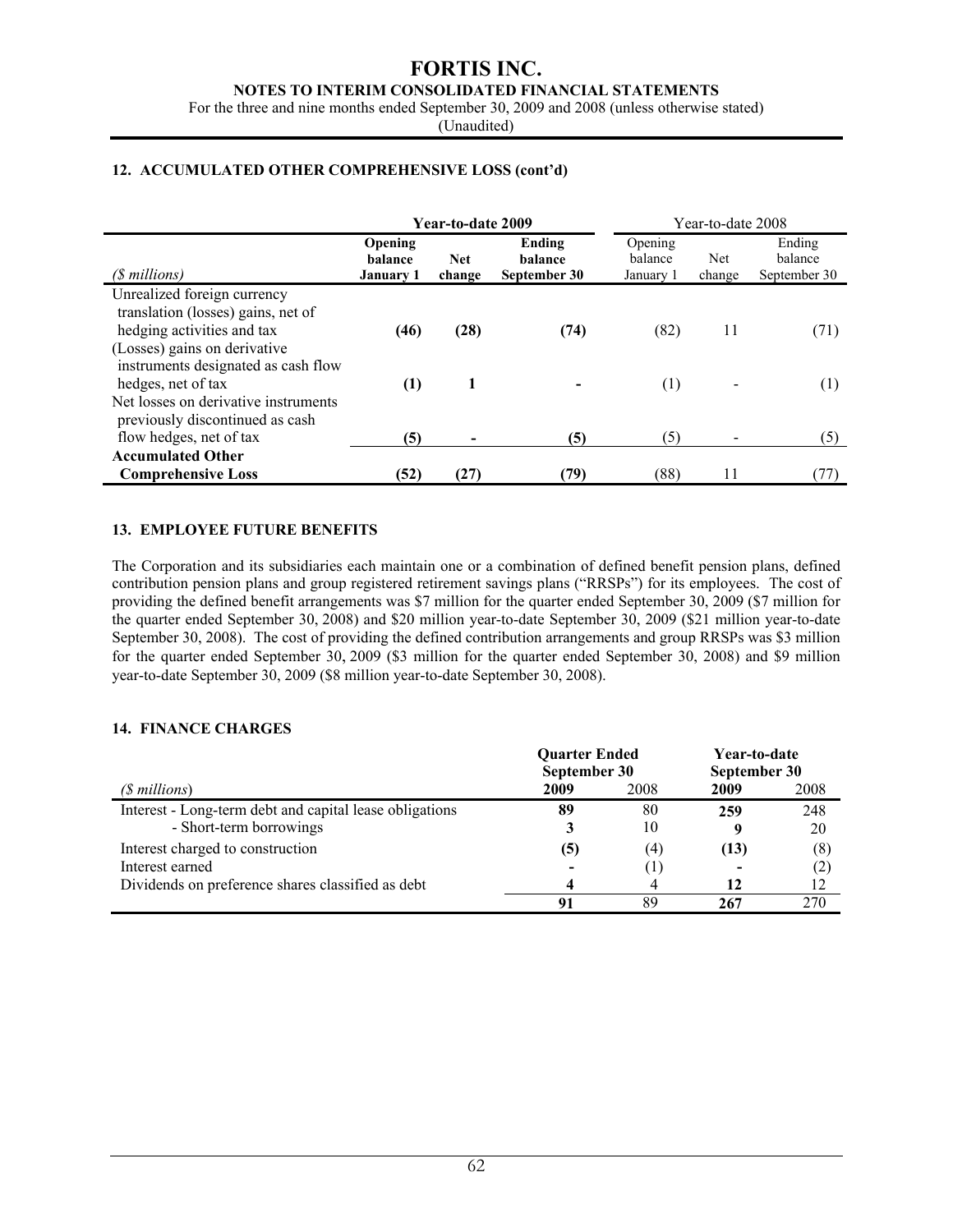## 12. ACCUMULATED OTHER COMPREHENSIVE LOSS (cont'd)

| | **Year-to-date 2009** | | | Year-to-date 2008 | | |
|---|---|---|---|---|---|---|
| *($ millions)* | **Opening balance January 1** | **Net change** | **Ending balance September 30** | Opening balance January 1 | Net change | Ending balance September 30 |
| Unrealized foreign currency translation (losses) gains, net of hedging activities and tax | **(46)** | **(28)** | **(74)** | (82) | 11 | (71) |
| (Losses) gains on derivative instruments designated as cash flow hedges, net of tax | **(1)** | **1** | **-** | (1) | - | (1) |
| Net losses on derivative instruments previously discontinued as cash flow hedges, net of tax | **(5)** | **-** | **(5)** | (5) | - | (5) |
| **Accumulated Other Comprehensive Loss** | **(52)** | **(27)** | **(79)** | (88) | 11 | (77) |

## 13. EMPLOYEE FUTURE BENEFITS

The Corporation and its subsidiaries each maintain one or a combination of defined benefit pension plans, defined contribution pension plans and group registered retirement savings plans ("RRSPs") for its employees. The cost of providing the defined benefit arrangements was $7 million for the quarter ended September 30, 2009 ($7 million for the quarter ended September 30, 2008) and $20 million year-to-date September 30, 2009 ($21 million year-to-date September 30, 2008). The cost of providing the defined contribution arrangements and group RRSPs was $3 million for the quarter ended September 30, 2009 ($3 million for the quarter ended September 30, 2008) and $9 million year-to-date September 30, 2009 ($8 million year-to-date September 30, 2008).

## 14. FINANCE CHARGES

| | **Quarter Ended September 30** | | **Year-to-date September 30** | |
|---|---|---|---|---|
| *($ millions)* | **2009** | 2008 | **2009** | 2008 |
| Interest - Long-term debt and capital lease obligations | **89** | 80 | **259** | 248 |
| - Short-term borrowings | **3** | 10 | **9** | 20 |
| Interest charged to construction | **(5)** | (4) | **(13)** | (8) |
| Interest earned | **-** | (1) | **-** | (2) |
| Dividends on preference shares classified as debt | **4** | 4 | **12** | 12 |
| | **91** | 89 | **267** | 270 |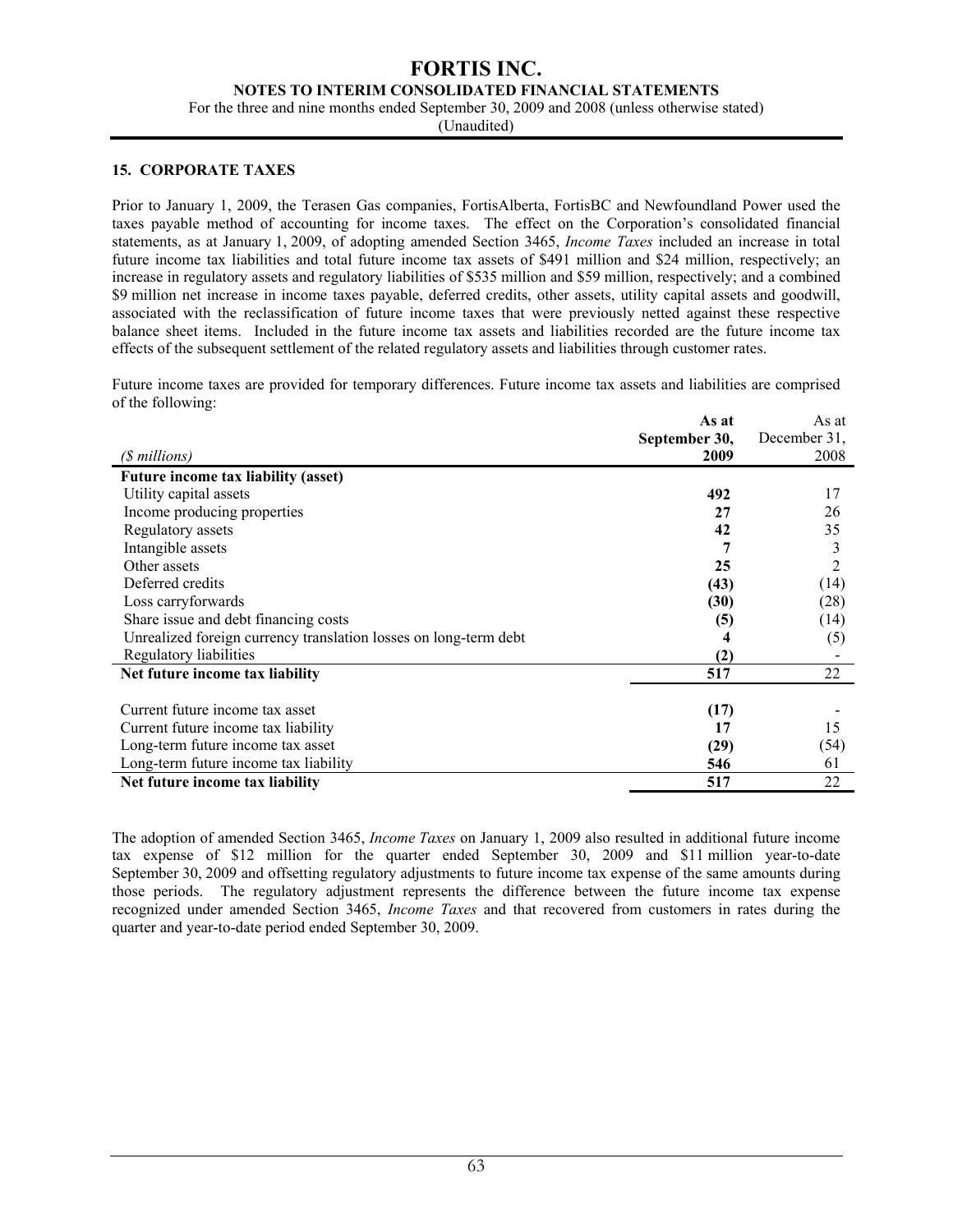## 15. CORPORATE TAXES

Prior to January 1, 2009, the Terasen Gas companies, FortisAlberta, FortisBC and Newfoundland Power used the taxes payable method of accounting for income taxes. The effect on the Corporation's consolidated financial statements, as at January 1, 2009, of adopting amended Section 3465, *Income Taxes* included an increase in total future income tax liabilities and total future income tax assets of $491 million and $24 million, respectively; an increase in regulatory assets and regulatory liabilities of $535 million and $59 million, respectively; and a combined $9 million net increase in income taxes payable, deferred credits, other assets, utility capital assets and goodwill, associated with the reclassification of future income taxes that were previously netted against these respective balance sheet items. Included in the future income tax assets and liabilities recorded are the future income tax effects of the subsequent settlement of the related regulatory assets and liabilities through customer rates.

Future income taxes are provided for temporary differences. Future income tax assets and liabilities are comprised of the following:

| *($ millions)* | **As at September 30, 2009** | As at December 31, 2008 |
|---|---|---|
| **Future income tax liability (asset)** | | |
| Utility capital assets | **492** | 17 |
| Income producing properties | **27** | 26 |
| Regulatory assets | **42** | 35 |
| Intangible assets | **7** | 3 |
| Other assets | **25** | 2 |
| Deferred credits | **(43)** | (14) |
| Loss carryforwards | **(30)** | (28) |
| Share issue and debt financing costs | **(5)** | (14) |
| Unrealized foreign currency translation losses on long-term debt | **4** | (5) |
| Regulatory liabilities | **(2)** | - |
| **Net future income tax liability** | **517** | 22 |
| | | |
| Current future income tax asset | **(17)** | - |
| Current future income tax liability | **17** | 15 |
| Long-term future income tax asset | **(29)** | (54) |
| Long-term future income tax liability | **546** | 61 |
| **Net future income tax liability** | **517** | 22 |

The adoption of amended Section 3465, *Income Taxes* on January 1, 2009 also resulted in additional future income tax expense of $12 million for the quarter ended September 30, 2009 and $11 million year-to-date September 30, 2009 and offsetting regulatory adjustments to future income tax expense of the same amounts during those periods. The regulatory adjustment represents the difference between the future income tax expense recognized under amended Section 3465, *Income Taxes* and that recovered from customers in rates during the quarter and year-to-date period ended September 30, 2009.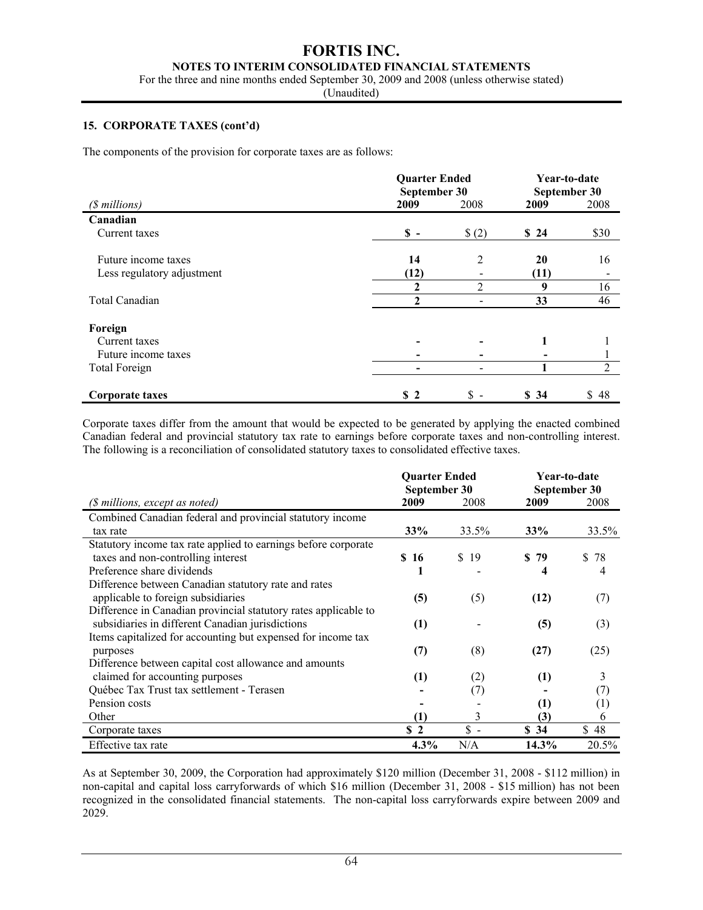# FORTIS INC.

## NOTES TO INTERIM CONSOLIDATED FINANCIAL STATEMENTS

For the three and nine months ended September 30, 2009 and 2008 (unless otherwise stated)

(Unaudited)

### 15. CORPORATE TAXES (cont'd)

The components of the provision for corporate taxes are as follows:

| *($ millions)* | Quarter Ended September 30 | | Year-to-date September 30 | |
|---|---|---|---|---|
| | **2009** | 2008 | **2009** | 2008 |
| **Canadian** | | | | |
| Current taxes | **$ -** | $ (2) | **$ 24** | $30 |
| Future income taxes | **14** | 2 | **20** | 16 |
| Less regulatory adjustment | **(12)** | - | **(11)** | - |
| | **2** | 2 | **9** | 16 |
| Total Canadian | **2** | - | **33** | 46 |
| **Foreign** | | | | |
| Current taxes | **-** | - | **1** | 1 |
| Future income taxes | **-** | - | **-** | 1 |
| Total Foreign | **-** | - | **1** | 2 |
| **Corporate taxes** | **$ 2** | $ - | **$ 34** | $ 48 |

Corporate taxes differ from the amount that would be expected to be generated by applying the enacted combined Canadian federal and provincial statutory tax rate to earnings before corporate taxes and non-controlling interest. The following is a reconciliation of consolidated statutory taxes to consolidated effective taxes.

| *($ millions, except as noted)* | Quarter Ended September 30 | | Year-to-date September 30 | |
|---|---|---|---|---|
| | **2009** | 2008 | **2009** | 2008 |
| Combined Canadian federal and provincial statutory income tax rate | **33%** | 33.5% | **33%** | 33.5% |
| Statutory income tax rate applied to earnings before corporate taxes and non-controlling interest | **$ 16** | $ 19 | **$ 79** | $ 78 |
| Preference share dividends | **1** | - | **4** | 4 |
| Difference between Canadian statutory rate and rates applicable to foreign subsidiaries | **(5)** | (5) | **(12)** | (7) |
| Difference in Canadian provincial statutory rates applicable to subsidiaries in different Canadian jurisdictions | **(1)** | - | **(5)** | (3) |
| Items capitalized for accounting but expensed for income tax purposes | **(7)** | (8) | **(27)** | (25) |
| Difference between capital cost allowance and amounts claimed for accounting purposes | **(1)** | (2) | **(1)** | 3 |
| Québec Tax Trust tax settlement - Terasen | **-** | (7) | **-** | (7) |
| Pension costs | **-** | - | **(1)** | (1) |
| Other | **(1)** | 3 | **(3)** | 6 |
| Corporate taxes | **$ 2** | $ - | **$ 34** | $ 48 |
| Effective tax rate | **4.3%** | N/A | **14.3%** | 20.5% |

As at September 30, 2009, the Corporation had approximately $120 million (December 31, 2008 - $112 million) in non-capital and capital loss carryforwards of which $16 million (December 31, 2008 - $15 million) has not been recognized in the consolidated financial statements. The non-capital loss carryforwards expire between 2009 and 2029.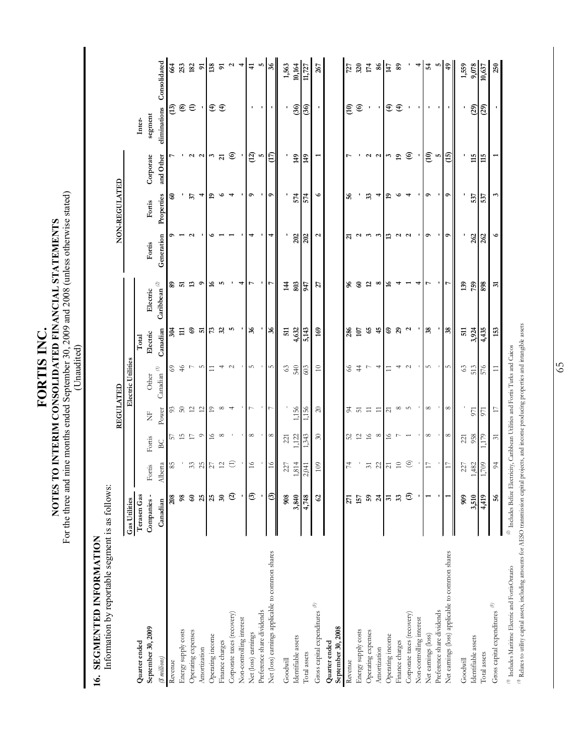# FORTIS INC.

## NOTES TO INTERIM CONSOLIDATED FINANCIAL STATEMENTS

For the three and nine months ended September 30, 2009 and 2008 (unless otherwise stated)
(Unaudited)

### 16. SEGMENTED INFORMATION

Information by reportable segment is as follows:

| | REGULATED | | | | | | | NON-REGULATED | | | | |
|---|---|---|---|---|---|---|---|---|---|---|---|---|
| | Gas Utilities | Electric Utilities | | | | | | | | | | |
| **Quarter ended September 30, 2009** *($ millions)* | Terasen Gas Companies - Canadian | Fortis Alberta | Fortis BC | NF Power | Other Canadian [1] | Total Electric Canadian | Electric Caribbean [2] | Fortis Generation | Fortis Properties | Corporate and Other | Inter-segment eliminations | Consolidated |
| Revenue | 208 | 85 | 57 | 93 | 69 | 304 | 89 | 9 | 60 | 7 | (13) | 664 |
| Energy supply costs | 98 | - | 15 | 50 | 46 | 111 | 51 | 1 | - | - | (8) | 253 |
| Operating expenses | 60 | 33 | 17 | 12 | 7 | 69 | 13 | 2 | 37 | 2 | (1) | 182 |
| Amortization | 25 | 25 | 9 | 12 | 5 | 51 | 9 | - | 4 | 2 | - | 91 |
| Operating income | 25 | 27 | 16 | 19 | 11 | 73 | 16 | 6 | 19 | 3 | (4) | 138 |
| Finance charges | 30 | 12 | 8 | 8 | 4 | 32 | 5 | 1 | 6 | 21 | (4) | 91 |
| Corporate taxes (recovery) | (2) | (1) | - | 4 | 2 | 5 | - | 1 | 4 | (6) | | 2 |
| Non-controlling interest | - | - | - | - | - | - | 4 | - | - | - | | 4 |
| Net (loss) earnings | (3) | 16 | 8 | 7 | 5 | 36 | 7 | 4 | 9 | (12) | - | 41 |
| Preference share dividends | - | - | - | - | - | - | - | - | - | 5 | - | 5 |
| Net (loss) earnings applicable to common shares | (3) | 16 | 8 | 7 | 5 | 36 | 7 | 4 | 9 | (17) | - | 36 |
| Goodwill | 908 | 227 | 221 | - | 63 | 511 | 144 | - | - | - | - | 1,563 |
| Identifiable assets | 3,840 | 1,814 | 1,122 | 1,156 | 540 | 4,632 | 803 | 202 | 574 | 149 | (36) | 10,164 |
| Total assets | 4,748 | 2,041 | 1,343 | 1,156 | 603 | 5,143 | 947 | 202 | 574 | 149 | (36) | 11,727 |
| Gross capital expenditures [3] | 62 | 109 | 30 | 20 | 10 | 169 | 27 | 2 | 6 | 1 | - | 267 |
| **Quarter ended September 30, 2008** | | | | | | | | | | | | |
| Revenue | 271 | 74 | 52 | 94 | 66 | 286 | 96 | 21 | 56 | 7 | (10) | 727 |
| Energy supply costs | 157 | - | 12 | 51 | 44 | 107 | 60 | 2 | - | - | (6) | 320 |
| Operating expenses | 59 | 31 | 16 | 11 | 7 | 65 | 12 | 3 | 33 | 2 | - | 174 |
| Amortization | 24 | 22 | 8 | 11 | 4 | 45 | 8 | 3 | 4 | 2 | - | 86 |
| Operating income | 31 | 21 | 16 | 21 | 11 | 69 | 16 | 13 | 19 | 3 | (4) | 147 |
| Finance charges | 33 | 10 | 7 | 8 | 4 | 29 | 4 | 2 | 6 | 19 | (4) | 89 |
| Corporate taxes (recovery) | (3) | (6) | 1 | 5 | 2 | 2 | 1 | 2 | 4 | (6) | - | - |
| Non-controlling interest | - | - | - | - | - | - | 4 | - | - | - | - | 4 |
| Net earnings (loss) | 1 | 17 | 8 | 8 | 5 | 38 | 7 | 9 | 9 | (10) | - | 54 |
| Preference share dividends | - | - | - | - | - | - | - | - | - | 5 | - | 5 |
| Net earnings (loss) applicable to common shares | 1 | 17 | 8 | 8 | 5 | 38 | 7 | 9 | 9 | (15) | - | 49 |
| Goodwill | 909 | 227 | 221 | - | 63 | 511 | 139 | - | - | - | - | 1,559 |
| Identifiable assets | 3,510 | 1,482 | 958 | 971 | 513 | 3,924 | 759 | 262 | 537 | 115 | (29) | 9,078 |
| Total assets | 4,419 | 1,709 | 1,179 | 971 | 576 | 4,435 | 898 | 262 | 537 | 115 | (29) | 10,637 |
| Gross capital expenditures [3] | 56 | 94 | 31 | 17 | 11 | 153 | 31 | 6 | 3 | 1 | - | 250 |

[1] Includes Maritime Electric and FortisOntario

[2] Includes Belize Electricity, Caribbean Utilities and Fortis Turks and Caicos

[3] Relates to utility capital assets, including amounts for AESO transmission capital projects, and income producing properties and intangible assets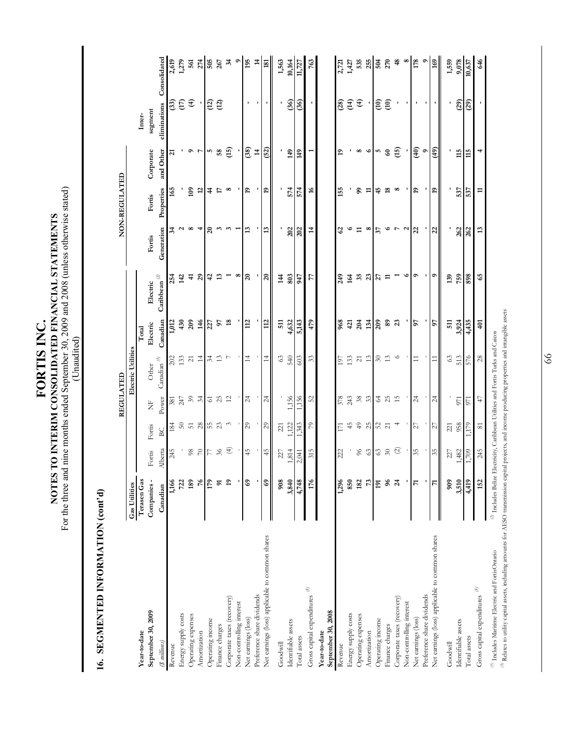# FORTIS INC.

## NOTES TO INTERIM CONSOLIDATED FINANCIAL STATEMENTS

For the three and nine months ended September 30, 2009 and 2008 (unless otherwise stated)

(Unaudited)

## 16. SEGMENTED INFORMATION (cont'd)

| | REGULATED | | | | | | | NON-REGULATED | | | | |
|---|---|---|---|---|---|---|---|---|---|---|---|---|
| | Gas Utilities | Electric Utilities | | | | | | | | | | |
| **Year-to-date September 30, 2009** ($ millions) | Terasen Gas Companies - Canadian | Fortis Alberta | Fortis BC | NF Power | Other Canadian [1] | Total Electric Canadian | Electric Caribbean [2] | Fortis Generation | Fortis Properties | Corporate and Other | Inter-segment eliminations | Consolidated |
| Revenue | 1,166 | 245 | 184 | 381 | 202 | 1,012 | 254 | 34 | 165 | 21 | (33) | 2,619 |
| Energy supply costs | 722 | - | 50 | 247 | 133 | 430 | 142 | 2 | - | - | (17) | 1,279 |
| Operating expenses | 189 | 98 | 51 | 39 | 21 | 209 | 41 | 8 | 109 | 9 | (4) | 561 |
| Amortization | 76 | 70 | 28 | 34 | 14 | 146 | 29 | 4 | 12 | 7 | - | 274 |
| Operating income | 179 | 77 | 55 | 61 | 34 | 227 | 42 | 20 | 44 | 5 | (12) | 505 |
| Finance charges | 91 | 36 | 23 | 25 | 13 | 97 | 13 | 3 | 17 | 58 | (12) | 267 |
| Corporate taxes (recovery) | 19 | (4) | 3 | 12 | 7 | 18 | 1 | 3 | 8 | (15) | | 34 |
| Non-controlling interest | - | - | - | - | - | - | 8 | 1 | - | - | | 9 |
| Net earnings (loss) | 69 | 45 | 29 | 24 | 14 | 112 | 20 | 13 | 19 | (38) | - | 195 |
| Preference share dividends | - | - | - | - | - | - | - | - | - | 14 | - | 14 |
| Net earnings (loss) applicable to common shares | 69 | 45 | 29 | 24 | 14 | 112 | 20 | 13 | 19 | (52) | - | 181 |
| Goodwill | 908 | 227 | 221 | - | 63 | 511 | 144 | - | - | - | - | 1,563 |
| Identifiable assets | 3,840 | 1,814 | 1,122 | 1,156 | 540 | 4,632 | 803 | 202 | 574 | 149 | (36) | 10,164 |
| Total assets | 4,748 | 2,041 | 1,343 | 1,156 | 603 | 5,143 | 947 | 202 | 574 | 149 | (36) | 11,727 |
| Gross capital expenditures [3] | 176 | 315 | 79 | 52 | 33 | 479 | 77 | 14 | 16 | 1 | - | 763 |
| **Year-to-date September 30, 2008** | | | | | | | | | | | | |
| Revenue | 1,296 | 222 | 171 | 378 | 197 | 968 | 249 | 62 | 155 | 19 | (28) | 2,721 |
| Energy supply costs | 850 | - | 45 | 243 | 133 | 421 | 164 | 6 | - | - | (14) | 1,427 |
| Operating expenses | 182 | 96 | 49 | 38 | 21 | 204 | 35 | 11 | 99 | 8 | (4) | 535 |
| Amortization | 73 | 63 | 25 | 33 | 13 | 134 | 23 | 8 | 11 | 6 | - | 255 |
| Operating income | 191 | 63 | 52 | 64 | 30 | 209 | 27 | 37 | 45 | 5 | (10) | 504 |
| Finance charges | 96 | 30 | 21 | 25 | 13 | 89 | 11 | 6 | 18 | 60 | (10) | 270 |
| Corporate taxes (recovery) | 24 | (2) | 4 | 15 | 6 | 23 | 1 | 7 | 8 | (15) | - | 48 |
| Non-controlling interest | - | - | - | - | - | - | 6 | 2 | - | - | - | 8 |
| Net earnings (loss) | 71 | 35 | 27 | 24 | 11 | 97 | 9 | 22 | 19 | (40) | - | 178 |
| Preference share dividends | - | - | - | - | - | - | - | - | - | 9 | - | 9 |
| Net earnings (loss) applicable to common shares | 71 | 35 | 27 | 24 | 11 | 97 | 9 | 22 | 19 | (49) | - | 169 |
| Goodwill | 909 | 227 | 221 | - | 63 | 511 | 139 | - | - | - | - | 1,559 |
| Identifiable assets | 3,510 | 1,482 | 958 | 971 | 513 | 3,924 | 759 | 262 | 537 | 115 | (29) | 9,078 |
| Total assets | 4,419 | 1,709 | 1,179 | 971 | 576 | 4,435 | 898 | 262 | 537 | 115 | (29) | 10,637 |
| Gross capital expenditures [3] | 152 | 245 | 81 | 47 | 28 | 401 | 65 | 13 | 11 | 4 | - | 646 |

[1] Includes Maritime Electric and FortisOntario

[2] Includes Belize Electricity, Caribbean Utilities and Fortis Turks and Caicos

[3] Relates to utility capital assets, including amounts for AESO transmission capital projects, and income producing properties and intangible assets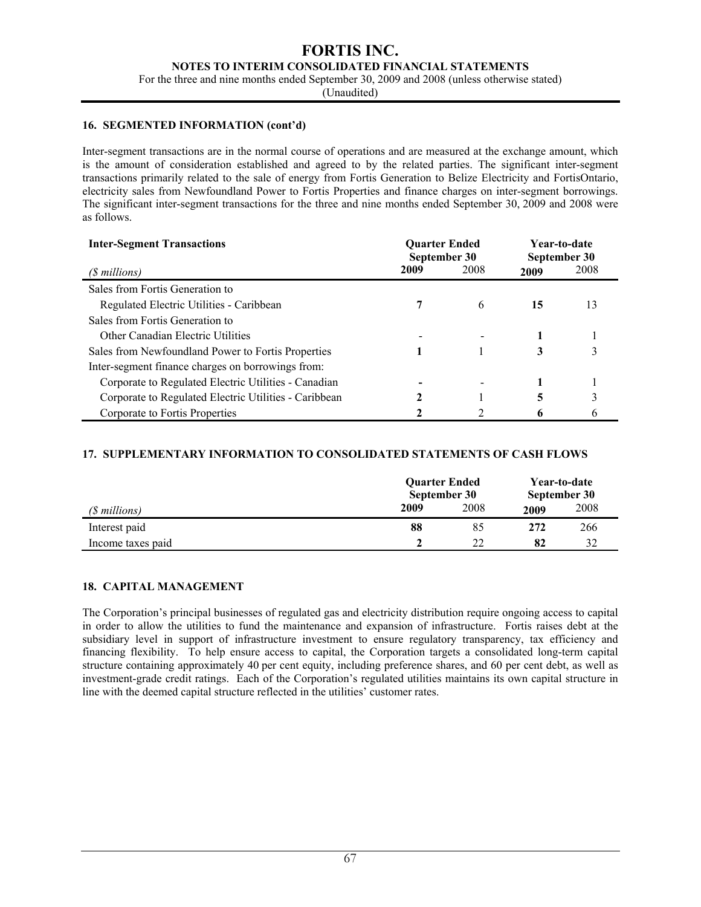## 16. SEGMENTED INFORMATION (cont'd)

Inter-segment transactions are in the normal course of operations and are measured at the exchange amount, which is the amount of consideration established and agreed to by the related parties. The significant inter-segment transactions primarily related to the sale of energy from Fortis Generation to Belize Electricity and FortisOntario, electricity sales from Newfoundland Power to Fortis Properties and finance charges on inter-segment borrowings. The significant inter-segment transactions for the three and nine months ended September 30, 2009 and 2008 were as follows.

| **Inter-Segment Transactions** | **Quarter Ended September 30** | | **Year-to-date September 30** | |
|---|---|---|---|---|
| *($ millions)* | **2009** | 2008 | **2009** | 2008 |
| Sales from Fortis Generation to | | | | |
| Regulated Electric Utilities - Caribbean | **7** | 6 | **15** | 13 |
| Sales from Fortis Generation to | | | | |
| Other Canadian Electric Utilities | **-** | - | **1** | 1 |
| Sales from Newfoundland Power to Fortis Properties | **1** | 1 | **3** | 3 |
| Inter-segment finance charges on borrowings from: | | | | |
| Corporate to Regulated Electric Utilities - Canadian | **-** | - | **1** | 1 |
| Corporate to Regulated Electric Utilities - Caribbean | **2** | 1 | **5** | 3 |
| Corporate to Fortis Properties | **2** | 2 | **6** | 6 |

## 17. SUPPLEMENTARY INFORMATION TO CONSOLIDATED STATEMENTS OF CASH FLOWS

| | **Quarter Ended September 30** | | **Year-to-date September 30** | |
|---|---|---|---|---|
| *($ millions)* | **2009** | 2008 | **2009** | 2008 |
| Interest paid | **88** | 85 | **272** | 266 |
| Income taxes paid | **2** | 22 | **82** | 32 |

## 18. CAPITAL MANAGEMENT

The Corporation's principal businesses of regulated gas and electricity distribution require ongoing access to capital in order to allow the utilities to fund the maintenance and expansion of infrastructure. Fortis raises debt at the subsidiary level in support of infrastructure investment to ensure regulatory transparency, tax efficiency and financing flexibility. To help ensure access to capital, the Corporation targets a consolidated long-term capital structure containing approximately 40 per cent equity, including preference shares, and 60 per cent debt, as well as investment-grade credit ratings. Each of the Corporation's regulated utilities maintains its own capital structure in line with the deemed capital structure reflected in the utilities' customer rates.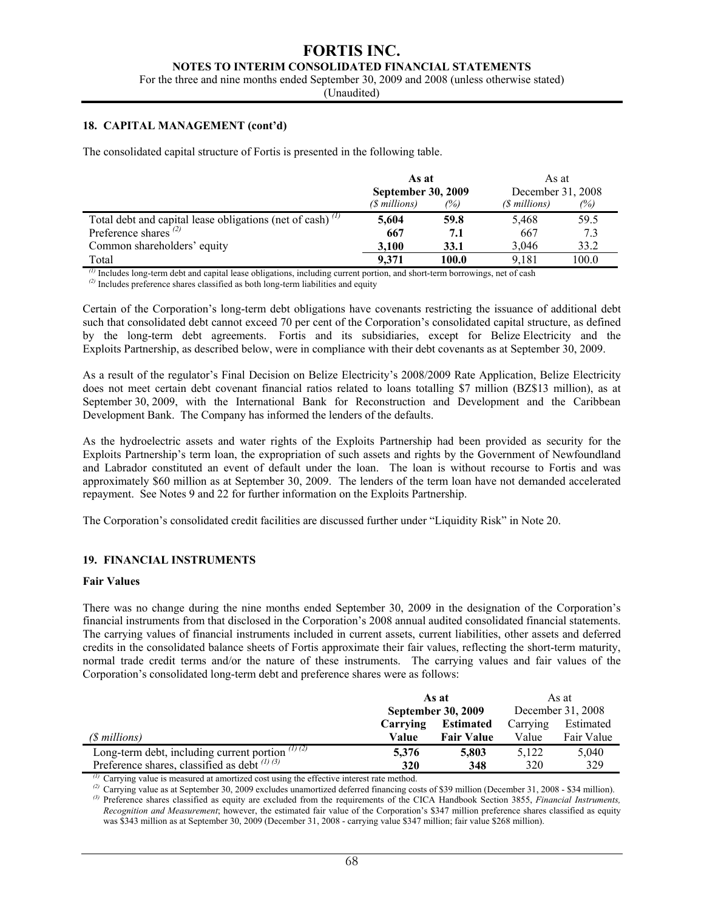## 18. CAPITAL MANAGEMENT (cont'd)

The consolidated capital structure of Fortis is presented in the following table.

| | As at September 30, 2009 | | As at December 31, 2008 | |
|---|---|---|---|---|
| | *($ millions)* | *(%)* | *($ millions)* | *(%)* |
| Total debt and capital lease obligations (net of cash) [(1)] | **5,604** | **59.8** | 5,468 | 59.5 |
| Preference shares [(2)] | **667** | **7.1** | 667 | 7.3 |
| Common shareholders' equity | **3,100** | **33.1** | 3,046 | 33.2 |
| Total | **9,371** | **100.0** | 9,181 | 100.0 |

[(1)] Includes long-term debt and capital lease obligations, including current portion, and short-term borrowings, net of cash

[(2)] Includes preference shares classified as both long-term liabilities and equity

Certain of the Corporation's long-term debt obligations have covenants restricting the issuance of additional debt such that consolidated debt cannot exceed 70 per cent of the Corporation's consolidated capital structure, as defined by the long-term debt agreements. Fortis and its subsidiaries, except for Belize Electricity and the Exploits Partnership, as described below, were in compliance with their debt covenants as at September 30, 2009.

As a result of the regulator's Final Decision on Belize Electricity's 2008/2009 Rate Application, Belize Electricity does not meet certain debt covenant financial ratios related to loans totalling $7 million (BZ$13 million), as at September 30, 2009, with the International Bank for Reconstruction and Development and the Caribbean Development Bank. The Company has informed the lenders of the defaults.

As the hydroelectric assets and water rights of the Exploits Partnership had been provided as security for the Exploits Partnership's term loan, the expropriation of such assets and rights by the Government of Newfoundland and Labrador constituted an event of default under the loan. The loan is without recourse to Fortis and was approximately $60 million as at September 30, 2009. The lenders of the term loan have not demanded accelerated repayment. See Notes 9 and 22 for further information on the Exploits Partnership.

The Corporation's consolidated credit facilities are discussed further under "Liquidity Risk" in Note 20.

## 19. FINANCIAL INSTRUMENTS

### Fair Values

There was no change during the nine months ended September 30, 2009 in the designation of the Corporation's financial instruments from that disclosed in the Corporation's 2008 annual audited consolidated financial statements. The carrying values of financial instruments included in current assets, current liabilities, other assets and deferred credits in the consolidated balance sheets of Fortis approximate their fair values, reflecting the short-term maturity, normal trade credit terms and/or the nature of these instruments. The carrying values and fair values of the Corporation's consolidated long-term debt and preference shares were as follows:

| | As at September 30, 2009 | | As at December 31, 2008 | |
|---|---|---|---|---|
| *($ millions)* | **Carrying Value** | **Estimated Fair Value** | Carrying Value | Estimated Fair Value |
| Long-term debt, including current portion [(1) (2)] | **5,376** | **5,803** | 5,122 | 5,040 |
| Preference shares, classified as debt [(1) (3)] | **320** | **348** | 320 | 329 |

[(1)] Carrying value is measured at amortized cost using the effective interest rate method.

[(2)] Carrying value as at September 30, 2009 excludes unamortized deferred financing costs of $39 million (December 31, 2008 - $34 million).

[(3)] Preference shares classified as equity are excluded from the requirements of the CICA Handbook Section 3855, *Financial Instruments, Recognition and Measurement*; however, the estimated fair value of the Corporation's $347 million preference shares classified as equity was $343 million as at September 30, 2009 (December 31, 2008 - carrying value $347 million; fair value $268 million).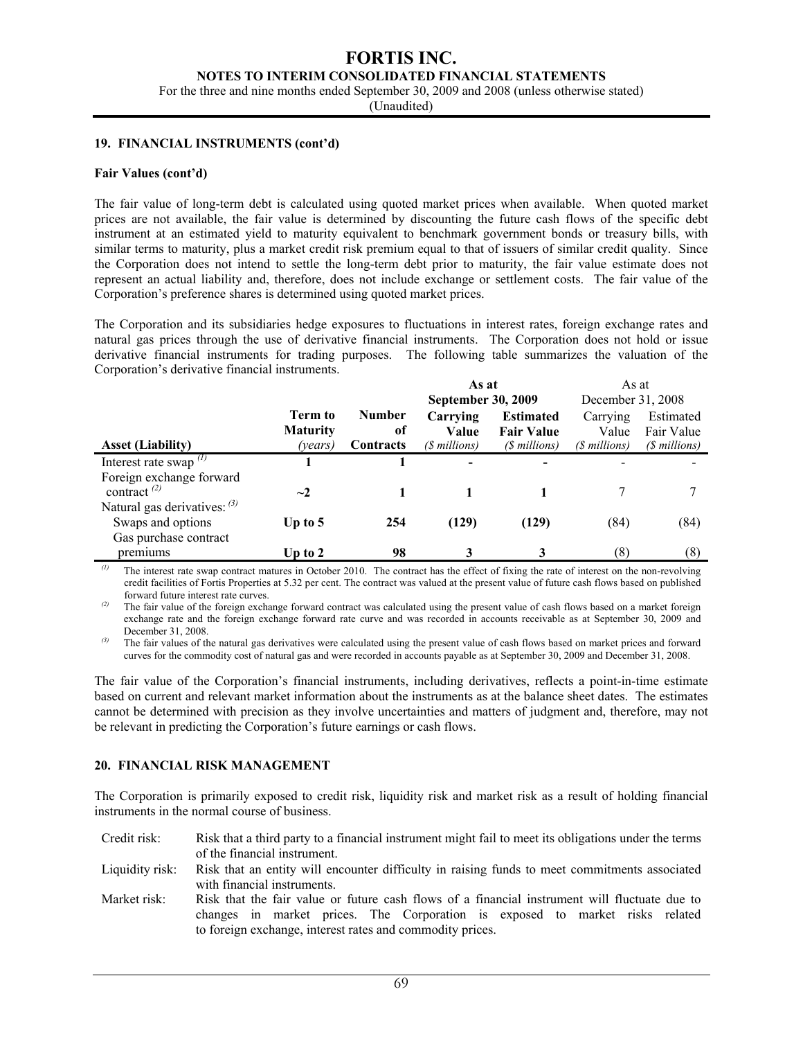**19. FINANCIAL INSTRUMENTS (cont'd)**

**Fair Values (cont'd)**

The fair value of long-term debt is calculated using quoted market prices when available. When quoted market prices are not available, the fair value is determined by discounting the future cash flows of the specific debt instrument at an estimated yield to maturity equivalent to benchmark government bonds or treasury bills, with similar terms to maturity, plus a market credit risk premium equal to that of issuers of similar credit quality. Since the Corporation does not intend to settle the long-term debt prior to maturity, the fair value estimate does not represent an actual liability and, therefore, does not include exchange or settlement costs. The fair value of the Corporation's preference shares is determined using quoted market prices.

The Corporation and its subsidiaries hedge exposures to fluctuations in interest rates, foreign exchange rates and natural gas prices through the use of derivative financial instruments. The Corporation does not hold or issue derivative financial instruments for trading purposes. The following table summarizes the valuation of the Corporation's derivative financial instruments.

| | | | **As at September 30, 2009** | | As at December 31, 2008 | |
|---|---|---|---|---|---|---|
| **Asset (Liability)** | **Term to Maturity** *(years)* | **Number of Contracts** | **Carrying Value** *($ millions)* | **Estimated Fair Value** *($ millions)* | Carrying Value *($ millions)* | Estimated Fair Value *($ millions)* |
| Interest rate swap [(1)] | **1** | **1** | **-** | **-** | - | - |
| Foreign exchange forward contract [(2)] | **~2** | **1** | **1** | **1** | 7 | 7 |
| Natural gas derivatives: [(3)] | | | | | | |
| Swaps and options | **Up to 5** | **254** | **(129)** | **(129)** | (84) | (84) |
| Gas purchase contract premiums | **Up to 2** | **98** | **3** | **3** | (8) | (8) |

[(1)] The interest rate swap contract matures in October 2010. The contract has the effect of fixing the rate of interest on the non-revolving credit facilities of Fortis Properties at 5.32 per cent. The contract was valued at the present value of future cash flows based on published forward future interest rate curves.

[(2)] The fair value of the foreign exchange forward contract was calculated using the present value of cash flows based on a market foreign exchange rate and the foreign exchange forward rate curve and was recorded in accounts receivable as at September 30, 2009 and December 31, 2008.

[(3)] The fair values of the natural gas derivatives were calculated using the present value of cash flows based on market prices and forward curves for the commodity cost of natural gas and were recorded in accounts payable as at September 30, 2009 and December 31, 2008.

The fair value of the Corporation's financial instruments, including derivatives, reflects a point-in-time estimate based on current and relevant market information about the instruments as at the balance sheet dates. The estimates cannot be determined with precision as they involve uncertainties and matters of judgment and, therefore, may not be relevant in predicting the Corporation's future earnings or cash flows.

**20. FINANCIAL RISK MANAGEMENT**

The Corporation is primarily exposed to credit risk, liquidity risk and market risk as a result of holding financial instruments in the normal course of business.

| | |
|---|---|
| Credit risk: | Risk that a third party to a financial instrument might fail to meet its obligations under the terms of the financial instrument. |
| Liquidity risk: | Risk that an entity will encounter difficulty in raising funds to meet commitments associated with financial instruments. |
| Market risk: | Risk that the fair value or future cash flows of a financial instrument will fluctuate due to changes in market prices. The Corporation is exposed to market risks related to foreign exchange, interest rates and commodity prices. |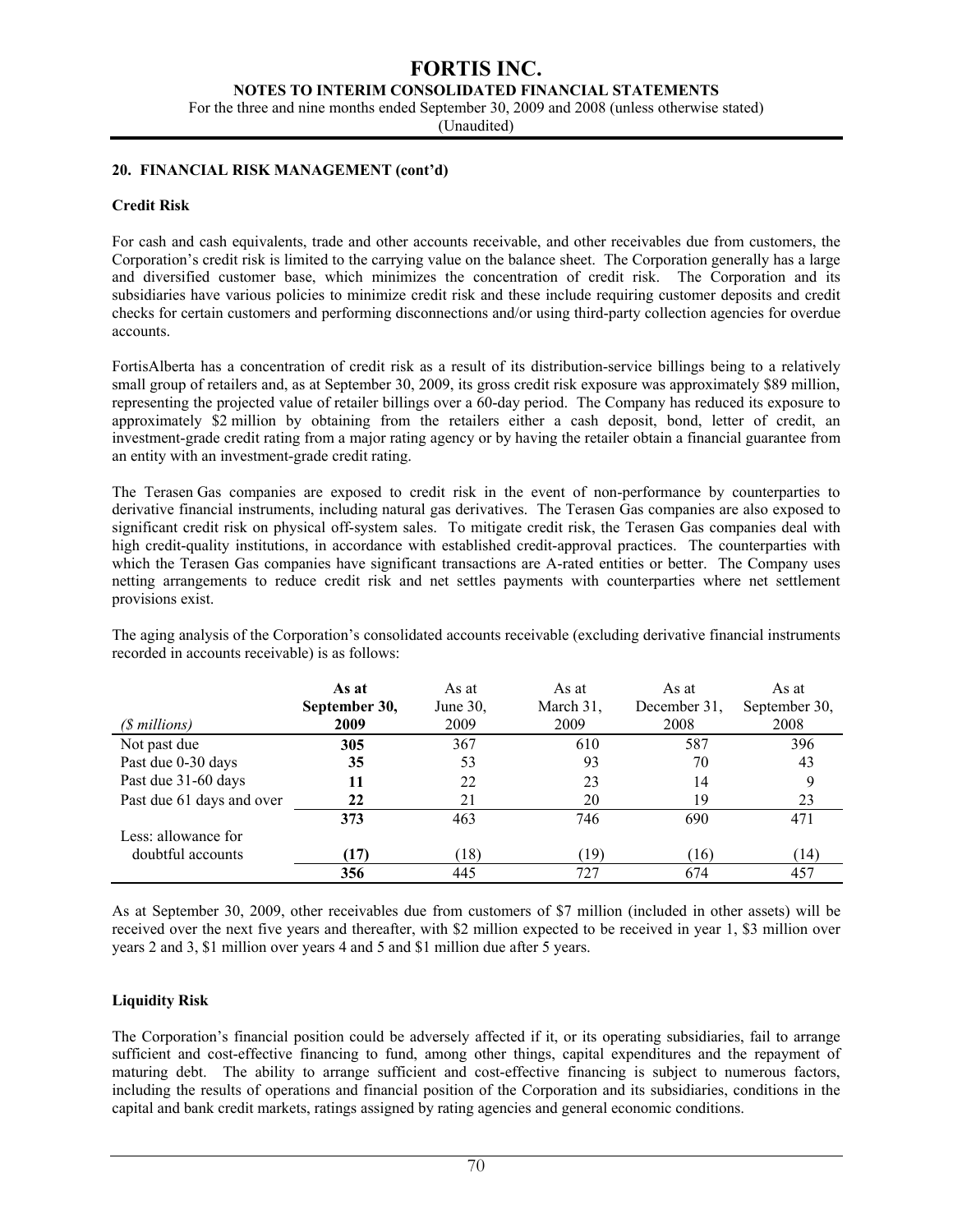## 20. FINANCIAL RISK MANAGEMENT (cont'd)

**Credit Risk**

For cash and cash equivalents, trade and other accounts receivable, and other receivables due from customers, the Corporation's credit risk is limited to the carrying value on the balance sheet. The Corporation generally has a large and diversified customer base, which minimizes the concentration of credit risk. The Corporation and its subsidiaries have various policies to minimize credit risk and these include requiring customer deposits and credit checks for certain customers and performing disconnections and/or using third-party collection agencies for overdue accounts.

FortisAlberta has a concentration of credit risk as a result of its distribution-service billings being to a relatively small group of retailers and, as at September 30, 2009, its gross credit risk exposure was approximately $89 million, representing the projected value of retailer billings over a 60-day period. The Company has reduced its exposure to approximately $2 million by obtaining from the retailers either a cash deposit, bond, letter of credit, an investment-grade credit rating from a major rating agency or by having the retailer obtain a financial guarantee from an entity with an investment-grade credit rating.

The Terasen Gas companies are exposed to credit risk in the event of non-performance by counterparties to derivative financial instruments, including natural gas derivatives. The Terasen Gas companies are also exposed to significant credit risk on physical off-system sales. To mitigate credit risk, the Terasen Gas companies deal with high credit-quality institutions, in accordance with established credit-approval practices. The counterparties with which the Terasen Gas companies have significant transactions are A-rated entities or better. The Company uses netting arrangements to reduce credit risk and net settles payments with counterparties where net settlement provisions exist.

The aging analysis of the Corporation's consolidated accounts receivable (excluding derivative financial instruments recorded in accounts receivable) is as follows:

| *($ millions)* | **As at September 30, 2009** | As at June 30, 2009 | As at March 31, 2009 | As at December 31, 2008 | As at September 30, 2008 |
|---|---|---|---|---|---|
| Not past due | **305** | 367 | 610 | 587 | 396 |
| Past due 0-30 days | **35** | 53 | 93 | 70 | 43 |
| Past due 31-60 days | **11** | 22 | 23 | 14 | 9 |
| Past due 61 days and over | **22** | 21 | 20 | 19 | 23 |
| | **373** | 463 | 746 | 690 | 471 |
| Less: allowance for doubtful accounts | **(17)** | (18) | (19) | (16) | (14) |
| | **356** | 445 | 727 | 674 | 457 |

As at September 30, 2009, other receivables due from customers of $7 million (included in other assets) will be received over the next five years and thereafter, with $2 million expected to be received in year 1, $3 million over years 2 and 3, $1 million over years 4 and 5 and $1 million due after 5 years.

**Liquidity Risk**

The Corporation's financial position could be adversely affected if it, or its operating subsidiaries, fail to arrange sufficient and cost-effective financing to fund, among other things, capital expenditures and the repayment of maturing debt. The ability to arrange sufficient and cost-effective financing is subject to numerous factors, including the results of operations and financial position of the Corporation and its subsidiaries, conditions in the capital and bank credit markets, ratings assigned by rating agencies and general economic conditions.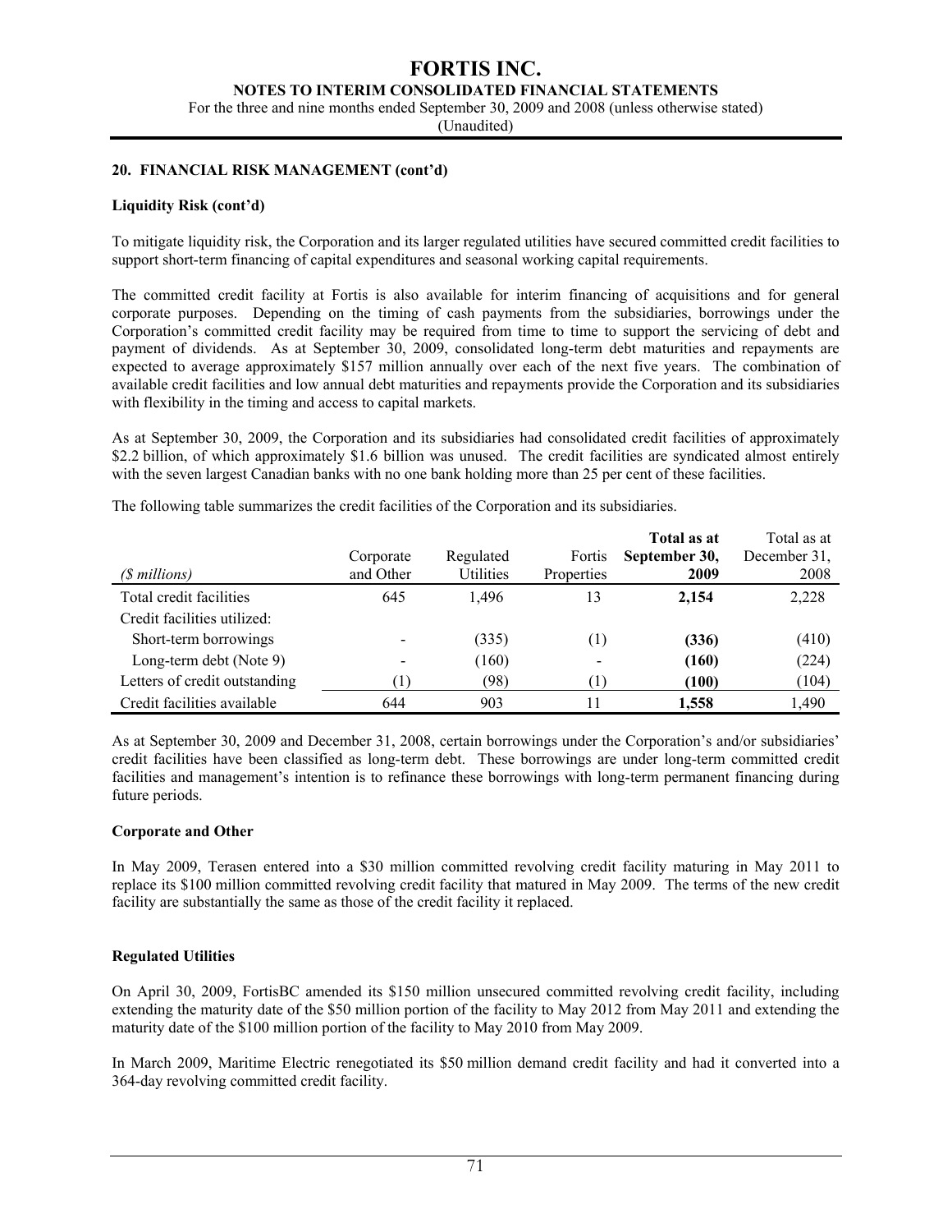## 20. FINANCIAL RISK MANAGEMENT (cont'd)

### Liquidity Risk (cont'd)

To mitigate liquidity risk, the Corporation and its larger regulated utilities have secured committed credit facilities to support short-term financing of capital expenditures and seasonal working capital requirements.

The committed credit facility at Fortis is also available for interim financing of acquisitions and for general corporate purposes. Depending on the timing of cash payments from the subsidiaries, borrowings under the Corporation's committed credit facility may be required from time to time to support the servicing of debt and payment of dividends. As at September 30, 2009, consolidated long-term debt maturities and repayments are expected to average approximately $157 million annually over each of the next five years. The combination of available credit facilities and low annual debt maturities and repayments provide the Corporation and its subsidiaries with flexibility in the timing and access to capital markets.

As at September 30, 2009, the Corporation and its subsidiaries had consolidated credit facilities of approximately $2.2 billion, of which approximately $1.6 billion was unused. The credit facilities are syndicated almost entirely with the seven largest Canadian banks with no one bank holding more than 25 per cent of these facilities.

The following table summarizes the credit facilities of the Corporation and its subsidiaries.

| *($ millions)* | Corporate and Other | Regulated Utilities | Fortis Properties | **Total as at September 30, 2009** | Total as at December 31, 2008 |
|---|---|---|---|---|---|
| Total credit facilities | 645 | 1,496 | 13 | **2,154** | 2,228 |
| Credit facilities utilized: | | | | | |
| Short-term borrowings | - | (335) | (1) | **(336)** | (410) |
| Long-term debt (Note 9) | - | (160) | - | **(160)** | (224) |
| Letters of credit outstanding | (1) | (98) | (1) | **(100)** | (104) |
| Credit facilities available | 644 | 903 | 11 | **1,558** | 1,490 |

As at September 30, 2009 and December 31, 2008, certain borrowings under the Corporation's and/or subsidiaries' credit facilities have been classified as long-term debt. These borrowings are under long-term committed credit facilities and management's intention is to refinance these borrowings with long-term permanent financing during future periods.

### Corporate and Other

In May 2009, Terasen entered into a $30 million committed revolving credit facility maturing in May 2011 to replace its $100 million committed revolving credit facility that matured in May 2009. The terms of the new credit facility are substantially the same as those of the credit facility it replaced.

### Regulated Utilities

On April 30, 2009, FortisBC amended its $150 million unsecured committed revolving credit facility, including extending the maturity date of the $50 million portion of the facility to May 2012 from May 2011 and extending the maturity date of the $100 million portion of the facility to May 2010 from May 2009.

In March 2009, Maritime Electric renegotiated its $50 million demand credit facility and had it converted into a 364-day revolving committed credit facility.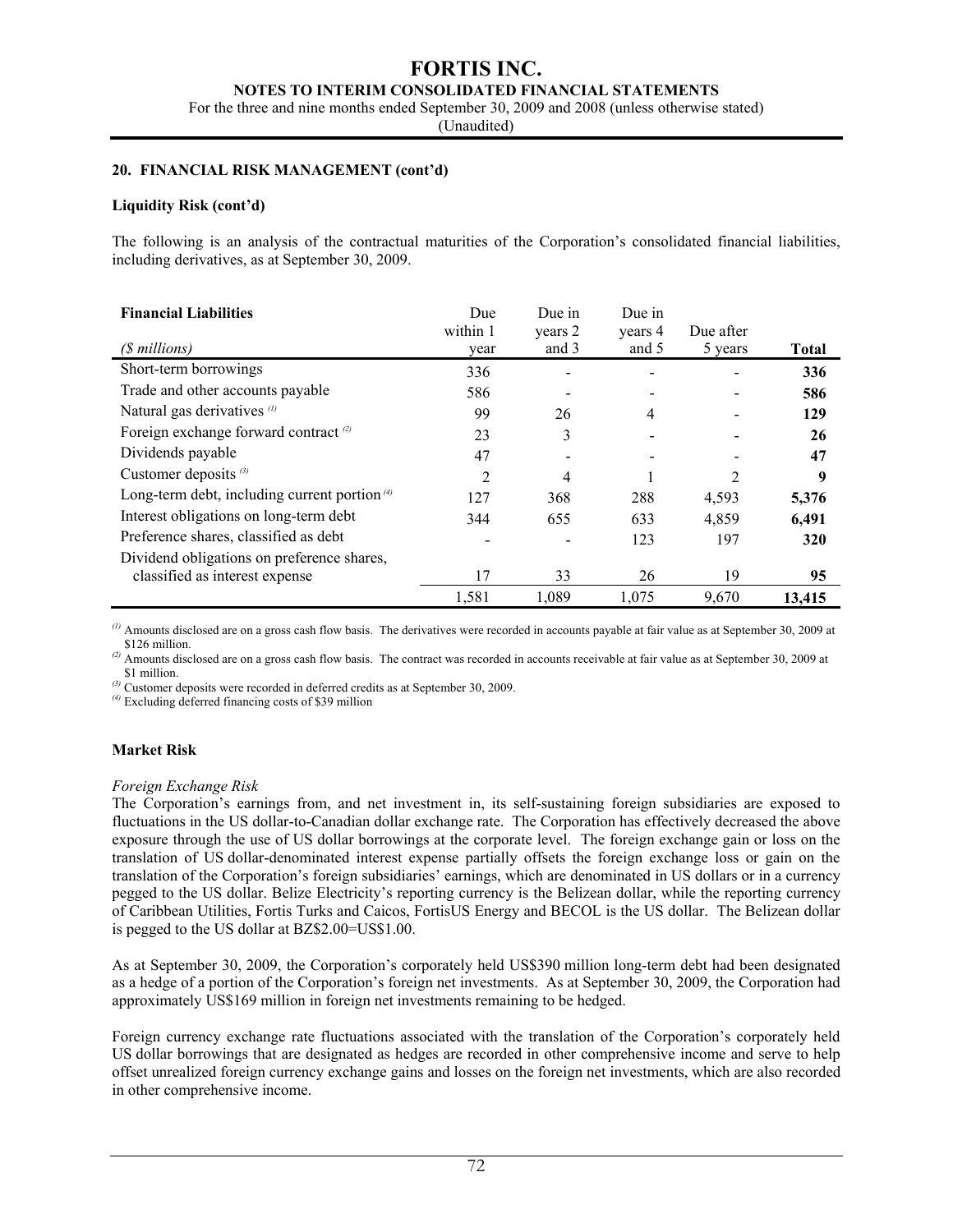## 20. FINANCIAL RISK MANAGEMENT (cont'd)

### Liquidity Risk (cont'd)

The following is an analysis of the contractual maturities of the Corporation's consolidated financial liabilities, including derivatives, as at September 30, 2009.

| **Financial Liabilities** *($ millions)* | Due within 1 year | Due in years 2 and 3 | Due in years 4 and 5 | Due after 5 years | **Total** |
|---|---|---|---|---|---|
| Short-term borrowings | 336 | - | - | - | **336** |
| Trade and other accounts payable | 586 | - | - | - | **586** |
| Natural gas derivatives [(1)] | 99 | 26 | 4 | - | **129** |
| Foreign exchange forward contract [(2)] | 23 | 3 | - | - | **26** |
| Dividends payable | 47 | - | - | - | **47** |
| Customer deposits [(3)] | 2 | 4 | 1 | 2 | **9** |
| Long-term debt, including current portion [(4)] | 127 | 368 | 288 | 4,593 | **5,376** |
| Interest obligations on long-term debt | 344 | 655 | 633 | 4,859 | **6,491** |
| Preference shares, classified as debt | - | - | 123 | 197 | **320** |
| Dividend obligations on preference shares, classified as interest expense | 17 | 33 | 26 | 19 | **95** |
| | 1,581 | 1,089 | 1,075 | 9,670 | **13,415** |

[(1)] Amounts disclosed are on a gross cash flow basis. The derivatives were recorded in accounts payable at fair value as at September 30, 2009 at $126 million.

[(2)] Amounts disclosed are on a gross cash flow basis. The contract was recorded in accounts receivable at fair value as at September 30, 2009 at $1 million.

[(3)] Customer deposits were recorded in deferred credits as at September 30, 2009.

[(4)] Excluding deferred financing costs of $39 million

### Market Risk

*Foreign Exchange Risk*

The Corporation's earnings from, and net investment in, its self-sustaining foreign subsidiaries are exposed to fluctuations in the US dollar-to-Canadian dollar exchange rate. The Corporation has effectively decreased the above exposure through the use of US dollar borrowings at the corporate level. The foreign exchange gain or loss on the translation of US dollar-denominated interest expense partially offsets the foreign exchange loss or gain on the translation of the Corporation's foreign subsidiaries' earnings, which are denominated in US dollars or in a currency pegged to the US dollar. Belize Electricity's reporting currency is the Belizean dollar, while the reporting currency of Caribbean Utilities, Fortis Turks and Caicos, FortisUS Energy and BECOL is the US dollar. The Belizean dollar is pegged to the US dollar at BZ$2.00=US$1.00.

As at September 30, 2009, the Corporation's corporately held US$390 million long-term debt had been designated as a hedge of a portion of the Corporation's foreign net investments. As at September 30, 2009, the Corporation had approximately US$169 million in foreign net investments remaining to be hedged.

Foreign currency exchange rate fluctuations associated with the translation of the Corporation's corporately held US dollar borrowings that are designated as hedges are recorded in other comprehensive income and serve to help offset unrealized foreign currency exchange gains and losses on the foreign net investments, which are also recorded in other comprehensive income.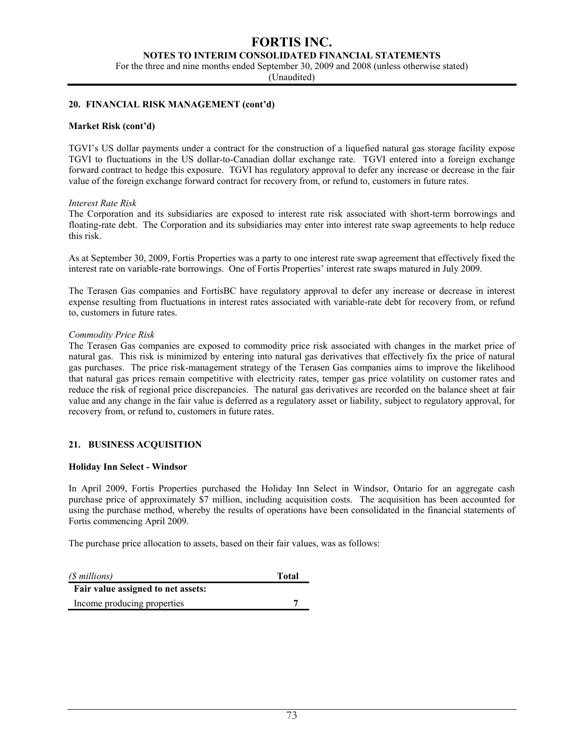## 20. FINANCIAL RISK MANAGEMENT (cont'd)

### Market Risk (cont'd)

TGVI's US dollar payments under a contract for the construction of a liquefied natural gas storage facility expose TGVI to fluctuations in the US dollar-to-Canadian dollar exchange rate. TGVI entered into a foreign exchange forward contract to hedge this exposure. TGVI has regulatory approval to defer any increase or decrease in the fair value of the foreign exchange forward contract for recovery from, or refund to, customers in future rates.

*Interest Rate Risk*

The Corporation and its subsidiaries are exposed to interest rate risk associated with short-term borrowings and floating-rate debt. The Corporation and its subsidiaries may enter into interest rate swap agreements to help reduce this risk.

As at September 30, 2009, Fortis Properties was a party to one interest rate swap agreement that effectively fixed the interest rate on variable-rate borrowings. One of Fortis Properties' interest rate swaps matured in July 2009.

The Terasen Gas companies and FortisBC have regulatory approval to defer any increase or decrease in interest expense resulting from fluctuations in interest rates associated with variable-rate debt for recovery from, or refund to, customers in future rates.

*Commodity Price Risk*

The Terasen Gas companies are exposed to commodity price risk associated with changes in the market price of natural gas. This risk is minimized by entering into natural gas derivatives that effectively fix the price of natural gas purchases. The price risk-management strategy of the Terasen Gas companies aims to improve the likelihood that natural gas prices remain competitive with electricity rates, temper gas price volatility on customer rates and reduce the risk of regional price discrepancies. The natural gas derivatives are recorded on the balance sheet at fair value and any change in the fair value is deferred as a regulatory asset or liability, subject to regulatory approval, for recovery from, or refund to, customers in future rates.

## 21. BUSINESS ACQUISITION

### Holiday Inn Select - Windsor

In April 2009, Fortis Properties purchased the Holiday Inn Select in Windsor, Ontario for an aggregate cash purchase price of approximately $7 million, including acquisition costs. The acquisition has been accounted for using the purchase method, whereby the results of operations have been consolidated in the financial statements of Fortis commencing April 2009.

The purchase price allocation to assets, based on their fair values, was as follows:

| *($ millions)* | **Total** |
|---|---|
| **Fair value assigned to net assets:** | |
| Income producing properties | **7** |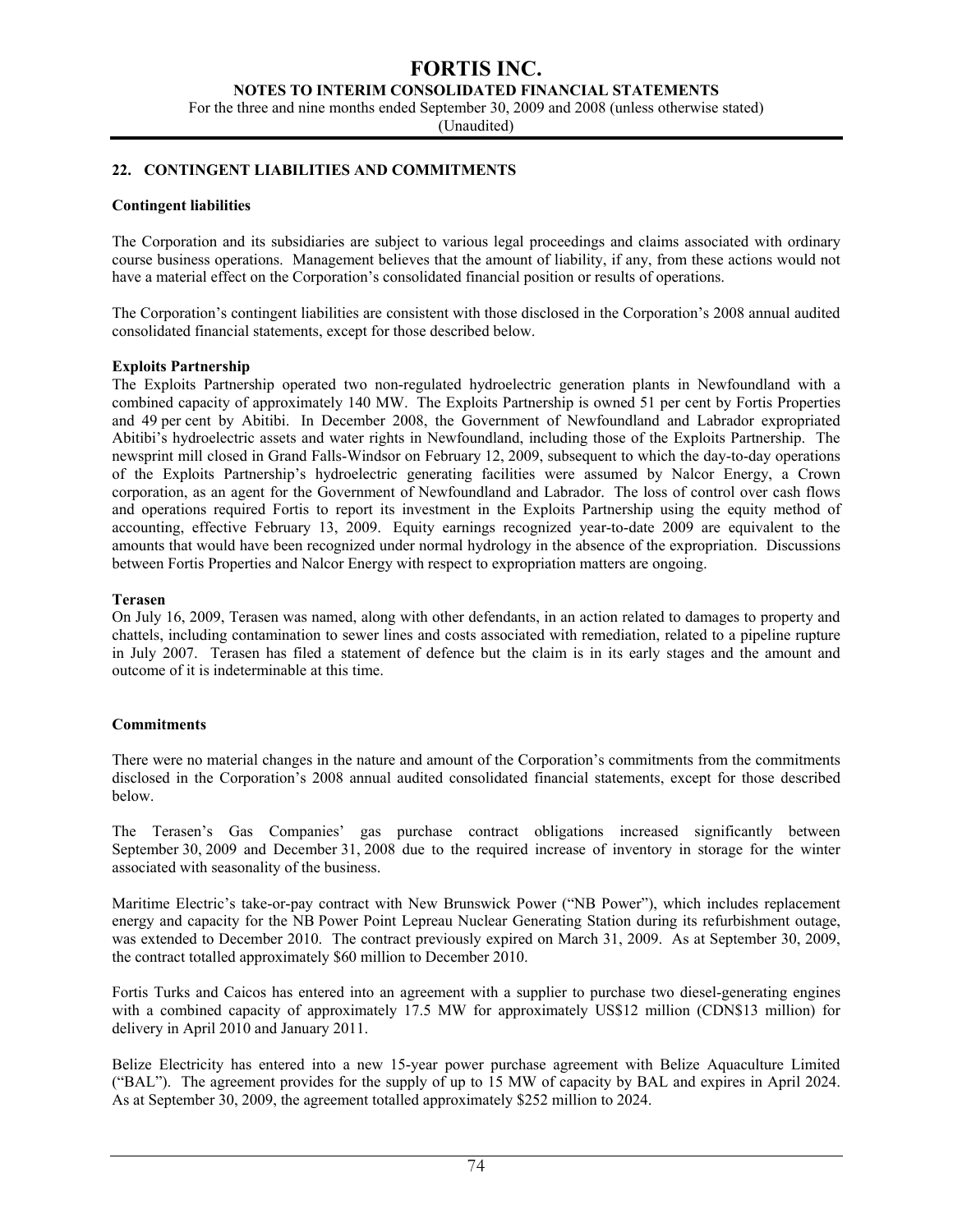## 22. CONTINGENT LIABILITIES AND COMMITMENTS

### Contingent liabilities

The Corporation and its subsidiaries are subject to various legal proceedings and claims associated with ordinary course business operations. Management believes that the amount of liability, if any, from these actions would not have a material effect on the Corporation's consolidated financial position or results of operations.

The Corporation's contingent liabilities are consistent with those disclosed in the Corporation's 2008 annual audited consolidated financial statements, except for those described below.

**Exploits Partnership**

The Exploits Partnership operated two non-regulated hydroelectric generation plants in Newfoundland with a combined capacity of approximately 140 MW. The Exploits Partnership is owned 51 per cent by Fortis Properties and 49 per cent by Abitibi. In December 2008, the Government of Newfoundland and Labrador expropriated Abitibi's hydroelectric assets and water rights in Newfoundland, including those of the Exploits Partnership. The newsprint mill closed in Grand Falls-Windsor on February 12, 2009, subsequent to which the day-to-day operations of the Exploits Partnership's hydroelectric generating facilities were assumed by Nalcor Energy, a Crown corporation, as an agent for the Government of Newfoundland and Labrador. The loss of control over cash flows and operations required Fortis to report its investment in the Exploits Partnership using the equity method of accounting, effective February 13, 2009. Equity earnings recognized year-to-date 2009 are equivalent to the amounts that would have been recognized under normal hydrology in the absence of the expropriation. Discussions between Fortis Properties and Nalcor Energy with respect to expropriation matters are ongoing.

**Terasen**

On July 16, 2009, Terasen was named, along with other defendants, in an action related to damages to property and chattels, including contamination to sewer lines and costs associated with remediation, related to a pipeline rupture in July 2007. Terasen has filed a statement of defence but the claim is in its early stages and the amount and outcome of it is indeterminable at this time.

### Commitments

There were no material changes in the nature and amount of the Corporation's commitments from the commitments disclosed in the Corporation's 2008 annual audited consolidated financial statements, except for those described below.

The Terasen's Gas Companies' gas purchase contract obligations increased significantly between September 30, 2009 and December 31, 2008 due to the required increase of inventory in storage for the winter associated with seasonality of the business.

Maritime Electric's take-or-pay contract with New Brunswick Power ("NB Power"), which includes replacement energy and capacity for the NB Power Point Lepreau Nuclear Generating Station during its refurbishment outage, was extended to December 2010. The contract previously expired on March 31, 2009. As at September 30, 2009, the contract totalled approximately $60 million to December 2010.

Fortis Turks and Caicos has entered into an agreement with a supplier to purchase two diesel-generating engines with a combined capacity of approximately 17.5 MW for approximately US$12 million (CDN$13 million) for delivery in April 2010 and January 2011.

Belize Electricity has entered into a new 15-year power purchase agreement with Belize Aquaculture Limited ("BAL"). The agreement provides for the supply of up to 15 MW of capacity by BAL and expires in April 2024. As at September 30, 2009, the agreement totalled approximately $252 million to 2024.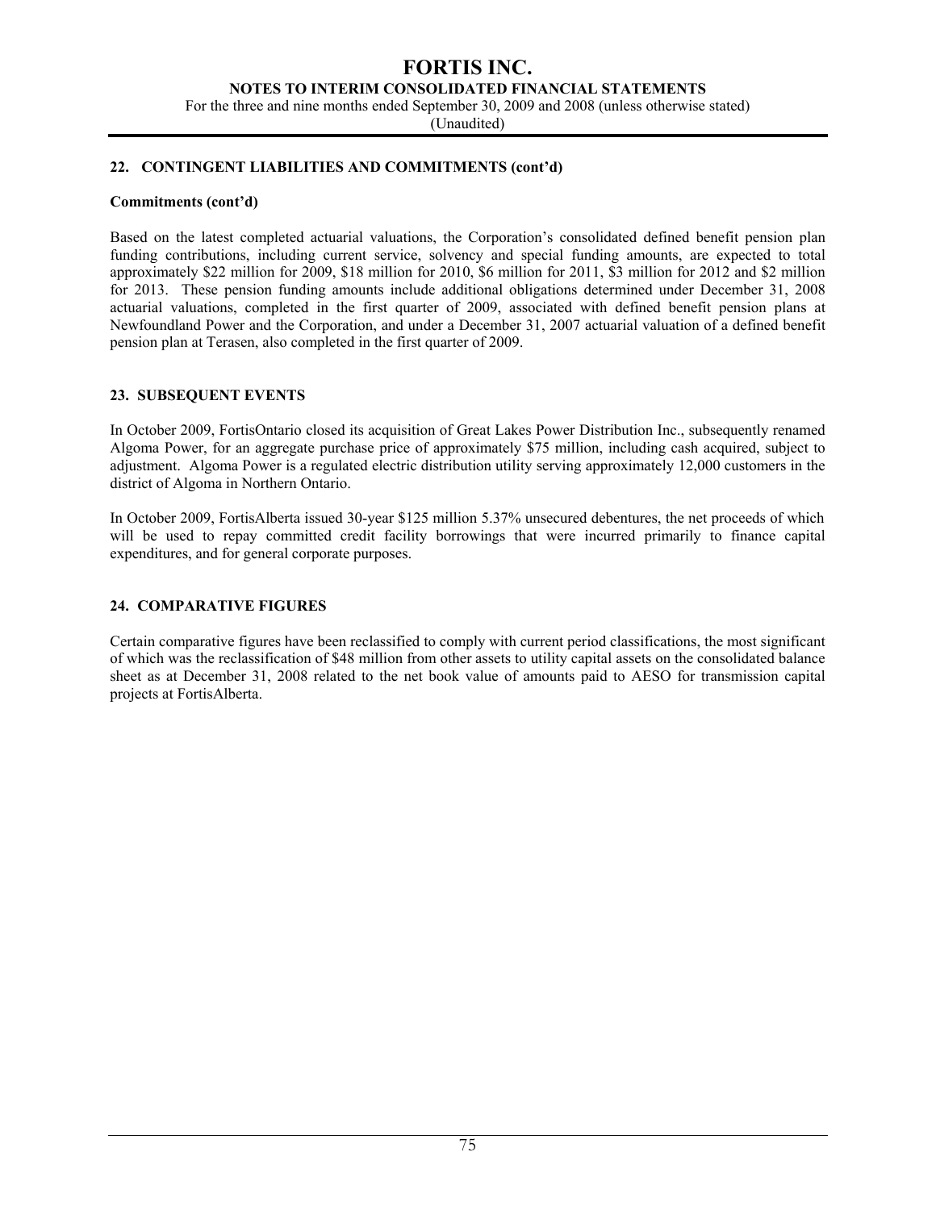## 22. CONTINGENT LIABILITIES AND COMMITMENTS (cont'd)

### Commitments (cont'd)

Based on the latest completed actuarial valuations, the Corporation's consolidated defined benefit pension plan funding contributions, including current service, solvency and special funding amounts, are expected to total approximately \$22 million for 2009, \$18 million for 2010, \$6 million for 2011, \$3 million for 2012 and \$2 million for 2013. These pension funding amounts include additional obligations determined under December 31, 2008 actuarial valuations, completed in the first quarter of 2009, associated with defined benefit pension plans at Newfoundland Power and the Corporation, and under a December 31, 2007 actuarial valuation of a defined benefit pension plan at Terasen, also completed in the first quarter of 2009.

## 23. SUBSEQUENT EVENTS

In October 2009, FortisOntario closed its acquisition of Great Lakes Power Distribution Inc., subsequently renamed Algoma Power, for an aggregate purchase price of approximately \$75 million, including cash acquired, subject to adjustment. Algoma Power is a regulated electric distribution utility serving approximately 12,000 customers in the district of Algoma in Northern Ontario.

In October 2009, FortisAlberta issued 30-year \$125 million 5.37% unsecured debentures, the net proceeds of which will be used to repay committed credit facility borrowings that were incurred primarily to finance capital expenditures, and for general corporate purposes.

## 24. COMPARATIVE FIGURES

Certain comparative figures have been reclassified to comply with current period classifications, the most significant of which was the reclassification of \$48 million from other assets to utility capital assets on the consolidated balance sheet as at December 31, 2008 related to the net book value of amounts paid to AESO for transmission capital projects at FortisAlberta.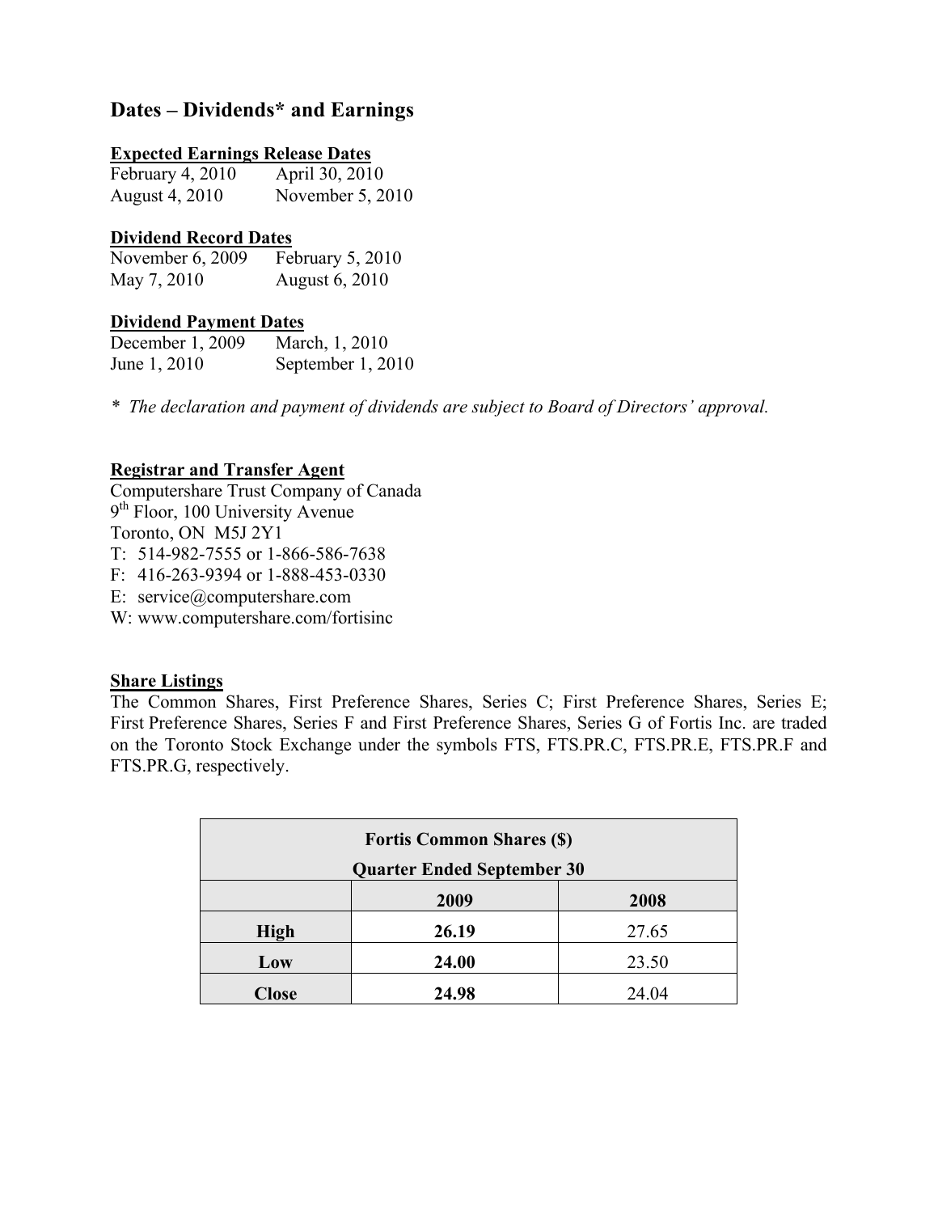## Dates – Dividends* and Earnings

**Expected Earnings Release Dates**

| | |
|---|---|
| February 4, 2010 | April 30, 2010 |
| August 4, 2010 | November 5, 2010 |

**Dividend Record Dates**

| | |
|---|---|
| November 6, 2009 | February 5, 2010 |
| May 7, 2010 | August 6, 2010 |

**Dividend Payment Dates**

| | |
|---|---|
| December 1, 2009 | March, 1, 2010 |
| June 1, 2010 | September 1, 2010 |

*\* The declaration and payment of dividends are subject to Board of Directors' approval.*

**Registrar and Transfer Agent**

Computershare Trust Company of Canada
9th Floor, 100 University Avenue
Toronto, ON M5J 2Y1
T: 514-982-7555 or 1-866-586-7638
F: 416-263-9394 or 1-888-453-0330
E: service@computershare.com
W: www.computershare.com/fortisinc

**Share Listings**

The Common Shares, First Preference Shares, Series C; First Preference Shares, Series E; First Preference Shares, Series F and First Preference Shares, Series G of Fortis Inc. are traded on the Toronto Stock Exchange under the symbols FTS, FTS.PR.C, FTS.PR.E, FTS.PR.F and FTS.PR.G, respectively.

| Fortis Common Shares ($) Quarter Ended September 30 | | |
|---|---|---|
| | **2009** | **2008** |
| **High** | **26.19** | 27.65 |
| **Low** | **24.00** | 23.50 |
| **Close** | **24.98** | 24.04 |